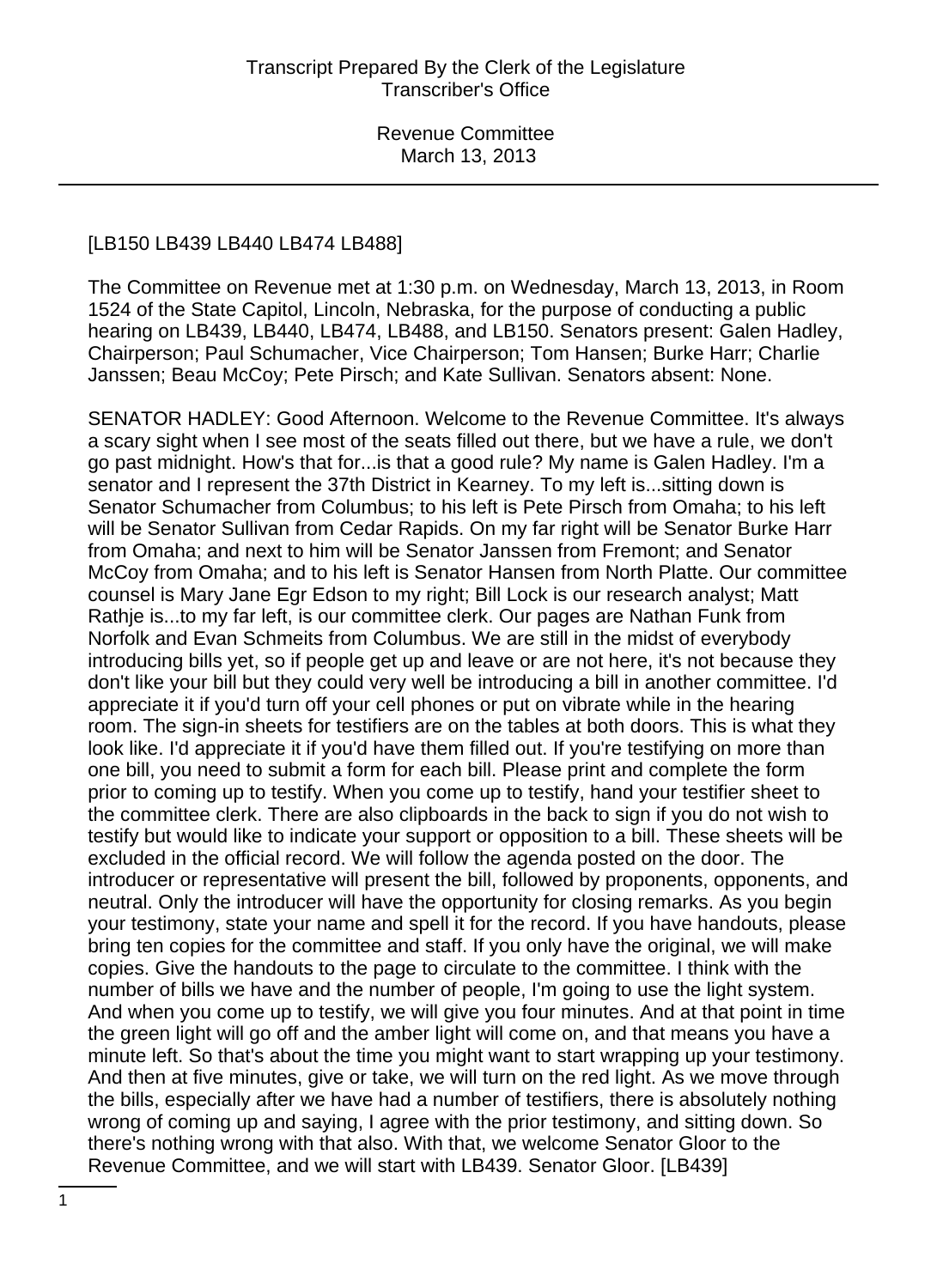[LB150 LB439 LB440 LB474 LB488]

The Committee on Revenue met at 1:30 p.m. on Wednesday, March 13, 2013, in Room 1524 of the State Capitol, Lincoln, Nebraska, for the purpose of conducting a public hearing on LB439, LB440, LB474, LB488, and LB150. Senators present: Galen Hadley, Chairperson; Paul Schumacher, Vice Chairperson; Tom Hansen; Burke Harr; Charlie Janssen; Beau McCoy; Pete Pirsch; and Kate Sullivan. Senators absent: None.

SENATOR HADLEY: Good Afternoon. Welcome to the Revenue Committee. It's always a scary sight when I see most of the seats filled out there, but we have a rule, we don't go past midnight. How's that for...is that a good rule? My name is Galen Hadley. I'm a senator and I represent the 37th District in Kearney. To my left is...sitting down is Senator Schumacher from Columbus; to his left is Pete Pirsch from Omaha; to his left will be Senator Sullivan from Cedar Rapids. On my far right will be Senator Burke Harr from Omaha; and next to him will be Senator Janssen from Fremont; and Senator McCoy from Omaha; and to his left is Senator Hansen from North Platte. Our committee counsel is Mary Jane Egr Edson to my right; Bill Lock is our research analyst; Matt Rathje is...to my far left, is our committee clerk. Our pages are Nathan Funk from Norfolk and Evan Schmeits from Columbus. We are still in the midst of everybody introducing bills yet, so if people get up and leave or are not here, it's not because they don't like your bill but they could very well be introducing a bill in another committee. I'd appreciate it if you'd turn off your cell phones or put on vibrate while in the hearing room. The sign-in sheets for testifiers are on the tables at both doors. This is what they look like. I'd appreciate it if you'd have them filled out. If you're testifying on more than one bill, you need to submit a form for each bill. Please print and complete the form prior to coming up to testify. When you come up to testify, hand your testifier sheet to the committee clerk. There are also clipboards in the back to sign if you do not wish to testify but would like to indicate your support or opposition to a bill. These sheets will be excluded in the official record. We will follow the agenda posted on the door. The introducer or representative will present the bill, followed by proponents, opponents, and neutral. Only the introducer will have the opportunity for closing remarks. As you begin your testimony, state your name and spell it for the record. If you have handouts, please bring ten copies for the committee and staff. If you only have the original, we will make copies. Give the handouts to the page to circulate to the committee. I think with the number of bills we have and the number of people, I'm going to use the light system. And when you come up to testify, we will give you four minutes. And at that point in time the green light will go off and the amber light will come on, and that means you have a minute left. So that's about the time you might want to start wrapping up your testimony. And then at five minutes, give or take, we will turn on the red light. As we move through the bills, especially after we have had a number of testifiers, there is absolutely nothing wrong of coming up and saying, I agree with the prior testimony, and sitting down. So there's nothing wrong with that also. With that, we welcome Senator Gloor to the Revenue Committee, and we will start with LB439. Senator Gloor. [LB439]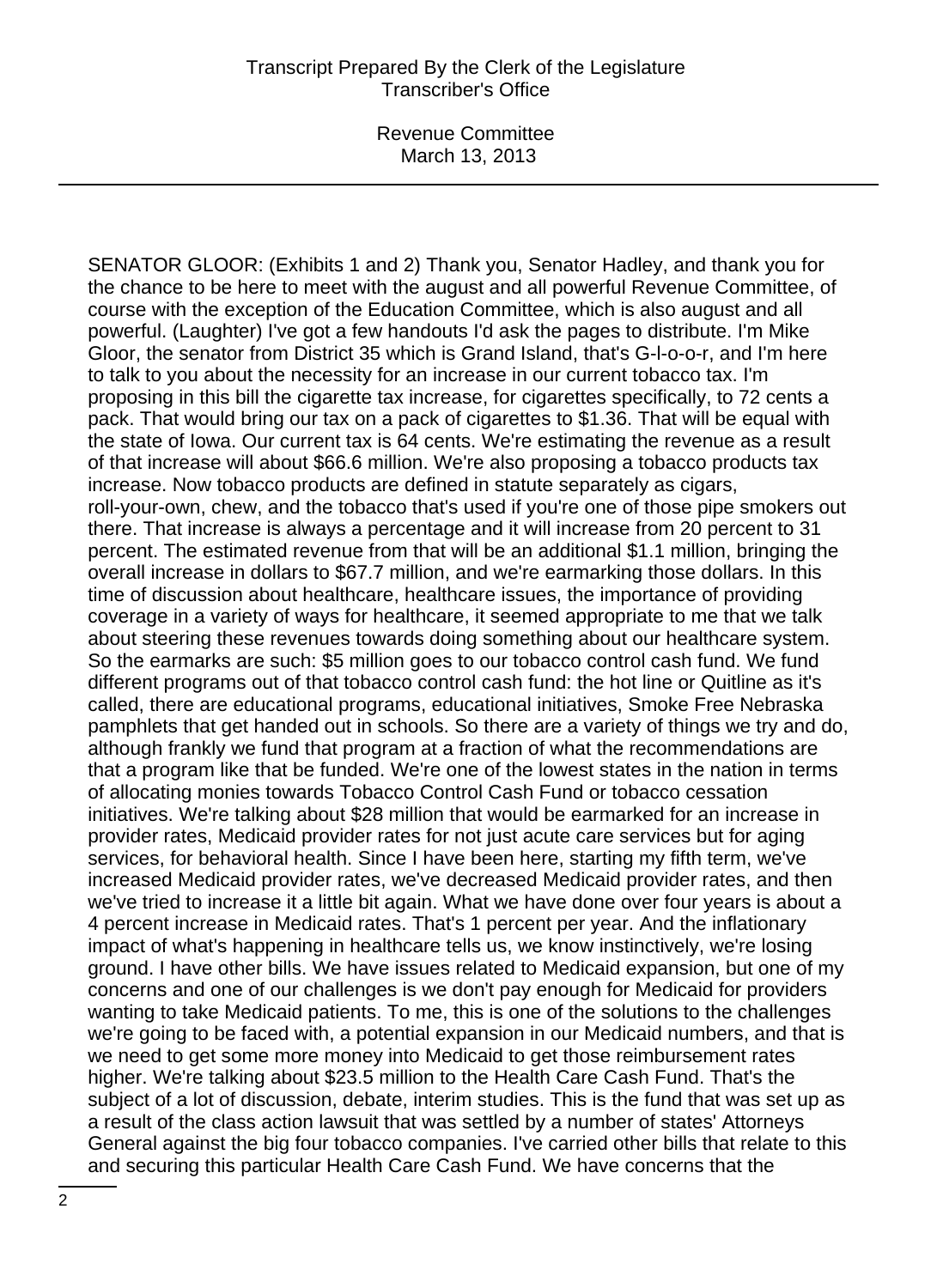SENATOR GLOOR: (Exhibits 1 and 2) Thank you, Senator Hadley, and thank you for the chance to be here to meet with the august and all powerful Revenue Committee, of course with the exception of the Education Committee, which is also august and all powerful. (Laughter) I've got a few handouts I'd ask the pages to distribute. I'm Mike Gloor, the senator from District 35 which is Grand Island, that's G-l-o-o-r, and I'm here to talk to you about the necessity for an increase in our current tobacco tax. I'm proposing in this bill the cigarette tax increase, for cigarettes specifically, to 72 cents a pack. That would bring our tax on a pack of cigarettes to $1.36. That will be equal with the state of Iowa. Our current tax is 64 cents. We're estimating the revenue as a result of that increase will about $66.6 million. We're also proposing a tobacco products tax increase. Now tobacco products are defined in statute separately as cigars, roll-your-own, chew, and the tobacco that's used if you're one of those pipe smokers out there. That increase is always a percentage and it will increase from 20 percent to 31 percent. The estimated revenue from that will be an additional $1.1 million, bringing the overall increase in dollars to $67.7 million, and we're earmarking those dollars. In this time of discussion about healthcare, healthcare issues, the importance of providing coverage in a variety of ways for healthcare, it seemed appropriate to me that we talk about steering these revenues towards doing something about our healthcare system. So the earmarks are such: $5 million goes to our tobacco control cash fund. We fund different programs out of that tobacco control cash fund: the hot line or Quitline as it's called, there are educational programs, educational initiatives, Smoke Free Nebraska pamphlets that get handed out in schools. So there are a variety of things we try and do, although frankly we fund that program at a fraction of what the recommendations are that a program like that be funded. We're one of the lowest states in the nation in terms of allocating monies towards Tobacco Control Cash Fund or tobacco cessation initiatives. We're talking about $28 million that would be earmarked for an increase in provider rates, Medicaid provider rates for not just acute care services but for aging services, for behavioral health. Since I have been here, starting my fifth term, we've increased Medicaid provider rates, we've decreased Medicaid provider rates, and then we've tried to increase it a little bit again. What we have done over four years is about a 4 percent increase in Medicaid rates. That's 1 percent per year. And the inflationary impact of what's happening in healthcare tells us, we know instinctively, we're losing ground. I have other bills. We have issues related to Medicaid expansion, but one of my concerns and one of our challenges is we don't pay enough for Medicaid for providers wanting to take Medicaid patients. To me, this is one of the solutions to the challenges we're going to be faced with, a potential expansion in our Medicaid numbers, and that is we need to get some more money into Medicaid to get those reimbursement rates higher. We're talking about $23.5 million to the Health Care Cash Fund. That's the subject of a lot of discussion, debate, interim studies. This is the fund that was set up as a result of the class action lawsuit that was settled by a number of states' Attorneys General against the big four tobacco companies. I've carried other bills that relate to this and securing this particular Health Care Cash Fund. We have concerns that the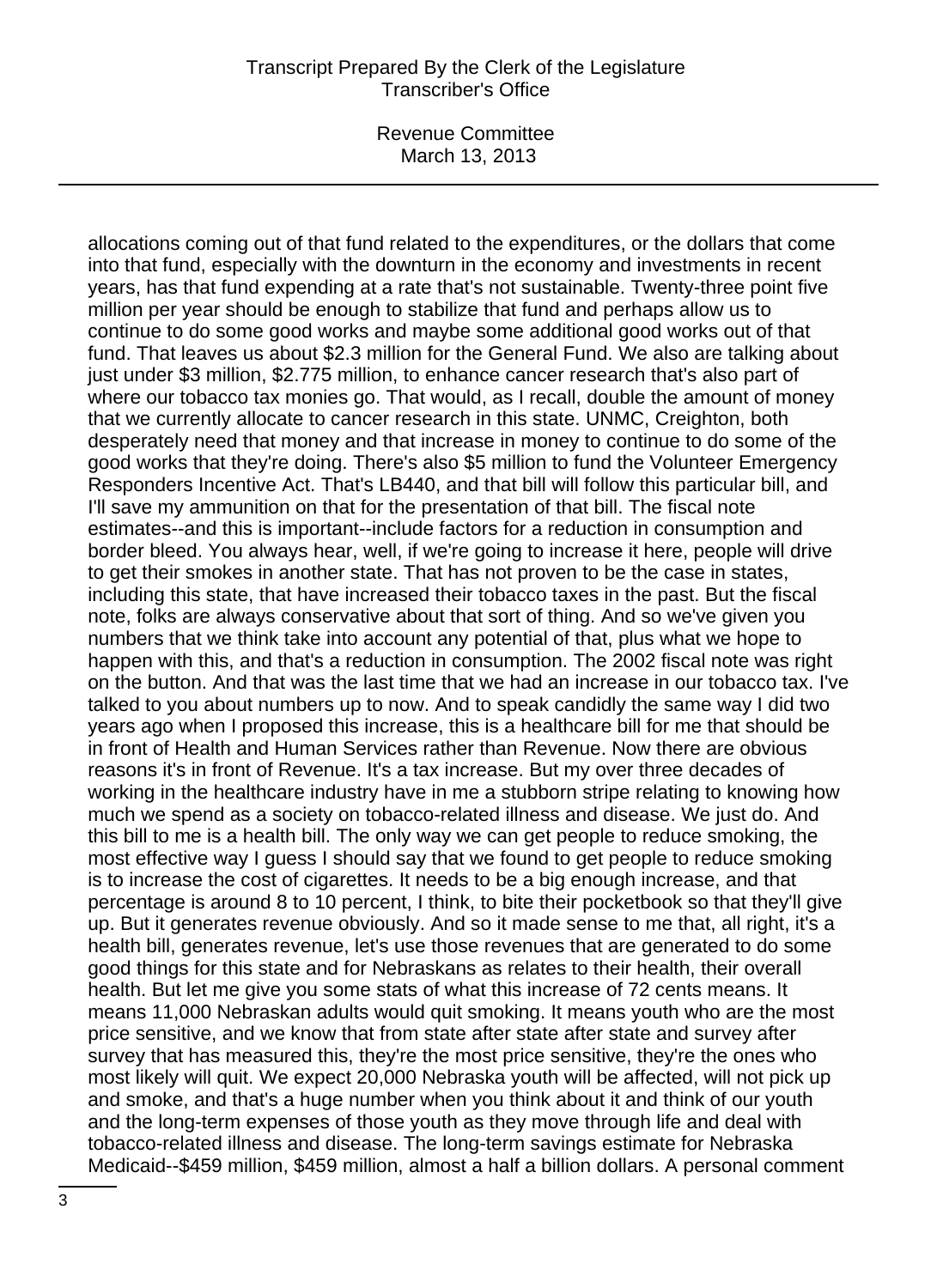allocations coming out of that fund related to the expenditures, or the dollars that come into that fund, especially with the downturn in the economy and investments in recent years, has that fund expending at a rate that's not sustainable. Twenty-three point five million per year should be enough to stabilize that fund and perhaps allow us to continue to do some good works and maybe some additional good works out of that fund. That leaves us about $2.3 million for the General Fund. We also are talking about just under $3 million, $2.775 million, to enhance cancer research that's also part of where our tobacco tax monies go. That would, as I recall, double the amount of money that we currently allocate to cancer research in this state. UNMC, Creighton, both desperately need that money and that increase in money to continue to do some of the good works that they're doing. There's also $5 million to fund the Volunteer Emergency Responders Incentive Act. That's LB440, and that bill will follow this particular bill, and I'll save my ammunition on that for the presentation of that bill. The fiscal note estimates--and this is important--include factors for a reduction in consumption and border bleed. You always hear, well, if we're going to increase it here, people will drive to get their smokes in another state. That has not proven to be the case in states, including this state, that have increased their tobacco taxes in the past. But the fiscal note, folks are always conservative about that sort of thing. And so we've given you numbers that we think take into account any potential of that, plus what we hope to happen with this, and that's a reduction in consumption. The 2002 fiscal note was right on the button. And that was the last time that we had an increase in our tobacco tax. I've talked to you about numbers up to now. And to speak candidly the same way I did two years ago when I proposed this increase, this is a healthcare bill for me that should be in front of Health and Human Services rather than Revenue. Now there are obvious reasons it's in front of Revenue. It's a tax increase. But my over three decades of working in the healthcare industry have in me a stubborn stripe relating to knowing how much we spend as a society on tobacco-related illness and disease. We just do. And this bill to me is a health bill. The only way we can get people to reduce smoking, the most effective way I guess I should say that we found to get people to reduce smoking is to increase the cost of cigarettes. It needs to be a big enough increase, and that percentage is around 8 to 10 percent, I think, to bite their pocketbook so that they'll give up. But it generates revenue obviously. And so it made sense to me that, all right, it's a health bill, generates revenue, let's use those revenues that are generated to do some good things for this state and for Nebraskans as relates to their health, their overall health. But let me give you some stats of what this increase of 72 cents means. It means 11,000 Nebraskan adults would quit smoking. It means youth who are the most price sensitive, and we know that from state after state after state and survey after survey that has measured this, they're the most price sensitive, they're the ones who most likely will quit. We expect 20,000 Nebraska youth will be affected, will not pick up and smoke, and that's a huge number when you think about it and think of our youth and the long-term expenses of those youth as they move through life and deal with tobacco-related illness and disease. The long-term savings estimate for Nebraska Medicaid--$459 million, $459 million, almost a half a billion dollars. A personal comment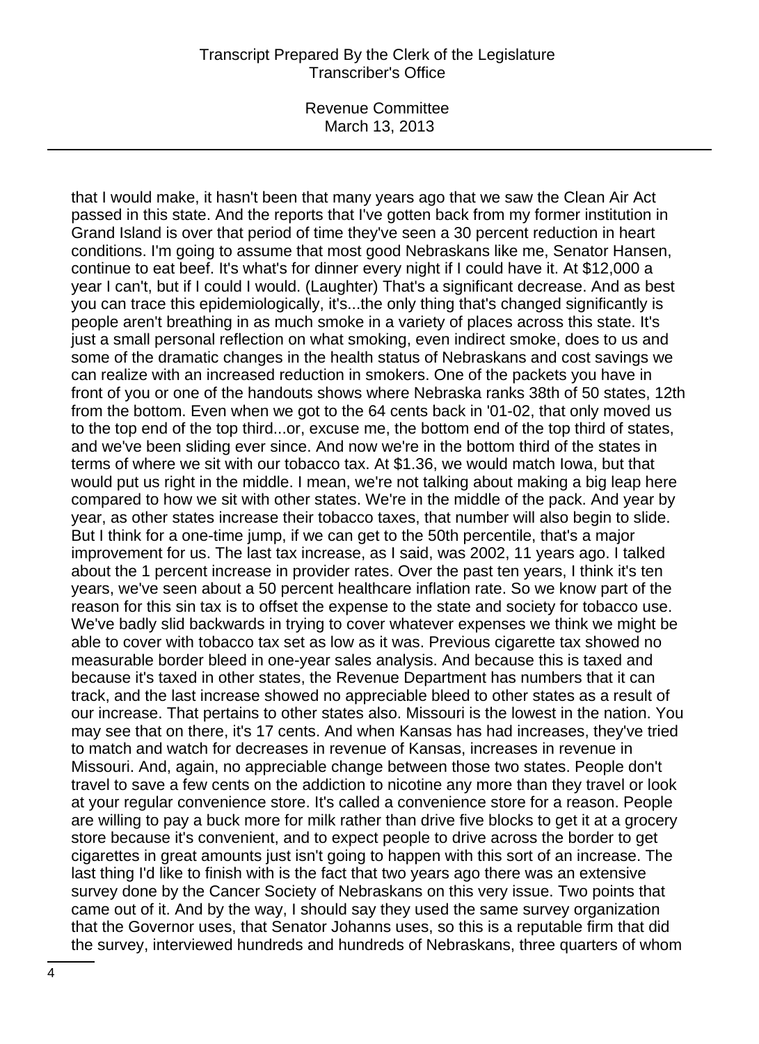that I would make, it hasn't been that many years ago that we saw the Clean Air Act passed in this state. And the reports that I've gotten back from my former institution in Grand Island is over that period of time they've seen a 30 percent reduction in heart conditions. I'm going to assume that most good Nebraskans like me, Senator Hansen, continue to eat beef. It's what's for dinner every night if I could have it. At $12,000 a year I can't, but if I could I would. (Laughter) That's a significant decrease. And as best you can trace this epidemiologically, it's...the only thing that's changed significantly is people aren't breathing in as much smoke in a variety of places across this state. It's just a small personal reflection on what smoking, even indirect smoke, does to us and some of the dramatic changes in the health status of Nebraskans and cost savings we can realize with an increased reduction in smokers. One of the packets you have in front of you or one of the handouts shows where Nebraska ranks 38th of 50 states, 12th from the bottom. Even when we got to the 64 cents back in '01-02, that only moved us to the top end of the top third...or, excuse me, the bottom end of the top third of states, and we've been sliding ever since. And now we're in the bottom third of the states in terms of where we sit with our tobacco tax. At $1.36, we would match Iowa, but that would put us right in the middle. I mean, we're not talking about making a big leap here compared to how we sit with other states. We're in the middle of the pack. And year by year, as other states increase their tobacco taxes, that number will also begin to slide. But I think for a one-time jump, if we can get to the 50th percentile, that's a major improvement for us. The last tax increase, as I said, was 2002, 11 years ago. I talked about the 1 percent increase in provider rates. Over the past ten years, I think it's ten years, we've seen about a 50 percent healthcare inflation rate. So we know part of the reason for this sin tax is to offset the expense to the state and society for tobacco use. We've badly slid backwards in trying to cover whatever expenses we think we might be able to cover with tobacco tax set as low as it was. Previous cigarette tax showed no measurable border bleed in one-year sales analysis. And because this is taxed and because it's taxed in other states, the Revenue Department has numbers that it can track, and the last increase showed no appreciable bleed to other states as a result of our increase. That pertains to other states also. Missouri is the lowest in the nation. You may see that on there, it's 17 cents. And when Kansas has had increases, they've tried to match and watch for decreases in revenue of Kansas, increases in revenue in Missouri. And, again, no appreciable change between those two states. People don't travel to save a few cents on the addiction to nicotine any more than they travel or look at your regular convenience store. It's called a convenience store for a reason. People are willing to pay a buck more for milk rather than drive five blocks to get it at a grocery store because it's convenient, and to expect people to drive across the border to get cigarettes in great amounts just isn't going to happen with this sort of an increase. The last thing I'd like to finish with is the fact that two years ago there was an extensive survey done by the Cancer Society of Nebraskans on this very issue. Two points that came out of it. And by the way, I should say they used the same survey organization that the Governor uses, that Senator Johanns uses, so this is a reputable firm that did the survey, interviewed hundreds and hundreds of Nebraskans, three quarters of whom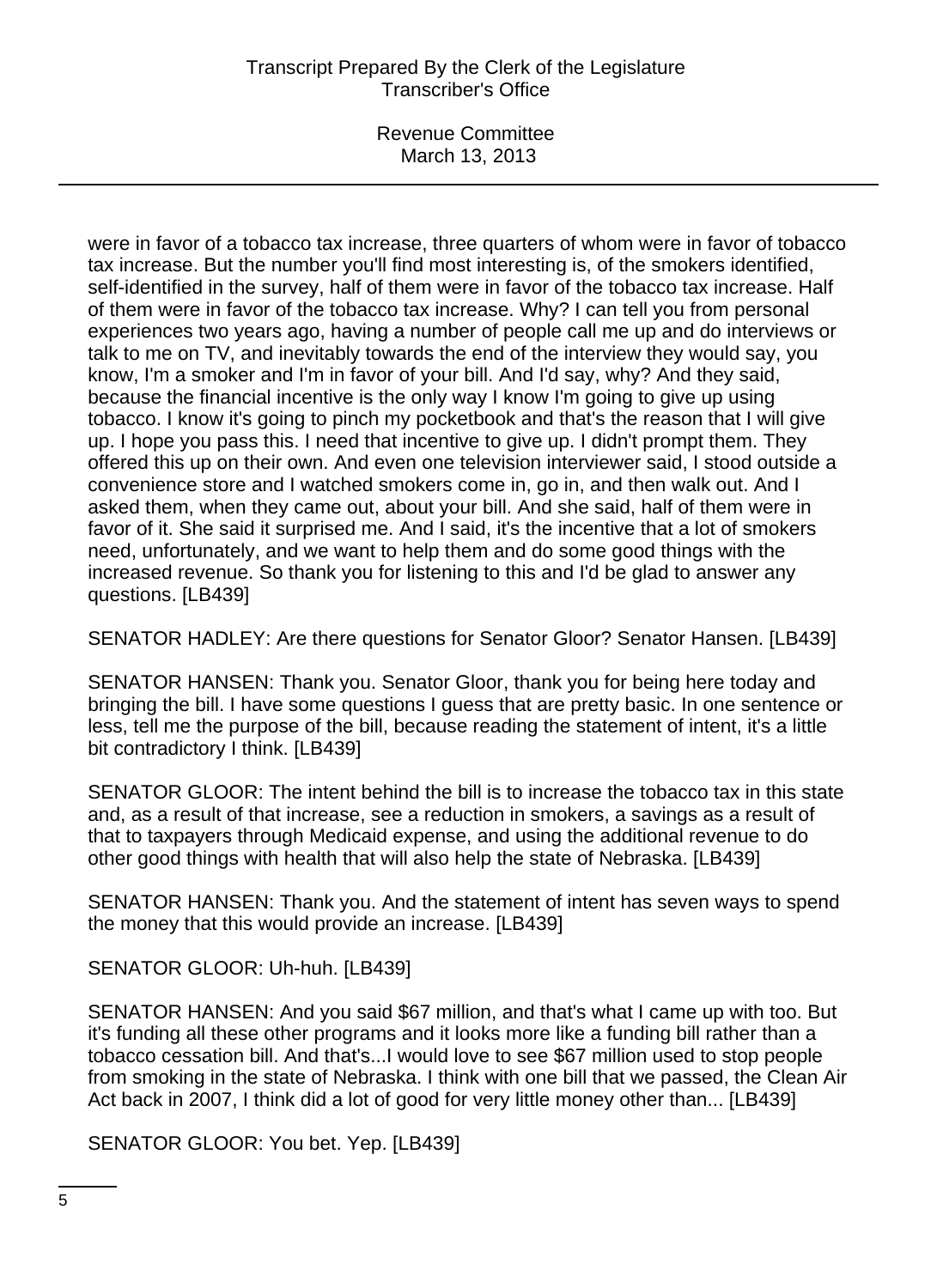were in favor of a tobacco tax increase, three quarters of whom were in favor of tobacco tax increase. But the number you'll find most interesting is, of the smokers identified, self-identified in the survey, half of them were in favor of the tobacco tax increase. Half of them were in favor of the tobacco tax increase. Why? I can tell you from personal experiences two years ago, having a number of people call me up and do interviews or talk to me on TV, and inevitably towards the end of the interview they would say, you know, I'm a smoker and I'm in favor of your bill. And I'd say, why? And they said, because the financial incentive is the only way I know I'm going to give up using tobacco. I know it's going to pinch my pocketbook and that's the reason that I will give up. I hope you pass this. I need that incentive to give up. I didn't prompt them. They offered this up on their own. And even one television interviewer said, I stood outside a convenience store and I watched smokers come in, go in, and then walk out. And I asked them, when they came out, about your bill. And she said, half of them were in favor of it. She said it surprised me. And I said, it's the incentive that a lot of smokers need, unfortunately, and we want to help them and do some good things with the increased revenue. So thank you for listening to this and I'd be glad to answer any questions. [LB439]

SENATOR HADLEY: Are there questions for Senator Gloor? Senator Hansen. [LB439]

SENATOR HANSEN: Thank you. Senator Gloor, thank you for being here today and bringing the bill. I have some questions I guess that are pretty basic. In one sentence or less, tell me the purpose of the bill, because reading the statement of intent, it's a little bit contradictory I think. [LB439]

SENATOR GLOOR: The intent behind the bill is to increase the tobacco tax in this state and, as a result of that increase, see a reduction in smokers, a savings as a result of that to taxpayers through Medicaid expense, and using the additional revenue to do other good things with health that will also help the state of Nebraska. [LB439]

SENATOR HANSEN: Thank you. And the statement of intent has seven ways to spend the money that this would provide an increase. [LB439]

SENATOR GLOOR: Uh-huh. [LB439]

SENATOR HANSEN: And you said $67 million, and that's what I came up with too. But it's funding all these other programs and it looks more like a funding bill rather than a tobacco cessation bill. And that's...I would love to see $67 million used to stop people from smoking in the state of Nebraska. I think with one bill that we passed, the Clean Air Act back in 2007, I think did a lot of good for very little money other than... [LB439]

SENATOR GLOOR: You bet. Yep. [LB439]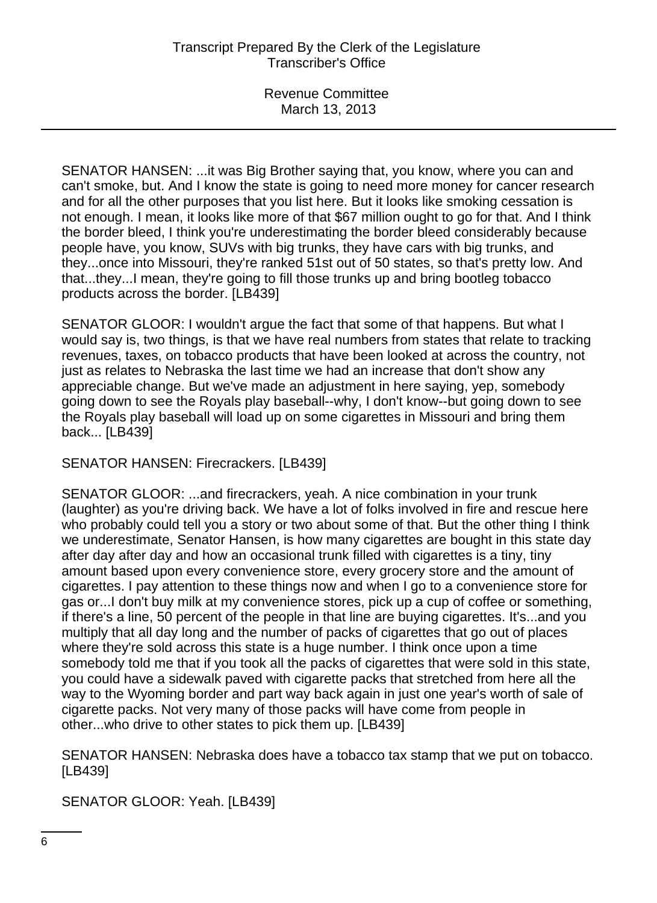SENATOR HANSEN: ...it was Big Brother saying that, you know, where you can and can't smoke, but. And I know the state is going to need more money for cancer research and for all the other purposes that you list here. But it looks like smoking cessation is not enough. I mean, it looks like more of that $67 million ought to go for that. And I think the border bleed, I think you're underestimating the border bleed considerably because people have, you know, SUVs with big trunks, they have cars with big trunks, and they...once into Missouri, they're ranked 51st out of 50 states, so that's pretty low. And that...they...I mean, they're going to fill those trunks up and bring bootleg tobacco products across the border. [LB439]

SENATOR GLOOR: I wouldn't argue the fact that some of that happens. But what I would say is, two things, is that we have real numbers from states that relate to tracking revenues, taxes, on tobacco products that have been looked at across the country, not just as relates to Nebraska the last time we had an increase that don't show any appreciable change. But we've made an adjustment in here saying, yep, somebody going down to see the Royals play baseball--why, I don't know--but going down to see the Royals play baseball will load up on some cigarettes in Missouri and bring them back... [LB439]

SENATOR HANSEN: Firecrackers. [LB439]

SENATOR GLOOR: ...and firecrackers, yeah. A nice combination in your trunk (laughter) as you're driving back. We have a lot of folks involved in fire and rescue here who probably could tell you a story or two about some of that. But the other thing I think we underestimate, Senator Hansen, is how many cigarettes are bought in this state day after day after day and how an occasional trunk filled with cigarettes is a tiny, tiny amount based upon every convenience store, every grocery store and the amount of cigarettes. I pay attention to these things now and when I go to a convenience store for gas or...I don't buy milk at my convenience stores, pick up a cup of coffee or something, if there's a line, 50 percent of the people in that line are buying cigarettes. It's...and you multiply that all day long and the number of packs of cigarettes that go out of places where they're sold across this state is a huge number. I think once upon a time somebody told me that if you took all the packs of cigarettes that were sold in this state, you could have a sidewalk paved with cigarette packs that stretched from here all the way to the Wyoming border and part way back again in just one year's worth of sale of cigarette packs. Not very many of those packs will have come from people in other...who drive to other states to pick them up. [LB439]

SENATOR HANSEN: Nebraska does have a tobacco tax stamp that we put on tobacco. [LB439]

SENATOR GLOOR: Yeah. [LB439]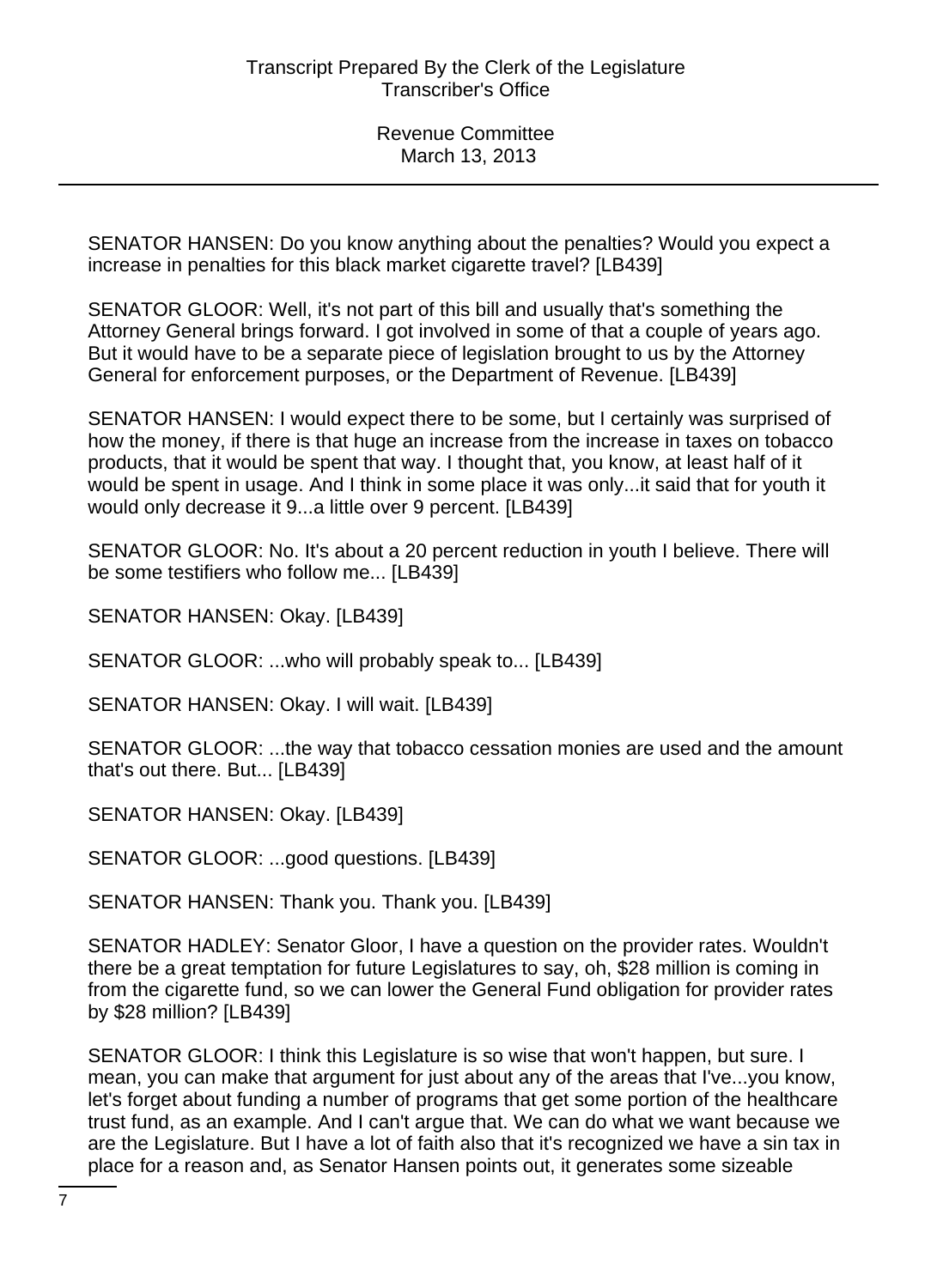SENATOR HANSEN: Do you know anything about the penalties? Would you expect a increase in penalties for this black market cigarette travel? [LB439]

SENATOR GLOOR: Well, it's not part of this bill and usually that's something the Attorney General brings forward. I got involved in some of that a couple of years ago. But it would have to be a separate piece of legislation brought to us by the Attorney General for enforcement purposes, or the Department of Revenue. [LB439]

SENATOR HANSEN: I would expect there to be some, but I certainly was surprised of how the money, if there is that huge an increase from the increase in taxes on tobacco products, that it would be spent that way. I thought that, you know, at least half of it would be spent in usage. And I think in some place it was only...it said that for youth it would only decrease it 9...a little over 9 percent. [LB439]

SENATOR GLOOR: No. It's about a 20 percent reduction in youth I believe. There will be some testifiers who follow me... [LB439]

SENATOR HANSEN: Okay. [LB439]

SENATOR GLOOR: ...who will probably speak to... [LB439]

SENATOR HANSEN: Okay. I will wait. [LB439]

SENATOR GLOOR: ...the way that tobacco cessation monies are used and the amount that's out there. But... [LB439]

SENATOR HANSEN: Okay. [LB439]

SENATOR GLOOR: ...good questions. [LB439]

SENATOR HANSEN: Thank you. Thank you. [LB439]

SENATOR HADLEY: Senator Gloor, I have a question on the provider rates. Wouldn't there be a great temptation for future Legislatures to say, oh, $28 million is coming in from the cigarette fund, so we can lower the General Fund obligation for provider rates by $28 million? [LB439]

SENATOR GLOOR: I think this Legislature is so wise that won't happen, but sure. I mean, you can make that argument for just about any of the areas that I've...you know, let's forget about funding a number of programs that get some portion of the healthcare trust fund, as an example. And I can't argue that. We can do what we want because we are the Legislature. But I have a lot of faith also that it's recognized we have a sin tax in place for a reason and, as Senator Hansen points out, it generates some sizeable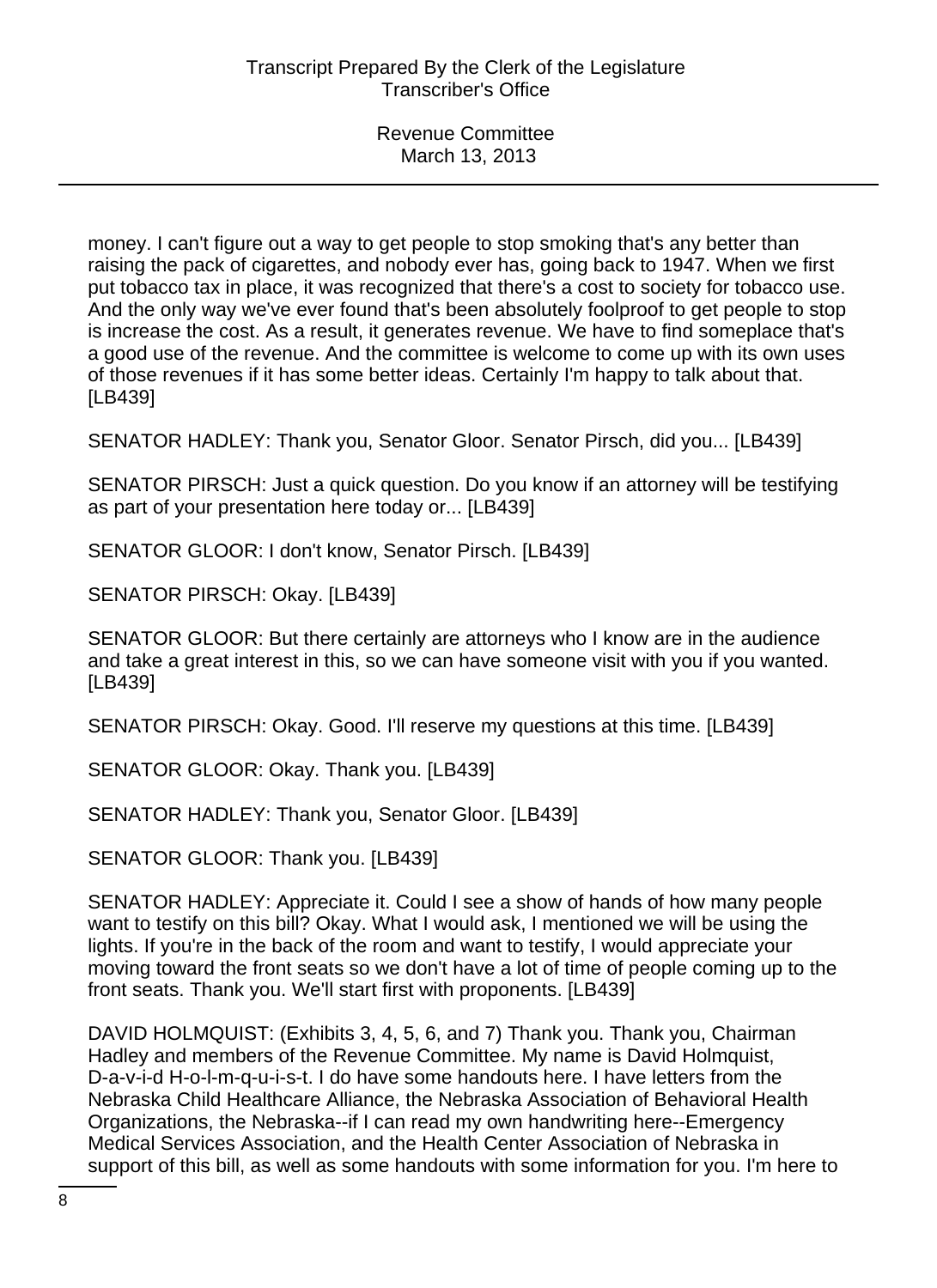money. I can't figure out a way to get people to stop smoking that's any better than raising the pack of cigarettes, and nobody ever has, going back to 1947. When we first put tobacco tax in place, it was recognized that there's a cost to society for tobacco use. And the only way we've ever found that's been absolutely foolproof to get people to stop is increase the cost. As a result, it generates revenue. We have to find someplace that's a good use of the revenue. And the committee is welcome to come up with its own uses of those revenues if it has some better ideas. Certainly I'm happy to talk about that. [LB439]

SENATOR HADLEY: Thank you, Senator Gloor. Senator Pirsch, did you... [LB439]

SENATOR PIRSCH: Just a quick question. Do you know if an attorney will be testifying as part of your presentation here today or... [LB439]

SENATOR GLOOR: I don't know, Senator Pirsch. [LB439]

SENATOR PIRSCH: Okay. [LB439]

SENATOR GLOOR: But there certainly are attorneys who I know are in the audience and take a great interest in this, so we can have someone visit with you if you wanted. [LB439]

SENATOR PIRSCH: Okay. Good. I'll reserve my questions at this time. [LB439]

SENATOR GLOOR: Okay. Thank you. [LB439]

SENATOR HADLEY: Thank you, Senator Gloor. [LB439]

SENATOR GLOOR: Thank you. [LB439]

SENATOR HADLEY: Appreciate it. Could I see a show of hands of how many people want to testify on this bill? Okay. What I would ask, I mentioned we will be using the lights. If you're in the back of the room and want to testify, I would appreciate your moving toward the front seats so we don't have a lot of time of people coming up to the front seats. Thank you. We'll start first with proponents. [LB439]

DAVID HOLMQUIST: (Exhibits 3, 4, 5, 6, and 7) Thank you. Thank you, Chairman Hadley and members of the Revenue Committee. My name is David Holmquist, D-a-v-i-d H-o-l-m-q-u-i-s-t. I do have some handouts here. I have letters from the Nebraska Child Healthcare Alliance, the Nebraska Association of Behavioral Health Organizations, the Nebraska--if I can read my own handwriting here--Emergency Medical Services Association, and the Health Center Association of Nebraska in support of this bill, as well as some handouts with some information for you. I'm here to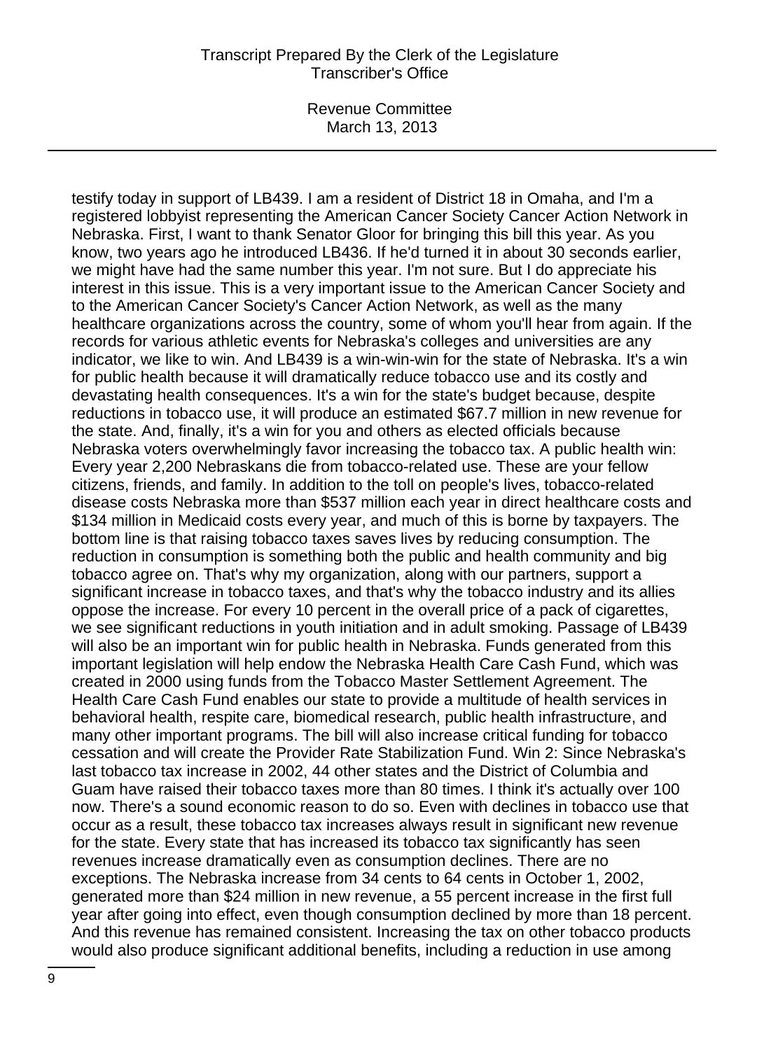testify today in support of LB439. I am a resident of District 18 in Omaha, and I'm a registered lobbyist representing the American Cancer Society Cancer Action Network in Nebraska. First, I want to thank Senator Gloor for bringing this bill this year. As you know, two years ago he introduced LB436. If he'd turned it in about 30 seconds earlier, we might have had the same number this year. I'm not sure. But I do appreciate his interest in this issue. This is a very important issue to the American Cancer Society and to the American Cancer Society's Cancer Action Network, as well as the many healthcare organizations across the country, some of whom you'll hear from again. If the records for various athletic events for Nebraska's colleges and universities are any indicator, we like to win. And LB439 is a win-win-win for the state of Nebraska. It's a win for public health because it will dramatically reduce tobacco use and its costly and devastating health consequences. It's a win for the state's budget because, despite reductions in tobacco use, it will produce an estimated $67.7 million in new revenue for the state. And, finally, it's a win for you and others as elected officials because Nebraska voters overwhelmingly favor increasing the tobacco tax. A public health win: Every year 2,200 Nebraskans die from tobacco-related use. These are your fellow citizens, friends, and family. In addition to the toll on people's lives, tobacco-related disease costs Nebraska more than $537 million each year in direct healthcare costs and $134 million in Medicaid costs every year, and much of this is borne by taxpayers. The bottom line is that raising tobacco taxes saves lives by reducing consumption. The reduction in consumption is something both the public and health community and big tobacco agree on. That's why my organization, along with our partners, support a significant increase in tobacco taxes, and that's why the tobacco industry and its allies oppose the increase. For every 10 percent in the overall price of a pack of cigarettes, we see significant reductions in youth initiation and in adult smoking. Passage of LB439 will also be an important win for public health in Nebraska. Funds generated from this important legislation will help endow the Nebraska Health Care Cash Fund, which was created in 2000 using funds from the Tobacco Master Settlement Agreement. The Health Care Cash Fund enables our state to provide a multitude of health services in behavioral health, respite care, biomedical research, public health infrastructure, and many other important programs. The bill will also increase critical funding for tobacco cessation and will create the Provider Rate Stabilization Fund. Win 2: Since Nebraska's last tobacco tax increase in 2002, 44 other states and the District of Columbia and Guam have raised their tobacco taxes more than 80 times. I think it's actually over 100 now. There's a sound economic reason to do so. Even with declines in tobacco use that occur as a result, these tobacco tax increases always result in significant new revenue for the state. Every state that has increased its tobacco tax significantly has seen revenues increase dramatically even as consumption declines. There are no exceptions. The Nebraska increase from 34 cents to 64 cents in October 1, 2002, generated more than $24 million in new revenue, a 55 percent increase in the first full year after going into effect, even though consumption declined by more than 18 percent. And this revenue has remained consistent. Increasing the tax on other tobacco products would also produce significant additional benefits, including a reduction in use among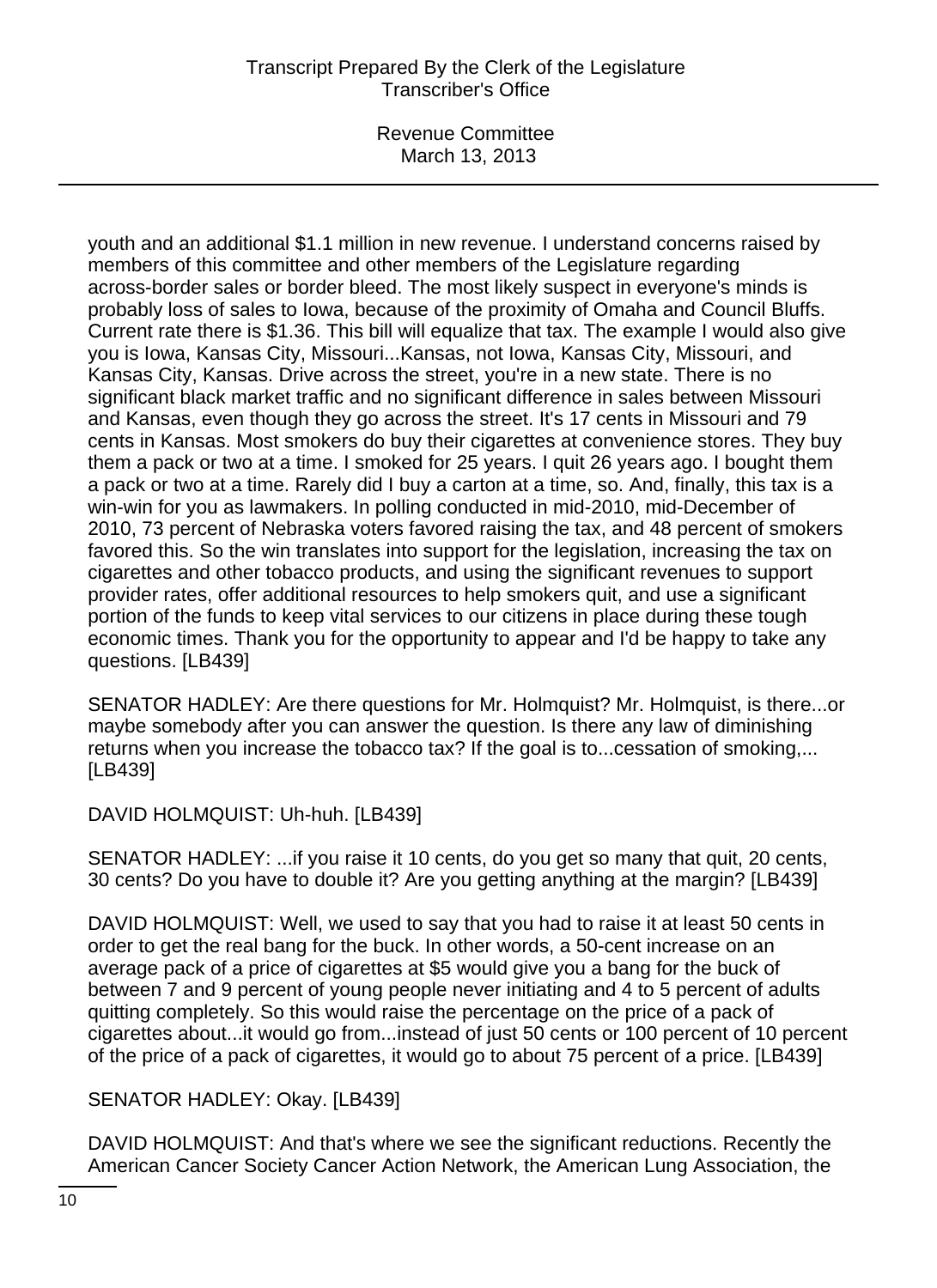youth and an additional $1.1 million in new revenue. I understand concerns raised by members of this committee and other members of the Legislature regarding across-border sales or border bleed. The most likely suspect in everyone's minds is probably loss of sales to Iowa, because of the proximity of Omaha and Council Bluffs. Current rate there is $1.36. This bill will equalize that tax. The example I would also give you is Iowa, Kansas City, Missouri...Kansas, not Iowa, Kansas City, Missouri, and Kansas City, Kansas. Drive across the street, you're in a new state. There is no significant black market traffic and no significant difference in sales between Missouri and Kansas, even though they go across the street. It's 17 cents in Missouri and 79 cents in Kansas. Most smokers do buy their cigarettes at convenience stores. They buy them a pack or two at a time. I smoked for 25 years. I quit 26 years ago. I bought them a pack or two at a time. Rarely did I buy a carton at a time, so. And, finally, this tax is a win-win for you as lawmakers. In polling conducted in mid-2010, mid-December of 2010, 73 percent of Nebraska voters favored raising the tax, and 48 percent of smokers favored this. So the win translates into support for the legislation, increasing the tax on cigarettes and other tobacco products, and using the significant revenues to support provider rates, offer additional resources to help smokers quit, and use a significant portion of the funds to keep vital services to our citizens in place during these tough economic times. Thank you for the opportunity to appear and I'd be happy to take any questions. [LB439]

SENATOR HADLEY: Are there questions for Mr. Holmquist? Mr. Holmquist, is there...or maybe somebody after you can answer the question. Is there any law of diminishing returns when you increase the tobacco tax? If the goal is to...cessation of smoking,... [LB439]

DAVID HOLMQUIST: Uh-huh. [LB439]

SENATOR HADLEY: ...if you raise it 10 cents, do you get so many that quit, 20 cents, 30 cents? Do you have to double it? Are you getting anything at the margin? [LB439]

DAVID HOLMQUIST: Well, we used to say that you had to raise it at least 50 cents in order to get the real bang for the buck. In other words, a 50-cent increase on an average pack of a price of cigarettes at $5 would give you a bang for the buck of between 7 and 9 percent of young people never initiating and 4 to 5 percent of adults quitting completely. So this would raise the percentage on the price of a pack of cigarettes about...it would go from...instead of just 50 cents or 100 percent of 10 percent of the price of a pack of cigarettes, it would go to about 75 percent of a price. [LB439]

SENATOR HADLEY: Okay. [LB439]

DAVID HOLMQUIST: And that's where we see the significant reductions. Recently the American Cancer Society Cancer Action Network, the American Lung Association, the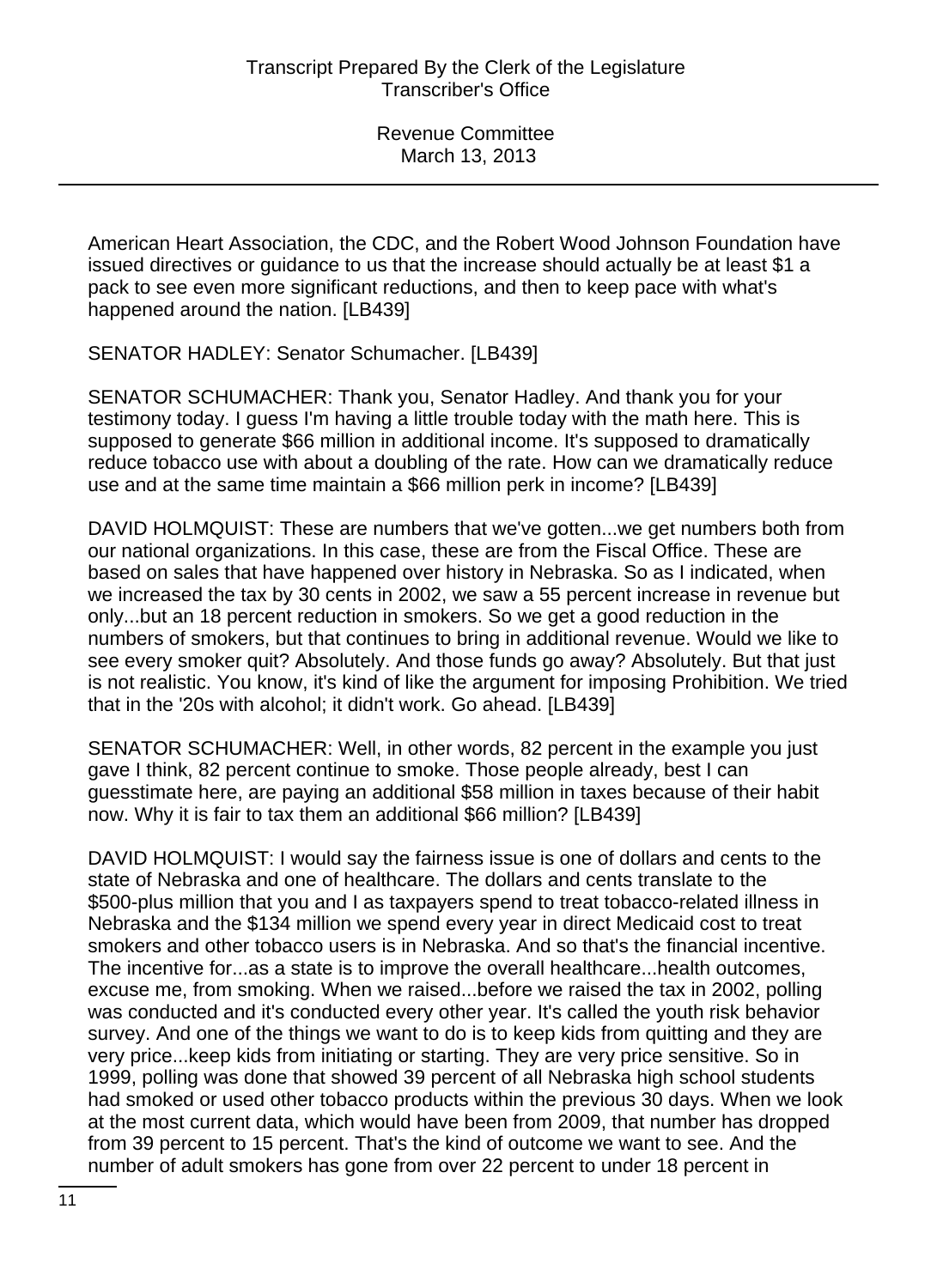American Heart Association, the CDC, and the Robert Wood Johnson Foundation have issued directives or guidance to us that the increase should actually be at least $1 a pack to see even more significant reductions, and then to keep pace with what's happened around the nation. [LB439]

SENATOR HADLEY: Senator Schumacher. [LB439]

SENATOR SCHUMACHER: Thank you, Senator Hadley. And thank you for your testimony today. I guess I'm having a little trouble today with the math here. This is supposed to generate $66 million in additional income. It's supposed to dramatically reduce tobacco use with about a doubling of the rate. How can we dramatically reduce use and at the same time maintain a $66 million perk in income? [LB439]

DAVID HOLMQUIST: These are numbers that we've gotten...we get numbers both from our national organizations. In this case, these are from the Fiscal Office. These are based on sales that have happened over history in Nebraska. So as I indicated, when we increased the tax by 30 cents in 2002, we saw a 55 percent increase in revenue but only...but an 18 percent reduction in smokers. So we get a good reduction in the numbers of smokers, but that continues to bring in additional revenue. Would we like to see every smoker quit? Absolutely. And those funds go away? Absolutely. But that just is not realistic. You know, it's kind of like the argument for imposing Prohibition. We tried that in the '20s with alcohol; it didn't work. Go ahead. [LB439]

SENATOR SCHUMACHER: Well, in other words, 82 percent in the example you just gave I think, 82 percent continue to smoke. Those people already, best I can guesstimate here, are paying an additional $58 million in taxes because of their habit now. Why it is fair to tax them an additional $66 million? [LB439]

DAVID HOLMQUIST: I would say the fairness issue is one of dollars and cents to the state of Nebraska and one of healthcare. The dollars and cents translate to the $500-plus million that you and I as taxpayers spend to treat tobacco-related illness in Nebraska and the $134 million we spend every year in direct Medicaid cost to treat smokers and other tobacco users is in Nebraska. And so that's the financial incentive. The incentive for...as a state is to improve the overall healthcare...health outcomes, excuse me, from smoking. When we raised...before we raised the tax in 2002, polling was conducted and it's conducted every other year. It's called the youth risk behavior survey. And one of the things we want to do is to keep kids from quitting and they are very price...keep kids from initiating or starting. They are very price sensitive. So in 1999, polling was done that showed 39 percent of all Nebraska high school students had smoked or used other tobacco products within the previous 30 days. When we look at the most current data, which would have been from 2009, that number has dropped from 39 percent to 15 percent. That's the kind of outcome we want to see. And the number of adult smokers has gone from over 22 percent to under 18 percent in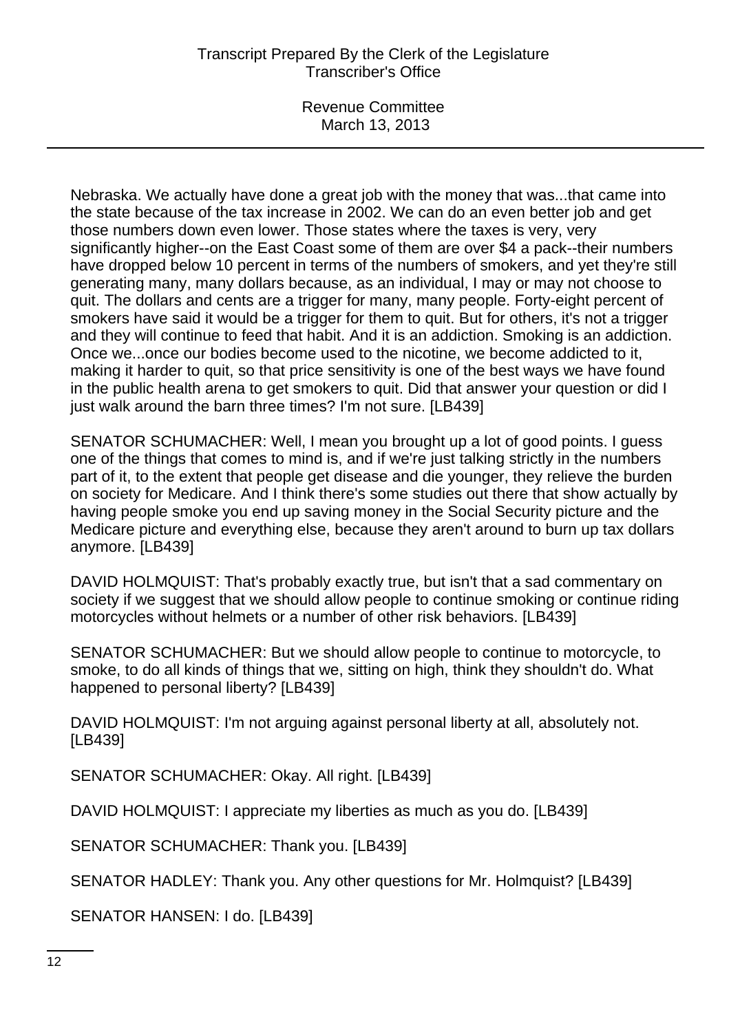Nebraska. We actually have done a great job with the money that was...that came into the state because of the tax increase in 2002. We can do an even better job and get those numbers down even lower. Those states where the taxes is very, very significantly higher--on the East Coast some of them are over $4 a pack--their numbers have dropped below 10 percent in terms of the numbers of smokers, and yet they're still generating many, many dollars because, as an individual, I may or may not choose to quit. The dollars and cents are a trigger for many, many people. Forty-eight percent of smokers have said it would be a trigger for them to quit. But for others, it's not a trigger and they will continue to feed that habit. And it is an addiction. Smoking is an addiction. Once we...once our bodies become used to the nicotine, we become addicted to it, making it harder to quit, so that price sensitivity is one of the best ways we have found in the public health arena to get smokers to quit. Did that answer your question or did I just walk around the barn three times? I'm not sure. [LB439]

SENATOR SCHUMACHER: Well, I mean you brought up a lot of good points. I guess one of the things that comes to mind is, and if we're just talking strictly in the numbers part of it, to the extent that people get disease and die younger, they relieve the burden on society for Medicare. And I think there's some studies out there that show actually by having people smoke you end up saving money in the Social Security picture and the Medicare picture and everything else, because they aren't around to burn up tax dollars anymore. [LB439]

DAVID HOLMQUIST: That's probably exactly true, but isn't that a sad commentary on society if we suggest that we should allow people to continue smoking or continue riding motorcycles without helmets or a number of other risk behaviors. [LB439]

SENATOR SCHUMACHER: But we should allow people to continue to motorcycle, to smoke, to do all kinds of things that we, sitting on high, think they shouldn't do. What happened to personal liberty? [LB439]

DAVID HOLMQUIST: I'm not arguing against personal liberty at all, absolutely not. [LB439]

SENATOR SCHUMACHER: Okay. All right. [LB439]

DAVID HOLMQUIST: I appreciate my liberties as much as you do. [LB439]

SENATOR SCHUMACHER: Thank you. [LB439]

SENATOR HADLEY: Thank you. Any other questions for Mr. Holmquist? [LB439]

SENATOR HANSEN: I do. [LB439]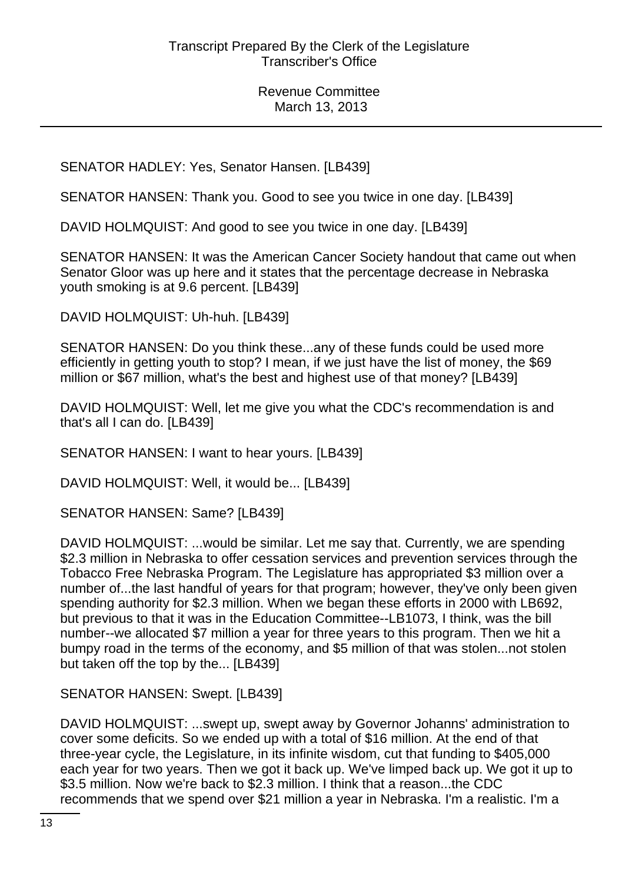SENATOR HADLEY: Yes, Senator Hansen. [LB439]

SENATOR HANSEN: Thank you. Good to see you twice in one day. [LB439]

DAVID HOLMQUIST: And good to see you twice in one day. [LB439]

SENATOR HANSEN: It was the American Cancer Society handout that came out when Senator Gloor was up here and it states that the percentage decrease in Nebraska youth smoking is at 9.6 percent. [LB439]

DAVID HOLMQUIST: Uh-huh. [LB439]

SENATOR HANSEN: Do you think these...any of these funds could be used more efficiently in getting youth to stop? I mean, if we just have the list of money, the $69 million or $67 million, what's the best and highest use of that money? [LB439]

DAVID HOLMQUIST: Well, let me give you what the CDC's recommendation is and that's all I can do. [LB439]

SENATOR HANSEN: I want to hear yours. [LB439]

DAVID HOLMQUIST: Well, it would be... [LB439]

SENATOR HANSEN: Same? [LB439]

DAVID HOLMQUIST: ...would be similar. Let me say that. Currently, we are spending $2.3 million in Nebraska to offer cessation services and prevention services through the Tobacco Free Nebraska Program. The Legislature has appropriated $3 million over a number of...the last handful of years for that program; however, they've only been given spending authority for $2.3 million. When we began these efforts in 2000 with LB692, but previous to that it was in the Education Committee--LB1073, I think, was the bill number--we allocated $7 million a year for three years to this program. Then we hit a bumpy road in the terms of the economy, and $5 million of that was stolen...not stolen but taken off the top by the... [LB439]

SENATOR HANSEN: Swept. [LB439]

DAVID HOLMQUIST: ...swept up, swept away by Governor Johanns' administration to cover some deficits. So we ended up with a total of $16 million. At the end of that three-year cycle, the Legislature, in its infinite wisdom, cut that funding to $405,000 each year for two years. Then we got it back up. We've limped back up. We got it up to $3.5 million. Now we're back to $2.3 million. I think that a reason...the CDC recommends that we spend over $21 million a year in Nebraska. I'm a realistic. I'm a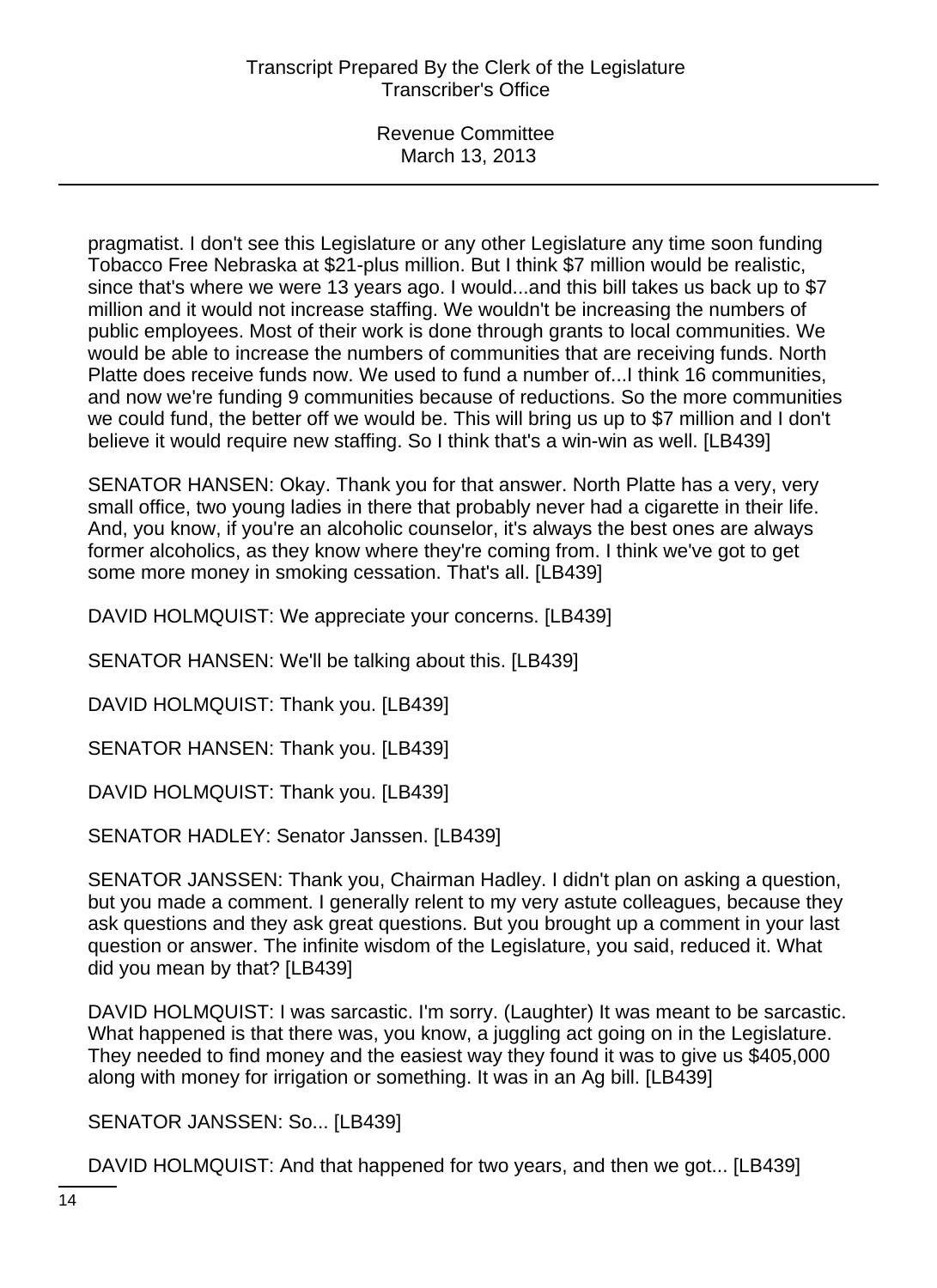pragmatist. I don't see this Legislature or any other Legislature any time soon funding Tobacco Free Nebraska at $21-plus million. But I think $7 million would be realistic, since that's where we were 13 years ago. I would...and this bill takes us back up to $7 million and it would not increase staffing. We wouldn't be increasing the numbers of public employees. Most of their work is done through grants to local communities. We would be able to increase the numbers of communities that are receiving funds. North Platte does receive funds now. We used to fund a number of...I think 16 communities, and now we're funding 9 communities because of reductions. So the more communities we could fund, the better off we would be. This will bring us up to $7 million and I don't believe it would require new staffing. So I think that's a win-win as well. [LB439]

SENATOR HANSEN: Okay. Thank you for that answer. North Platte has a very, very small office, two young ladies in there that probably never had a cigarette in their life. And, you know, if you're an alcoholic counselor, it's always the best ones are always former alcoholics, as they know where they're coming from. I think we've got to get some more money in smoking cessation. That's all. [LB439]

DAVID HOLMQUIST: We appreciate your concerns. [LB439]

SENATOR HANSEN: We'll be talking about this. [LB439]

DAVID HOLMQUIST: Thank you. [LB439]

SENATOR HANSEN: Thank you. [LB439]

DAVID HOLMQUIST: Thank you. [LB439]

SENATOR HADLEY: Senator Janssen. [LB439]

SENATOR JANSSEN: Thank you, Chairman Hadley. I didn't plan on asking a question, but you made a comment. I generally relent to my very astute colleagues, because they ask questions and they ask great questions. But you brought up a comment in your last question or answer. The infinite wisdom of the Legislature, you said, reduced it. What did you mean by that? [LB439]

DAVID HOLMQUIST: I was sarcastic. I'm sorry. (Laughter) It was meant to be sarcastic. What happened is that there was, you know, a juggling act going on in the Legislature. They needed to find money and the easiest way they found it was to give us $405,000 along with money for irrigation or something. It was in an Ag bill. [LB439]

SENATOR JANSSEN: So... [LB439]

DAVID HOLMQUIST: And that happened for two years, and then we got... [LB439]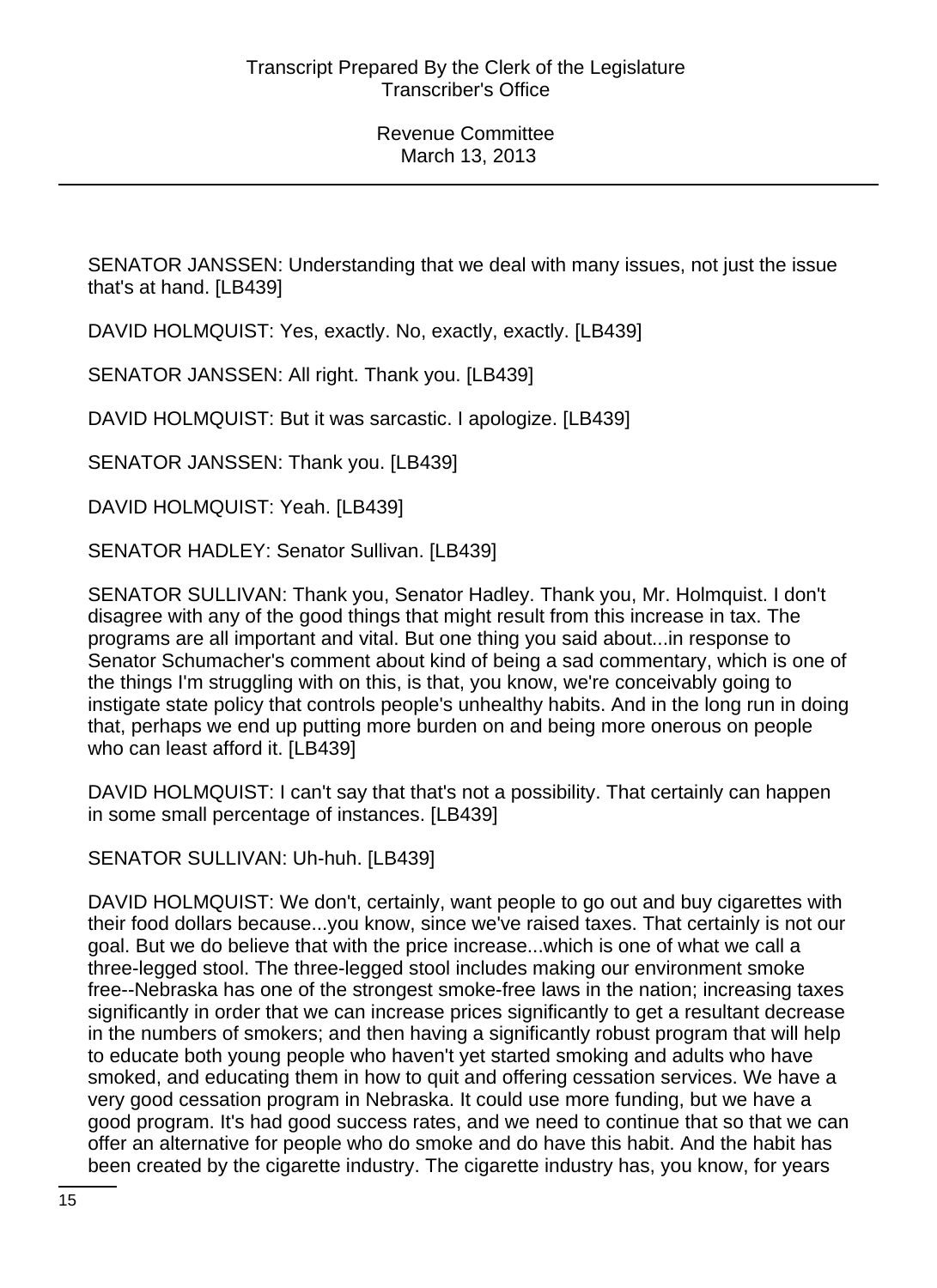SENATOR JANSSEN: Understanding that we deal with many issues, not just the issue that's at hand. [LB439]

DAVID HOLMQUIST: Yes, exactly. No, exactly, exactly. [LB439]

SENATOR JANSSEN: All right. Thank you. [LB439]

DAVID HOLMQUIST: But it was sarcastic. I apologize. [LB439]

SENATOR JANSSEN: Thank you. [LB439]

DAVID HOLMQUIST: Yeah. [LB439]

SENATOR HADLEY: Senator Sullivan. [LB439]

SENATOR SULLIVAN: Thank you, Senator Hadley. Thank you, Mr. Holmquist. I don't disagree with any of the good things that might result from this increase in tax. The programs are all important and vital. But one thing you said about...in response to Senator Schumacher's comment about kind of being a sad commentary, which is one of the things I'm struggling with on this, is that, you know, we're conceivably going to instigate state policy that controls people's unhealthy habits. And in the long run in doing that, perhaps we end up putting more burden on and being more onerous on people who can least afford it. [LB439]

DAVID HOLMQUIST: I can't say that that's not a possibility. That certainly can happen in some small percentage of instances. [LB439]

SENATOR SULLIVAN: Uh-huh. [LB439]

DAVID HOLMQUIST: We don't, certainly, want people to go out and buy cigarettes with their food dollars because...you know, since we've raised taxes. That certainly is not our goal. But we do believe that with the price increase...which is one of what we call a three-legged stool. The three-legged stool includes making our environment smoke free--Nebraska has one of the strongest smoke-free laws in the nation; increasing taxes significantly in order that we can increase prices significantly to get a resultant decrease in the numbers of smokers; and then having a significantly robust program that will help to educate both young people who haven't yet started smoking and adults who have smoked, and educating them in how to quit and offering cessation services. We have a very good cessation program in Nebraska. It could use more funding, but we have a good program. It's had good success rates, and we need to continue that so that we can offer an alternative for people who do smoke and do have this habit. And the habit has been created by the cigarette industry. The cigarette industry has, you know, for years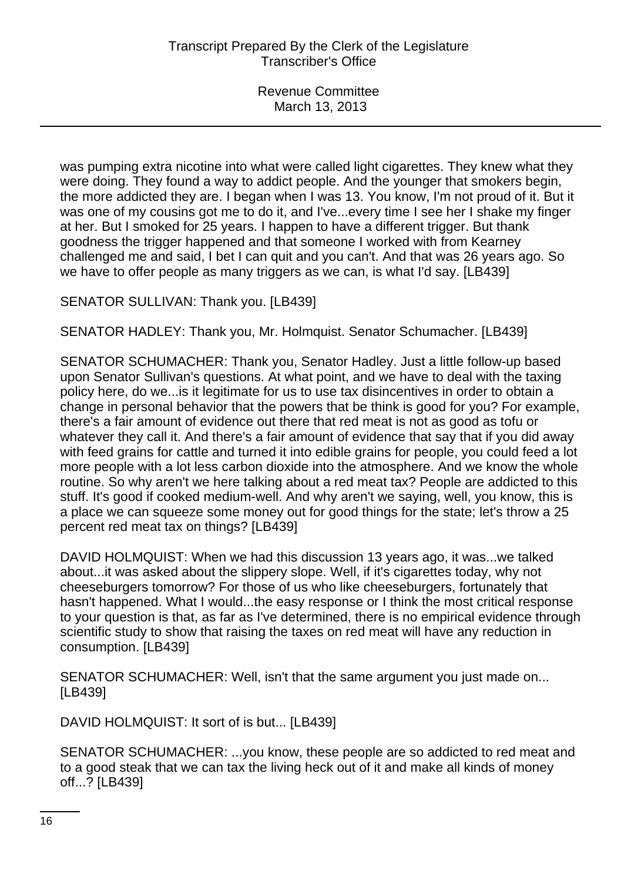was pumping extra nicotine into what were called light cigarettes. They knew what they were doing. They found a way to addict people. And the younger that smokers begin, the more addicted they are. I began when I was 13. You know, I'm not proud of it. But it was one of my cousins got me to do it, and I've...every time I see her I shake my finger at her. But I smoked for 25 years. I happen to have a different trigger. But thank goodness the trigger happened and that someone I worked with from Kearney challenged me and said, I bet I can quit and you can't. And that was 26 years ago. So we have to offer people as many triggers as we can, is what I'd say. [LB439]

SENATOR SULLIVAN: Thank you. [LB439]

SENATOR HADLEY: Thank you, Mr. Holmquist. Senator Schumacher. [LB439]

SENATOR SCHUMACHER: Thank you, Senator Hadley. Just a little follow-up based upon Senator Sullivan's questions. At what point, and we have to deal with the taxing policy here, do we...is it legitimate for us to use tax disincentives in order to obtain a change in personal behavior that the powers that be think is good for you? For example, there's a fair amount of evidence out there that red meat is not as good as tofu or whatever they call it. And there's a fair amount of evidence that say that if you did away with feed grains for cattle and turned it into edible grains for people, you could feed a lot more people with a lot less carbon dioxide into the atmosphere. And we know the whole routine. So why aren't we here talking about a red meat tax? People are addicted to this stuff. It's good if cooked medium-well. And why aren't we saying, well, you know, this is a place we can squeeze some money out for good things for the state; let's throw a 25 percent red meat tax on things? [LB439]

DAVID HOLMQUIST: When we had this discussion 13 years ago, it was...we talked about...it was asked about the slippery slope. Well, if it's cigarettes today, why not cheeseburgers tomorrow? For those of us who like cheeseburgers, fortunately that hasn't happened. What I would...the easy response or I think the most critical response to your question is that, as far as I've determined, there is no empirical evidence through scientific study to show that raising the taxes on red meat will have any reduction in consumption. [LB439]

SENATOR SCHUMACHER: Well, isn't that the same argument you just made on... [LB439]

DAVID HOLMQUIST: It sort of is but... [LB439]

SENATOR SCHUMACHER: ...you know, these people are so addicted to red meat and to a good steak that we can tax the living heck out of it and make all kinds of money off...? [LB439]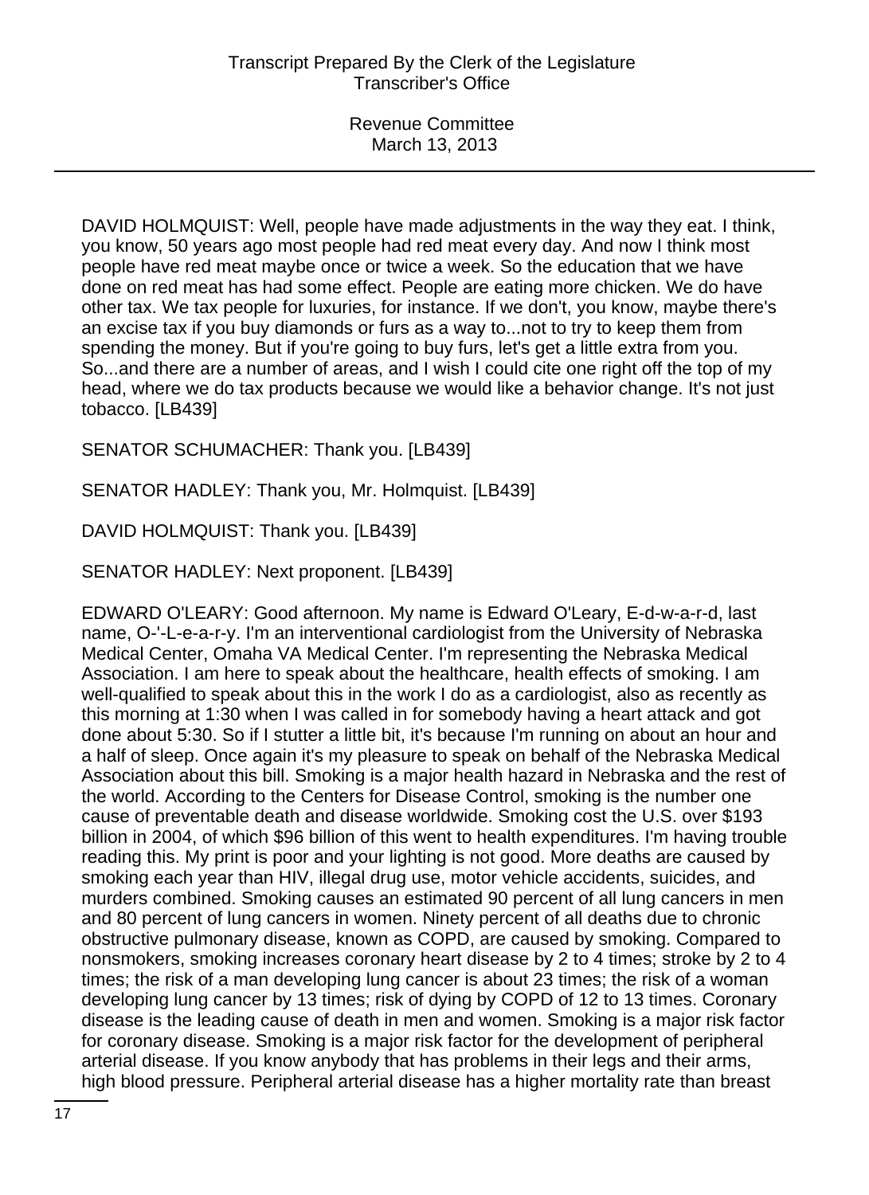DAVID HOLMQUIST: Well, people have made adjustments in the way they eat. I think, you know, 50 years ago most people had red meat every day. And now I think most people have red meat maybe once or twice a week. So the education that we have done on red meat has had some effect. People are eating more chicken. We do have other tax. We tax people for luxuries, for instance. If we don't, you know, maybe there's an excise tax if you buy diamonds or furs as a way to...not to try to keep them from spending the money. But if you're going to buy furs, let's get a little extra from you. So...and there are a number of areas, and I wish I could cite one right off the top of my head, where we do tax products because we would like a behavior change. It's not just tobacco. [LB439]

SENATOR SCHUMACHER: Thank you. [LB439]

SENATOR HADLEY: Thank you, Mr. Holmquist. [LB439]

DAVID HOLMQUIST: Thank you. [LB439]

SENATOR HADLEY: Next proponent. [LB439]

EDWARD O'LEARY: Good afternoon. My name is Edward O'Leary, E-d-w-a-r-d, last name, O-'-L-e-a-r-y. I'm an interventional cardiologist from the University of Nebraska Medical Center, Omaha VA Medical Center. I'm representing the Nebraska Medical Association. I am here to speak about the healthcare, health effects of smoking. I am well-qualified to speak about this in the work I do as a cardiologist, also as recently as this morning at 1:30 when I was called in for somebody having a heart attack and got done about 5:30. So if I stutter a little bit, it's because I'm running on about an hour and a half of sleep. Once again it's my pleasure to speak on behalf of the Nebraska Medical Association about this bill. Smoking is a major health hazard in Nebraska and the rest of the world. According to the Centers for Disease Control, smoking is the number one cause of preventable death and disease worldwide. Smoking cost the U.S. over $193 billion in 2004, of which $96 billion of this went to health expenditures. I'm having trouble reading this. My print is poor and your lighting is not good. More deaths are caused by smoking each year than HIV, illegal drug use, motor vehicle accidents, suicides, and murders combined. Smoking causes an estimated 90 percent of all lung cancers in men and 80 percent of lung cancers in women. Ninety percent of all deaths due to chronic obstructive pulmonary disease, known as COPD, are caused by smoking. Compared to nonsmokers, smoking increases coronary heart disease by 2 to 4 times; stroke by 2 to 4 times; the risk of a man developing lung cancer is about 23 times; the risk of a woman developing lung cancer by 13 times; risk of dying by COPD of 12 to 13 times. Coronary disease is the leading cause of death in men and women. Smoking is a major risk factor for coronary disease. Smoking is a major risk factor for the development of peripheral arterial disease. If you know anybody that has problems in their legs and their arms, high blood pressure. Peripheral arterial disease has a higher mortality rate than breast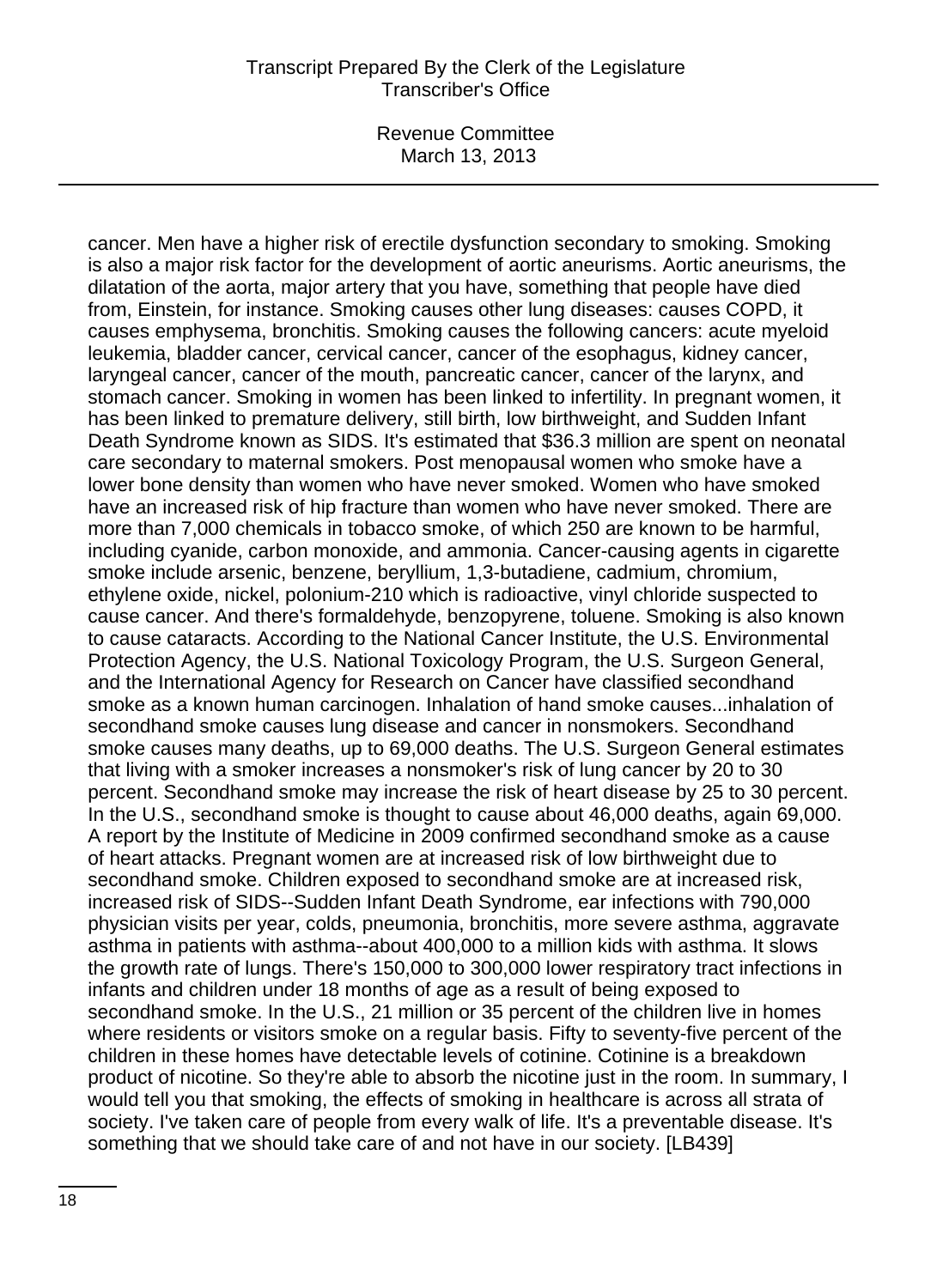cancer. Men have a higher risk of erectile dysfunction secondary to smoking. Smoking is also a major risk factor for the development of aortic aneurisms. Aortic aneurisms, the dilatation of the aorta, major artery that you have, something that people have died from, Einstein, for instance. Smoking causes other lung diseases: causes COPD, it causes emphysema, bronchitis. Smoking causes the following cancers: acute myeloid leukemia, bladder cancer, cervical cancer, cancer of the esophagus, kidney cancer, laryngeal cancer, cancer of the mouth, pancreatic cancer, cancer of the larynx, and stomach cancer. Smoking in women has been linked to infertility. In pregnant women, it has been linked to premature delivery, still birth, low birthweight, and Sudden Infant Death Syndrome known as SIDS. It's estimated that $36.3 million are spent on neonatal care secondary to maternal smokers. Post menopausal women who smoke have a lower bone density than women who have never smoked. Women who have smoked have an increased risk of hip fracture than women who have never smoked. There are more than 7,000 chemicals in tobacco smoke, of which 250 are known to be harmful, including cyanide, carbon monoxide, and ammonia. Cancer-causing agents in cigarette smoke include arsenic, benzene, beryllium, 1,3-butadiene, cadmium, chromium, ethylene oxide, nickel, polonium-210 which is radioactive, vinyl chloride suspected to cause cancer. And there's formaldehyde, benzopyrene, toluene. Smoking is also known to cause cataracts. According to the National Cancer Institute, the U.S. Environmental Protection Agency, the U.S. National Toxicology Program, the U.S. Surgeon General, and the International Agency for Research on Cancer have classified secondhand smoke as a known human carcinogen. Inhalation of hand smoke causes...inhalation of secondhand smoke causes lung disease and cancer in nonsmokers. Secondhand smoke causes many deaths, up to 69,000 deaths. The U.S. Surgeon General estimates that living with a smoker increases a nonsmoker's risk of lung cancer by 20 to 30 percent. Secondhand smoke may increase the risk of heart disease by 25 to 30 percent. In the U.S., secondhand smoke is thought to cause about 46,000 deaths, again 69,000. A report by the Institute of Medicine in 2009 confirmed secondhand smoke as a cause of heart attacks. Pregnant women are at increased risk of low birthweight due to secondhand smoke. Children exposed to secondhand smoke are at increased risk, increased risk of SIDS--Sudden Infant Death Syndrome, ear infections with 790,000 physician visits per year, colds, pneumonia, bronchitis, more severe asthma, aggravate asthma in patients with asthma--about 400,000 to a million kids with asthma. It slows the growth rate of lungs. There's 150,000 to 300,000 lower respiratory tract infections in infants and children under 18 months of age as a result of being exposed to secondhand smoke. In the U.S., 21 million or 35 percent of the children live in homes where residents or visitors smoke on a regular basis. Fifty to seventy-five percent of the children in these homes have detectable levels of cotinine. Cotinine is a breakdown product of nicotine. So they're able to absorb the nicotine just in the room. In summary, I would tell you that smoking, the effects of smoking in healthcare is across all strata of society. I've taken care of people from every walk of life. It's a preventable disease. It's something that we should take care of and not have in our society. [LB439]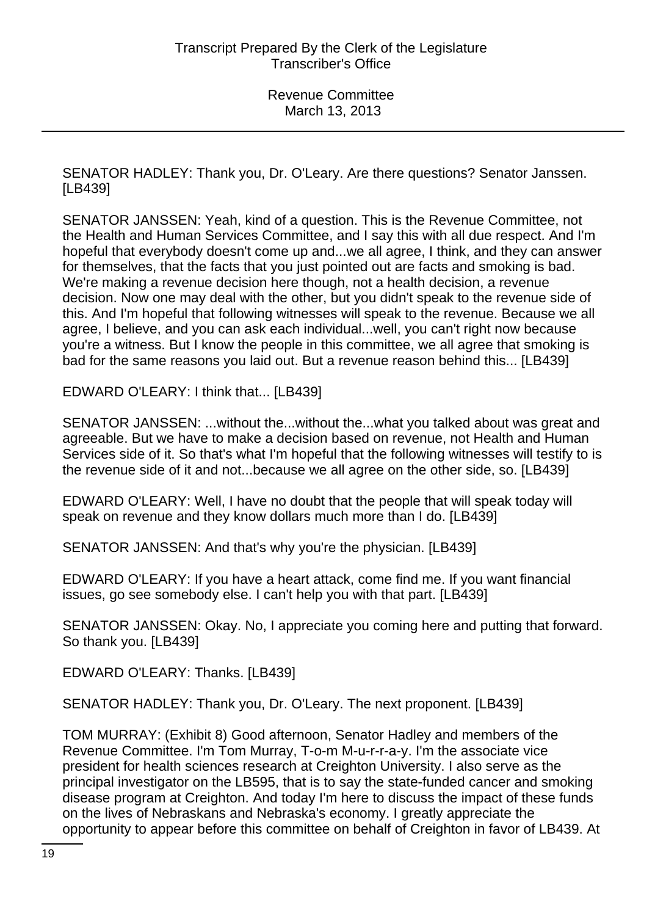SENATOR HADLEY: Thank you, Dr. O'Leary. Are there questions? Senator Janssen. [LB439]

SENATOR JANSSEN: Yeah, kind of a question. This is the Revenue Committee, not the Health and Human Services Committee, and I say this with all due respect. And I'm hopeful that everybody doesn't come up and...we all agree, I think, and they can answer for themselves, that the facts that you just pointed out are facts and smoking is bad. We're making a revenue decision here though, not a health decision, a revenue decision. Now one may deal with the other, but you didn't speak to the revenue side of this. And I'm hopeful that following witnesses will speak to the revenue. Because we all agree, I believe, and you can ask each individual...well, you can't right now because you're a witness. But I know the people in this committee, we all agree that smoking is bad for the same reasons you laid out. But a revenue reason behind this... [LB439]

EDWARD O'LEARY: I think that... [LB439]

SENATOR JANSSEN: ...without the...without the...what you talked about was great and agreeable. But we have to make a decision based on revenue, not Health and Human Services side of it. So that's what I'm hopeful that the following witnesses will testify to is the revenue side of it and not...because we all agree on the other side, so. [LB439]

EDWARD O'LEARY: Well, I have no doubt that the people that will speak today will speak on revenue and they know dollars much more than I do. [LB439]

SENATOR JANSSEN: And that's why you're the physician. [LB439]

EDWARD O'LEARY: If you have a heart attack, come find me. If you want financial issues, go see somebody else. I can't help you with that part. [LB439]

SENATOR JANSSEN: Okay. No, I appreciate you coming here and putting that forward. So thank you. [LB439]

EDWARD O'LEARY: Thanks. [LB439]

SENATOR HADLEY: Thank you, Dr. O'Leary. The next proponent. [LB439]

TOM MURRAY: (Exhibit 8) Good afternoon, Senator Hadley and members of the Revenue Committee. I'm Tom Murray, T-o-m M-u-r-r-a-y. I'm the associate vice president for health sciences research at Creighton University. I also serve as the principal investigator on the LB595, that is to say the state-funded cancer and smoking disease program at Creighton. And today I'm here to discuss the impact of these funds on the lives of Nebraskans and Nebraska's economy. I greatly appreciate the opportunity to appear before this committee on behalf of Creighton in favor of LB439. At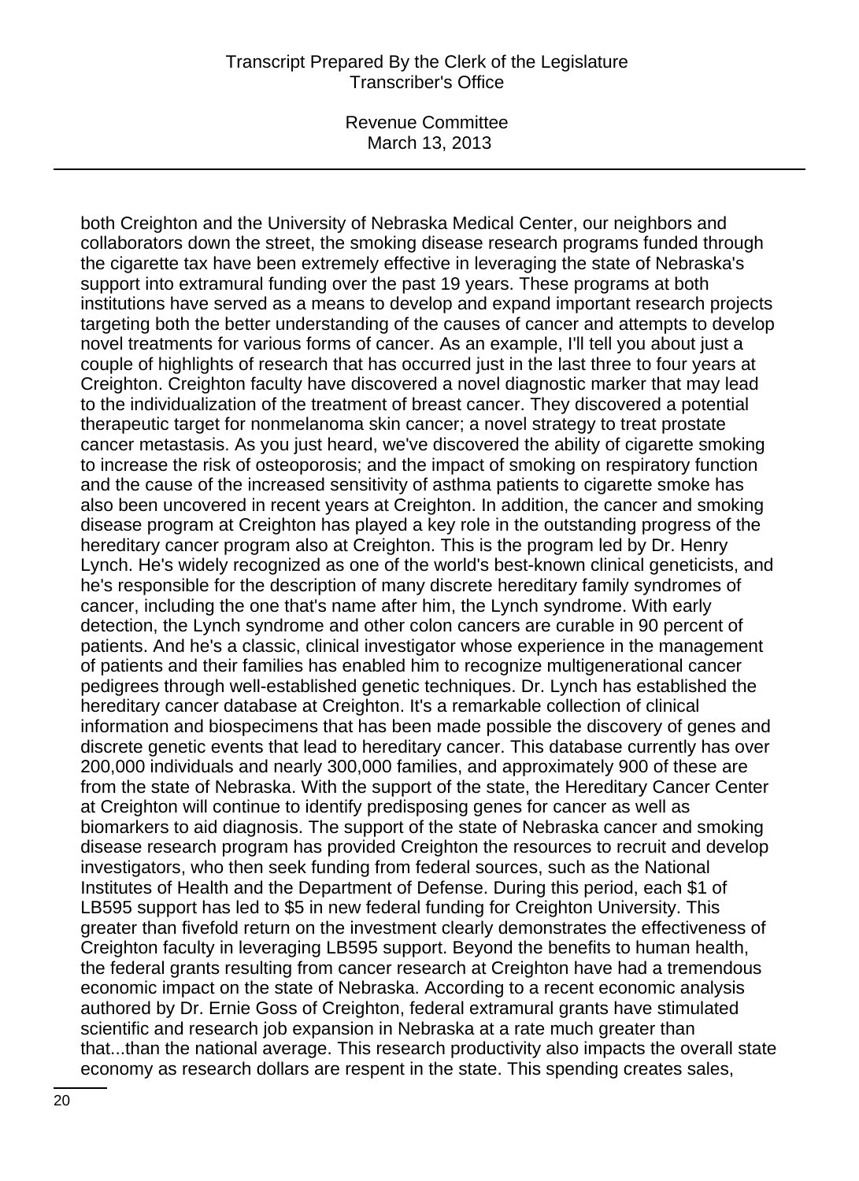both Creighton and the University of Nebraska Medical Center, our neighbors and collaborators down the street, the smoking disease research programs funded through the cigarette tax have been extremely effective in leveraging the state of Nebraska's support into extramural funding over the past 19 years. These programs at both institutions have served as a means to develop and expand important research projects targeting both the better understanding of the causes of cancer and attempts to develop novel treatments for various forms of cancer. As an example, I'll tell you about just a couple of highlights of research that has occurred just in the last three to four years at Creighton. Creighton faculty have discovered a novel diagnostic marker that may lead to the individualization of the treatment of breast cancer. They discovered a potential therapeutic target for nonmelanoma skin cancer; a novel strategy to treat prostate cancer metastasis. As you just heard, we've discovered the ability of cigarette smoking to increase the risk of osteoporosis; and the impact of smoking on respiratory function and the cause of the increased sensitivity of asthma patients to cigarette smoke has also been uncovered in recent years at Creighton. In addition, the cancer and smoking disease program at Creighton has played a key role in the outstanding progress of the hereditary cancer program also at Creighton. This is the program led by Dr. Henry Lynch. He's widely recognized as one of the world's best-known clinical geneticists, and he's responsible for the description of many discrete hereditary family syndromes of cancer, including the one that's name after him, the Lynch syndrome. With early detection, the Lynch syndrome and other colon cancers are curable in 90 percent of patients. And he's a classic, clinical investigator whose experience in the management of patients and their families has enabled him to recognize multigenerational cancer pedigrees through well-established genetic techniques. Dr. Lynch has established the hereditary cancer database at Creighton. It's a remarkable collection of clinical information and biospecimens that has been made possible the discovery of genes and discrete genetic events that lead to hereditary cancer. This database currently has over 200,000 individuals and nearly 300,000 families, and approximately 900 of these are from the state of Nebraska. With the support of the state, the Hereditary Cancer Center at Creighton will continue to identify predisposing genes for cancer as well as biomarkers to aid diagnosis. The support of the state of Nebraska cancer and smoking disease research program has provided Creighton the resources to recruit and develop investigators, who then seek funding from federal sources, such as the National Institutes of Health and the Department of Defense. During this period, each $1 of LB595 support has led to $5 in new federal funding for Creighton University. This greater than fivefold return on the investment clearly demonstrates the effectiveness of Creighton faculty in leveraging LB595 support. Beyond the benefits to human health, the federal grants resulting from cancer research at Creighton have had a tremendous economic impact on the state of Nebraska. According to a recent economic analysis authored by Dr. Ernie Goss of Creighton, federal extramural grants have stimulated scientific and research job expansion in Nebraska at a rate much greater than that...than the national average. This research productivity also impacts the overall state economy as research dollars are respent in the state. This spending creates sales,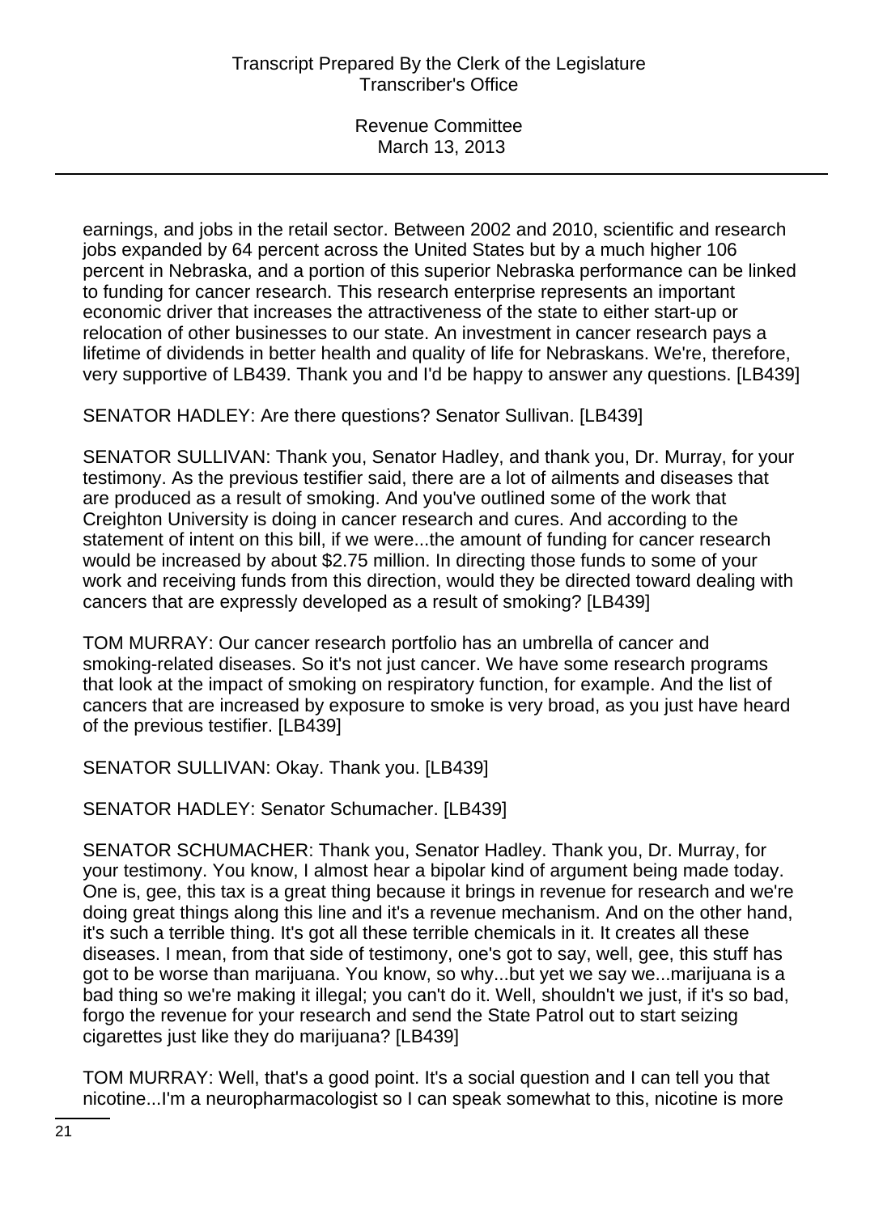earnings, and jobs in the retail sector. Between 2002 and 2010, scientific and research jobs expanded by 64 percent across the United States but by a much higher 106 percent in Nebraska, and a portion of this superior Nebraska performance can be linked to funding for cancer research. This research enterprise represents an important economic driver that increases the attractiveness of the state to either start-up or relocation of other businesses to our state. An investment in cancer research pays a lifetime of dividends in better health and quality of life for Nebraskans. We're, therefore, very supportive of LB439. Thank you and I'd be happy to answer any questions. [LB439]

SENATOR HADLEY: Are there questions? Senator Sullivan. [LB439]

SENATOR SULLIVAN: Thank you, Senator Hadley, and thank you, Dr. Murray, for your testimony. As the previous testifier said, there are a lot of ailments and diseases that are produced as a result of smoking. And you've outlined some of the work that Creighton University is doing in cancer research and cures. And according to the statement of intent on this bill, if we were...the amount of funding for cancer research would be increased by about $2.75 million. In directing those funds to some of your work and receiving funds from this direction, would they be directed toward dealing with cancers that are expressly developed as a result of smoking? [LB439]

TOM MURRAY: Our cancer research portfolio has an umbrella of cancer and smoking-related diseases. So it's not just cancer. We have some research programs that look at the impact of smoking on respiratory function, for example. And the list of cancers that are increased by exposure to smoke is very broad, as you just have heard of the previous testifier. [LB439]

SENATOR SULLIVAN: Okay. Thank you. [LB439]

SENATOR HADLEY: Senator Schumacher. [LB439]

SENATOR SCHUMACHER: Thank you, Senator Hadley. Thank you, Dr. Murray, for your testimony. You know, I almost hear a bipolar kind of argument being made today. One is, gee, this tax is a great thing because it brings in revenue for research and we're doing great things along this line and it's a revenue mechanism. And on the other hand, it's such a terrible thing. It's got all these terrible chemicals in it. It creates all these diseases. I mean, from that side of testimony, one's got to say, well, gee, this stuff has got to be worse than marijuana. You know, so why...but yet we say we...marijuana is a bad thing so we're making it illegal; you can't do it. Well, shouldn't we just, if it's so bad, forgo the revenue for your research and send the State Patrol out to start seizing cigarettes just like they do marijuana? [LB439]

TOM MURRAY: Well, that's a good point. It's a social question and I can tell you that nicotine...I'm a neuropharmacologist so I can speak somewhat to this, nicotine is more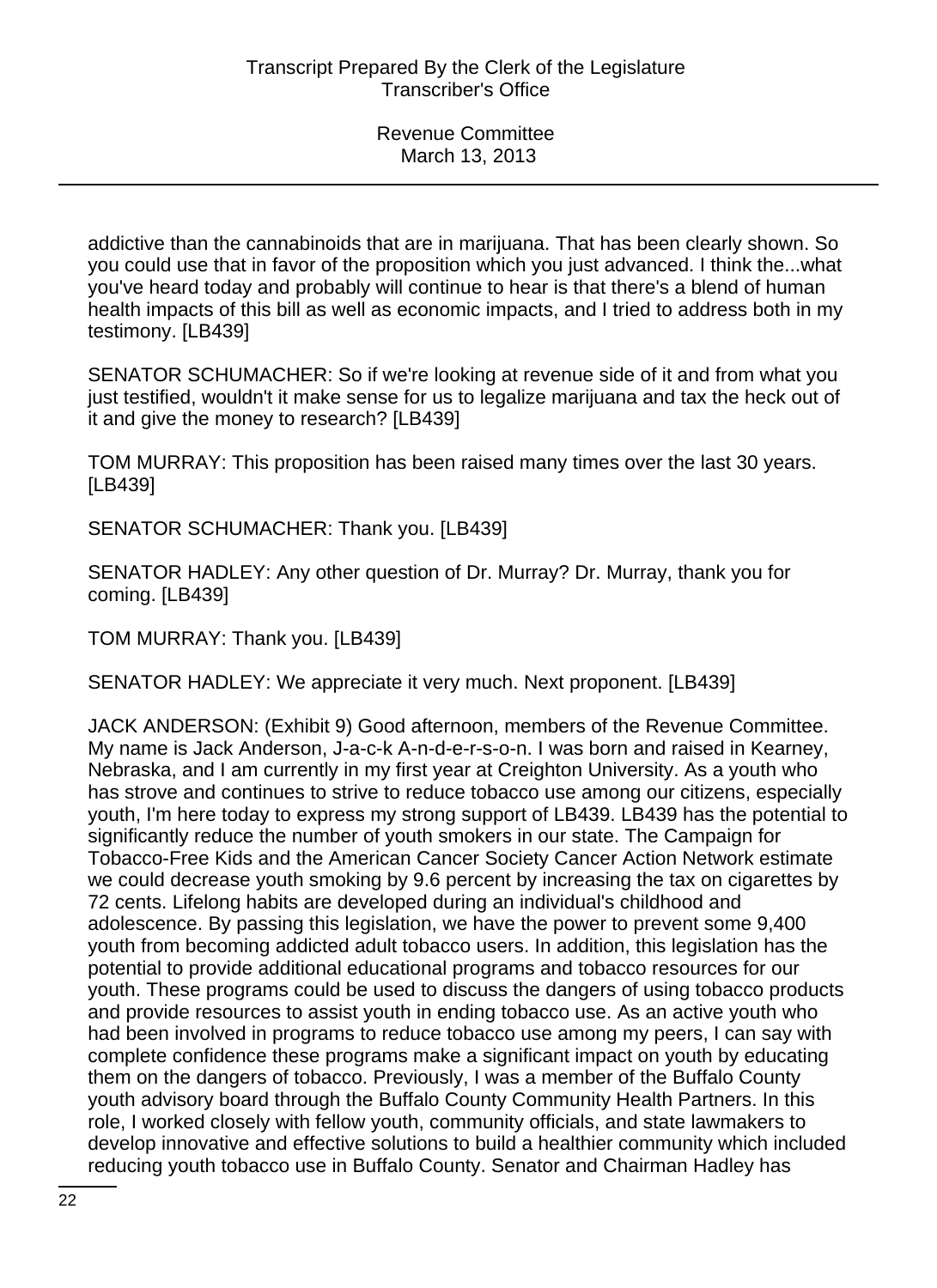addictive than the cannabinoids that are in marijuana. That has been clearly shown. So you could use that in favor of the proposition which you just advanced. I think the...what you've heard today and probably will continue to hear is that there's a blend of human health impacts of this bill as well as economic impacts, and I tried to address both in my testimony. [LB439]

SENATOR SCHUMACHER: So if we're looking at revenue side of it and from what you just testified, wouldn't it make sense for us to legalize marijuana and tax the heck out of it and give the money to research? [LB439]

TOM MURRAY: This proposition has been raised many times over the last 30 years. [LB439]

SENATOR SCHUMACHER: Thank you. [LB439]

SENATOR HADLEY: Any other question of Dr. Murray? Dr. Murray, thank you for coming. [LB439]

TOM MURRAY: Thank you. [LB439]

SENATOR HADLEY: We appreciate it very much. Next proponent. [LB439]

JACK ANDERSON: (Exhibit 9) Good afternoon, members of the Revenue Committee. My name is Jack Anderson, J-a-c-k A-n-d-e-r-s-o-n. I was born and raised in Kearney, Nebraska, and I am currently in my first year at Creighton University. As a youth who has strove and continues to strive to reduce tobacco use among our citizens, especially youth, I'm here today to express my strong support of LB439. LB439 has the potential to significantly reduce the number of youth smokers in our state. The Campaign for Tobacco-Free Kids and the American Cancer Society Cancer Action Network estimate we could decrease youth smoking by 9.6 percent by increasing the tax on cigarettes by 72 cents. Lifelong habits are developed during an individual's childhood and adolescence. By passing this legislation, we have the power to prevent some 9,400 youth from becoming addicted adult tobacco users. In addition, this legislation has the potential to provide additional educational programs and tobacco resources for our youth. These programs could be used to discuss the dangers of using tobacco products and provide resources to assist youth in ending tobacco use. As an active youth who had been involved in programs to reduce tobacco use among my peers, I can say with complete confidence these programs make a significant impact on youth by educating them on the dangers of tobacco. Previously, I was a member of the Buffalo County youth advisory board through the Buffalo County Community Health Partners. In this role, I worked closely with fellow youth, community officials, and state lawmakers to develop innovative and effective solutions to build a healthier community which included reducing youth tobacco use in Buffalo County. Senator and Chairman Hadley has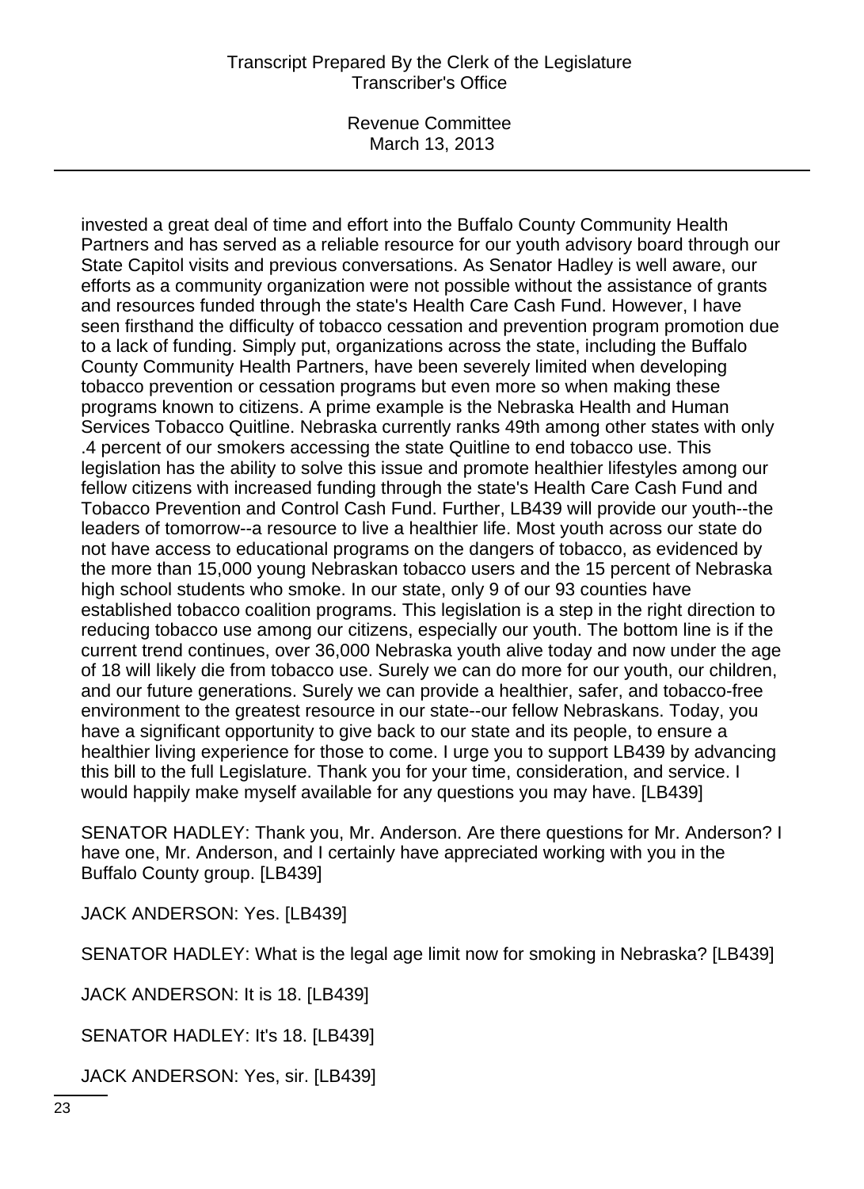invested a great deal of time and effort into the Buffalo County Community Health Partners and has served as a reliable resource for our youth advisory board through our State Capitol visits and previous conversations. As Senator Hadley is well aware, our efforts as a community organization were not possible without the assistance of grants and resources funded through the state's Health Care Cash Fund. However, I have seen firsthand the difficulty of tobacco cessation and prevention program promotion due to a lack of funding. Simply put, organizations across the state, including the Buffalo County Community Health Partners, have been severely limited when developing tobacco prevention or cessation programs but even more so when making these programs known to citizens. A prime example is the Nebraska Health and Human Services Tobacco Quitline. Nebraska currently ranks 49th among other states with only .4 percent of our smokers accessing the state Quitline to end tobacco use. This legislation has the ability to solve this issue and promote healthier lifestyles among our fellow citizens with increased funding through the state's Health Care Cash Fund and Tobacco Prevention and Control Cash Fund. Further, LB439 will provide our youth--the leaders of tomorrow--a resource to live a healthier life. Most youth across our state do not have access to educational programs on the dangers of tobacco, as evidenced by the more than 15,000 young Nebraskan tobacco users and the 15 percent of Nebraska high school students who smoke. In our state, only 9 of our 93 counties have established tobacco coalition programs. This legislation is a step in the right direction to reducing tobacco use among our citizens, especially our youth. The bottom line is if the current trend continues, over 36,000 Nebraska youth alive today and now under the age of 18 will likely die from tobacco use. Surely we can do more for our youth, our children, and our future generations. Surely we can provide a healthier, safer, and tobacco-free environment to the greatest resource in our state--our fellow Nebraskans. Today, you have a significant opportunity to give back to our state and its people, to ensure a healthier living experience for those to come. I urge you to support LB439 by advancing this bill to the full Legislature. Thank you for your time, consideration, and service. I would happily make myself available for any questions you may have. [LB439]

SENATOR HADLEY: Thank you, Mr. Anderson. Are there questions for Mr. Anderson? I have one, Mr. Anderson, and I certainly have appreciated working with you in the Buffalo County group. [LB439]

JACK ANDERSON: Yes. [LB439]

SENATOR HADLEY: What is the legal age limit now for smoking in Nebraska? [LB439]

JACK ANDERSON: It is 18. [LB439]

SENATOR HADLEY: It's 18. [LB439]

JACK ANDERSON: Yes, sir. [LB439]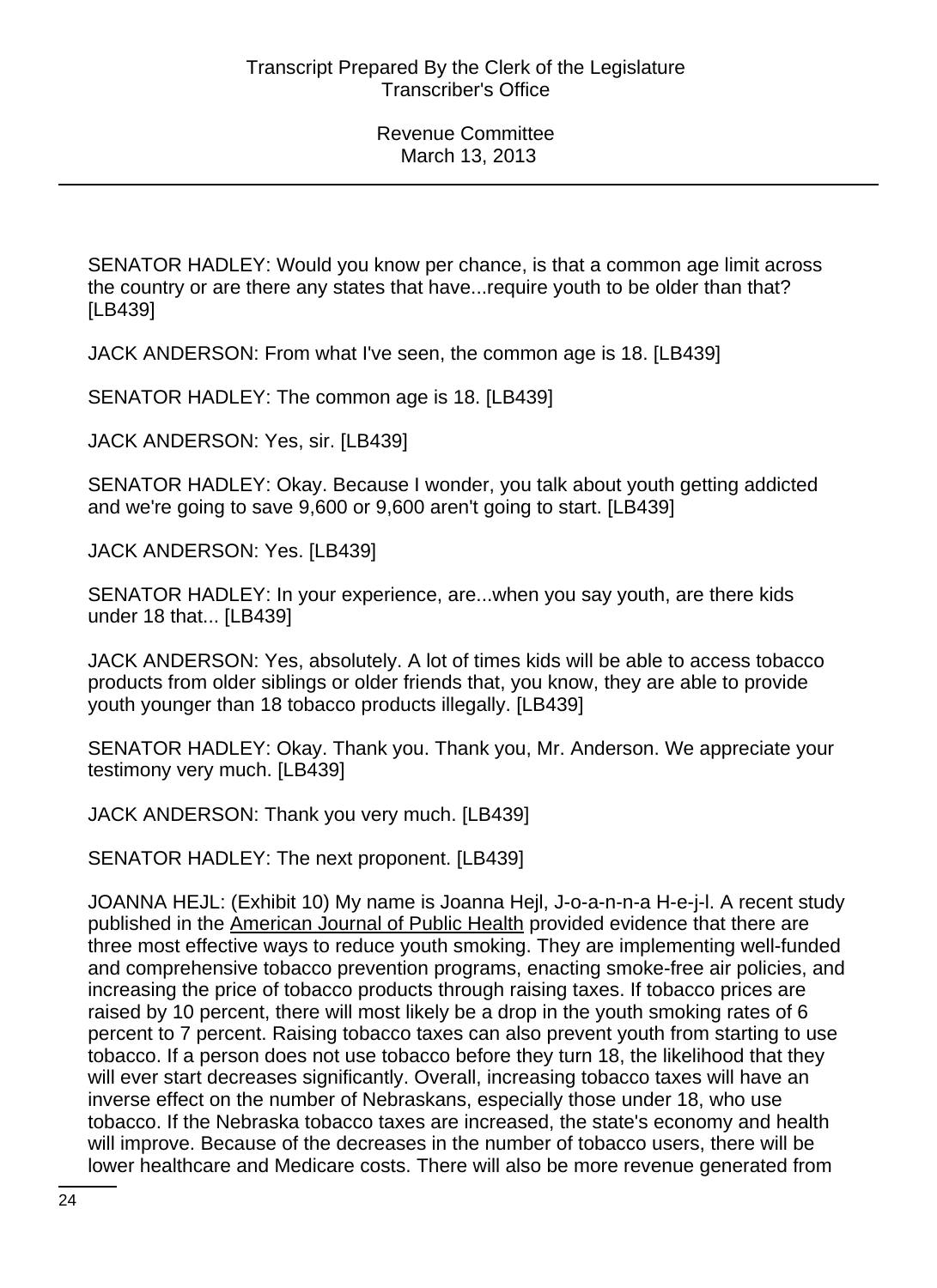SENATOR HADLEY: Would you know per chance, is that a common age limit across the country or are there any states that have...require youth to be older than that? [LB439]

JACK ANDERSON: From what I've seen, the common age is 18. [LB439]

SENATOR HADLEY: The common age is 18. [LB439]

JACK ANDERSON: Yes, sir. [LB439]

SENATOR HADLEY: Okay. Because I wonder, you talk about youth getting addicted and we're going to save 9,600 or 9,600 aren't going to start. [LB439]

JACK ANDERSON: Yes. [LB439]

SENATOR HADLEY: In your experience, are...when you say youth, are there kids under 18 that... [LB439]

JACK ANDERSON: Yes, absolutely. A lot of times kids will be able to access tobacco products from older siblings or older friends that, you know, they are able to provide youth younger than 18 tobacco products illegally. [LB439]

SENATOR HADLEY: Okay. Thank you. Thank you, Mr. Anderson. We appreciate your testimony very much. [LB439]

JACK ANDERSON: Thank you very much. [LB439]

SENATOR HADLEY: The next proponent. [LB439]

JOANNA HEJL: (Exhibit 10) My name is Joanna Hejl, J-o-a-n-n-a H-e-j-l. A recent study published in the American Journal of Public Health provided evidence that there are three most effective ways to reduce youth smoking. They are implementing well-funded and comprehensive tobacco prevention programs, enacting smoke-free air policies, and increasing the price of tobacco products through raising taxes. If tobacco prices are raised by 10 percent, there will most likely be a drop in the youth smoking rates of 6 percent to 7 percent. Raising tobacco taxes can also prevent youth from starting to use tobacco. If a person does not use tobacco before they turn 18, the likelihood that they will ever start decreases significantly. Overall, increasing tobacco taxes will have an inverse effect on the number of Nebraskans, especially those under 18, who use tobacco. If the Nebraska tobacco taxes are increased, the state's economy and health will improve. Because of the decreases in the number of tobacco users, there will be lower healthcare and Medicare costs. There will also be more revenue generated from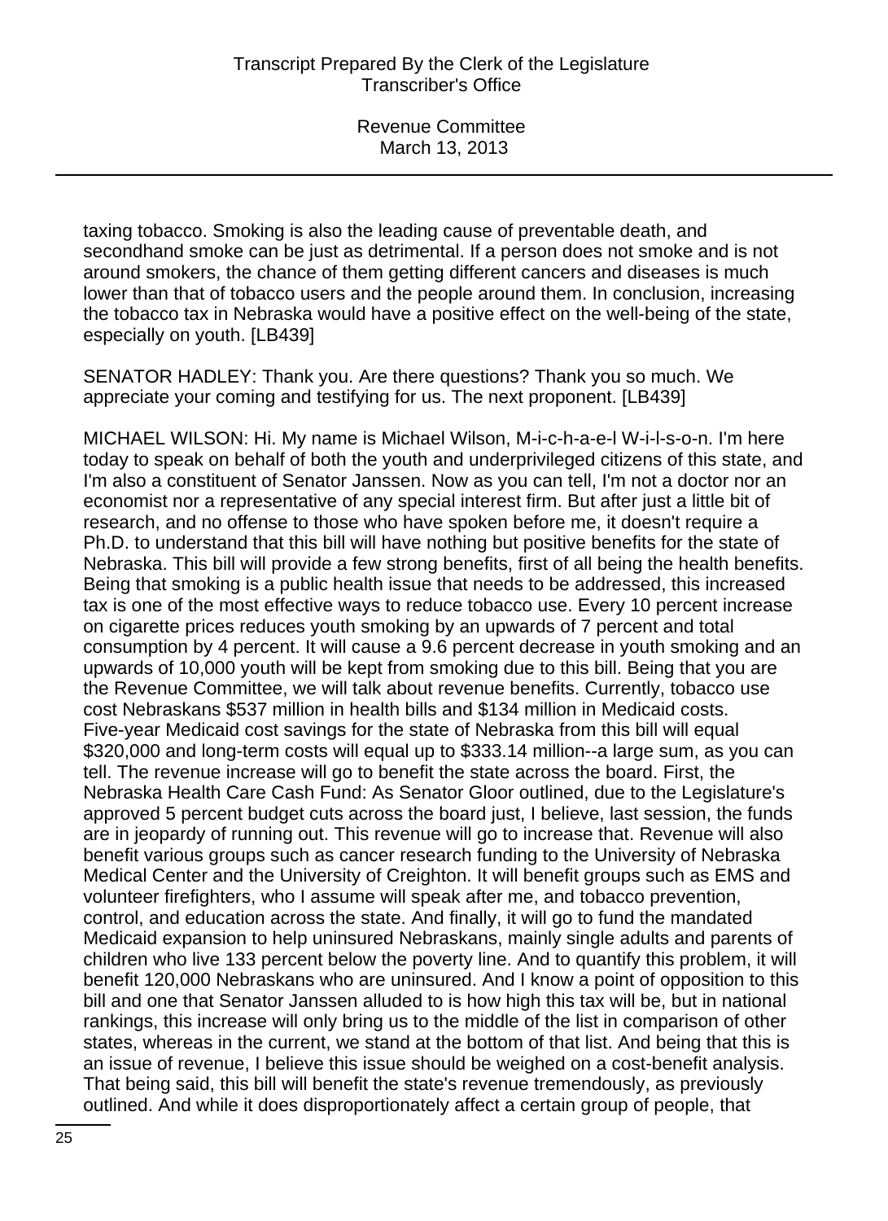taxing tobacco. Smoking is also the leading cause of preventable death, and secondhand smoke can be just as detrimental. If a person does not smoke and is not around smokers, the chance of them getting different cancers and diseases is much lower than that of tobacco users and the people around them. In conclusion, increasing the tobacco tax in Nebraska would have a positive effect on the well-being of the state, especially on youth. [LB439]

SENATOR HADLEY: Thank you. Are there questions? Thank you so much. We appreciate your coming and testifying for us. The next proponent. [LB439]

MICHAEL WILSON: Hi. My name is Michael Wilson, M-i-c-h-a-e-l W-i-l-s-o-n. I'm here today to speak on behalf of both the youth and underprivileged citizens of this state, and I'm also a constituent of Senator Janssen. Now as you can tell, I'm not a doctor nor an economist nor a representative of any special interest firm. But after just a little bit of research, and no offense to those who have spoken before me, it doesn't require a Ph.D. to understand that this bill will have nothing but positive benefits for the state of Nebraska. This bill will provide a few strong benefits, first of all being the health benefits. Being that smoking is a public health issue that needs to be addressed, this increased tax is one of the most effective ways to reduce tobacco use. Every 10 percent increase on cigarette prices reduces youth smoking by an upwards of 7 percent and total consumption by 4 percent. It will cause a 9.6 percent decrease in youth smoking and an upwards of 10,000 youth will be kept from smoking due to this bill. Being that you are the Revenue Committee, we will talk about revenue benefits. Currently, tobacco use cost Nebraskans $537 million in health bills and $134 million in Medicaid costs. Five-year Medicaid cost savings for the state of Nebraska from this bill will equal $320,000 and long-term costs will equal up to $333.14 million--a large sum, as you can tell. The revenue increase will go to benefit the state across the board. First, the Nebraska Health Care Cash Fund: As Senator Gloor outlined, due to the Legislature's approved 5 percent budget cuts across the board just, I believe, last session, the funds are in jeopardy of running out. This revenue will go to increase that. Revenue will also benefit various groups such as cancer research funding to the University of Nebraska Medical Center and the University of Creighton. It will benefit groups such as EMS and volunteer firefighters, who I assume will speak after me, and tobacco prevention, control, and education across the state. And finally, it will go to fund the mandated Medicaid expansion to help uninsured Nebraskans, mainly single adults and parents of children who live 133 percent below the poverty line. And to quantify this problem, it will benefit 120,000 Nebraskans who are uninsured. And I know a point of opposition to this bill and one that Senator Janssen alluded to is how high this tax will be, but in national rankings, this increase will only bring us to the middle of the list in comparison of other states, whereas in the current, we stand at the bottom of that list. And being that this is an issue of revenue, I believe this issue should be weighed on a cost-benefit analysis. That being said, this bill will benefit the state's revenue tremendously, as previously outlined. And while it does disproportionately affect a certain group of people, that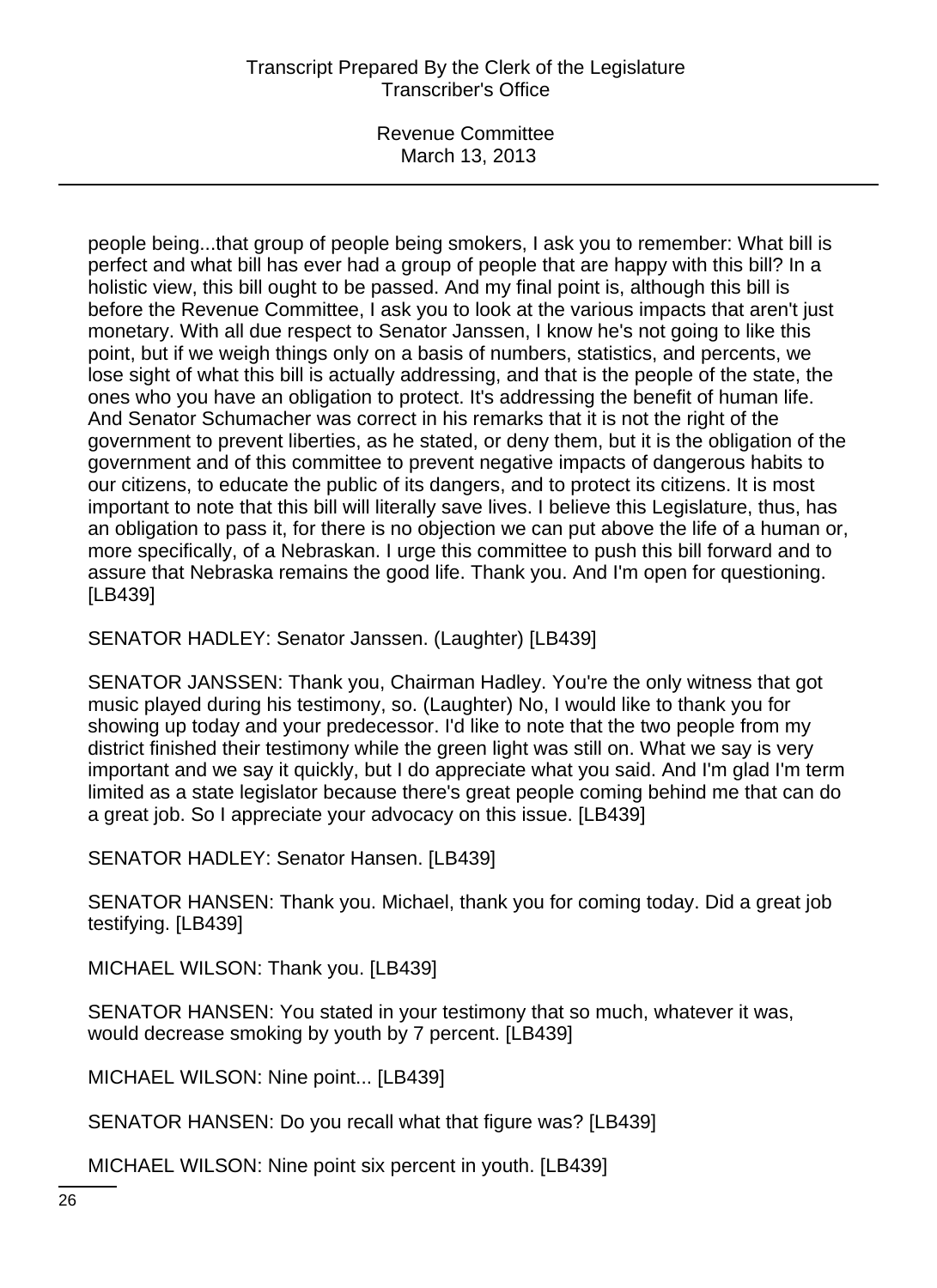people being...that group of people being smokers, I ask you to remember: What bill is perfect and what bill has ever had a group of people that are happy with this bill? In a holistic view, this bill ought to be passed. And my final point is, although this bill is before the Revenue Committee, I ask you to look at the various impacts that aren't just monetary. With all due respect to Senator Janssen, I know he's not going to like this point, but if we weigh things only on a basis of numbers, statistics, and percents, we lose sight of what this bill is actually addressing, and that is the people of the state, the ones who you have an obligation to protect. It's addressing the benefit of human life. And Senator Schumacher was correct in his remarks that it is not the right of the government to prevent liberties, as he stated, or deny them, but it is the obligation of the government and of this committee to prevent negative impacts of dangerous habits to our citizens, to educate the public of its dangers, and to protect its citizens. It is most important to note that this bill will literally save lives. I believe this Legislature, thus, has an obligation to pass it, for there is no objection we can put above the life of a human or, more specifically, of a Nebraskan. I urge this committee to push this bill forward and to assure that Nebraska remains the good life. Thank you. And I'm open for questioning. [LB439]

SENATOR HADLEY: Senator Janssen. (Laughter) [LB439]

SENATOR JANSSEN: Thank you, Chairman Hadley. You're the only witness that got music played during his testimony, so. (Laughter) No, I would like to thank you for showing up today and your predecessor. I'd like to note that the two people from my district finished their testimony while the green light was still on. What we say is very important and we say it quickly, but I do appreciate what you said. And I'm glad I'm term limited as a state legislator because there's great people coming behind me that can do a great job. So I appreciate your advocacy on this issue. [LB439]

SENATOR HADLEY: Senator Hansen. [LB439]

SENATOR HANSEN: Thank you. Michael, thank you for coming today. Did a great job testifying. [LB439]

MICHAEL WILSON: Thank you. [LB439]

SENATOR HANSEN: You stated in your testimony that so much, whatever it was, would decrease smoking by youth by 7 percent. [LB439]

MICHAEL WILSON: Nine point... [LB439]

SENATOR HANSEN: Do you recall what that figure was? [LB439]

MICHAEL WILSON: Nine point six percent in youth. [LB439]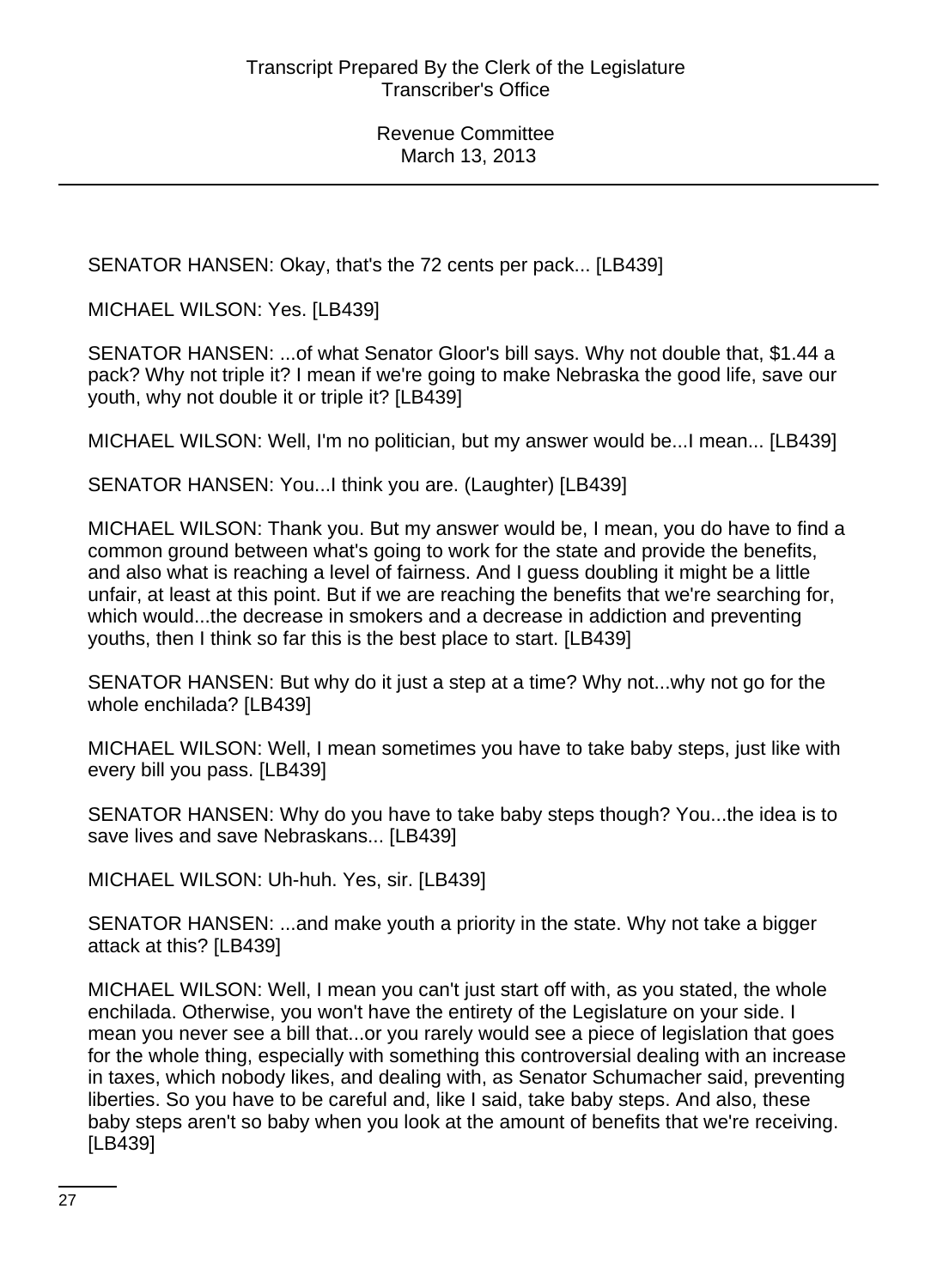SENATOR HANSEN: Okay, that's the 72 cents per pack... [LB439]

MICHAEL WILSON: Yes. [LB439]

SENATOR HANSEN: ...of what Senator Gloor's bill says. Why not double that, $1.44 a pack? Why not triple it? I mean if we're going to make Nebraska the good life, save our youth, why not double it or triple it? [LB439]

MICHAEL WILSON: Well, I'm no politician, but my answer would be...I mean... [LB439]

SENATOR HANSEN: You...I think you are. (Laughter) [LB439]

MICHAEL WILSON: Thank you. But my answer would be, I mean, you do have to find a common ground between what's going to work for the state and provide the benefits, and also what is reaching a level of fairness. And I guess doubling it might be a little unfair, at least at this point. But if we are reaching the benefits that we're searching for, which would...the decrease in smokers and a decrease in addiction and preventing youths, then I think so far this is the best place to start. [LB439]

SENATOR HANSEN: But why do it just a step at a time? Why not...why not go for the whole enchilada? [LB439]

MICHAEL WILSON: Well, I mean sometimes you have to take baby steps, just like with every bill you pass. [LB439]

SENATOR HANSEN: Why do you have to take baby steps though? You...the idea is to save lives and save Nebraskans... [LB439]

MICHAEL WILSON: Uh-huh. Yes, sir. [LB439]

SENATOR HANSEN: ...and make youth a priority in the state. Why not take a bigger attack at this? [LB439]

MICHAEL WILSON: Well, I mean you can't just start off with, as you stated, the whole enchilada. Otherwise, you won't have the entirety of the Legislature on your side. I mean you never see a bill that...or you rarely would see a piece of legislation that goes for the whole thing, especially with something this controversial dealing with an increase in taxes, which nobody likes, and dealing with, as Senator Schumacher said, preventing liberties. So you have to be careful and, like I said, take baby steps. And also, these baby steps aren't so baby when you look at the amount of benefits that we're receiving. [LB439]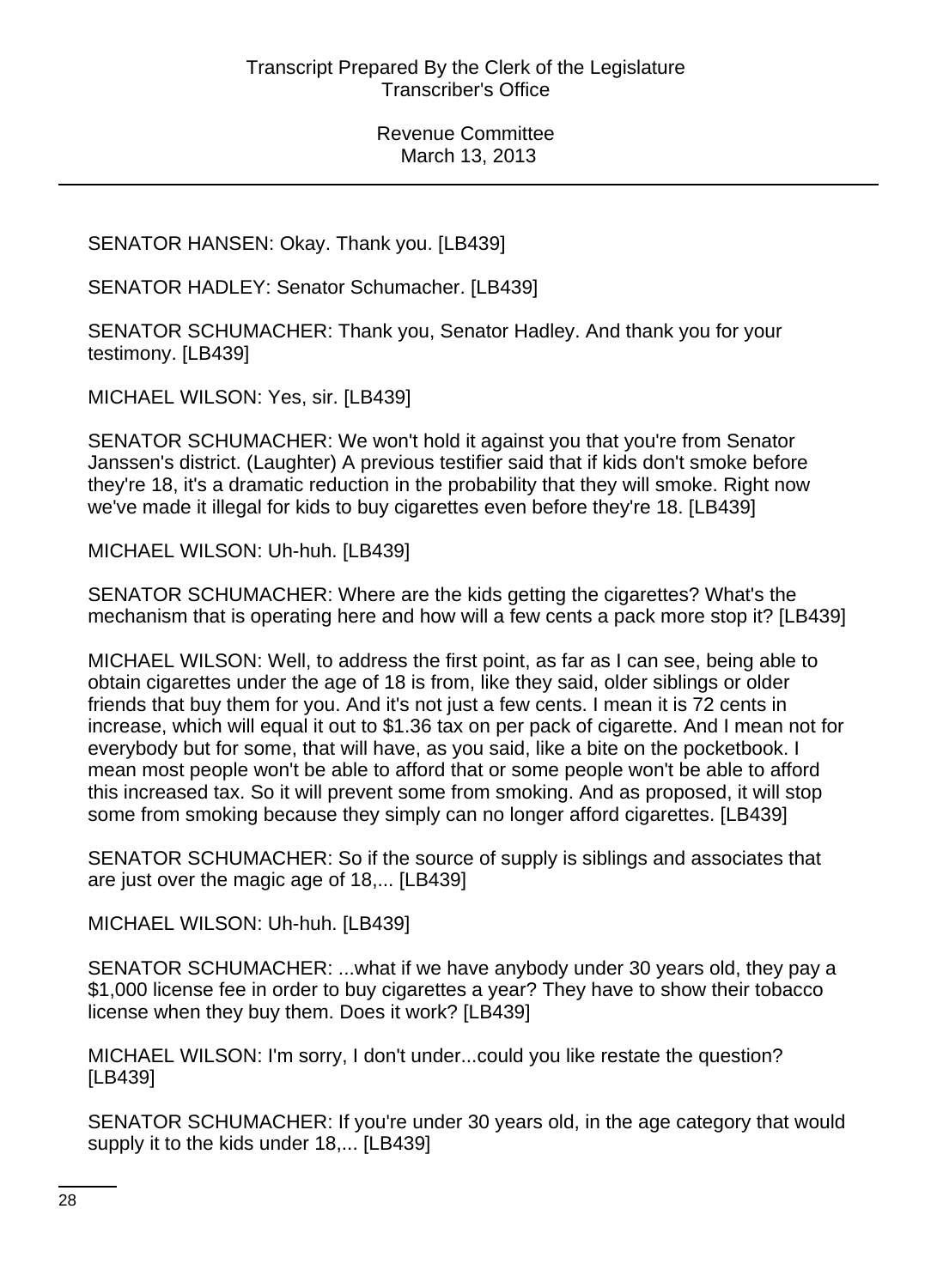SENATOR HANSEN: Okay. Thank you. [LB439]

SENATOR HADLEY: Senator Schumacher. [LB439]

SENATOR SCHUMACHER: Thank you, Senator Hadley. And thank you for your testimony. [LB439]

MICHAEL WILSON: Yes, sir. [LB439]

SENATOR SCHUMACHER: We won't hold it against you that you're from Senator Janssen's district. (Laughter) A previous testifier said that if kids don't smoke before they're 18, it's a dramatic reduction in the probability that they will smoke. Right now we've made it illegal for kids to buy cigarettes even before they're 18. [LB439]

MICHAEL WILSON: Uh-huh. [LB439]

SENATOR SCHUMACHER: Where are the kids getting the cigarettes? What's the mechanism that is operating here and how will a few cents a pack more stop it? [LB439]

MICHAEL WILSON: Well, to address the first point, as far as I can see, being able to obtain cigarettes under the age of 18 is from, like they said, older siblings or older friends that buy them for you. And it's not just a few cents. I mean it is 72 cents in increase, which will equal it out to $1.36 tax on per pack of cigarette. And I mean not for everybody but for some, that will have, as you said, like a bite on the pocketbook. I mean most people won't be able to afford that or some people won't be able to afford this increased tax. So it will prevent some from smoking. And as proposed, it will stop some from smoking because they simply can no longer afford cigarettes. [LB439]

SENATOR SCHUMACHER: So if the source of supply is siblings and associates that are just over the magic age of 18,... [LB439]

MICHAEL WILSON: Uh-huh. [LB439]

SENATOR SCHUMACHER: ...what if we have anybody under 30 years old, they pay a $1,000 license fee in order to buy cigarettes a year? They have to show their tobacco license when they buy them. Does it work? [LB439]

MICHAEL WILSON: I'm sorry, I don't under...could you like restate the question? [LB439]

SENATOR SCHUMACHER: If you're under 30 years old, in the age category that would supply it to the kids under 18,... [LB439]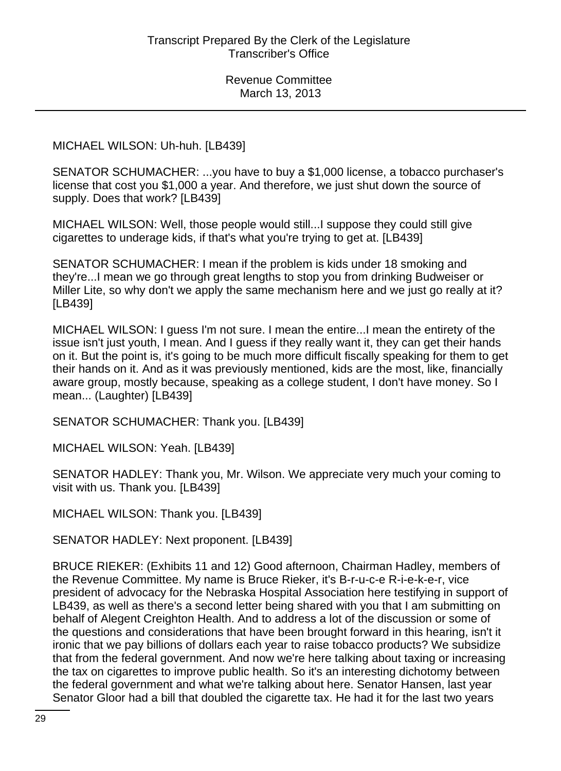MICHAEL WILSON: Uh-huh. [LB439]

SENATOR SCHUMACHER: ...you have to buy a $1,000 license, a tobacco purchaser's license that cost you $1,000 a year. And therefore, we just shut down the source of supply. Does that work? [LB439]

MICHAEL WILSON: Well, those people would still...I suppose they could still give cigarettes to underage kids, if that's what you're trying to get at. [LB439]

SENATOR SCHUMACHER: I mean if the problem is kids under 18 smoking and they're...I mean we go through great lengths to stop you from drinking Budweiser or Miller Lite, so why don't we apply the same mechanism here and we just go really at it? [LB439]

MICHAEL WILSON: I guess I'm not sure. I mean the entire...I mean the entirety of the issue isn't just youth, I mean. And I guess if they really want it, they can get their hands on it. But the point is, it's going to be much more difficult fiscally speaking for them to get their hands on it. And as it was previously mentioned, kids are the most, like, financially aware group, mostly because, speaking as a college student, I don't have money. So I mean... (Laughter) [LB439]

SENATOR SCHUMACHER: Thank you. [LB439]

MICHAEL WILSON: Yeah. [LB439]

SENATOR HADLEY: Thank you, Mr. Wilson. We appreciate very much your coming to visit with us. Thank you. [LB439]

MICHAEL WILSON: Thank you. [LB439]

SENATOR HADLEY: Next proponent. [LB439]

BRUCE RIEKER: (Exhibits 11 and 12) Good afternoon, Chairman Hadley, members of the Revenue Committee. My name is Bruce Rieker, it's B-r-u-c-e R-i-e-k-e-r, vice president of advocacy for the Nebraska Hospital Association here testifying in support of LB439, as well as there's a second letter being shared with you that I am submitting on behalf of Alegent Creighton Health. And to address a lot of the discussion or some of the questions and considerations that have been brought forward in this hearing, isn't it ironic that we pay billions of dollars each year to raise tobacco products? We subsidize that from the federal government. And now we're here talking about taxing or increasing the tax on cigarettes to improve public health. So it's an interesting dichotomy between the federal government and what we're talking about here. Senator Hansen, last year Senator Gloor had a bill that doubled the cigarette tax. He had it for the last two years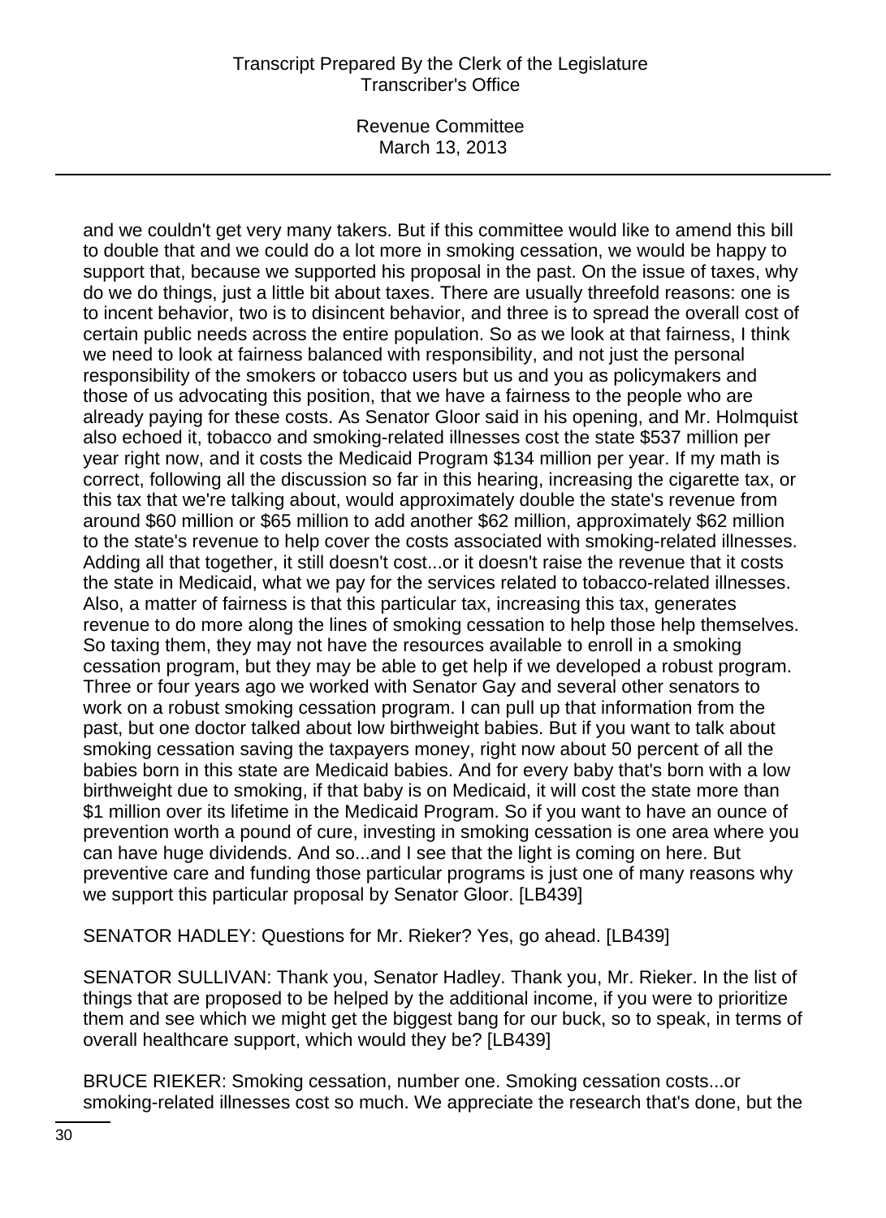and we couldn't get very many takers. But if this committee would like to amend this bill to double that and we could do a lot more in smoking cessation, we would be happy to support that, because we supported his proposal in the past. On the issue of taxes, why do we do things, just a little bit about taxes. There are usually threefold reasons: one is to incent behavior, two is to disincent behavior, and three is to spread the overall cost of certain public needs across the entire population. So as we look at that fairness, I think we need to look at fairness balanced with responsibility, and not just the personal responsibility of the smokers or tobacco users but us and you as policymakers and those of us advocating this position, that we have a fairness to the people who are already paying for these costs. As Senator Gloor said in his opening, and Mr. Holmquist also echoed it, tobacco and smoking-related illnesses cost the state $537 million per year right now, and it costs the Medicaid Program $134 million per year. If my math is correct, following all the discussion so far in this hearing, increasing the cigarette tax, or this tax that we're talking about, would approximately double the state's revenue from around $60 million or $65 million to add another $62 million, approximately $62 million to the state's revenue to help cover the costs associated with smoking-related illnesses. Adding all that together, it still doesn't cost...or it doesn't raise the revenue that it costs the state in Medicaid, what we pay for the services related to tobacco-related illnesses. Also, a matter of fairness is that this particular tax, increasing this tax, generates revenue to do more along the lines of smoking cessation to help those help themselves. So taxing them, they may not have the resources available to enroll in a smoking cessation program, but they may be able to get help if we developed a robust program. Three or four years ago we worked with Senator Gay and several other senators to work on a robust smoking cessation program. I can pull up that information from the past, but one doctor talked about low birthweight babies. But if you want to talk about smoking cessation saving the taxpayers money, right now about 50 percent of all the babies born in this state are Medicaid babies. And for every baby that's born with a low birthweight due to smoking, if that baby is on Medicaid, it will cost the state more than $1 million over its lifetime in the Medicaid Program. So if you want to have an ounce of prevention worth a pound of cure, investing in smoking cessation is one area where you can have huge dividends. And so...and I see that the light is coming on here. But preventive care and funding those particular programs is just one of many reasons why we support this particular proposal by Senator Gloor. [LB439]

SENATOR HADLEY: Questions for Mr. Rieker? Yes, go ahead. [LB439]

SENATOR SULLIVAN: Thank you, Senator Hadley. Thank you, Mr. Rieker. In the list of things that are proposed to be helped by the additional income, if you were to prioritize them and see which we might get the biggest bang for our buck, so to speak, in terms of overall healthcare support, which would they be? [LB439]

BRUCE RIEKER: Smoking cessation, number one. Smoking cessation costs...or smoking-related illnesses cost so much. We appreciate the research that's done, but the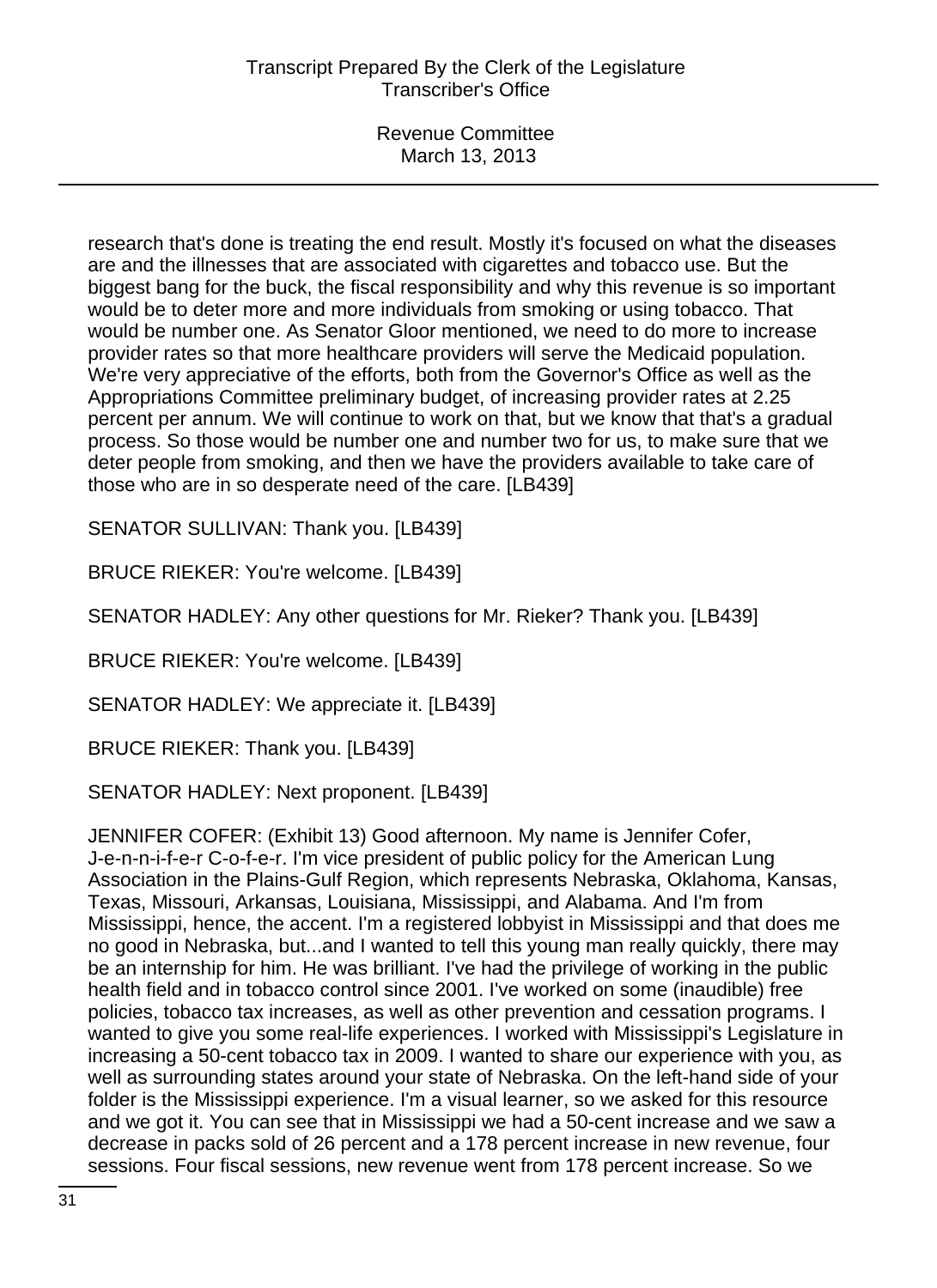research that's done is treating the end result. Mostly it's focused on what the diseases are and the illnesses that are associated with cigarettes and tobacco use. But the biggest bang for the buck, the fiscal responsibility and why this revenue is so important would be to deter more and more individuals from smoking or using tobacco. That would be number one. As Senator Gloor mentioned, we need to do more to increase provider rates so that more healthcare providers will serve the Medicaid population. We're very appreciative of the efforts, both from the Governor's Office as well as the Appropriations Committee preliminary budget, of increasing provider rates at 2.25 percent per annum. We will continue to work on that, but we know that that's a gradual process. So those would be number one and number two for us, to make sure that we deter people from smoking, and then we have the providers available to take care of those who are in so desperate need of the care. [LB439]

SENATOR SULLIVAN: Thank you. [LB439]

BRUCE RIEKER: You're welcome. [LB439]

SENATOR HADLEY: Any other questions for Mr. Rieker? Thank you. [LB439]

BRUCE RIEKER: You're welcome. [LB439]

SENATOR HADLEY: We appreciate it. [LB439]

BRUCE RIEKER: Thank you. [LB439]

SENATOR HADLEY: Next proponent. [LB439]

JENNIFER COFER: (Exhibit 13) Good afternoon. My name is Jennifer Cofer, J-e-n-n-i-f-e-r C-o-f-e-r. I'm vice president of public policy for the American Lung Association in the Plains-Gulf Region, which represents Nebraska, Oklahoma, Kansas, Texas, Missouri, Arkansas, Louisiana, Mississippi, and Alabama. And I'm from Mississippi, hence, the accent. I'm a registered lobbyist in Mississippi and that does me no good in Nebraska, but...and I wanted to tell this young man really quickly, there may be an internship for him. He was brilliant. I've had the privilege of working in the public health field and in tobacco control since 2001. I've worked on some (inaudible) free policies, tobacco tax increases, as well as other prevention and cessation programs. I wanted to give you some real-life experiences. I worked with Mississippi's Legislature in increasing a 50-cent tobacco tax in 2009. I wanted to share our experience with you, as well as surrounding states around your state of Nebraska. On the left-hand side of your folder is the Mississippi experience. I'm a visual learner, so we asked for this resource and we got it. You can see that in Mississippi we had a 50-cent increase and we saw a decrease in packs sold of 26 percent and a 178 percent increase in new revenue, four sessions. Four fiscal sessions, new revenue went from 178 percent increase. So we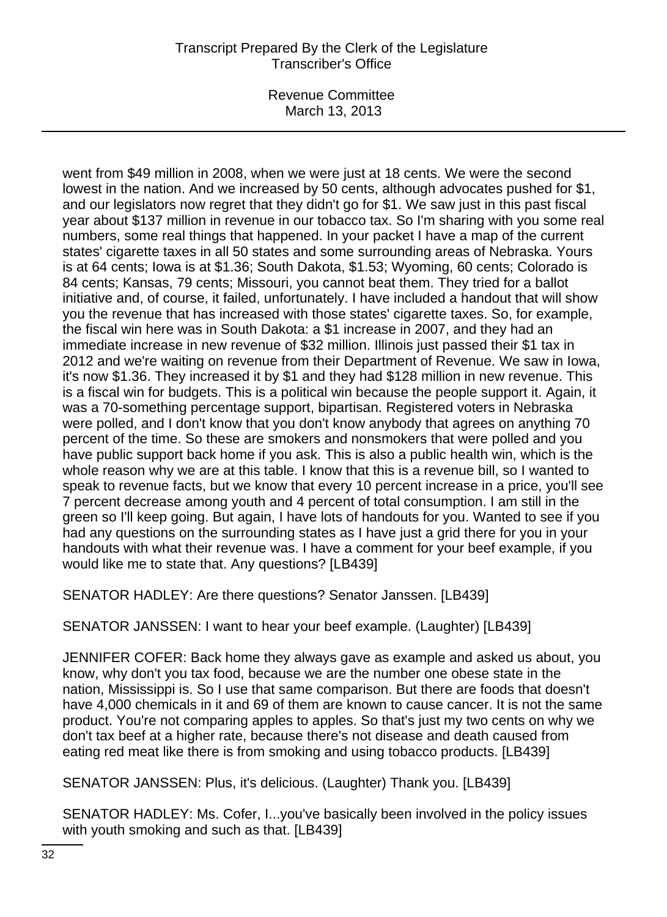went from $49 million in 2008, when we were just at 18 cents. We were the second lowest in the nation. And we increased by 50 cents, although advocates pushed for $1, and our legislators now regret that they didn't go for $1. We saw just in this past fiscal year about $137 million in revenue in our tobacco tax. So I'm sharing with you some real numbers, some real things that happened. In your packet I have a map of the current states' cigarette taxes in all 50 states and some surrounding areas of Nebraska. Yours is at 64 cents; Iowa is at $1.36; South Dakota, $1.53; Wyoming, 60 cents; Colorado is 84 cents; Kansas, 79 cents; Missouri, you cannot beat them. They tried for a ballot initiative and, of course, it failed, unfortunately. I have included a handout that will show you the revenue that has increased with those states' cigarette taxes. So, for example, the fiscal win here was in South Dakota: a $1 increase in 2007, and they had an immediate increase in new revenue of $32 million. Illinois just passed their $1 tax in 2012 and we're waiting on revenue from their Department of Revenue. We saw in Iowa, it's now $1.36. They increased it by $1 and they had $128 million in new revenue. This is a fiscal win for budgets. This is a political win because the people support it. Again, it was a 70-something percentage support, bipartisan. Registered voters in Nebraska were polled, and I don't know that you don't know anybody that agrees on anything 70 percent of the time. So these are smokers and nonsmokers that were polled and you have public support back home if you ask. This is also a public health win, which is the whole reason why we are at this table. I know that this is a revenue bill, so I wanted to speak to revenue facts, but we know that every 10 percent increase in a price, you'll see 7 percent decrease among youth and 4 percent of total consumption. I am still in the green so I'll keep going. But again, I have lots of handouts for you. Wanted to see if you had any questions on the surrounding states as I have just a grid there for you in your handouts with what their revenue was. I have a comment for your beef example, if you would like me to state that. Any questions? [LB439]

SENATOR HADLEY: Are there questions? Senator Janssen. [LB439]

SENATOR JANSSEN: I want to hear your beef example. (Laughter) [LB439]

JENNIFER COFER: Back home they always gave as example and asked us about, you know, why don't you tax food, because we are the number one obese state in the nation, Mississippi is. So I use that same comparison. But there are foods that doesn't have 4,000 chemicals in it and 69 of them are known to cause cancer. It is not the same product. You're not comparing apples to apples. So that's just my two cents on why we don't tax beef at a higher rate, because there's not disease and death caused from eating red meat like there is from smoking and using tobacco products. [LB439]

SENATOR JANSSEN: Plus, it's delicious. (Laughter) Thank you. [LB439]

SENATOR HADLEY: Ms. Cofer, I...you've basically been involved in the policy issues with youth smoking and such as that. [LB439]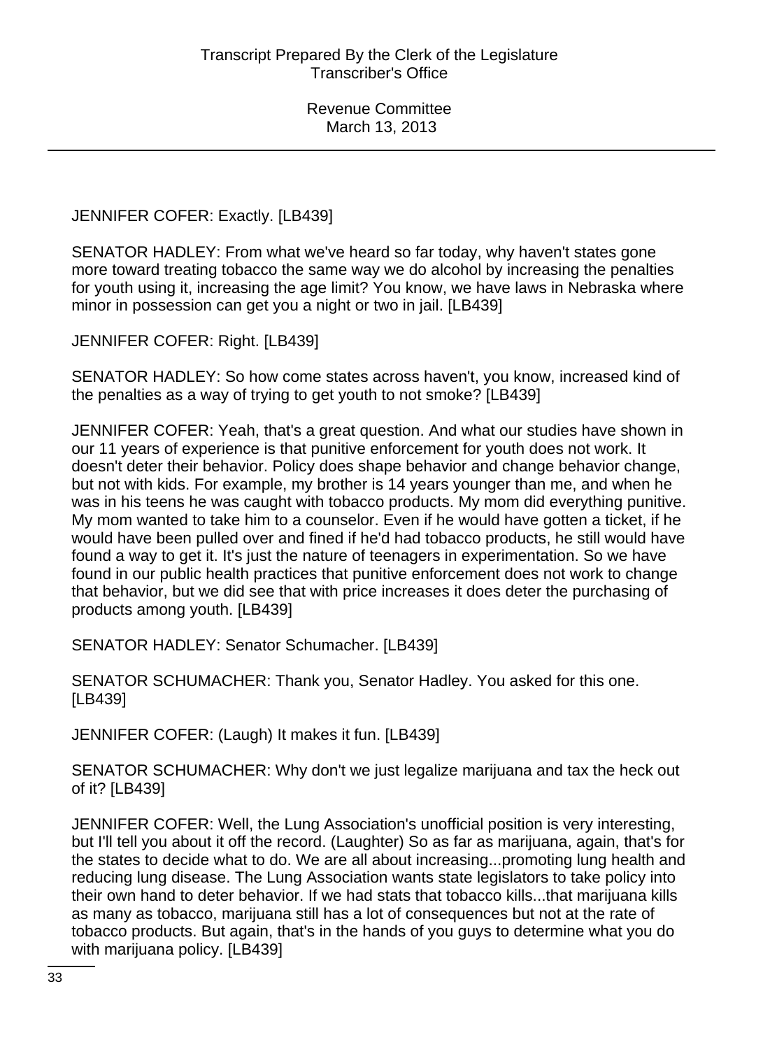JENNIFER COFER: Exactly. [LB439]

SENATOR HADLEY: From what we've heard so far today, why haven't states gone more toward treating tobacco the same way we do alcohol by increasing the penalties for youth using it, increasing the age limit? You know, we have laws in Nebraska where minor in possession can get you a night or two in jail. [LB439]

JENNIFER COFER: Right. [LB439]

SENATOR HADLEY: So how come states across haven't, you know, increased kind of the penalties as a way of trying to get youth to not smoke? [LB439]

JENNIFER COFER: Yeah, that's a great question. And what our studies have shown in our 11 years of experience is that punitive enforcement for youth does not work. It doesn't deter their behavior. Policy does shape behavior and change behavior change, but not with kids. For example, my brother is 14 years younger than me, and when he was in his teens he was caught with tobacco products. My mom did everything punitive. My mom wanted to take him to a counselor. Even if he would have gotten a ticket, if he would have been pulled over and fined if he'd had tobacco products, he still would have found a way to get it. It's just the nature of teenagers in experimentation. So we have found in our public health practices that punitive enforcement does not work to change that behavior, but we did see that with price increases it does deter the purchasing of products among youth. [LB439]

SENATOR HADLEY: Senator Schumacher. [LB439]

SENATOR SCHUMACHER: Thank you, Senator Hadley. You asked for this one. [LB439]

JENNIFER COFER: (Laugh) It makes it fun. [LB439]

SENATOR SCHUMACHER: Why don't we just legalize marijuana and tax the heck out of it? [LB439]

JENNIFER COFER: Well, the Lung Association's unofficial position is very interesting, but I'll tell you about it off the record. (Laughter) So as far as marijuana, again, that's for the states to decide what to do. We are all about increasing...promoting lung health and reducing lung disease. The Lung Association wants state legislators to take policy into their own hand to deter behavior. If we had stats that tobacco kills...that marijuana kills as many as tobacco, marijuana still has a lot of consequences but not at the rate of tobacco products. But again, that's in the hands of you guys to determine what you do with marijuana policy. [LB439]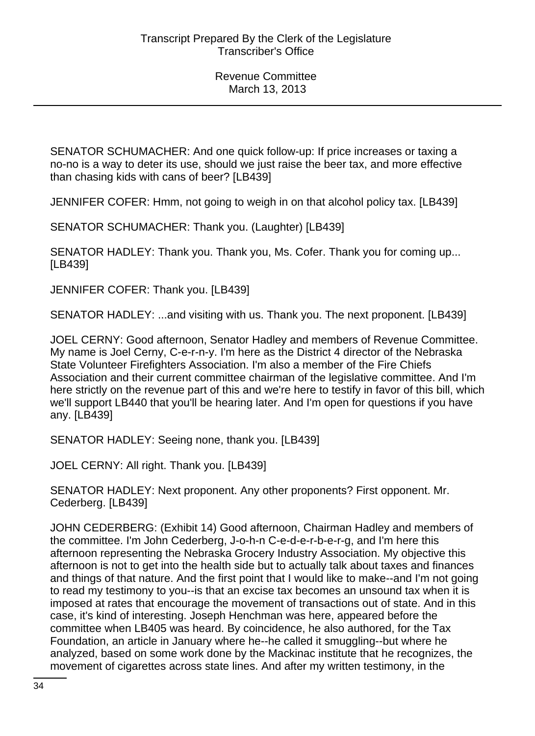SENATOR SCHUMACHER: And one quick follow-up: If price increases or taxing a no-no is a way to deter its use, should we just raise the beer tax, and more effective than chasing kids with cans of beer? [LB439]

JENNIFER COFER: Hmm, not going to weigh in on that alcohol policy tax. [LB439]

SENATOR SCHUMACHER: Thank you. (Laughter) [LB439]

SENATOR HADLEY: Thank you. Thank you, Ms. Cofer. Thank you for coming up... [LB439]

JENNIFER COFER: Thank you. [LB439]

SENATOR HADLEY: ...and visiting with us. Thank you. The next proponent. [LB439]

JOEL CERNY: Good afternoon, Senator Hadley and members of Revenue Committee. My name is Joel Cerny, C-e-r-n-y. I'm here as the District 4 director of the Nebraska State Volunteer Firefighters Association. I'm also a member of the Fire Chiefs Association and their current committee chairman of the legislative committee. And I'm here strictly on the revenue part of this and we're here to testify in favor of this bill, which we'll support LB440 that you'll be hearing later. And I'm open for questions if you have any. [LB439]

SENATOR HADLEY: Seeing none, thank you. [LB439]

JOEL CERNY: All right. Thank you. [LB439]

SENATOR HADLEY: Next proponent. Any other proponents? First opponent. Mr. Cederberg. [LB439]

JOHN CEDERBERG: (Exhibit 14) Good afternoon, Chairman Hadley and members of the committee. I'm John Cederberg, J-o-h-n C-e-d-e-r-b-e-r-g, and I'm here this afternoon representing the Nebraska Grocery Industry Association. My objective this afternoon is not to get into the health side but to actually talk about taxes and finances and things of that nature. And the first point that I would like to make--and I'm not going to read my testimony to you--is that an excise tax becomes an unsound tax when it is imposed at rates that encourage the movement of transactions out of state. And in this case, it's kind of interesting. Joseph Henchman was here, appeared before the committee when LB405 was heard. By coincidence, he also authored, for the Tax Foundation, an article in January where he--he called it smuggling--but where he analyzed, based on some work done by the Mackinac institute that he recognizes, the movement of cigarettes across state lines. And after my written testimony, in the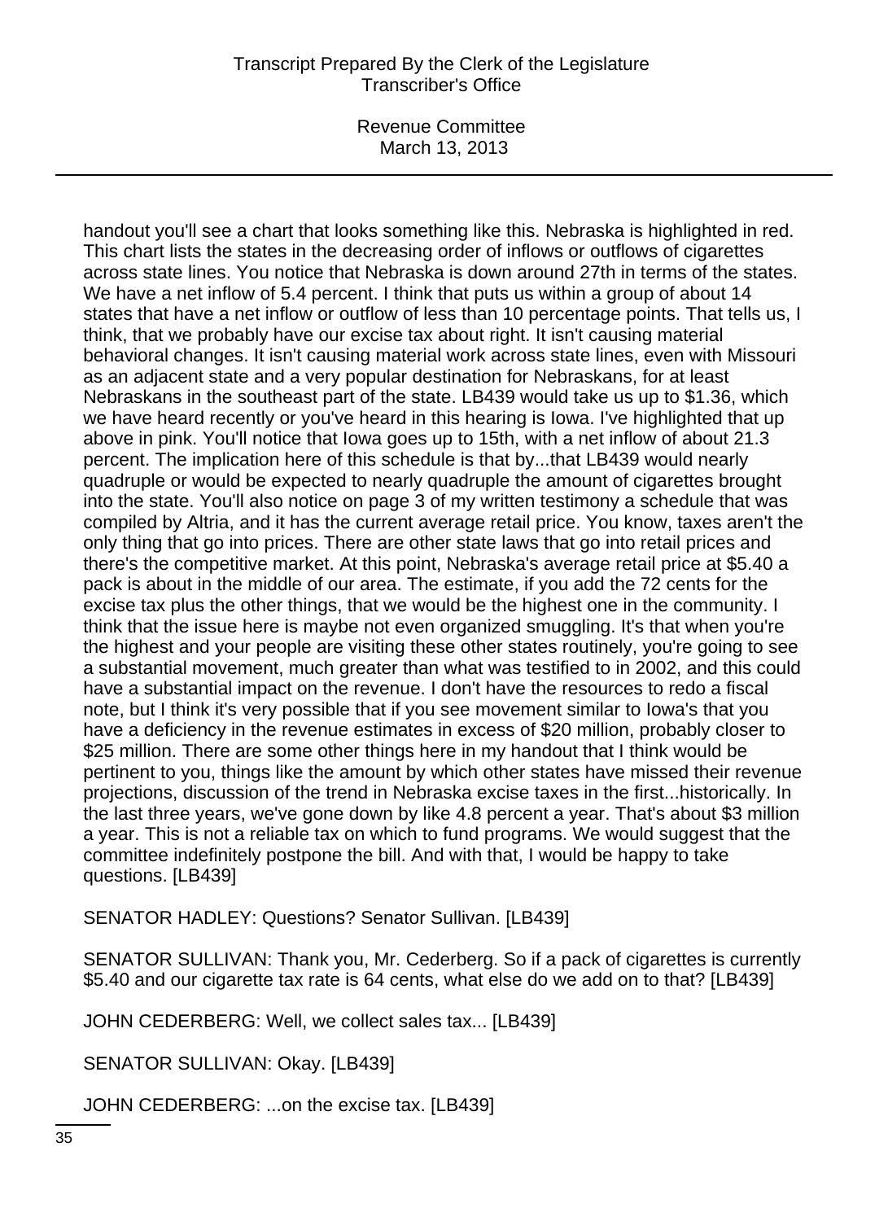handout you'll see a chart that looks something like this. Nebraska is highlighted in red. This chart lists the states in the decreasing order of inflows or outflows of cigarettes across state lines. You notice that Nebraska is down around 27th in terms of the states. We have a net inflow of 5.4 percent. I think that puts us within a group of about 14 states that have a net inflow or outflow of less than 10 percentage points. That tells us, I think, that we probably have our excise tax about right. It isn't causing material behavioral changes. It isn't causing material work across state lines, even with Missouri as an adjacent state and a very popular destination for Nebraskans, for at least Nebraskans in the southeast part of the state. LB439 would take us up to $1.36, which we have heard recently or you've heard in this hearing is Iowa. I've highlighted that up above in pink. You'll notice that Iowa goes up to 15th, with a net inflow of about 21.3 percent. The implication here of this schedule is that by...that LB439 would nearly quadruple or would be expected to nearly quadruple the amount of cigarettes brought into the state. You'll also notice on page 3 of my written testimony a schedule that was compiled by Altria, and it has the current average retail price. You know, taxes aren't the only thing that go into prices. There are other state laws that go into retail prices and there's the competitive market. At this point, Nebraska's average retail price at $5.40 a pack is about in the middle of our area. The estimate, if you add the 72 cents for the excise tax plus the other things, that we would be the highest one in the community. I think that the issue here is maybe not even organized smuggling. It's that when you're the highest and your people are visiting these other states routinely, you're going to see a substantial movement, much greater than what was testified to in 2002, and this could have a substantial impact on the revenue. I don't have the resources to redo a fiscal note, but I think it's very possible that if you see movement similar to Iowa's that you have a deficiency in the revenue estimates in excess of $20 million, probably closer to $25 million. There are some other things here in my handout that I think would be pertinent to you, things like the amount by which other states have missed their revenue projections, discussion of the trend in Nebraska excise taxes in the first...historically. In the last three years, we've gone down by like 4.8 percent a year. That's about $3 million a year. This is not a reliable tax on which to fund programs. We would suggest that the committee indefinitely postpone the bill. And with that, I would be happy to take questions. [LB439]

SENATOR HADLEY: Questions? Senator Sullivan. [LB439]

SENATOR SULLIVAN: Thank you, Mr. Cederberg. So if a pack of cigarettes is currently $5.40 and our cigarette tax rate is 64 cents, what else do we add on to that? [LB439]

JOHN CEDERBERG: Well, we collect sales tax... [LB439]

SENATOR SULLIVAN: Okay. [LB439]

JOHN CEDERBERG: ...on the excise tax. [LB439]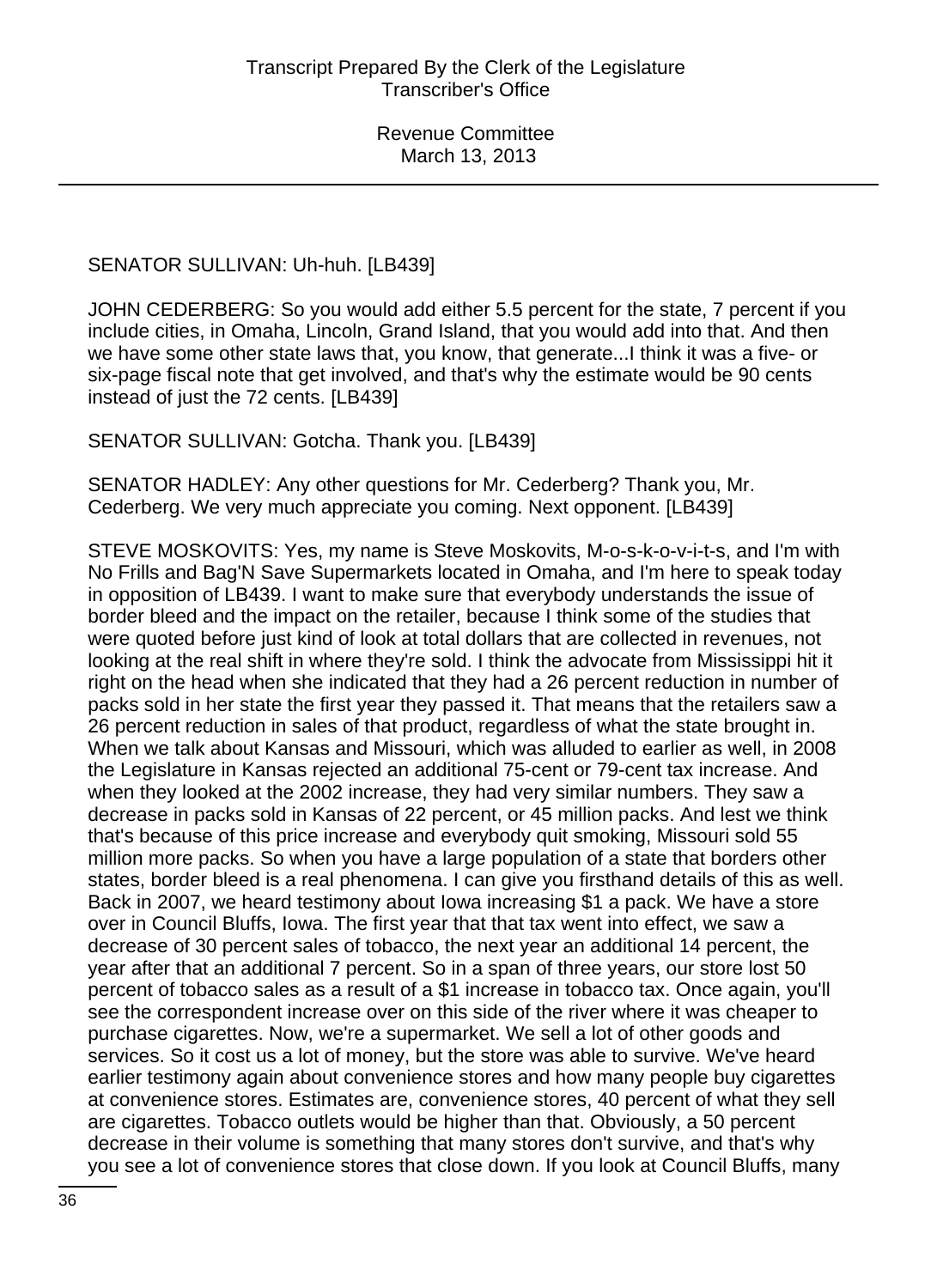SENATOR SULLIVAN: Uh-huh. [LB439]

JOHN CEDERBERG: So you would add either 5.5 percent for the state, 7 percent if you include cities, in Omaha, Lincoln, Grand Island, that you would add into that. And then we have some other state laws that, you know, that generate...I think it was a five- or six-page fiscal note that get involved, and that's why the estimate would be 90 cents instead of just the 72 cents. [LB439]

SENATOR SULLIVAN: Gotcha. Thank you. [LB439]

SENATOR HADLEY: Any other questions for Mr. Cederberg? Thank you, Mr. Cederberg. We very much appreciate you coming. Next opponent. [LB439]

STEVE MOSKOVITS: Yes, my name is Steve Moskovits, M-o-s-k-o-v-i-t-s, and I'm with No Frills and Bag'N Save Supermarkets located in Omaha, and I'm here to speak today in opposition of LB439. I want to make sure that everybody understands the issue of border bleed and the impact on the retailer, because I think some of the studies that were quoted before just kind of look at total dollars that are collected in revenues, not looking at the real shift in where they're sold. I think the advocate from Mississippi hit it right on the head when she indicated that they had a 26 percent reduction in number of packs sold in her state the first year they passed it. That means that the retailers saw a 26 percent reduction in sales of that product, regardless of what the state brought in. When we talk about Kansas and Missouri, which was alluded to earlier as well, in 2008 the Legislature in Kansas rejected an additional 75-cent or 79-cent tax increase. And when they looked at the 2002 increase, they had very similar numbers. They saw a decrease in packs sold in Kansas of 22 percent, or 45 million packs. And lest we think that's because of this price increase and everybody quit smoking, Missouri sold 55 million more packs. So when you have a large population of a state that borders other states, border bleed is a real phenomena. I can give you firsthand details of this as well. Back in 2007, we heard testimony about Iowa increasing $1 a pack. We have a store over in Council Bluffs, Iowa. The first year that that tax went into effect, we saw a decrease of 30 percent sales of tobacco, the next year an additional 14 percent, the year after that an additional 7 percent. So in a span of three years, our store lost 50 percent of tobacco sales as a result of a $1 increase in tobacco tax. Once again, you'll see the correspondent increase over on this side of the river where it was cheaper to purchase cigarettes. Now, we're a supermarket. We sell a lot of other goods and services. So it cost us a lot of money, but the store was able to survive. We've heard earlier testimony again about convenience stores and how many people buy cigarettes at convenience stores. Estimates are, convenience stores, 40 percent of what they sell are cigarettes. Tobacco outlets would be higher than that. Obviously, a 50 percent decrease in their volume is something that many stores don't survive, and that's why you see a lot of convenience stores that close down. If you look at Council Bluffs, many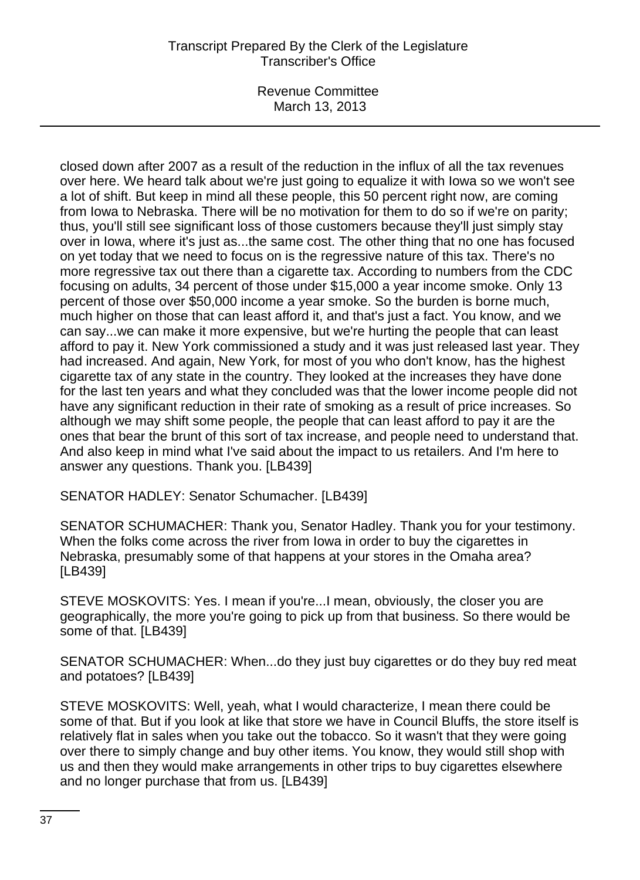closed down after 2007 as a result of the reduction in the influx of all the tax revenues over here. We heard talk about we're just going to equalize it with Iowa so we won't see a lot of shift. But keep in mind all these people, this 50 percent right now, are coming from Iowa to Nebraska. There will be no motivation for them to do so if we're on parity; thus, you'll still see significant loss of those customers because they'll just simply stay over in Iowa, where it's just as...the same cost. The other thing that no one has focused on yet today that we need to focus on is the regressive nature of this tax. There's no more regressive tax out there than a cigarette tax. According to numbers from the CDC focusing on adults, 34 percent of those under $15,000 a year income smoke. Only 13 percent of those over $50,000 income a year smoke. So the burden is borne much, much higher on those that can least afford it, and that's just a fact. You know, and we can say...we can make it more expensive, but we're hurting the people that can least afford to pay it. New York commissioned a study and it was just released last year. They had increased. And again, New York, for most of you who don't know, has the highest cigarette tax of any state in the country. They looked at the increases they have done for the last ten years and what they concluded was that the lower income people did not have any significant reduction in their rate of smoking as a result of price increases. So although we may shift some people, the people that can least afford to pay it are the ones that bear the brunt of this sort of tax increase, and people need to understand that. And also keep in mind what I've said about the impact to us retailers. And I'm here to answer any questions. Thank you. [LB439]

SENATOR HADLEY: Senator Schumacher. [LB439]

SENATOR SCHUMACHER: Thank you, Senator Hadley. Thank you for your testimony. When the folks come across the river from Iowa in order to buy the cigarettes in Nebraska, presumably some of that happens at your stores in the Omaha area? [LB439]

STEVE MOSKOVITS: Yes. I mean if you're...I mean, obviously, the closer you are geographically, the more you're going to pick up from that business. So there would be some of that. [LB439]

SENATOR SCHUMACHER: When...do they just buy cigarettes or do they buy red meat and potatoes? [LB439]

STEVE MOSKOVITS: Well, yeah, what I would characterize, I mean there could be some of that. But if you look at like that store we have in Council Bluffs, the store itself is relatively flat in sales when you take out the tobacco. So it wasn't that they were going over there to simply change and buy other items. You know, they would still shop with us and then they would make arrangements in other trips to buy cigarettes elsewhere and no longer purchase that from us. [LB439]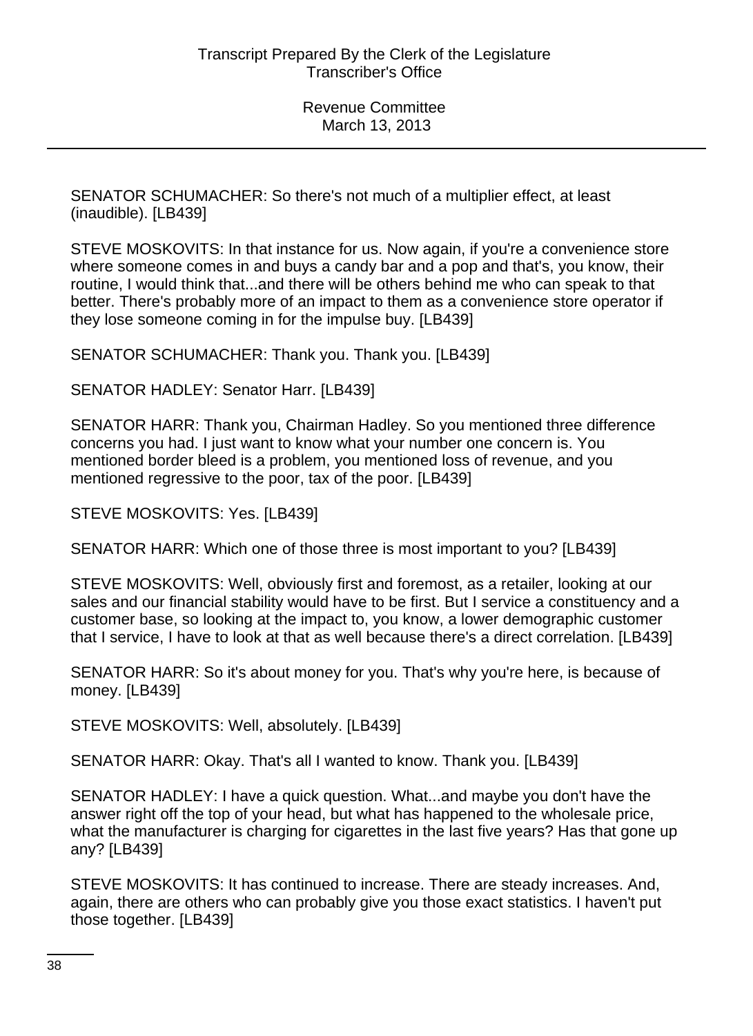SENATOR SCHUMACHER: So there's not much of a multiplier effect, at least (inaudible). [LB439]

STEVE MOSKOVITS: In that instance for us. Now again, if you're a convenience store where someone comes in and buys a candy bar and a pop and that's, you know, their routine, I would think that...and there will be others behind me who can speak to that better. There's probably more of an impact to them as a convenience store operator if they lose someone coming in for the impulse buy. [LB439]

SENATOR SCHUMACHER: Thank you. Thank you. [LB439]

SENATOR HADLEY: Senator Harr. [LB439]

SENATOR HARR: Thank you, Chairman Hadley. So you mentioned three difference concerns you had. I just want to know what your number one concern is. You mentioned border bleed is a problem, you mentioned loss of revenue, and you mentioned regressive to the poor, tax of the poor. [LB439]

STEVE MOSKOVITS: Yes. [LB439]

SENATOR HARR: Which one of those three is most important to you? [LB439]

STEVE MOSKOVITS: Well, obviously first and foremost, as a retailer, looking at our sales and our financial stability would have to be first. But I service a constituency and a customer base, so looking at the impact to, you know, a lower demographic customer that I service, I have to look at that as well because there's a direct correlation. [LB439]

SENATOR HARR: So it's about money for you. That's why you're here, is because of money. [LB439]

STEVE MOSKOVITS: Well, absolutely. [LB439]

SENATOR HARR: Okay. That's all I wanted to know. Thank you. [LB439]

SENATOR HADLEY: I have a quick question. What...and maybe you don't have the answer right off the top of your head, but what has happened to the wholesale price, what the manufacturer is charging for cigarettes in the last five years? Has that gone up any? [LB439]

STEVE MOSKOVITS: It has continued to increase. There are steady increases. And, again, there are others who can probably give you those exact statistics. I haven't put those together. [LB439]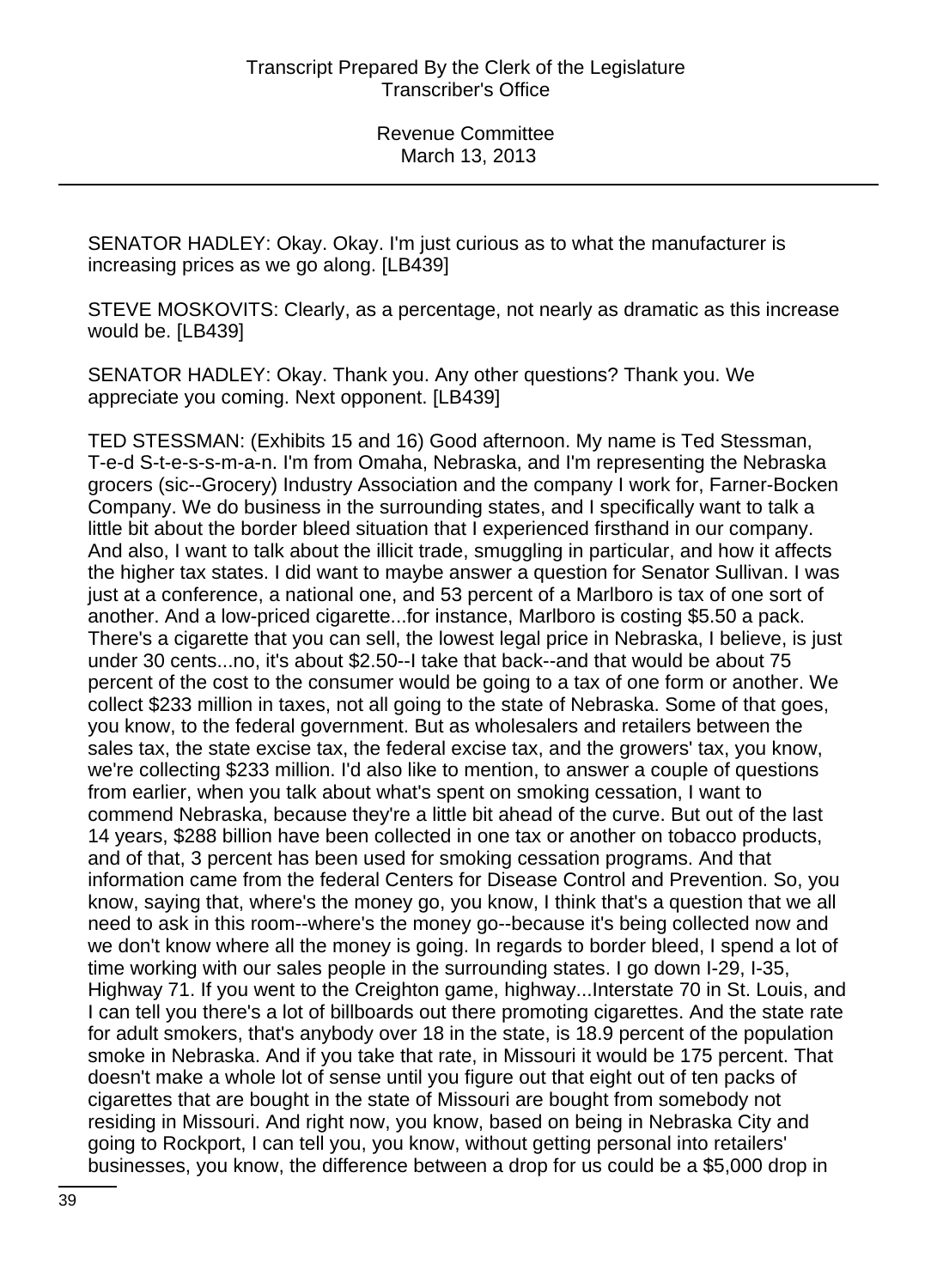SENATOR HADLEY: Okay. Okay. I'm just curious as to what the manufacturer is increasing prices as we go along. [LB439]

STEVE MOSKOVITS: Clearly, as a percentage, not nearly as dramatic as this increase would be. [LB439]

SENATOR HADLEY: Okay. Thank you. Any other questions? Thank you. We appreciate you coming. Next opponent. [LB439]

TED STESSMAN: (Exhibits 15 and 16) Good afternoon. My name is Ted Stessman, T-e-d S-t-e-s-s-m-a-n. I'm from Omaha, Nebraska, and I'm representing the Nebraska grocers (sic--Grocery) Industry Association and the company I work for, Farner-Bocken Company. We do business in the surrounding states, and I specifically want to talk a little bit about the border bleed situation that I experienced firsthand in our company. And also, I want to talk about the illicit trade, smuggling in particular, and how it affects the higher tax states. I did want to maybe answer a question for Senator Sullivan. I was just at a conference, a national one, and 53 percent of a Marlboro is tax of one sort of another. And a low-priced cigarette...for instance, Marlboro is costing $5.50 a pack. There's a cigarette that you can sell, the lowest legal price in Nebraska, I believe, is just under 30 cents...no, it's about $2.50--I take that back--and that would be about 75 percent of the cost to the consumer would be going to a tax of one form or another. We collect $233 million in taxes, not all going to the state of Nebraska. Some of that goes, you know, to the federal government. But as wholesalers and retailers between the sales tax, the state excise tax, the federal excise tax, and the growers' tax, you know, we're collecting $233 million. I'd also like to mention, to answer a couple of questions from earlier, when you talk about what's spent on smoking cessation, I want to commend Nebraska, because they're a little bit ahead of the curve. But out of the last 14 years, $288 billion have been collected in one tax or another on tobacco products, and of that, 3 percent has been used for smoking cessation programs. And that information came from the federal Centers for Disease Control and Prevention. So, you know, saying that, where's the money go, you know, I think that's a question that we all need to ask in this room--where's the money go--because it's being collected now and we don't know where all the money is going. In regards to border bleed, I spend a lot of time working with our sales people in the surrounding states. I go down I-29, I-35, Highway 71. If you went to the Creighton game, highway...Interstate 70 in St. Louis, and I can tell you there's a lot of billboards out there promoting cigarettes. And the state rate for adult smokers, that's anybody over 18 in the state, is 18.9 percent of the population smoke in Nebraska. And if you take that rate, in Missouri it would be 175 percent. That doesn't make a whole lot of sense until you figure out that eight out of ten packs of cigarettes that are bought in the state of Missouri are bought from somebody not residing in Missouri. And right now, you know, based on being in Nebraska City and going to Rockport, I can tell you, you know, without getting personal into retailers' businesses, you know, the difference between a drop for us could be a $5,000 drop in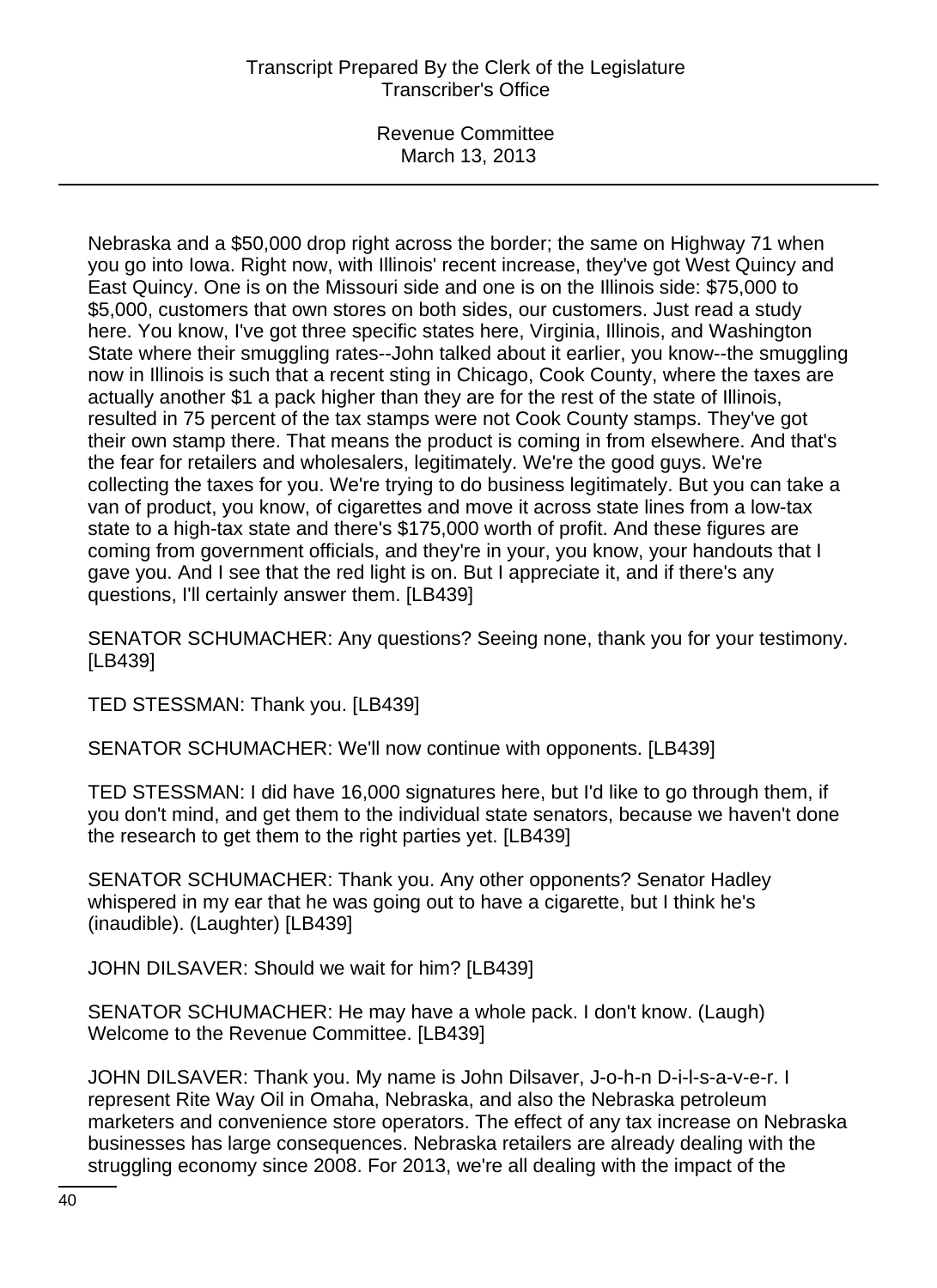Nebraska and a $50,000 drop right across the border; the same on Highway 71 when you go into Iowa. Right now, with Illinois' recent increase, they've got West Quincy and East Quincy. One is on the Missouri side and one is on the Illinois side: $75,000 to $5,000, customers that own stores on both sides, our customers. Just read a study here. You know, I've got three specific states here, Virginia, Illinois, and Washington State where their smuggling rates--John talked about it earlier, you know--the smuggling now in Illinois is such that a recent sting in Chicago, Cook County, where the taxes are actually another $1 a pack higher than they are for the rest of the state of Illinois, resulted in 75 percent of the tax stamps were not Cook County stamps. They've got their own stamp there. That means the product is coming in from elsewhere. And that's the fear for retailers and wholesalers, legitimately. We're the good guys. We're collecting the taxes for you. We're trying to do business legitimately. But you can take a van of product, you know, of cigarettes and move it across state lines from a low-tax state to a high-tax state and there's $175,000 worth of profit. And these figures are coming from government officials, and they're in your, you know, your handouts that I gave you. And I see that the red light is on. But I appreciate it, and if there's any questions, I'll certainly answer them. [LB439]

SENATOR SCHUMACHER: Any questions? Seeing none, thank you for your testimony. [LB439]

TED STESSMAN: Thank you. [LB439]

SENATOR SCHUMACHER: We'll now continue with opponents. [LB439]

TED STESSMAN: I did have 16,000 signatures here, but I'd like to go through them, if you don't mind, and get them to the individual state senators, because we haven't done the research to get them to the right parties yet. [LB439]

SENATOR SCHUMACHER: Thank you. Any other opponents? Senator Hadley whispered in my ear that he was going out to have a cigarette, but I think he's (inaudible). (Laughter) [LB439]

JOHN DILSAVER: Should we wait for him? [LB439]

SENATOR SCHUMACHER: He may have a whole pack. I don't know. (Laugh) Welcome to the Revenue Committee. [LB439]

JOHN DILSAVER: Thank you. My name is John Dilsaver, J-o-h-n D-i-l-s-a-v-e-r. I represent Rite Way Oil in Omaha, Nebraska, and also the Nebraska petroleum marketers and convenience store operators. The effect of any tax increase on Nebraska businesses has large consequences. Nebraska retailers are already dealing with the struggling economy since 2008. For 2013, we're all dealing with the impact of the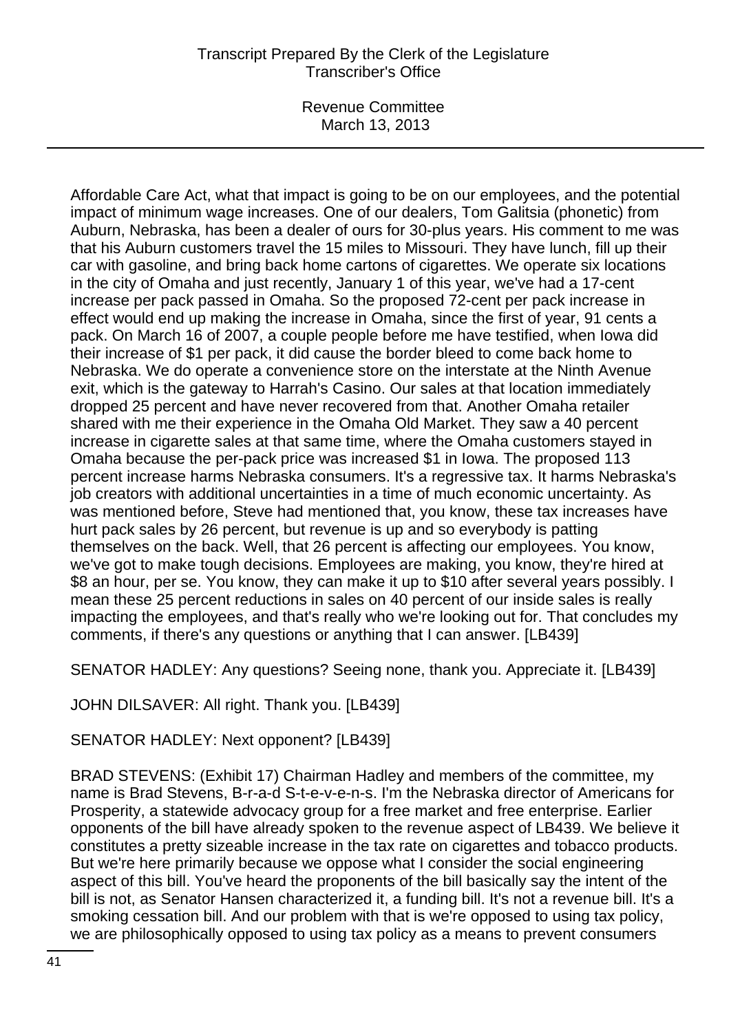Affordable Care Act, what that impact is going to be on our employees, and the potential impact of minimum wage increases. One of our dealers, Tom Galitsia (phonetic) from Auburn, Nebraska, has been a dealer of ours for 30-plus years. His comment to me was that his Auburn customers travel the 15 miles to Missouri. They have lunch, fill up their car with gasoline, and bring back home cartons of cigarettes. We operate six locations in the city of Omaha and just recently, January 1 of this year, we've had a 17-cent increase per pack passed in Omaha. So the proposed 72-cent per pack increase in effect would end up making the increase in Omaha, since the first of year, 91 cents a pack. On March 16 of 2007, a couple people before me have testified, when Iowa did their increase of $1 per pack, it did cause the border bleed to come back home to Nebraska. We do operate a convenience store on the interstate at the Ninth Avenue exit, which is the gateway to Harrah's Casino. Our sales at that location immediately dropped 25 percent and have never recovered from that. Another Omaha retailer shared with me their experience in the Omaha Old Market. They saw a 40 percent increase in cigarette sales at that same time, where the Omaha customers stayed in Omaha because the per-pack price was increased $1 in Iowa. The proposed 113 percent increase harms Nebraska consumers. It's a regressive tax. It harms Nebraska's job creators with additional uncertainties in a time of much economic uncertainty. As was mentioned before, Steve had mentioned that, you know, these tax increases have hurt pack sales by 26 percent, but revenue is up and so everybody is patting themselves on the back. Well, that 26 percent is affecting our employees. You know, we've got to make tough decisions. Employees are making, you know, they're hired at $8 an hour, per se. You know, they can make it up to $10 after several years possibly. I mean these 25 percent reductions in sales on 40 percent of our inside sales is really impacting the employees, and that's really who we're looking out for. That concludes my comments, if there's any questions or anything that I can answer. [LB439]

SENATOR HADLEY: Any questions? Seeing none, thank you. Appreciate it. [LB439]

JOHN DILSAVER: All right. Thank you. [LB439]

SENATOR HADLEY: Next opponent? [LB439]

BRAD STEVENS: (Exhibit 17) Chairman Hadley and members of the committee, my name is Brad Stevens, B-r-a-d S-t-e-v-e-n-s. I'm the Nebraska director of Americans for Prosperity, a statewide advocacy group for a free market and free enterprise. Earlier opponents of the bill have already spoken to the revenue aspect of LB439. We believe it constitutes a pretty sizeable increase in the tax rate on cigarettes and tobacco products. But we're here primarily because we oppose what I consider the social engineering aspect of this bill. You've heard the proponents of the bill basically say the intent of the bill is not, as Senator Hansen characterized it, a funding bill. It's not a revenue bill. It's a smoking cessation bill. And our problem with that is we're opposed to using tax policy, we are philosophically opposed to using tax policy as a means to prevent consumers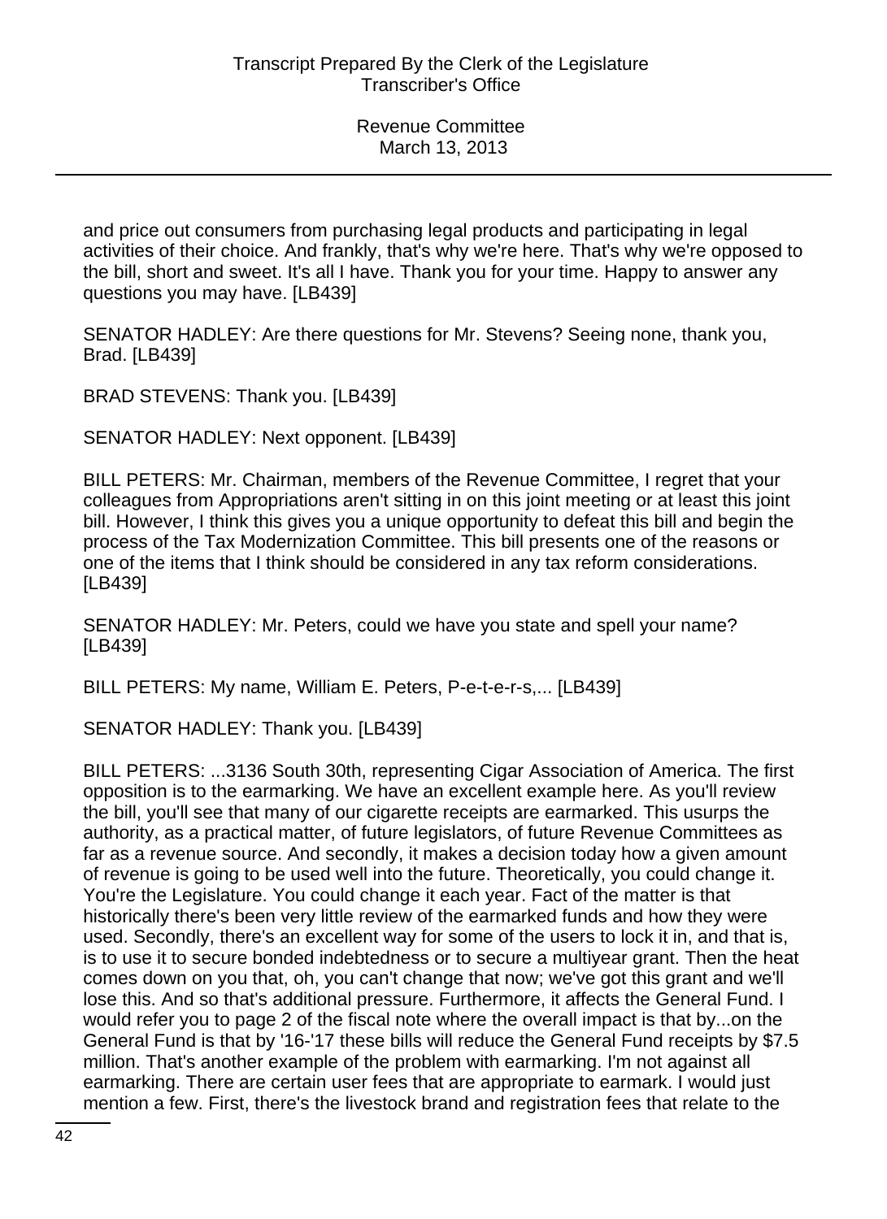and price out consumers from purchasing legal products and participating in legal activities of their choice. And frankly, that's why we're here. That's why we're opposed to the bill, short and sweet. It's all I have. Thank you for your time. Happy to answer any questions you may have. [LB439]

SENATOR HADLEY: Are there questions for Mr. Stevens? Seeing none, thank you, Brad. [LB439]

BRAD STEVENS: Thank you. [LB439]

SENATOR HADLEY: Next opponent. [LB439]

BILL PETERS: Mr. Chairman, members of the Revenue Committee, I regret that your colleagues from Appropriations aren't sitting in on this joint meeting or at least this joint bill. However, I think this gives you a unique opportunity to defeat this bill and begin the process of the Tax Modernization Committee. This bill presents one of the reasons or one of the items that I think should be considered in any tax reform considerations. [LB439]

SENATOR HADLEY: Mr. Peters, could we have you state and spell your name? [LB439]

BILL PETERS: My name, William E. Peters, P-e-t-e-r-s,... [LB439]

SENATOR HADLEY: Thank you. [LB439]

BILL PETERS: ...3136 South 30th, representing Cigar Association of America. The first opposition is to the earmarking. We have an excellent example here. As you'll review the bill, you'll see that many of our cigarette receipts are earmarked. This usurps the authority, as a practical matter, of future legislators, of future Revenue Committees as far as a revenue source. And secondly, it makes a decision today how a given amount of revenue is going to be used well into the future. Theoretically, you could change it. You're the Legislature. You could change it each year. Fact of the matter is that historically there's been very little review of the earmarked funds and how they were used. Secondly, there's an excellent way for some of the users to lock it in, and that is, is to use it to secure bonded indebtedness or to secure a multiyear grant. Then the heat comes down on you that, oh, you can't change that now; we've got this grant and we'll lose this. And so that's additional pressure. Furthermore, it affects the General Fund. I would refer you to page 2 of the fiscal note where the overall impact is that by...on the General Fund is that by '16-'17 these bills will reduce the General Fund receipts by $7.5 million. That's another example of the problem with earmarking. I'm not against all earmarking. There are certain user fees that are appropriate to earmark. I would just mention a few. First, there's the livestock brand and registration fees that relate to the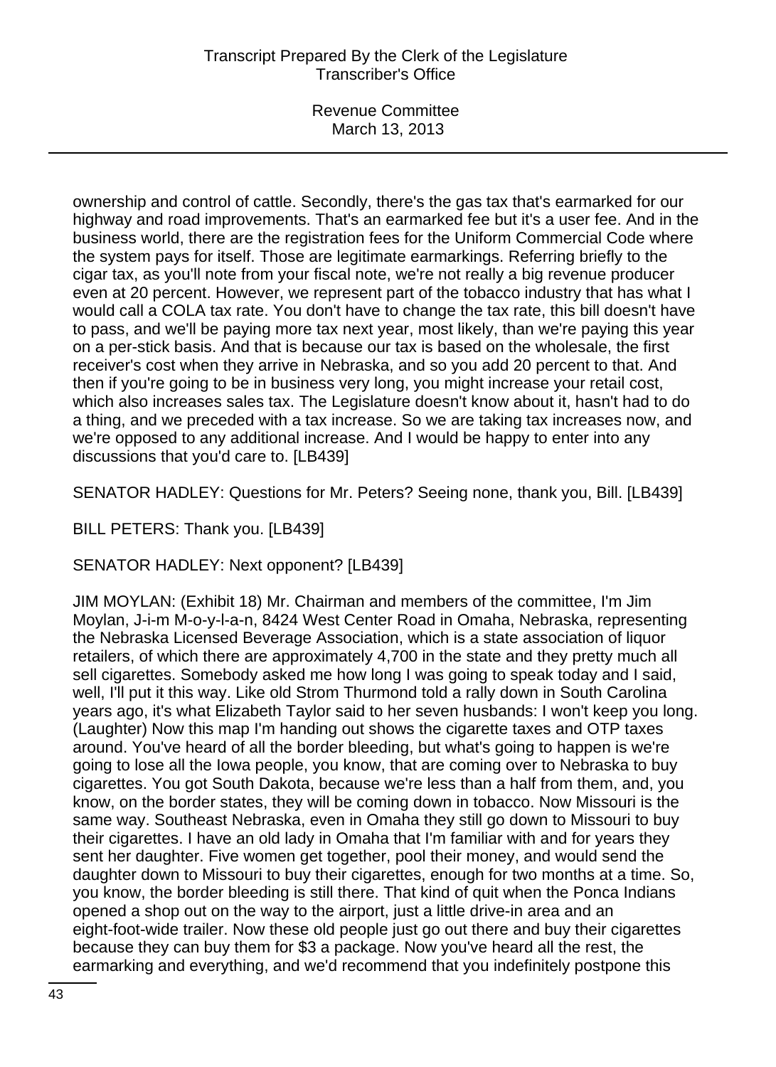ownership and control of cattle. Secondly, there's the gas tax that's earmarked for our highway and road improvements. That's an earmarked fee but it's a user fee. And in the business world, there are the registration fees for the Uniform Commercial Code where the system pays for itself. Those are legitimate earmarkings. Referring briefly to the cigar tax, as you'll note from your fiscal note, we're not really a big revenue producer even at 20 percent. However, we represent part of the tobacco industry that has what I would call a COLA tax rate. You don't have to change the tax rate, this bill doesn't have to pass, and we'll be paying more tax next year, most likely, than we're paying this year on a per-stick basis. And that is because our tax is based on the wholesale, the first receiver's cost when they arrive in Nebraska, and so you add 20 percent to that. And then if you're going to be in business very long, you might increase your retail cost, which also increases sales tax. The Legislature doesn't know about it, hasn't had to do a thing, and we preceded with a tax increase. So we are taking tax increases now, and we're opposed to any additional increase. And I would be happy to enter into any discussions that you'd care to. [LB439]

SENATOR HADLEY: Questions for Mr. Peters? Seeing none, thank you, Bill. [LB439]

BILL PETERS: Thank you. [LB439]

SENATOR HADLEY: Next opponent? [LB439]

JIM MOYLAN: (Exhibit 18) Mr. Chairman and members of the committee, I'm Jim Moylan, J-i-m M-o-y-l-a-n, 8424 West Center Road in Omaha, Nebraska, representing the Nebraska Licensed Beverage Association, which is a state association of liquor retailers, of which there are approximately 4,700 in the state and they pretty much all sell cigarettes. Somebody asked me how long I was going to speak today and I said, well, I'll put it this way. Like old Strom Thurmond told a rally down in South Carolina years ago, it's what Elizabeth Taylor said to her seven husbands: I won't keep you long. (Laughter) Now this map I'm handing out shows the cigarette taxes and OTP taxes around. You've heard of all the border bleeding, but what's going to happen is we're going to lose all the Iowa people, you know, that are coming over to Nebraska to buy cigarettes. You got South Dakota, because we're less than a half from them, and, you know, on the border states, they will be coming down in tobacco. Now Missouri is the same way. Southeast Nebraska, even in Omaha they still go down to Missouri to buy their cigarettes. I have an old lady in Omaha that I'm familiar with and for years they sent her daughter. Five women get together, pool their money, and would send the daughter down to Missouri to buy their cigarettes, enough for two months at a time. So, you know, the border bleeding is still there. That kind of quit when the Ponca Indians opened a shop out on the way to the airport, just a little drive-in area and an eight-foot-wide trailer. Now these old people just go out there and buy their cigarettes because they can buy them for $3 a package. Now you've heard all the rest, the earmarking and everything, and we'd recommend that you indefinitely postpone this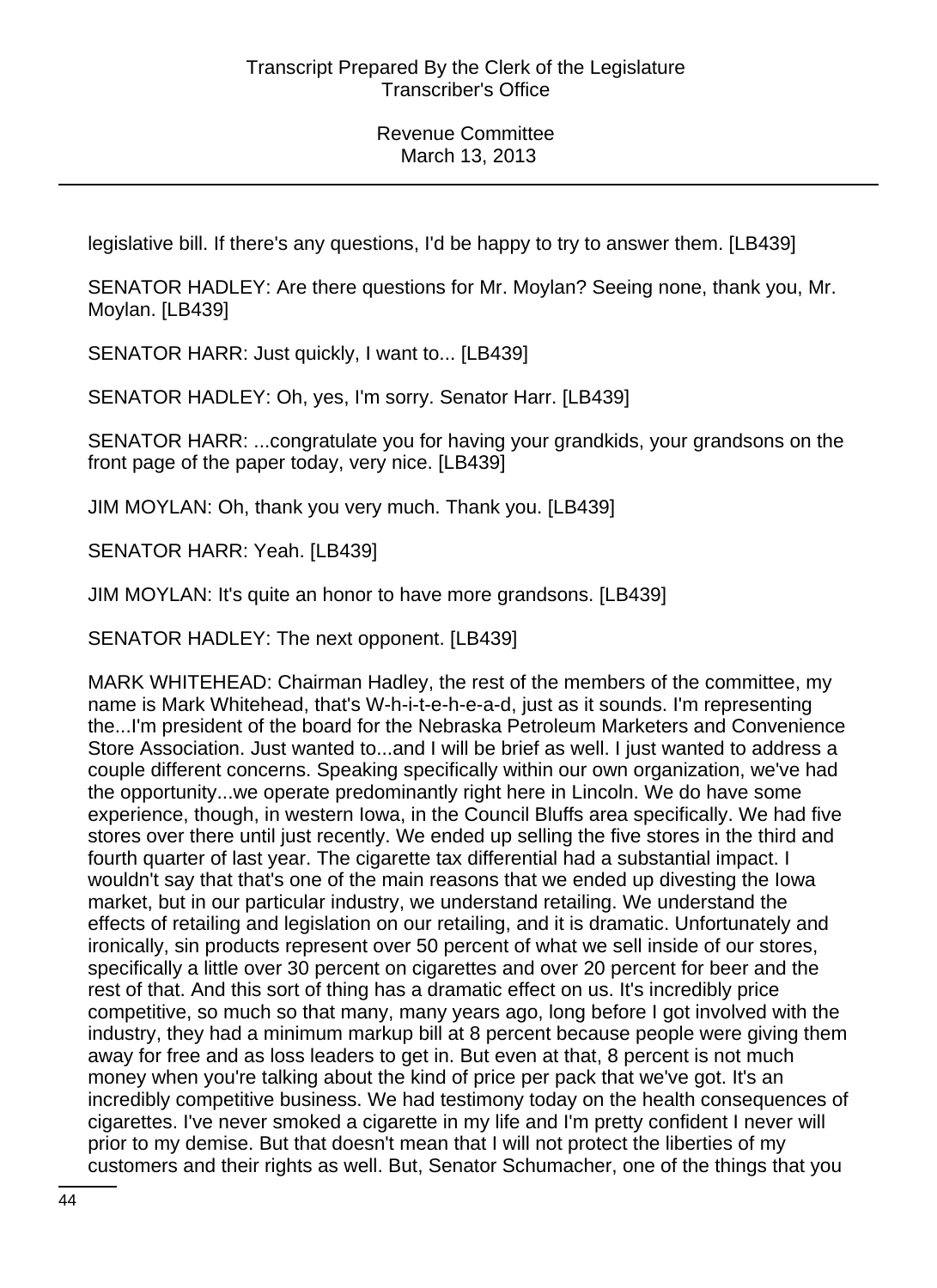legislative bill. If there's any questions, I'd be happy to try to answer them. [LB439]

SENATOR HADLEY: Are there questions for Mr. Moylan? Seeing none, thank you, Mr. Moylan. [LB439]

SENATOR HARR: Just quickly, I want to... [LB439]

SENATOR HADLEY: Oh, yes, I'm sorry. Senator Harr. [LB439]

SENATOR HARR: ...congratulate you for having your grandkids, your grandsons on the front page of the paper today, very nice. [LB439]

JIM MOYLAN: Oh, thank you very much. Thank you. [LB439]

SENATOR HARR: Yeah. [LB439]

JIM MOYLAN: It's quite an honor to have more grandsons. [LB439]

SENATOR HADLEY: The next opponent. [LB439]

MARK WHITEHEAD: Chairman Hadley, the rest of the members of the committee, my name is Mark Whitehead, that's W-h-i-t-e-h-e-a-d, just as it sounds. I'm representing the...I'm president of the board for the Nebraska Petroleum Marketers and Convenience Store Association. Just wanted to...and I will be brief as well. I just wanted to address a couple different concerns. Speaking specifically within our own organization, we've had the opportunity...we operate predominantly right here in Lincoln. We do have some experience, though, in western Iowa, in the Council Bluffs area specifically. We had five stores over there until just recently. We ended up selling the five stores in the third and fourth quarter of last year. The cigarette tax differential had a substantial impact. I wouldn't say that that's one of the main reasons that we ended up divesting the Iowa market, but in our particular industry, we understand retailing. We understand the effects of retailing and legislation on our retailing, and it is dramatic. Unfortunately and ironically, sin products represent over 50 percent of what we sell inside of our stores, specifically a little over 30 percent on cigarettes and over 20 percent for beer and the rest of that. And this sort of thing has a dramatic effect on us. It's incredibly price competitive, so much so that many, many years ago, long before I got involved with the industry, they had a minimum markup bill at 8 percent because people were giving them away for free and as loss leaders to get in. But even at that, 8 percent is not much money when you're talking about the kind of price per pack that we've got. It's an incredibly competitive business. We had testimony today on the health consequences of cigarettes. I've never smoked a cigarette in my life and I'm pretty confident I never will prior to my demise. But that doesn't mean that I will not protect the liberties of my customers and their rights as well. But, Senator Schumacher, one of the things that you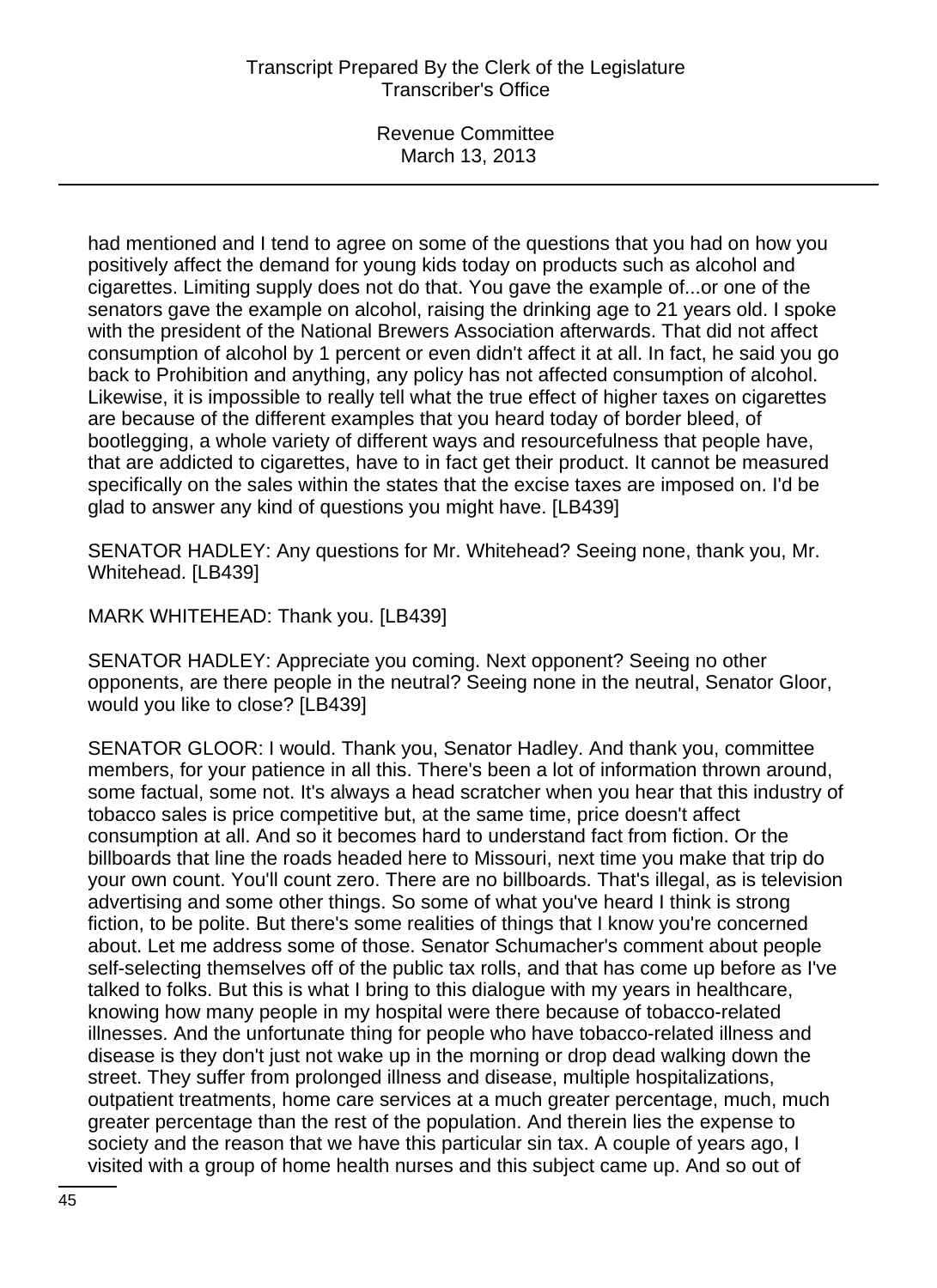had mentioned and I tend to agree on some of the questions that you had on how you positively affect the demand for young kids today on products such as alcohol and cigarettes. Limiting supply does not do that. You gave the example of...or one of the senators gave the example on alcohol, raising the drinking age to 21 years old. I spoke with the president of the National Brewers Association afterwards. That did not affect consumption of alcohol by 1 percent or even didn't affect it at all. In fact, he said you go back to Prohibition and anything, any policy has not affected consumption of alcohol. Likewise, it is impossible to really tell what the true effect of higher taxes on cigarettes are because of the different examples that you heard today of border bleed, of bootlegging, a whole variety of different ways and resourcefulness that people have, that are addicted to cigarettes, have to in fact get their product. It cannot be measured specifically on the sales within the states that the excise taxes are imposed on. I'd be glad to answer any kind of questions you might have. [LB439]

SENATOR HADLEY: Any questions for Mr. Whitehead? Seeing none, thank you, Mr. Whitehead. [LB439]

MARK WHITEHEAD: Thank you. [LB439]

SENATOR HADLEY: Appreciate you coming. Next opponent? Seeing no other opponents, are there people in the neutral? Seeing none in the neutral, Senator Gloor, would you like to close? [LB439]

SENATOR GLOOR: I would. Thank you, Senator Hadley. And thank you, committee members, for your patience in all this. There's been a lot of information thrown around, some factual, some not. It's always a head scratcher when you hear that this industry of tobacco sales is price competitive but, at the same time, price doesn't affect consumption at all. And so it becomes hard to understand fact from fiction. Or the billboards that line the roads headed here to Missouri, next time you make that trip do your own count. You'll count zero. There are no billboards. That's illegal, as is television advertising and some other things. So some of what you've heard I think is strong fiction, to be polite. But there's some realities of things that I know you're concerned about. Let me address some of those. Senator Schumacher's comment about people self-selecting themselves off of the public tax rolls, and that has come up before as I've talked to folks. But this is what I bring to this dialogue with my years in healthcare, knowing how many people in my hospital were there because of tobacco-related illnesses. And the unfortunate thing for people who have tobacco-related illness and disease is they don't just not wake up in the morning or drop dead walking down the street. They suffer from prolonged illness and disease, multiple hospitalizations, outpatient treatments, home care services at a much greater percentage, much, much greater percentage than the rest of the population. And therein lies the expense to society and the reason that we have this particular sin tax. A couple of years ago, I visited with a group of home health nurses and this subject came up. And so out of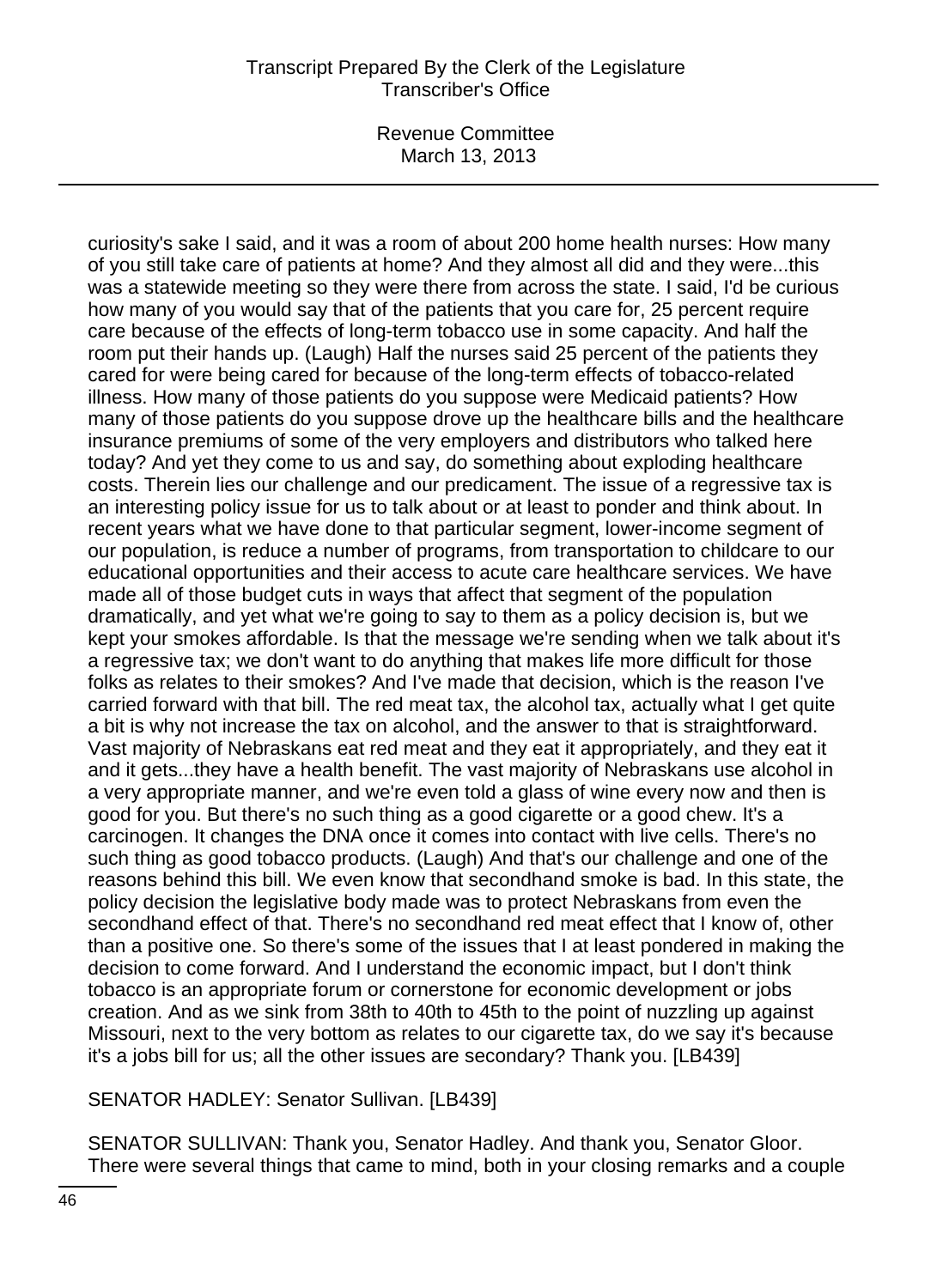curiosity's sake I said, and it was a room of about 200 home health nurses: How many of you still take care of patients at home? And they almost all did and they were...this was a statewide meeting so they were there from across the state. I said, I'd be curious how many of you would say that of the patients that you care for, 25 percent require care because of the effects of long-term tobacco use in some capacity. And half the room put their hands up. (Laugh) Half the nurses said 25 percent of the patients they cared for were being cared for because of the long-term effects of tobacco-related illness. How many of those patients do you suppose were Medicaid patients? How many of those patients do you suppose drove up the healthcare bills and the healthcare insurance premiums of some of the very employers and distributors who talked here today? And yet they come to us and say, do something about exploding healthcare costs. Therein lies our challenge and our predicament. The issue of a regressive tax is an interesting policy issue for us to talk about or at least to ponder and think about. In recent years what we have done to that particular segment, lower-income segment of our population, is reduce a number of programs, from transportation to childcare to our educational opportunities and their access to acute care healthcare services. We have made all of those budget cuts in ways that affect that segment of the population dramatically, and yet what we're going to say to them as a policy decision is, but we kept your smokes affordable. Is that the message we're sending when we talk about it's a regressive tax; we don't want to do anything that makes life more difficult for those folks as relates to their smokes? And I've made that decision, which is the reason I've carried forward with that bill. The red meat tax, the alcohol tax, actually what I get quite a bit is why not increase the tax on alcohol, and the answer to that is straightforward. Vast majority of Nebraskans eat red meat and they eat it appropriately, and they eat it and it gets...they have a health benefit. The vast majority of Nebraskans use alcohol in a very appropriate manner, and we're even told a glass of wine every now and then is good for you. But there's no such thing as a good cigarette or a good chew. It's a carcinogen. It changes the DNA once it comes into contact with live cells. There's no such thing as good tobacco products. (Laugh) And that's our challenge and one of the reasons behind this bill. We even know that secondhand smoke is bad. In this state, the policy decision the legislative body made was to protect Nebraskans from even the secondhand effect of that. There's no secondhand red meat effect that I know of, other than a positive one. So there's some of the issues that I at least pondered in making the decision to come forward. And I understand the economic impact, but I don't think tobacco is an appropriate forum or cornerstone for economic development or jobs creation. And as we sink from 38th to 40th to 45th to the point of nuzzling up against Missouri, next to the very bottom as relates to our cigarette tax, do we say it's because it's a jobs bill for us; all the other issues are secondary? Thank you. [LB439]

SENATOR HADLEY: Senator Sullivan. [LB439]

SENATOR SULLIVAN: Thank you, Senator Hadley. And thank you, Senator Gloor. There were several things that came to mind, both in your closing remarks and a couple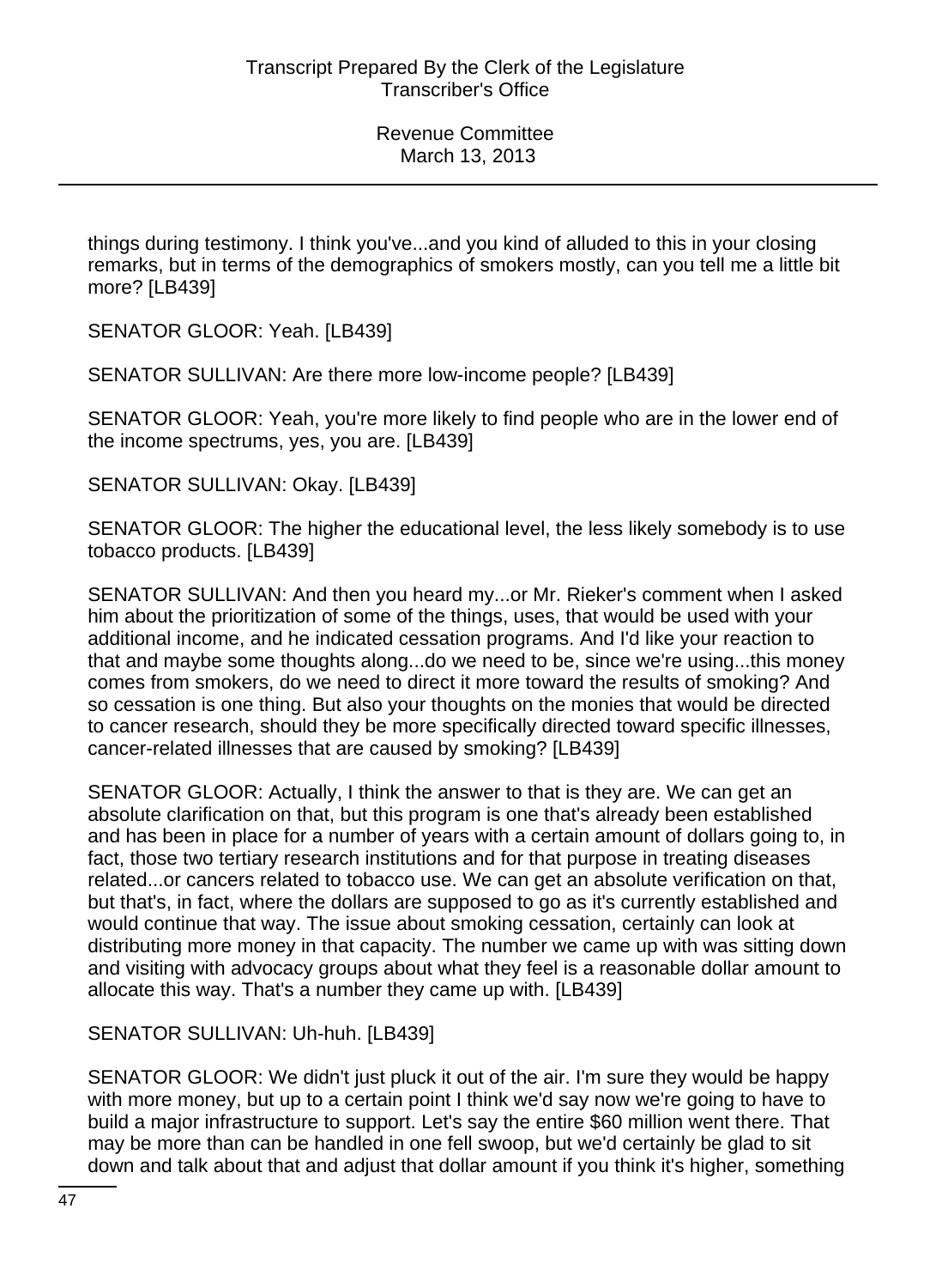things during testimony. I think you've...and you kind of alluded to this in your closing remarks, but in terms of the demographics of smokers mostly, can you tell me a little bit more? [LB439]

SENATOR GLOOR: Yeah. [LB439]

SENATOR SULLIVAN: Are there more low-income people? [LB439]

SENATOR GLOOR: Yeah, you're more likely to find people who are in the lower end of the income spectrums, yes, you are. [LB439]

SENATOR SULLIVAN: Okay. [LB439]

SENATOR GLOOR: The higher the educational level, the less likely somebody is to use tobacco products. [LB439]

SENATOR SULLIVAN: And then you heard my...or Mr. Rieker's comment when I asked him about the prioritization of some of the things, uses, that would be used with your additional income, and he indicated cessation programs. And I'd like your reaction to that and maybe some thoughts along...do we need to be, since we're using...this money comes from smokers, do we need to direct it more toward the results of smoking? And so cessation is one thing. But also your thoughts on the monies that would be directed to cancer research, should they be more specifically directed toward specific illnesses, cancer-related illnesses that are caused by smoking? [LB439]

SENATOR GLOOR: Actually, I think the answer to that is they are. We can get an absolute clarification on that, but this program is one that's already been established and has been in place for a number of years with a certain amount of dollars going to, in fact, those two tertiary research institutions and for that purpose in treating diseases related...or cancers related to tobacco use. We can get an absolute verification on that, but that's, in fact, where the dollars are supposed to go as it's currently established and would continue that way. The issue about smoking cessation, certainly can look at distributing more money in that capacity. The number we came up with was sitting down and visiting with advocacy groups about what they feel is a reasonable dollar amount to allocate this way. That's a number they came up with. [LB439]

SENATOR SULLIVAN: Uh-huh. [LB439]

SENATOR GLOOR: We didn't just pluck it out of the air. I'm sure they would be happy with more money, but up to a certain point I think we'd say now we're going to have to build a major infrastructure to support. Let's say the entire $60 million went there. That may be more than can be handled in one fell swoop, but we'd certainly be glad to sit down and talk about that and adjust that dollar amount if you think it's higher, something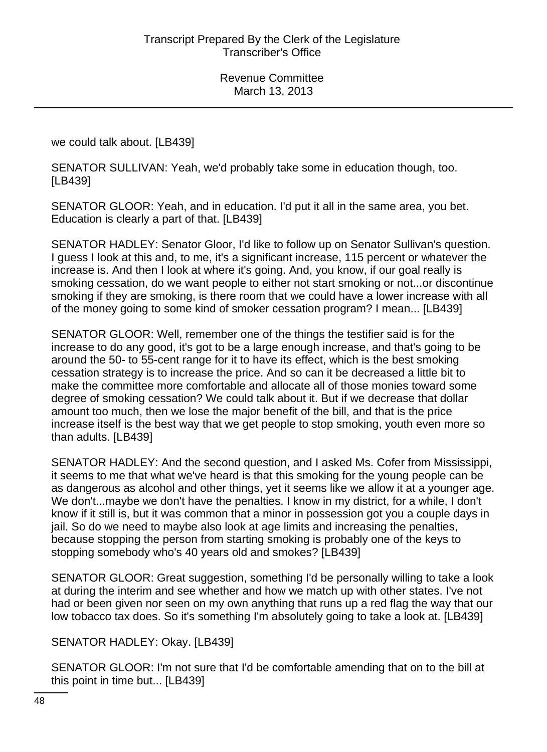we could talk about. [LB439]

SENATOR SULLIVAN: Yeah, we'd probably take some in education though, too. [LB439]

SENATOR GLOOR: Yeah, and in education. I'd put it all in the same area, you bet. Education is clearly a part of that. [LB439]

SENATOR HADLEY: Senator Gloor, I'd like to follow up on Senator Sullivan's question. I guess I look at this and, to me, it's a significant increase, 115 percent or whatever the increase is. And then I look at where it's going. And, you know, if our goal really is smoking cessation, do we want people to either not start smoking or not...or discontinue smoking if they are smoking, is there room that we could have a lower increase with all of the money going to some kind of smoker cessation program? I mean... [LB439]

SENATOR GLOOR: Well, remember one of the things the testifier said is for the increase to do any good, it's got to be a large enough increase, and that's going to be around the 50- to 55-cent range for it to have its effect, which is the best smoking cessation strategy is to increase the price. And so can it be decreased a little bit to make the committee more comfortable and allocate all of those monies toward some degree of smoking cessation? We could talk about it. But if we decrease that dollar amount too much, then we lose the major benefit of the bill, and that is the price increase itself is the best way that we get people to stop smoking, youth even more so than adults. [LB439]

SENATOR HADLEY: And the second question, and I asked Ms. Cofer from Mississippi, it seems to me that what we've heard is that this smoking for the young people can be as dangerous as alcohol and other things, yet it seems like we allow it at a younger age. We don't...maybe we don't have the penalties. I know in my district, for a while, I don't know if it still is, but it was common that a minor in possession got you a couple days in jail. So do we need to maybe also look at age limits and increasing the penalties, because stopping the person from starting smoking is probably one of the keys to stopping somebody who's 40 years old and smokes? [LB439]

SENATOR GLOOR: Great suggestion, something I'd be personally willing to take a look at during the interim and see whether and how we match up with other states. I've not had or been given nor seen on my own anything that runs up a red flag the way that our low tobacco tax does. So it's something I'm absolutely going to take a look at. [LB439]

SENATOR HADLEY: Okay. [LB439]

SENATOR GLOOR: I'm not sure that I'd be comfortable amending that on to the bill at this point in time but... [LB439]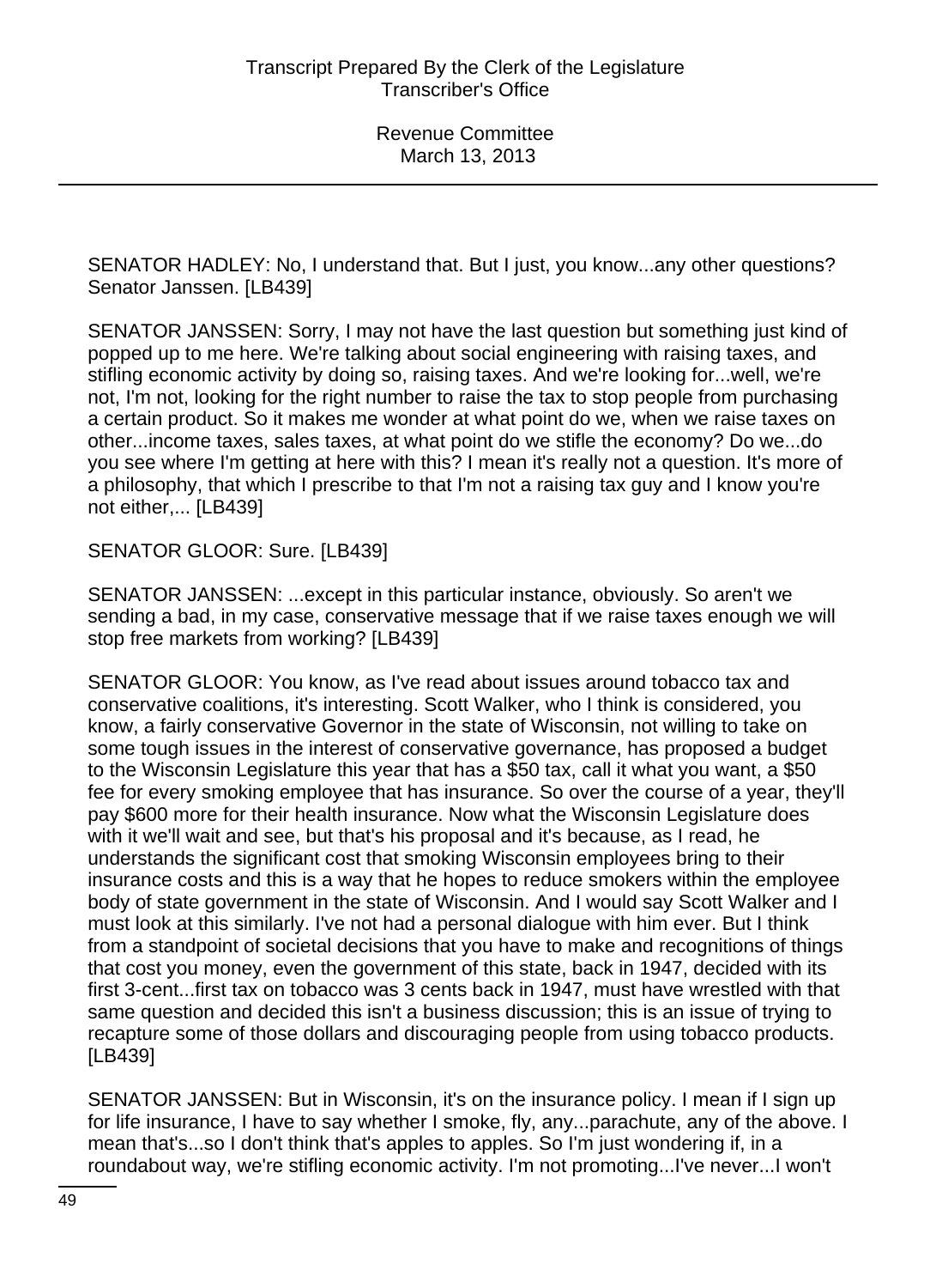SENATOR HADLEY: No, I understand that. But I just, you know...any other questions? Senator Janssen. [LB439]

SENATOR JANSSEN: Sorry, I may not have the last question but something just kind of popped up to me here. We're talking about social engineering with raising taxes, and stifling economic activity by doing so, raising taxes. And we're looking for...well, we're not, I'm not, looking for the right number to raise the tax to stop people from purchasing a certain product. So it makes me wonder at what point do we, when we raise taxes on other...income taxes, sales taxes, at what point do we stifle the economy? Do we...do you see where I'm getting at here with this? I mean it's really not a question. It's more of a philosophy, that which I prescribe to that I'm not a raising tax guy and I know you're not either,... [LB439]

SENATOR GLOOR: Sure. [LB439]

SENATOR JANSSEN: ...except in this particular instance, obviously. So aren't we sending a bad, in my case, conservative message that if we raise taxes enough we will stop free markets from working? [LB439]

SENATOR GLOOR: You know, as I've read about issues around tobacco tax and conservative coalitions, it's interesting. Scott Walker, who I think is considered, you know, a fairly conservative Governor in the state of Wisconsin, not willing to take on some tough issues in the interest of conservative governance, has proposed a budget to the Wisconsin Legislature this year that has a $50 tax, call it what you want, a $50 fee for every smoking employee that has insurance. So over the course of a year, they'll pay $600 more for their health insurance. Now what the Wisconsin Legislature does with it we'll wait and see, but that's his proposal and it's because, as I read, he understands the significant cost that smoking Wisconsin employees bring to their insurance costs and this is a way that he hopes to reduce smokers within the employee body of state government in the state of Wisconsin. And I would say Scott Walker and I must look at this similarly. I've not had a personal dialogue with him ever. But I think from a standpoint of societal decisions that you have to make and recognitions of things that cost you money, even the government of this state, back in 1947, decided with its first 3-cent...first tax on tobacco was 3 cents back in 1947, must have wrestled with that same question and decided this isn't a business discussion; this is an issue of trying to recapture some of those dollars and discouraging people from using tobacco products. [LB439]

SENATOR JANSSEN: But in Wisconsin, it's on the insurance policy. I mean if I sign up for life insurance, I have to say whether I smoke, fly, any...parachute, any of the above. I mean that's...so I don't think that's apples to apples. So I'm just wondering if, in a roundabout way, we're stifling economic activity. I'm not promoting...I've never...I won't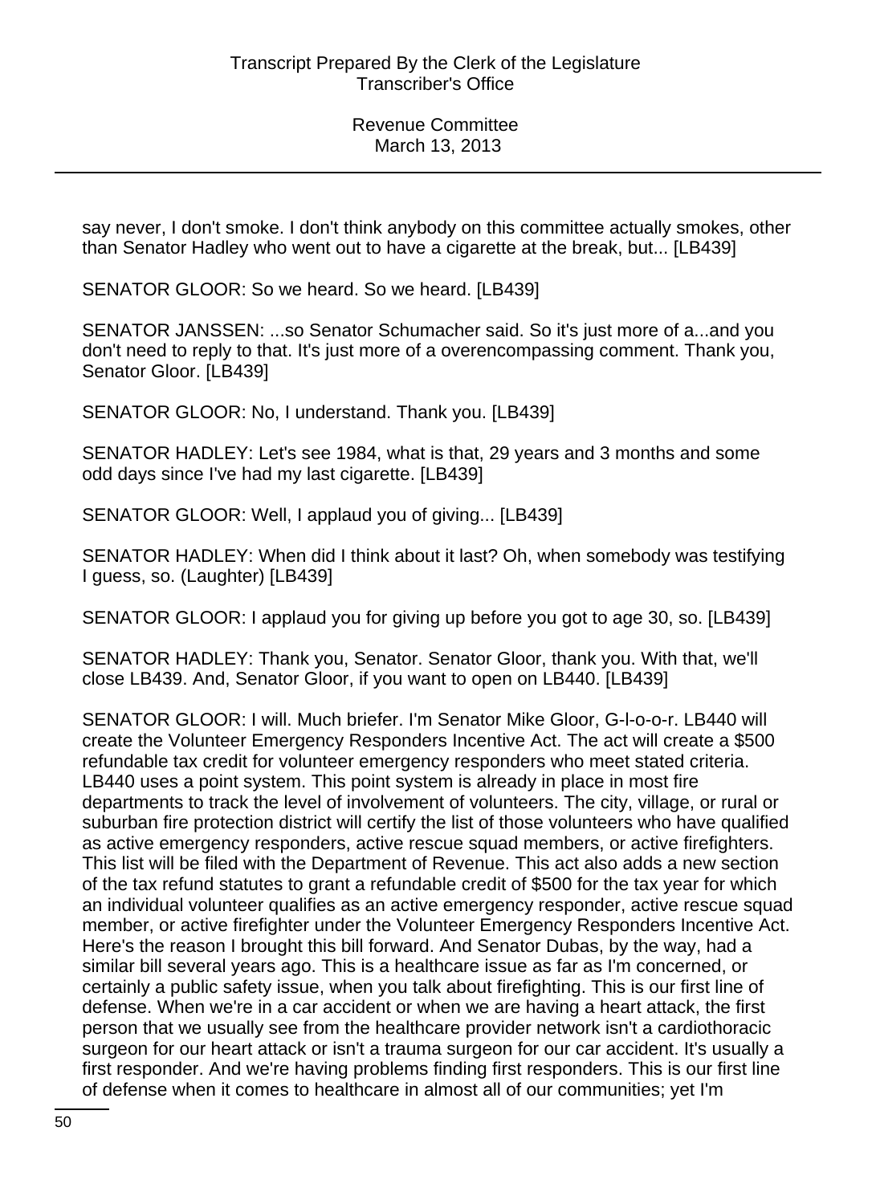say never, I don't smoke. I don't think anybody on this committee actually smokes, other than Senator Hadley who went out to have a cigarette at the break, but... [LB439]

SENATOR GLOOR: So we heard. So we heard. [LB439]

SENATOR JANSSEN: ...so Senator Schumacher said. So it's just more of a...and you don't need to reply to that. It's just more of a overencompassing comment. Thank you, Senator Gloor. [LB439]

SENATOR GLOOR: No, I understand. Thank you. [LB439]

SENATOR HADLEY: Let's see 1984, what is that, 29 years and 3 months and some odd days since I've had my last cigarette. [LB439]

SENATOR GLOOR: Well, I applaud you of giving... [LB439]

SENATOR HADLEY: When did I think about it last? Oh, when somebody was testifying I guess, so. (Laughter) [LB439]

SENATOR GLOOR: I applaud you for giving up before you got to age 30, so. [LB439]

SENATOR HADLEY: Thank you, Senator. Senator Gloor, thank you. With that, we'll close LB439. And, Senator Gloor, if you want to open on LB440. [LB439]

SENATOR GLOOR: I will. Much briefer. I'm Senator Mike Gloor, G-l-o-o-r. LB440 will create the Volunteer Emergency Responders Incentive Act. The act will create a $500 refundable tax credit for volunteer emergency responders who meet stated criteria. LB440 uses a point system. This point system is already in place in most fire departments to track the level of involvement of volunteers. The city, village, or rural or suburban fire protection district will certify the list of those volunteers who have qualified as active emergency responders, active rescue squad members, or active firefighters. This list will be filed with the Department of Revenue. This act also adds a new section of the tax refund statutes to grant a refundable credit of $500 for the tax year for which an individual volunteer qualifies as an active emergency responder, active rescue squad member, or active firefighter under the Volunteer Emergency Responders Incentive Act. Here's the reason I brought this bill forward. And Senator Dubas, by the way, had a similar bill several years ago. This is a healthcare issue as far as I'm concerned, or certainly a public safety issue, when you talk about firefighting. This is our first line of defense. When we're in a car accident or when we are having a heart attack, the first person that we usually see from the healthcare provider network isn't a cardiothoracic surgeon for our heart attack or isn't a trauma surgeon for our car accident. It's usually a first responder. And we're having problems finding first responders. This is our first line of defense when it comes to healthcare in almost all of our communities; yet I'm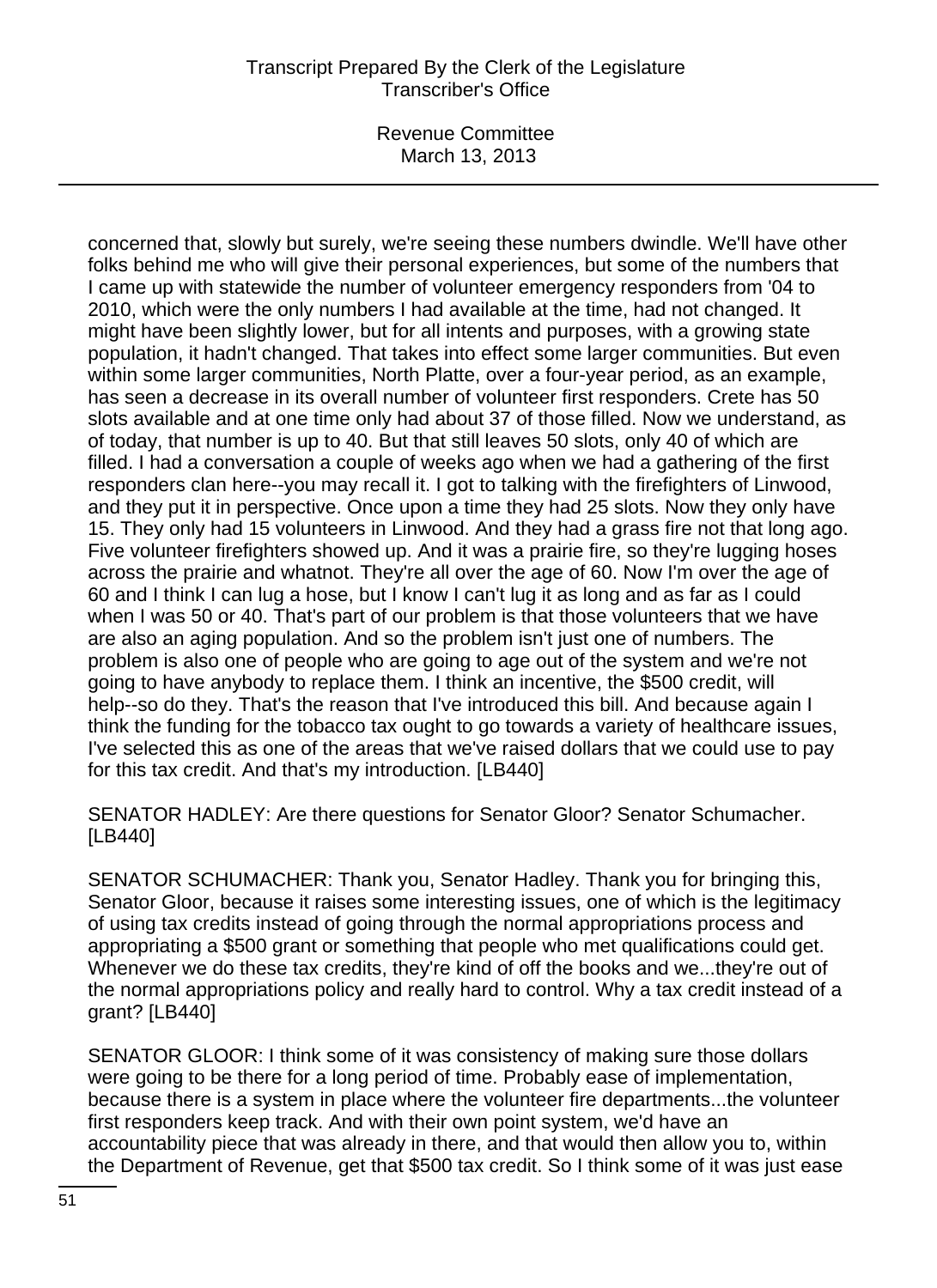concerned that, slowly but surely, we're seeing these numbers dwindle. We'll have other folks behind me who will give their personal experiences, but some of the numbers that I came up with statewide the number of volunteer emergency responders from '04 to 2010, which were the only numbers I had available at the time, had not changed. It might have been slightly lower, but for all intents and purposes, with a growing state population, it hadn't changed. That takes into effect some larger communities. But even within some larger communities, North Platte, over a four-year period, as an example, has seen a decrease in its overall number of volunteer first responders. Crete has 50 slots available and at one time only had about 37 of those filled. Now we understand, as of today, that number is up to 40. But that still leaves 50 slots, only 40 of which are filled. I had a conversation a couple of weeks ago when we had a gathering of the first responders clan here--you may recall it. I got to talking with the firefighters of Linwood, and they put it in perspective. Once upon a time they had 25 slots. Now they only have 15. They only had 15 volunteers in Linwood. And they had a grass fire not that long ago. Five volunteer firefighters showed up. And it was a prairie fire, so they're lugging hoses across the prairie and whatnot. They're all over the age of 60. Now I'm over the age of 60 and I think I can lug a hose, but I know I can't lug it as long and as far as I could when I was 50 or 40. That's part of our problem is that those volunteers that we have are also an aging population. And so the problem isn't just one of numbers. The problem is also one of people who are going to age out of the system and we're not going to have anybody to replace them. I think an incentive, the $500 credit, will help--so do they. That's the reason that I've introduced this bill. And because again I think the funding for the tobacco tax ought to go towards a variety of healthcare issues, I've selected this as one of the areas that we've raised dollars that we could use to pay for this tax credit. And that's my introduction. [LB440]

SENATOR HADLEY: Are there questions for Senator Gloor? Senator Schumacher. [LB440]

SENATOR SCHUMACHER: Thank you, Senator Hadley. Thank you for bringing this, Senator Gloor, because it raises some interesting issues, one of which is the legitimacy of using tax credits instead of going through the normal appropriations process and appropriating a $500 grant or something that people who met qualifications could get. Whenever we do these tax credits, they're kind of off the books and we...they're out of the normal appropriations policy and really hard to control. Why a tax credit instead of a grant? [LB440]

SENATOR GLOOR: I think some of it was consistency of making sure those dollars were going to be there for a long period of time. Probably ease of implementation, because there is a system in place where the volunteer fire departments...the volunteer first responders keep track. And with their own point system, we'd have an accountability piece that was already in there, and that would then allow you to, within the Department of Revenue, get that $500 tax credit. So I think some of it was just ease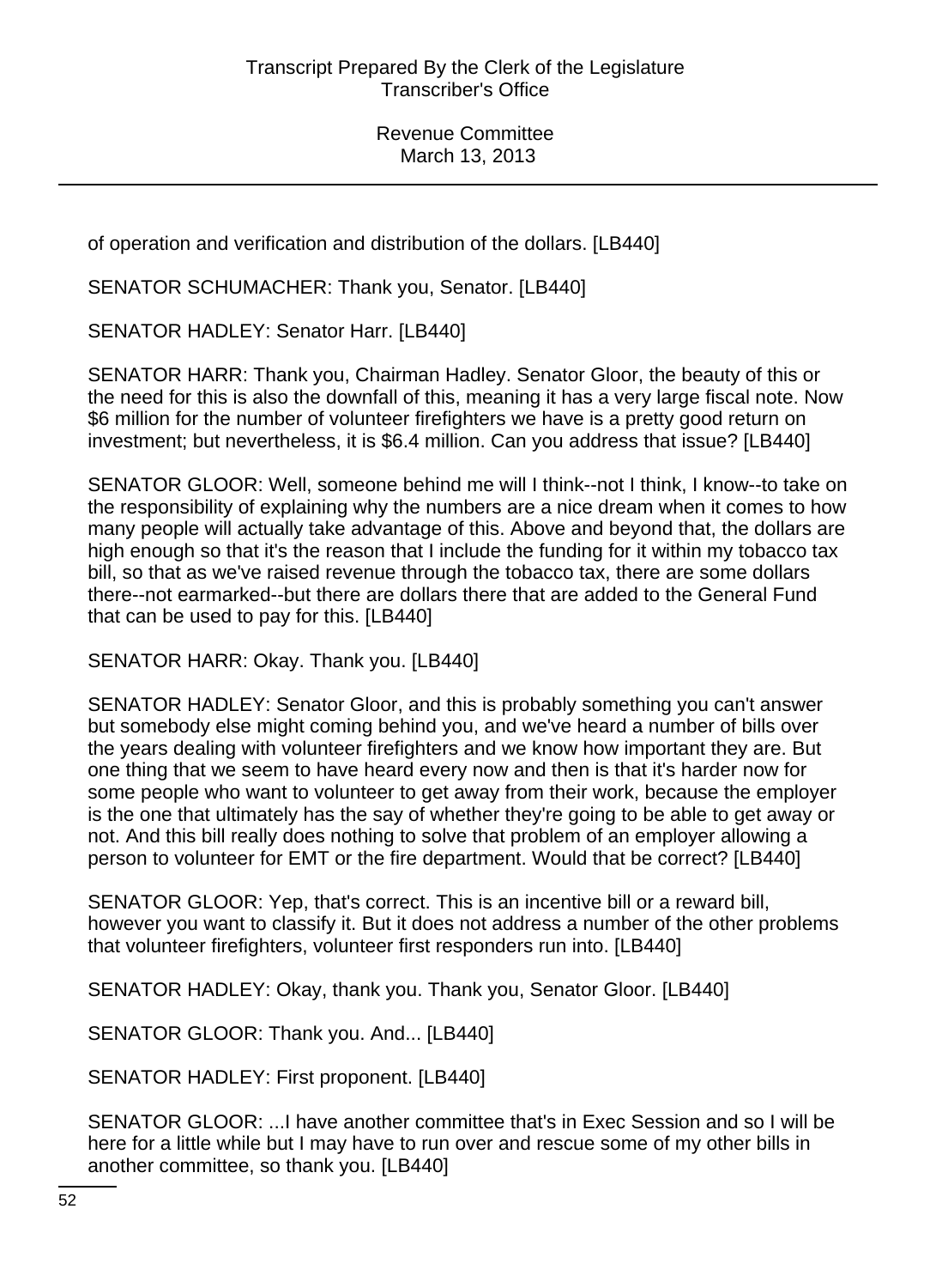of operation and verification and distribution of the dollars. [LB440]

SENATOR SCHUMACHER: Thank you, Senator. [LB440]

SENATOR HADLEY: Senator Harr. [LB440]

SENATOR HARR: Thank you, Chairman Hadley. Senator Gloor, the beauty of this or the need for this is also the downfall of this, meaning it has a very large fiscal note. Now $6 million for the number of volunteer firefighters we have is a pretty good return on investment; but nevertheless, it is $6.4 million. Can you address that issue? [LB440]

SENATOR GLOOR: Well, someone behind me will I think--not I think, I know--to take on the responsibility of explaining why the numbers are a nice dream when it comes to how many people will actually take advantage of this. Above and beyond that, the dollars are high enough so that it's the reason that I include the funding for it within my tobacco tax bill, so that as we've raised revenue through the tobacco tax, there are some dollars there--not earmarked--but there are dollars there that are added to the General Fund that can be used to pay for this. [LB440]

SENATOR HARR: Okay. Thank you. [LB440]

SENATOR HADLEY: Senator Gloor, and this is probably something you can't answer but somebody else might coming behind you, and we've heard a number of bills over the years dealing with volunteer firefighters and we know how important they are. But one thing that we seem to have heard every now and then is that it's harder now for some people who want to volunteer to get away from their work, because the employer is the one that ultimately has the say of whether they're going to be able to get away or not. And this bill really does nothing to solve that problem of an employer allowing a person to volunteer for EMT or the fire department. Would that be correct? [LB440]

SENATOR GLOOR: Yep, that's correct. This is an incentive bill or a reward bill, however you want to classify it. But it does not address a number of the other problems that volunteer firefighters, volunteer first responders run into. [LB440]

SENATOR HADLEY: Okay, thank you. Thank you, Senator Gloor. [LB440]

SENATOR GLOOR: Thank you. And... [LB440]

SENATOR HADLEY: First proponent. [LB440]

SENATOR GLOOR: ...I have another committee that's in Exec Session and so I will be here for a little while but I may have to run over and rescue some of my other bills in another committee, so thank you. [LB440]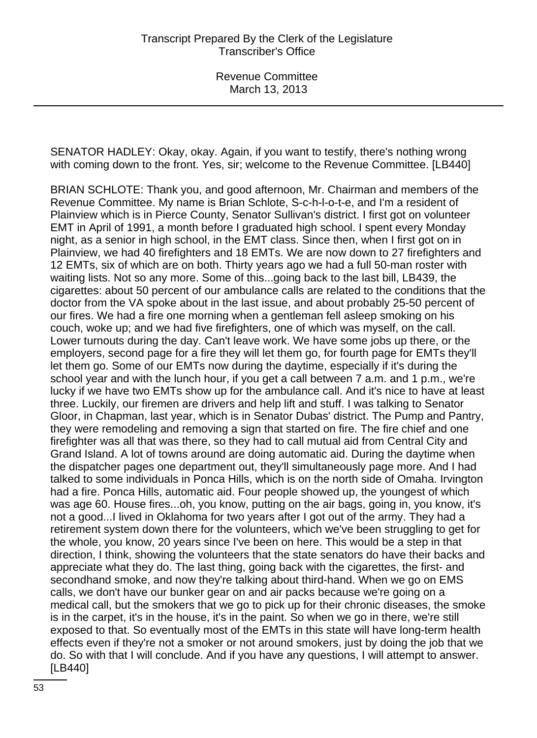SENATOR HADLEY: Okay, okay. Again, if you want to testify, there's nothing wrong with coming down to the front. Yes, sir; welcome to the Revenue Committee. [LB440]

BRIAN SCHLOTE: Thank you, and good afternoon, Mr. Chairman and members of the Revenue Committee. My name is Brian Schlote, S-c-h-l-o-t-e, and I'm a resident of Plainview which is in Pierce County, Senator Sullivan's district. I first got on volunteer EMT in April of 1991, a month before I graduated high school. I spent every Monday night, as a senior in high school, in the EMT class. Since then, when I first got on in Plainview, we had 40 firefighters and 18 EMTs. We are now down to 27 firefighters and 12 EMTs, six of which are on both. Thirty years ago we had a full 50-man roster with waiting lists. Not so any more. Some of this...going back to the last bill, LB439, the cigarettes: about 50 percent of our ambulance calls are related to the conditions that the doctor from the VA spoke about in the last issue, and about probably 25-50 percent of our fires. We had a fire one morning when a gentleman fell asleep smoking on his couch, woke up; and we had five firefighters, one of which was myself, on the call. Lower turnouts during the day. Can't leave work. We have some jobs up there, or the employers, second page for a fire they will let them go, for fourth page for EMTs they'll let them go. Some of our EMTs now during the daytime, especially if it's during the school year and with the lunch hour, if you get a call between 7 a.m. and 1 p.m., we're lucky if we have two EMTs show up for the ambulance call. And it's nice to have at least three. Luckily, our firemen are drivers and help lift and stuff. I was talking to Senator Gloor, in Chapman, last year, which is in Senator Dubas' district. The Pump and Pantry, they were remodeling and removing a sign that started on fire. The fire chief and one firefighter was all that was there, so they had to call mutual aid from Central City and Grand Island. A lot of towns around are doing automatic aid. During the daytime when the dispatcher pages one department out, they'll simultaneously page more. And I had talked to some individuals in Ponca Hills, which is on the north side of Omaha. Irvington had a fire. Ponca Hills, automatic aid. Four people showed up, the youngest of which was age 60. House fires...oh, you know, putting on the air bags, going in, you know, it's not a good...I lived in Oklahoma for two years after I got out of the army. They had a retirement system down there for the volunteers, which we've been struggling to get for the whole, you know, 20 years since I've been on here. This would be a step in that direction, I think, showing the volunteers that the state senators do have their backs and appreciate what they do. The last thing, going back with the cigarettes, the first- and secondhand smoke, and now they're talking about third-hand. When we go on EMS calls, we don't have our bunker gear on and air packs because we're going on a medical call, but the smokers that we go to pick up for their chronic diseases, the smoke is in the carpet, it's in the house, it's in the paint. So when we go in there, we're still exposed to that. So eventually most of the EMTs in this state will have long-term health effects even if they're not a smoker or not around smokers, just by doing the job that we do. So with that I will conclude. And if you have any questions, I will attempt to answer. [LB440]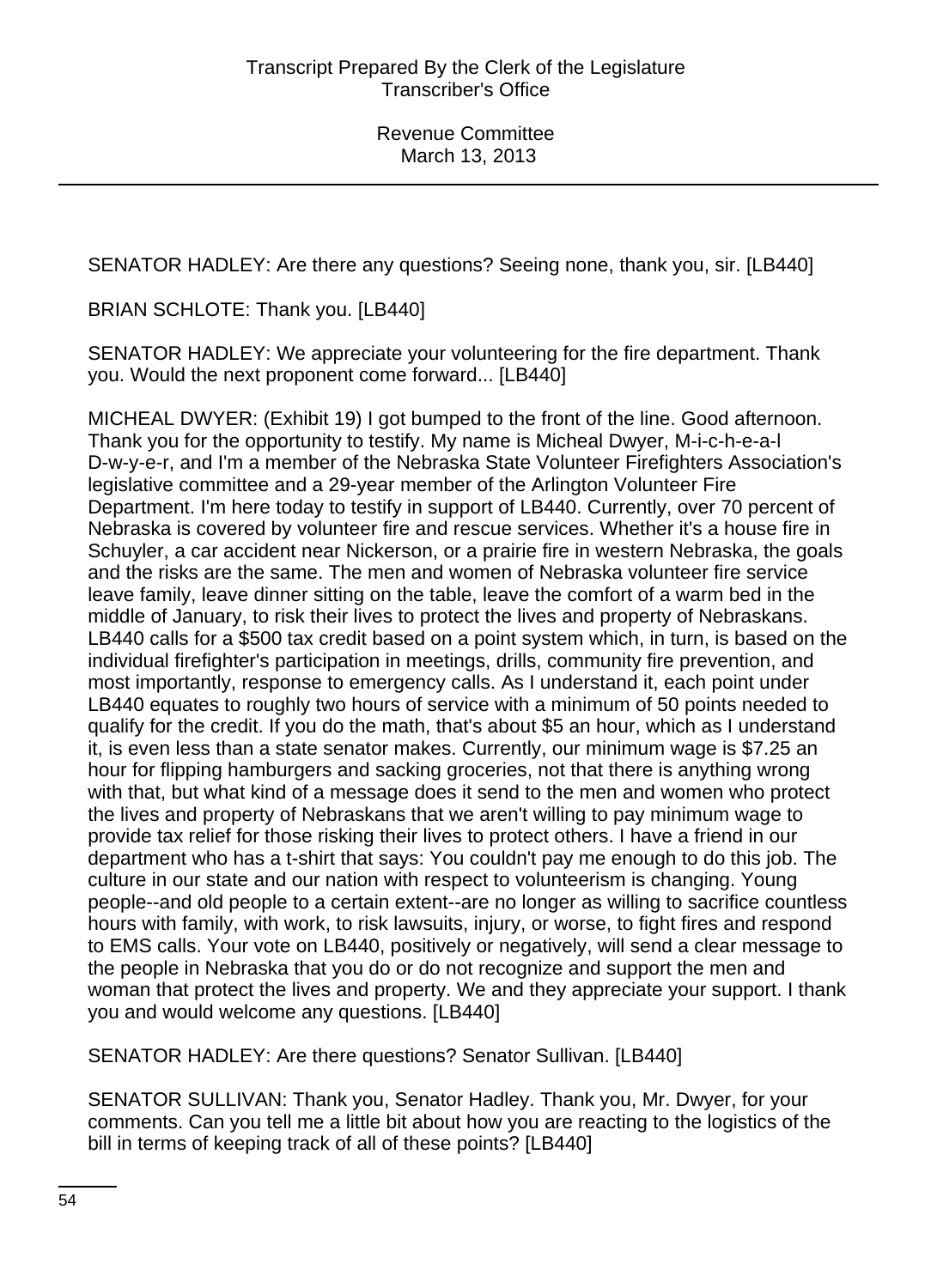SENATOR HADLEY: Are there any questions? Seeing none, thank you, sir. [LB440]

BRIAN SCHLOTE: Thank you. [LB440]

SENATOR HADLEY: We appreciate your volunteering for the fire department. Thank you. Would the next proponent come forward... [LB440]

MICHEAL DWYER: (Exhibit 19) I got bumped to the front of the line. Good afternoon. Thank you for the opportunity to testify. My name is Micheal Dwyer, M-i-c-h-e-a-l D-w-y-e-r, and I'm a member of the Nebraska State Volunteer Firefighters Association's legislative committee and a 29-year member of the Arlington Volunteer Fire Department. I'm here today to testify in support of LB440. Currently, over 70 percent of Nebraska is covered by volunteer fire and rescue services. Whether it's a house fire in Schuyler, a car accident near Nickerson, or a prairie fire in western Nebraska, the goals and the risks are the same. The men and women of Nebraska volunteer fire service leave family, leave dinner sitting on the table, leave the comfort of a warm bed in the middle of January, to risk their lives to protect the lives and property of Nebraskans. LB440 calls for a $500 tax credit based on a point system which, in turn, is based on the individual firefighter's participation in meetings, drills, community fire prevention, and most importantly, response to emergency calls. As I understand it, each point under LB440 equates to roughly two hours of service with a minimum of 50 points needed to qualify for the credit. If you do the math, that's about $5 an hour, which as I understand it, is even less than a state senator makes. Currently, our minimum wage is $7.25 an hour for flipping hamburgers and sacking groceries, not that there is anything wrong with that, but what kind of a message does it send to the men and women who protect the lives and property of Nebraskans that we aren't willing to pay minimum wage to provide tax relief for those risking their lives to protect others. I have a friend in our department who has a t-shirt that says: You couldn't pay me enough to do this job. The culture in our state and our nation with respect to volunteerism is changing. Young people--and old people to a certain extent--are no longer as willing to sacrifice countless hours with family, with work, to risk lawsuits, injury, or worse, to fight fires and respond to EMS calls. Your vote on LB440, positively or negatively, will send a clear message to the people in Nebraska that you do or do not recognize and support the men and woman that protect the lives and property. We and they appreciate your support. I thank you and would welcome any questions. [LB440]

SENATOR HADLEY: Are there questions? Senator Sullivan. [LB440]

SENATOR SULLIVAN: Thank you, Senator Hadley. Thank you, Mr. Dwyer, for your comments. Can you tell me a little bit about how you are reacting to the logistics of the bill in terms of keeping track of all of these points? [LB440]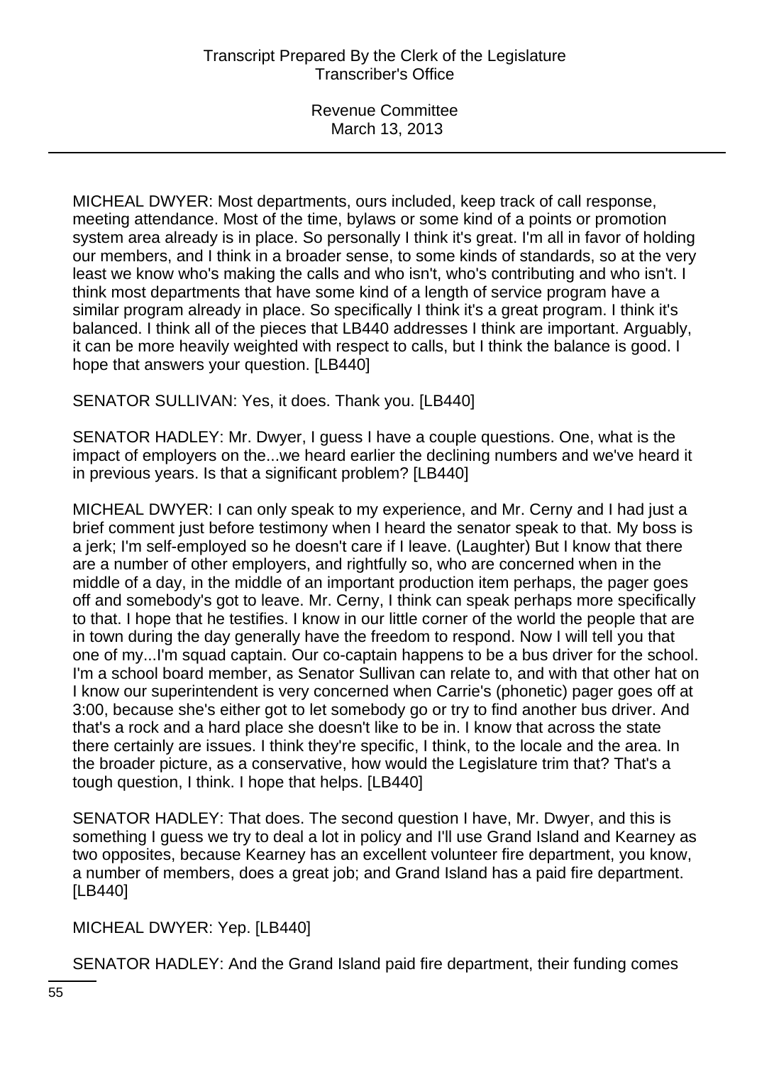MICHEAL DWYER: Most departments, ours included, keep track of call response, meeting attendance. Most of the time, bylaws or some kind of a points or promotion system area already is in place. So personally I think it's great. I'm all in favor of holding our members, and I think in a broader sense, to some kinds of standards, so at the very least we know who's making the calls and who isn't, who's contributing and who isn't. I think most departments that have some kind of a length of service program have a similar program already in place. So specifically I think it's a great program. I think it's balanced. I think all of the pieces that LB440 addresses I think are important. Arguably, it can be more heavily weighted with respect to calls, but I think the balance is good. I hope that answers your question. [LB440]

SENATOR SULLIVAN: Yes, it does. Thank you. [LB440]

SENATOR HADLEY: Mr. Dwyer, I guess I have a couple questions. One, what is the impact of employers on the...we heard earlier the declining numbers and we've heard it in previous years. Is that a significant problem? [LB440]

MICHEAL DWYER: I can only speak to my experience, and Mr. Cerny and I had just a brief comment just before testimony when I heard the senator speak to that. My boss is a jerk; I'm self-employed so he doesn't care if I leave. (Laughter) But I know that there are a number of other employers, and rightfully so, who are concerned when in the middle of a day, in the middle of an important production item perhaps, the pager goes off and somebody's got to leave. Mr. Cerny, I think can speak perhaps more specifically to that. I hope that he testifies. I know in our little corner of the world the people that are in town during the day generally have the freedom to respond. Now I will tell you that one of my...I'm squad captain. Our co-captain happens to be a bus driver for the school. I'm a school board member, as Senator Sullivan can relate to, and with that other hat on I know our superintendent is very concerned when Carrie's (phonetic) pager goes off at 3:00, because she's either got to let somebody go or try to find another bus driver. And that's a rock and a hard place she doesn't like to be in. I know that across the state there certainly are issues. I think they're specific, I think, to the locale and the area. In the broader picture, as a conservative, how would the Legislature trim that? That's a tough question, I think. I hope that helps. [LB440]

SENATOR HADLEY: That does. The second question I have, Mr. Dwyer, and this is something I guess we try to deal a lot in policy and I'll use Grand Island and Kearney as two opposites, because Kearney has an excellent volunteer fire department, you know, a number of members, does a great job; and Grand Island has a paid fire department. [LB440]

MICHEAL DWYER: Yep. [LB440]

SENATOR HADLEY: And the Grand Island paid fire department, their funding comes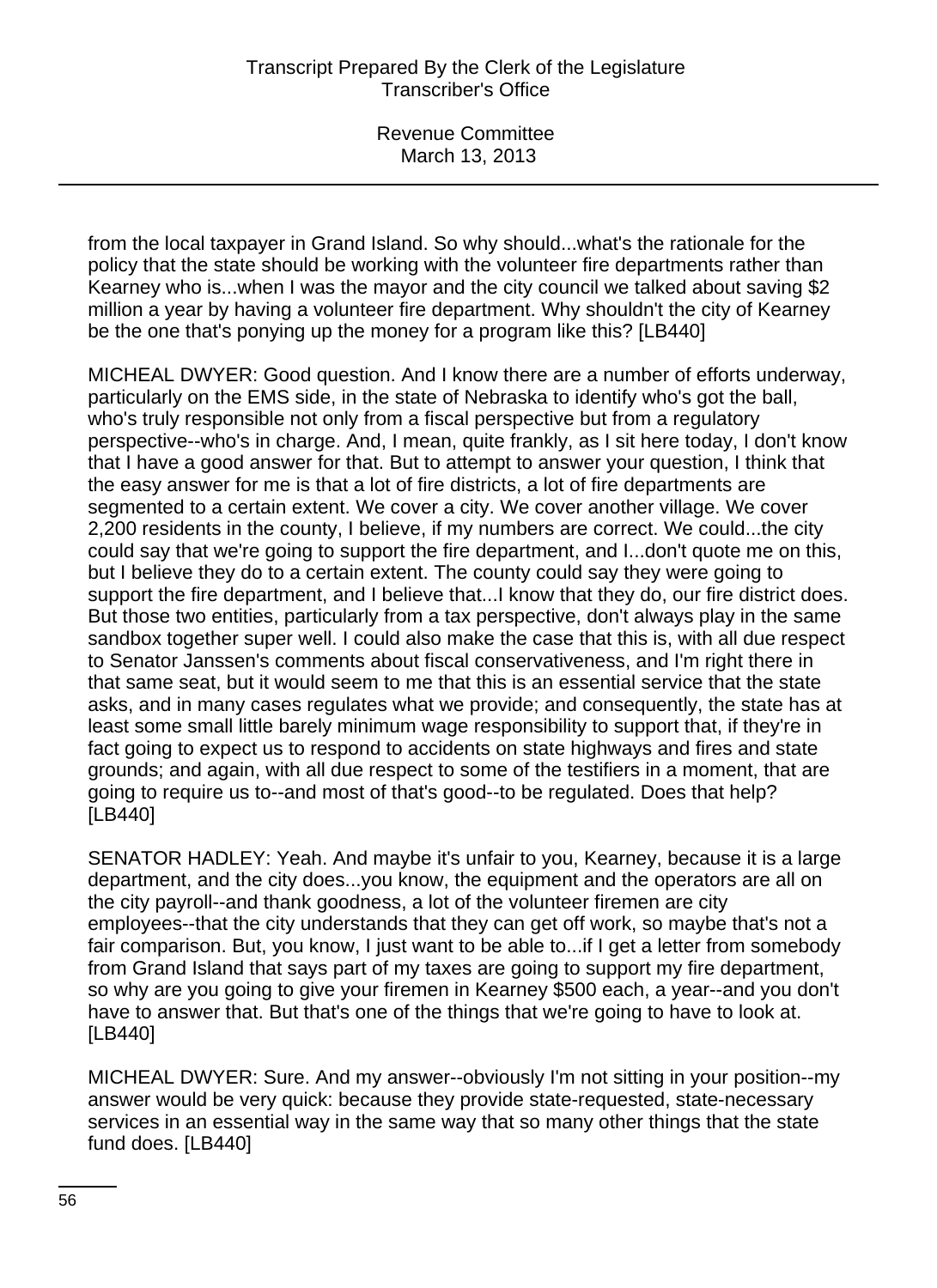from the local taxpayer in Grand Island. So why should...what's the rationale for the policy that the state should be working with the volunteer fire departments rather than Kearney who is...when I was the mayor and the city council we talked about saving $2 million a year by having a volunteer fire department. Why shouldn't the city of Kearney be the one that's ponying up the money for a program like this? [LB440]

MICHEAL DWYER: Good question. And I know there are a number of efforts underway, particularly on the EMS side, in the state of Nebraska to identify who's got the ball, who's truly responsible not only from a fiscal perspective but from a regulatory perspective--who's in charge. And, I mean, quite frankly, as I sit here today, I don't know that I have a good answer for that. But to attempt to answer your question, I think that the easy answer for me is that a lot of fire districts, a lot of fire departments are segmented to a certain extent. We cover a city. We cover another village. We cover 2,200 residents in the county, I believe, if my numbers are correct. We could...the city could say that we're going to support the fire department, and I...don't quote me on this, but I believe they do to a certain extent. The county could say they were going to support the fire department, and I believe that...I know that they do, our fire district does. But those two entities, particularly from a tax perspective, don't always play in the same sandbox together super well. I could also make the case that this is, with all due respect to Senator Janssen's comments about fiscal conservativeness, and I'm right there in that same seat, but it would seem to me that this is an essential service that the state asks, and in many cases regulates what we provide; and consequently, the state has at least some small little barely minimum wage responsibility to support that, if they're in fact going to expect us to respond to accidents on state highways and fires and state grounds; and again, with all due respect to some of the testifiers in a moment, that are going to require us to--and most of that's good--to be regulated. Does that help? [LB440]

SENATOR HADLEY: Yeah. And maybe it's unfair to you, Kearney, because it is a large department, and the city does...you know, the equipment and the operators are all on the city payroll--and thank goodness, a lot of the volunteer firemen are city employees--that the city understands that they can get off work, so maybe that's not a fair comparison. But, you know, I just want to be able to...if I get a letter from somebody from Grand Island that says part of my taxes are going to support my fire department, so why are you going to give your firemen in Kearney $500 each, a year--and you don't have to answer that. But that's one of the things that we're going to have to look at. [LB440]

MICHEAL DWYER: Sure. And my answer--obviously I'm not sitting in your position--my answer would be very quick: because they provide state-requested, state-necessary services in an essential way in the same way that so many other things that the state fund does. [LB440]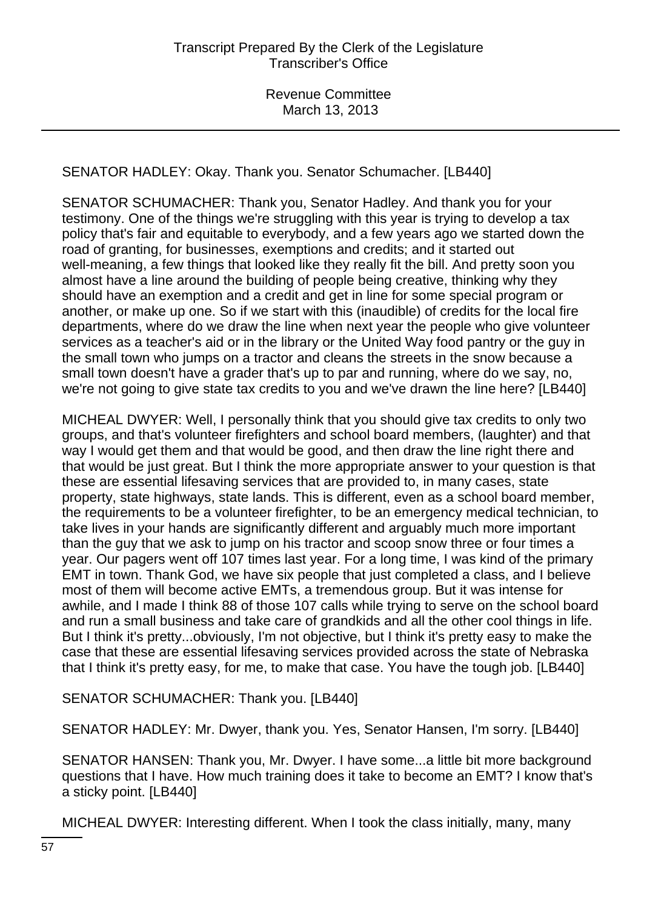SENATOR HADLEY: Okay. Thank you. Senator Schumacher. [LB440]

SENATOR SCHUMACHER: Thank you, Senator Hadley. And thank you for your testimony. One of the things we're struggling with this year is trying to develop a tax policy that's fair and equitable to everybody, and a few years ago we started down the road of granting, for businesses, exemptions and credits; and it started out well-meaning, a few things that looked like they really fit the bill. And pretty soon you almost have a line around the building of people being creative, thinking why they should have an exemption and a credit and get in line for some special program or another, or make up one. So if we start with this (inaudible) of credits for the local fire departments, where do we draw the line when next year the people who give volunteer services as a teacher's aid or in the library or the United Way food pantry or the guy in the small town who jumps on a tractor and cleans the streets in the snow because a small town doesn't have a grader that's up to par and running, where do we say, no, we're not going to give state tax credits to you and we've drawn the line here? [LB440]

MICHEAL DWYER: Well, I personally think that you should give tax credits to only two groups, and that's volunteer firefighters and school board members, (laughter) and that way I would get them and that would be good, and then draw the line right there and that would be just great. But I think the more appropriate answer to your question is that these are essential lifesaving services that are provided to, in many cases, state property, state highways, state lands. This is different, even as a school board member, the requirements to be a volunteer firefighter, to be an emergency medical technician, to take lives in your hands are significantly different and arguably much more important than the guy that we ask to jump on his tractor and scoop snow three or four times a year. Our pagers went off 107 times last year. For a long time, I was kind of the primary EMT in town. Thank God, we have six people that just completed a class, and I believe most of them will become active EMTs, a tremendous group. But it was intense for awhile, and I made I think 88 of those 107 calls while trying to serve on the school board and run a small business and take care of grandkids and all the other cool things in life. But I think it's pretty...obviously, I'm not objective, but I think it's pretty easy to make the case that these are essential lifesaving services provided across the state of Nebraska that I think it's pretty easy, for me, to make that case. You have the tough job. [LB440]

SENATOR SCHUMACHER: Thank you. [LB440]

SENATOR HADLEY: Mr. Dwyer, thank you. Yes, Senator Hansen, I'm sorry. [LB440]

SENATOR HANSEN: Thank you, Mr. Dwyer. I have some...a little bit more background questions that I have. How much training does it take to become an EMT? I know that's a sticky point. [LB440]

MICHEAL DWYER: Interesting different. When I took the class initially, many, many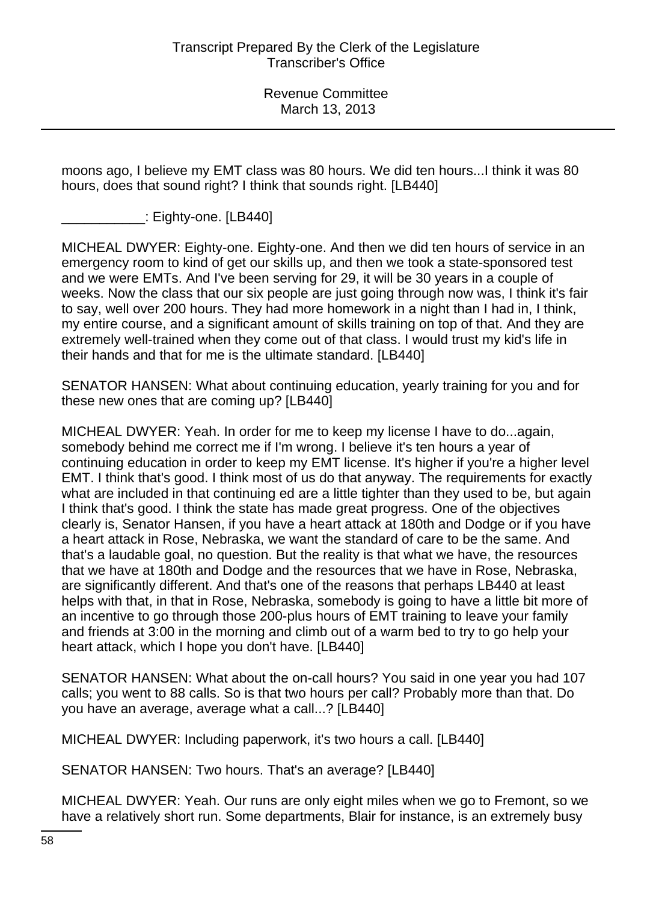moons ago, I believe my EMT class was 80 hours. We did ten hours...I think it was 80 hours, does that sound right? I think that sounds right. [LB440]

___________: Eighty-one. [LB440]

MICHEAL DWYER: Eighty-one. Eighty-one. And then we did ten hours of service in an emergency room to kind of get our skills up, and then we took a state-sponsored test and we were EMTs. And I've been serving for 29, it will be 30 years in a couple of weeks. Now the class that our six people are just going through now was, I think it's fair to say, well over 200 hours. They had more homework in a night than I had in, I think, my entire course, and a significant amount of skills training on top of that. And they are extremely well-trained when they come out of that class. I would trust my kid's life in their hands and that for me is the ultimate standard. [LB440]

SENATOR HANSEN: What about continuing education, yearly training for you and for these new ones that are coming up? [LB440]

MICHEAL DWYER: Yeah. In order for me to keep my license I have to do...again, somebody behind me correct me if I'm wrong. I believe it's ten hours a year of continuing education in order to keep my EMT license. It's higher if you're a higher level EMT. I think that's good. I think most of us do that anyway. The requirements for exactly what are included in that continuing ed are a little tighter than they used to be, but again I think that's good. I think the state has made great progress. One of the objectives clearly is, Senator Hansen, if you have a heart attack at 180th and Dodge or if you have a heart attack in Rose, Nebraska, we want the standard of care to be the same. And that's a laudable goal, no question. But the reality is that what we have, the resources that we have at 180th and Dodge and the resources that we have in Rose, Nebraska, are significantly different. And that's one of the reasons that perhaps LB440 at least helps with that, in that in Rose, Nebraska, somebody is going to have a little bit more of an incentive to go through those 200-plus hours of EMT training to leave your family and friends at 3:00 in the morning and climb out of a warm bed to try to go help your heart attack, which I hope you don't have. [LB440]

SENATOR HANSEN: What about the on-call hours? You said in one year you had 107 calls; you went to 88 calls. So is that two hours per call? Probably more than that. Do you have an average, average what a call...? [LB440]

MICHEAL DWYER: Including paperwork, it's two hours a call. [LB440]

SENATOR HANSEN: Two hours. That's an average? [LB440]

MICHEAL DWYER: Yeah. Our runs are only eight miles when we go to Fremont, so we have a relatively short run. Some departments, Blair for instance, is an extremely busy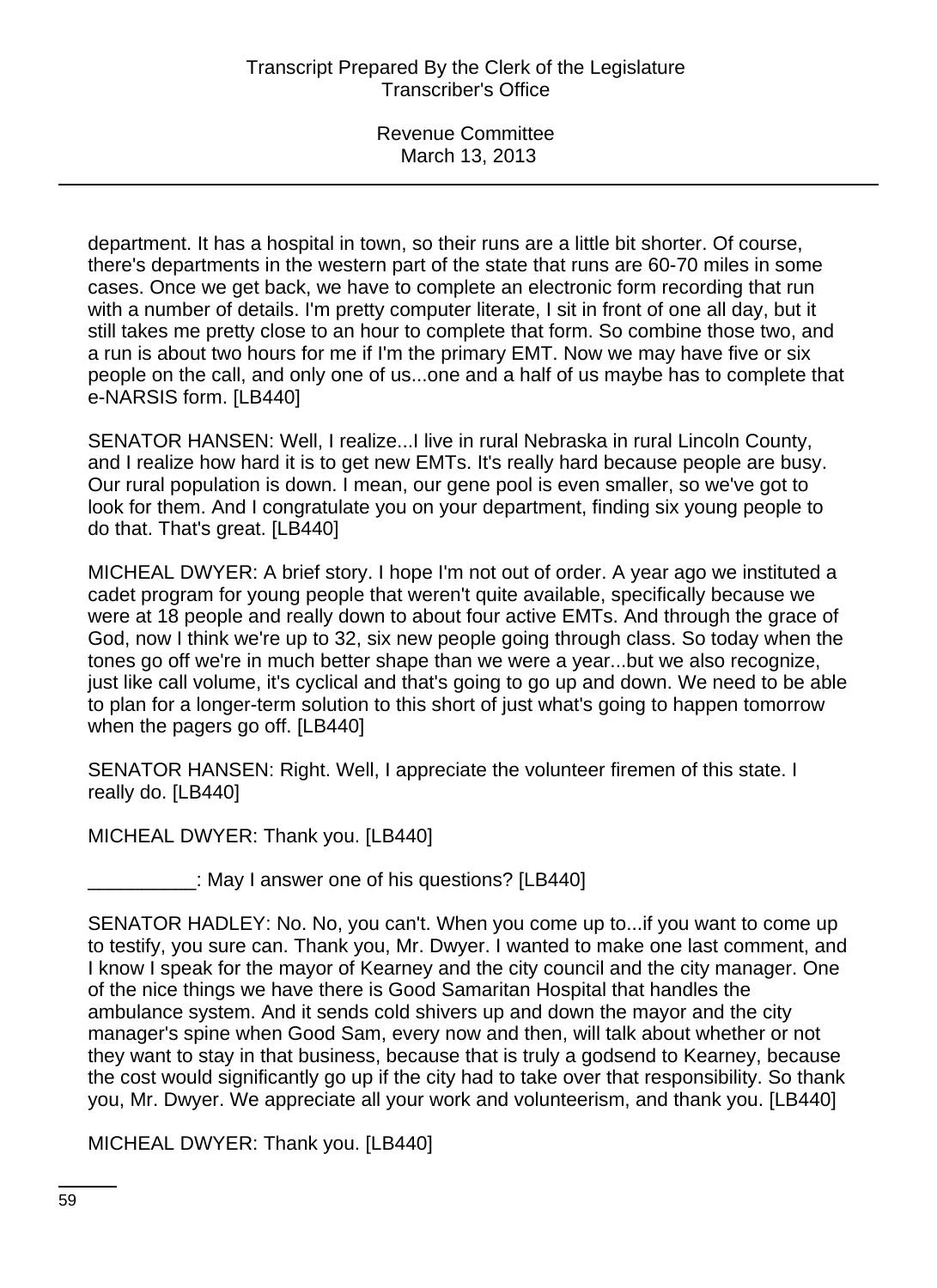department. It has a hospital in town, so their runs are a little bit shorter. Of course, there's departments in the western part of the state that runs are 60-70 miles in some cases. Once we get back, we have to complete an electronic form recording that run with a number of details. I'm pretty computer literate, I sit in front of one all day, but it still takes me pretty close to an hour to complete that form. So combine those two, and a run is about two hours for me if I'm the primary EMT. Now we may have five or six people on the call, and only one of us...one and a half of us maybe has to complete that e-NARSIS form. [LB440]

SENATOR HANSEN: Well, I realize...I live in rural Nebraska in rural Lincoln County, and I realize how hard it is to get new EMTs. It's really hard because people are busy. Our rural population is down. I mean, our gene pool is even smaller, so we've got to look for them. And I congratulate you on your department, finding six young people to do that. That's great. [LB440]

MICHEAL DWYER: A brief story. I hope I'm not out of order. A year ago we instituted a cadet program for young people that weren't quite available, specifically because we were at 18 people and really down to about four active EMTs. And through the grace of God, now I think we're up to 32, six new people going through class. So today when the tones go off we're in much better shape than we were a year...but we also recognize, just like call volume, it's cyclical and that's going to go up and down. We need to be able to plan for a longer-term solution to this short of just what's going to happen tomorrow when the pagers go off. [LB440]

SENATOR HANSEN: Right. Well, I appreciate the volunteer firemen of this state. I really do. [LB440]

MICHEAL DWYER: Thank you. [LB440]

__________: May I answer one of his questions? [LB440]

SENATOR HADLEY: No. No, you can't. When you come up to...if you want to come up to testify, you sure can. Thank you, Mr. Dwyer. I wanted to make one last comment, and I know I speak for the mayor of Kearney and the city council and the city manager. One of the nice things we have there is Good Samaritan Hospital that handles the ambulance system. And it sends cold shivers up and down the mayor and the city manager's spine when Good Sam, every now and then, will talk about whether or not they want to stay in that business, because that is truly a godsend to Kearney, because the cost would significantly go up if the city had to take over that responsibility. So thank you, Mr. Dwyer. We appreciate all your work and volunteerism, and thank you. [LB440]

MICHEAL DWYER: Thank you. [LB440]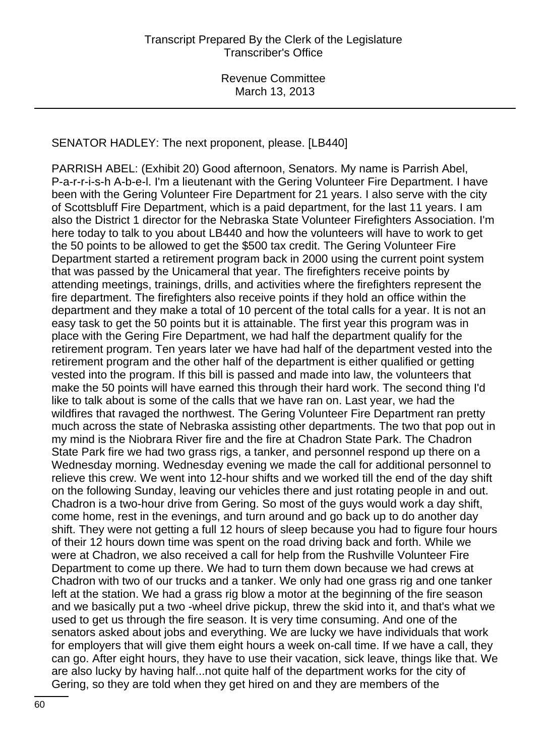SENATOR HADLEY: The next proponent, please. [LB440]

PARRISH ABEL: (Exhibit 20) Good afternoon, Senators. My name is Parrish Abel, P-a-r-r-i-s-h A-b-e-l. I'm a lieutenant with the Gering Volunteer Fire Department. I have been with the Gering Volunteer Fire Department for 21 years. I also serve with the city of Scottsbluff Fire Department, which is a paid department, for the last 11 years. I am also the District 1 director for the Nebraska State Volunteer Firefighters Association. I'm here today to talk to you about LB440 and how the volunteers will have to work to get the 50 points to be allowed to get the $500 tax credit. The Gering Volunteer Fire Department started a retirement program back in 2000 using the current point system that was passed by the Unicameral that year. The firefighters receive points by attending meetings, trainings, drills, and activities where the firefighters represent the fire department. The firefighters also receive points if they hold an office within the department and they make a total of 10 percent of the total calls for a year. It is not an easy task to get the 50 points but it is attainable. The first year this program was in place with the Gering Fire Department, we had half the department qualify for the retirement program. Ten years later we have had half of the department vested into the retirement program and the other half of the department is either qualified or getting vested into the program. If this bill is passed and made into law, the volunteers that make the 50 points will have earned this through their hard work. The second thing I'd like to talk about is some of the calls that we have ran on. Last year, we had the wildfires that ravaged the northwest. The Gering Volunteer Fire Department ran pretty much across the state of Nebraska assisting other departments. The two that pop out in my mind is the Niobrara River fire and the fire at Chadron State Park. The Chadron State Park fire we had two grass rigs, a tanker, and personnel respond up there on a Wednesday morning. Wednesday evening we made the call for additional personnel to relieve this crew. We went into 12-hour shifts and we worked till the end of the day shift on the following Sunday, leaving our vehicles there and just rotating people in and out. Chadron is a two-hour drive from Gering. So most of the guys would work a day shift, come home, rest in the evenings, and turn around and go back up to do another day shift. They were not getting a full 12 hours of sleep because you had to figure four hours of their 12 hours down time was spent on the road driving back and forth. While we were at Chadron, we also received a call for help from the Rushville Volunteer Fire Department to come up there. We had to turn them down because we had crews at Chadron with two of our trucks and a tanker. We only had one grass rig and one tanker left at the station. We had a grass rig blow a motor at the beginning of the fire season and we basically put a two -wheel drive pickup, threw the skid into it, and that's what we used to get us through the fire season. It is very time consuming. And one of the senators asked about jobs and everything. We are lucky we have individuals that work for employers that will give them eight hours a week on-call time. If we have a call, they can go. After eight hours, they have to use their vacation, sick leave, things like that. We are also lucky by having half...not quite half of the department works for the city of Gering, so they are told when they get hired on and they are members of the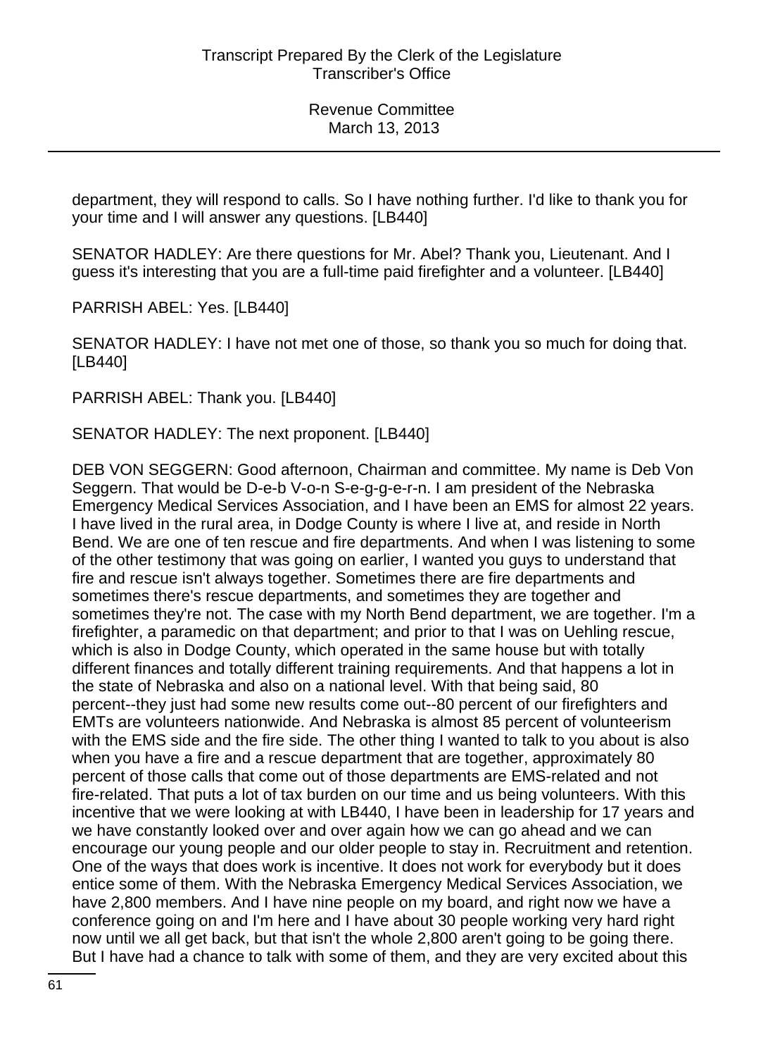department, they will respond to calls. So I have nothing further. I'd like to thank you for your time and I will answer any questions. [LB440]

SENATOR HADLEY: Are there questions for Mr. Abel? Thank you, Lieutenant. And I guess it's interesting that you are a full-time paid firefighter and a volunteer. [LB440]

PARRISH ABEL: Yes. [LB440]

SENATOR HADLEY: I have not met one of those, so thank you so much for doing that. [LB440]

PARRISH ABEL: Thank you. [LB440]

SENATOR HADLEY: The next proponent. [LB440]

DEB VON SEGGERN: Good afternoon, Chairman and committee. My name is Deb Von Seggern. That would be D-e-b V-o-n S-e-g-g-e-r-n. I am president of the Nebraska Emergency Medical Services Association, and I have been an EMS for almost 22 years. I have lived in the rural area, in Dodge County is where I live at, and reside in North Bend. We are one of ten rescue and fire departments. And when I was listening to some of the other testimony that was going on earlier, I wanted you guys to understand that fire and rescue isn't always together. Sometimes there are fire departments and sometimes there's rescue departments, and sometimes they are together and sometimes they're not. The case with my North Bend department, we are together. I'm a firefighter, a paramedic on that department; and prior to that I was on Uehling rescue, which is also in Dodge County, which operated in the same house but with totally different finances and totally different training requirements. And that happens a lot in the state of Nebraska and also on a national level. With that being said, 80 percent--they just had some new results come out--80 percent of our firefighters and EMTs are volunteers nationwide. And Nebraska is almost 85 percent of volunteerism with the EMS side and the fire side. The other thing I wanted to talk to you about is also when you have a fire and a rescue department that are together, approximately 80 percent of those calls that come out of those departments are EMS-related and not fire-related. That puts a lot of tax burden on our time and us being volunteers. With this incentive that we were looking at with LB440, I have been in leadership for 17 years and we have constantly looked over and over again how we can go ahead and we can encourage our young people and our older people to stay in. Recruitment and retention. One of the ways that does work is incentive. It does not work for everybody but it does entice some of them. With the Nebraska Emergency Medical Services Association, we have 2,800 members. And I have nine people on my board, and right now we have a conference going on and I'm here and I have about 30 people working very hard right now until we all get back, but that isn't the whole 2,800 aren't going to be going there. But I have had a chance to talk with some of them, and they are very excited about this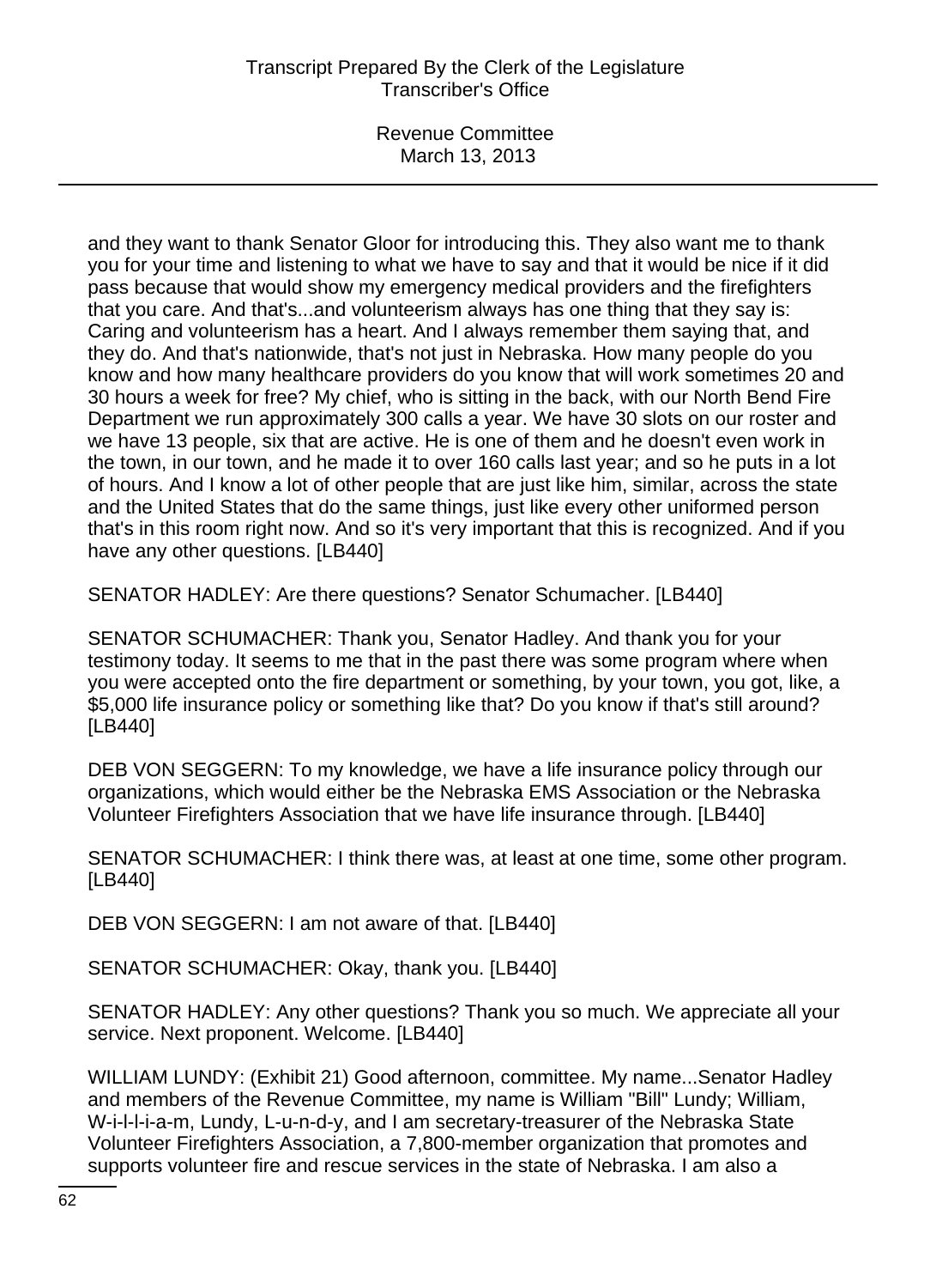and they want to thank Senator Gloor for introducing this. They also want me to thank you for your time and listening to what we have to say and that it would be nice if it did pass because that would show my emergency medical providers and the firefighters that you care. And that's...and volunteerism always has one thing that they say is: Caring and volunteerism has a heart. And I always remember them saying that, and they do. And that's nationwide, that's not just in Nebraska. How many people do you know and how many healthcare providers do you know that will work sometimes 20 and 30 hours a week for free? My chief, who is sitting in the back, with our North Bend Fire Department we run approximately 300 calls a year. We have 30 slots on our roster and we have 13 people, six that are active. He is one of them and he doesn't even work in the town, in our town, and he made it to over 160 calls last year; and so he puts in a lot of hours. And I know a lot of other people that are just like him, similar, across the state and the United States that do the same things, just like every other uniformed person that's in this room right now. And so it's very important that this is recognized. And if you have any other questions. [LB440]

SENATOR HADLEY: Are there questions? Senator Schumacher. [LB440]

SENATOR SCHUMACHER: Thank you, Senator Hadley. And thank you for your testimony today. It seems to me that in the past there was some program where when you were accepted onto the fire department or something, by your town, you got, like, a $5,000 life insurance policy or something like that? Do you know if that's still around? [LB440]

DEB VON SEGGERN: To my knowledge, we have a life insurance policy through our organizations, which would either be the Nebraska EMS Association or the Nebraska Volunteer Firefighters Association that we have life insurance through. [LB440]

SENATOR SCHUMACHER: I think there was, at least at one time, some other program. [LB440]

DEB VON SEGGERN: I am not aware of that. [LB440]

SENATOR SCHUMACHER: Okay, thank you. [LB440]

SENATOR HADLEY: Any other questions? Thank you so much. We appreciate all your service. Next proponent. Welcome. [LB440]

WILLIAM LUNDY: (Exhibit 21) Good afternoon, committee. My name...Senator Hadley and members of the Revenue Committee, my name is William "Bill" Lundy; William, W-i-l-l-i-a-m, Lundy, L-u-n-d-y, and I am secretary-treasurer of the Nebraska State Volunteer Firefighters Association, a 7,800-member organization that promotes and supports volunteer fire and rescue services in the state of Nebraska. I am also a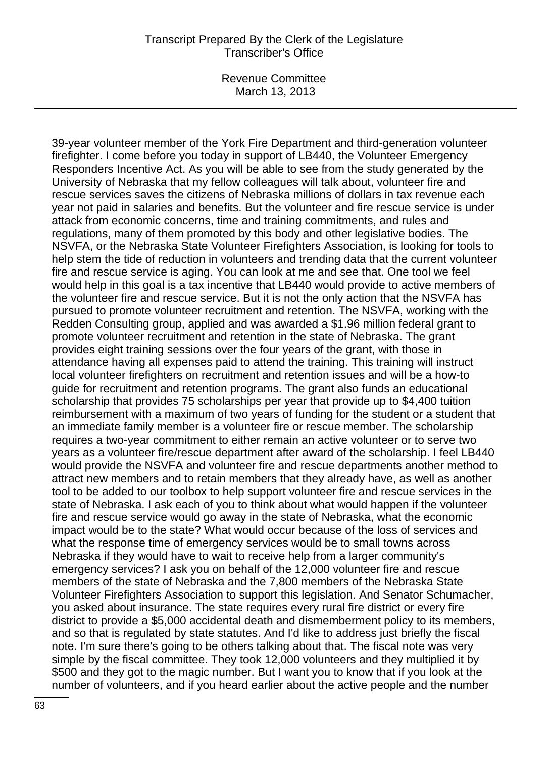39-year volunteer member of the York Fire Department and third-generation volunteer firefighter. I come before you today in support of LB440, the Volunteer Emergency Responders Incentive Act. As you will be able to see from the study generated by the University of Nebraska that my fellow colleagues will talk about, volunteer fire and rescue services saves the citizens of Nebraska millions of dollars in tax revenue each year not paid in salaries and benefits. But the volunteer and fire rescue service is under attack from economic concerns, time and training commitments, and rules and regulations, many of them promoted by this body and other legislative bodies. The NSVFA, or the Nebraska State Volunteer Firefighters Association, is looking for tools to help stem the tide of reduction in volunteers and trending data that the current volunteer fire and rescue service is aging. You can look at me and see that. One tool we feel would help in this goal is a tax incentive that LB440 would provide to active members of the volunteer fire and rescue service. But it is not the only action that the NSVFA has pursued to promote volunteer recruitment and retention. The NSVFA, working with the Redden Consulting group, applied and was awarded a $1.96 million federal grant to promote volunteer recruitment and retention in the state of Nebraska. The grant provides eight training sessions over the four years of the grant, with those in attendance having all expenses paid to attend the training. This training will instruct local volunteer firefighters on recruitment and retention issues and will be a how-to guide for recruitment and retention programs. The grant also funds an educational scholarship that provides 75 scholarships per year that provide up to $4,400 tuition reimbursement with a maximum of two years of funding for the student or a student that an immediate family member is a volunteer fire or rescue member. The scholarship requires a two-year commitment to either remain an active volunteer or to serve two years as a volunteer fire/rescue department after award of the scholarship. I feel LB440 would provide the NSVFA and volunteer fire and rescue departments another method to attract new members and to retain members that they already have, as well as another tool to be added to our toolbox to help support volunteer fire and rescue services in the state of Nebraska. I ask each of you to think about what would happen if the volunteer fire and rescue service would go away in the state of Nebraska, what the economic impact would be to the state? What would occur because of the loss of services and what the response time of emergency services would be to small towns across Nebraska if they would have to wait to receive help from a larger community's emergency services? I ask you on behalf of the 12,000 volunteer fire and rescue members of the state of Nebraska and the 7,800 members of the Nebraska State Volunteer Firefighters Association to support this legislation. And Senator Schumacher, you asked about insurance. The state requires every rural fire district or every fire district to provide a $5,000 accidental death and dismemberment policy to its members, and so that is regulated by state statutes. And I'd like to address just briefly the fiscal note. I'm sure there's going to be others talking about that. The fiscal note was very simple by the fiscal committee. They took 12,000 volunteers and they multiplied it by $500 and they got to the magic number. But I want you to know that if you look at the number of volunteers, and if you heard earlier about the active people and the number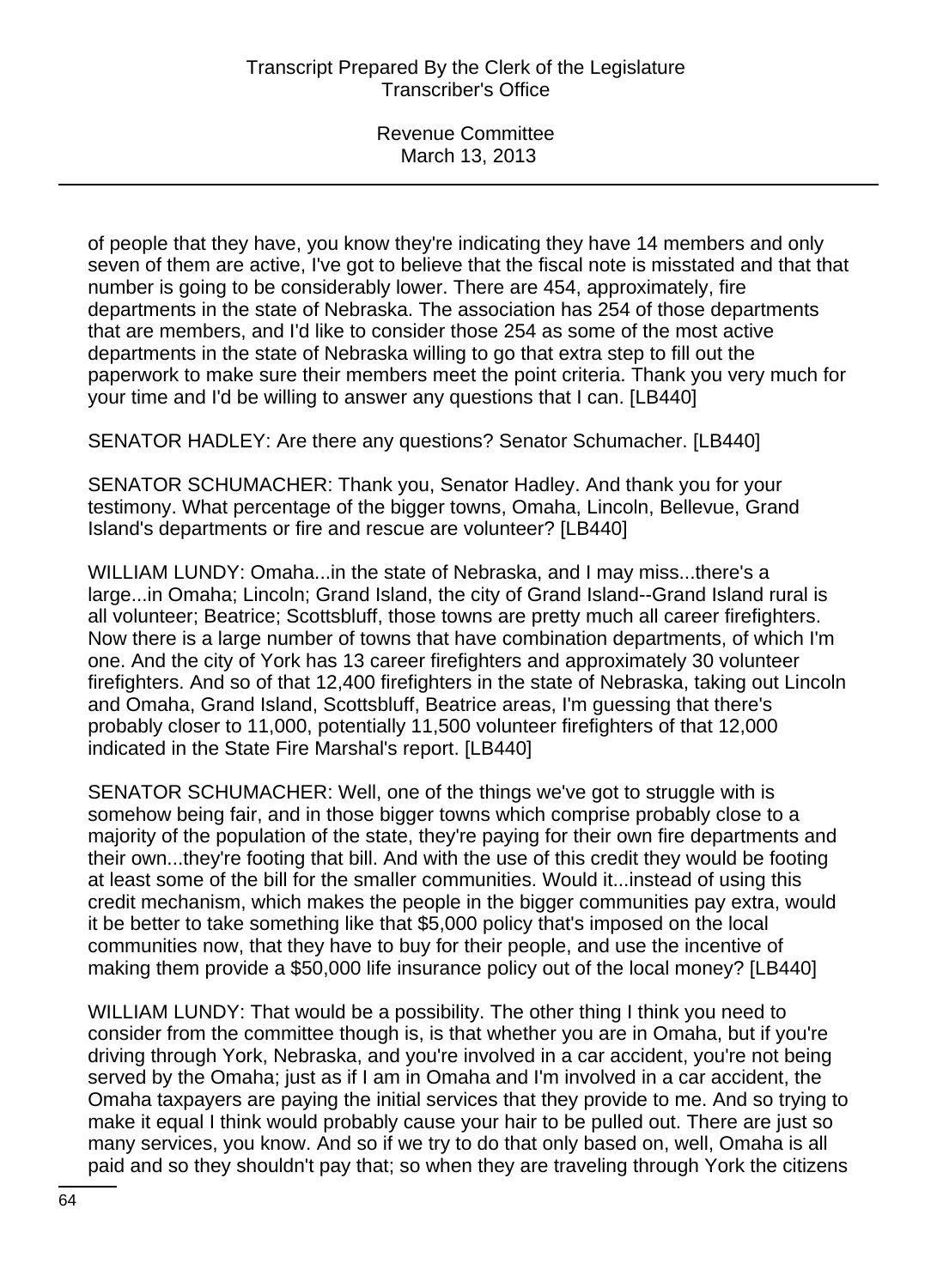of people that they have, you know they're indicating they have 14 members and only seven of them are active, I've got to believe that the fiscal note is misstated and that that number is going to be considerably lower. There are 454, approximately, fire departments in the state of Nebraska. The association has 254 of those departments that are members, and I'd like to consider those 254 as some of the most active departments in the state of Nebraska willing to go that extra step to fill out the paperwork to make sure their members meet the point criteria. Thank you very much for your time and I'd be willing to answer any questions that I can. [LB440]

SENATOR HADLEY: Are there any questions? Senator Schumacher. [LB440]

SENATOR SCHUMACHER: Thank you, Senator Hadley. And thank you for your testimony. What percentage of the bigger towns, Omaha, Lincoln, Bellevue, Grand Island's departments or fire and rescue are volunteer? [LB440]

WILLIAM LUNDY: Omaha...in the state of Nebraska, and I may miss...there's a large...in Omaha; Lincoln; Grand Island, the city of Grand Island--Grand Island rural is all volunteer; Beatrice; Scottsbluff, those towns are pretty much all career firefighters. Now there is a large number of towns that have combination departments, of which I'm one. And the city of York has 13 career firefighters and approximately 30 volunteer firefighters. And so of that 12,400 firefighters in the state of Nebraska, taking out Lincoln and Omaha, Grand Island, Scottsbluff, Beatrice areas, I'm guessing that there's probably closer to 11,000, potentially 11,500 volunteer firefighters of that 12,000 indicated in the State Fire Marshal's report. [LB440]

SENATOR SCHUMACHER: Well, one of the things we've got to struggle with is somehow being fair, and in those bigger towns which comprise probably close to a majority of the population of the state, they're paying for their own fire departments and their own...they're footing that bill. And with the use of this credit they would be footing at least some of the bill for the smaller communities. Would it...instead of using this credit mechanism, which makes the people in the bigger communities pay extra, would it be better to take something like that $5,000 policy that's imposed on the local communities now, that they have to buy for their people, and use the incentive of making them provide a $50,000 life insurance policy out of the local money? [LB440]

WILLIAM LUNDY: That would be a possibility. The other thing I think you need to consider from the committee though is, is that whether you are in Omaha, but if you're driving through York, Nebraska, and you're involved in a car accident, you're not being served by the Omaha; just as if I am in Omaha and I'm involved in a car accident, the Omaha taxpayers are paying the initial services that they provide to me. And so trying to make it equal I think would probably cause your hair to be pulled out. There are just so many services, you know. And so if we try to do that only based on, well, Omaha is all paid and so they shouldn't pay that; so when they are traveling through York the citizens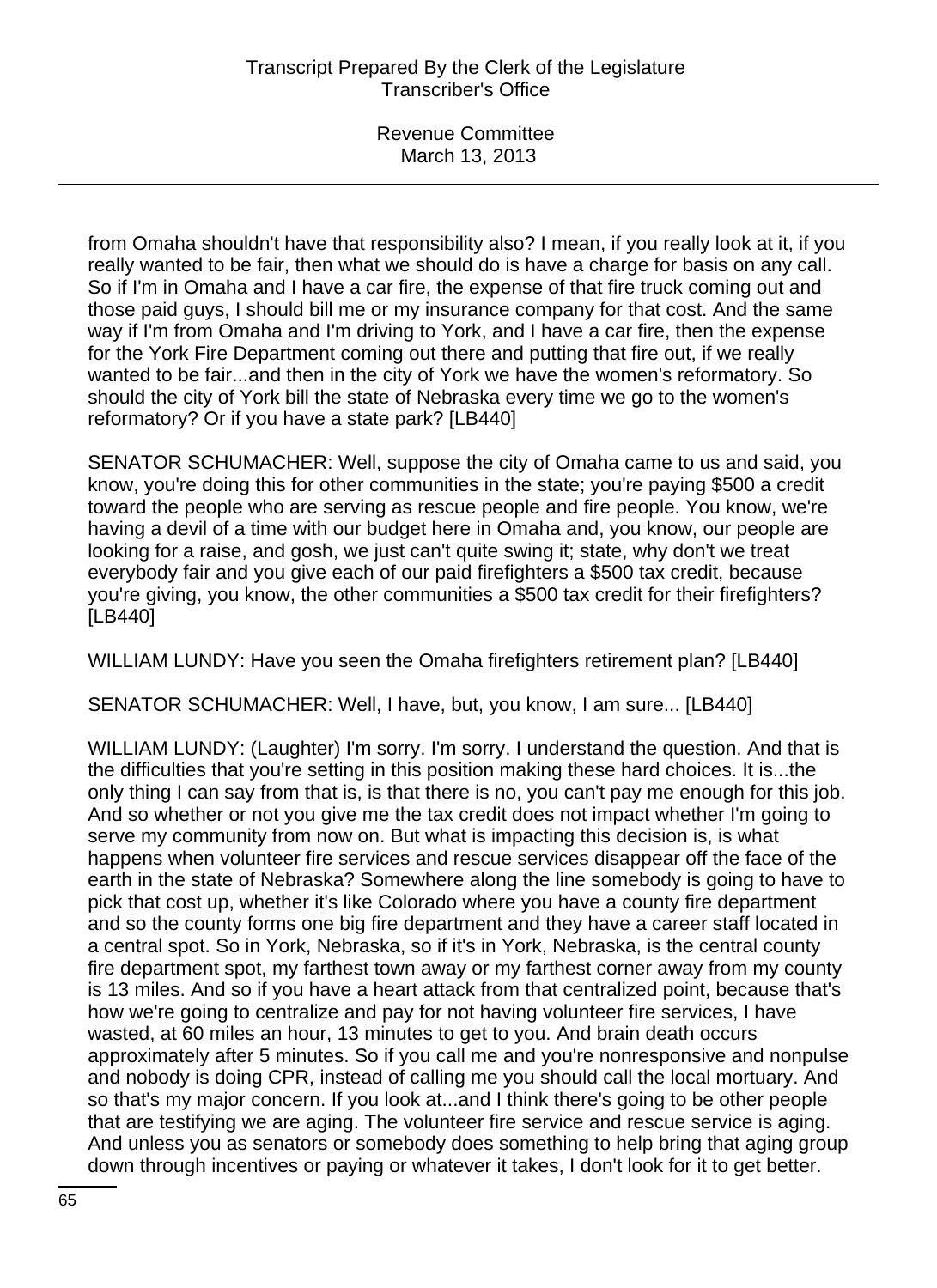from Omaha shouldn't have that responsibility also? I mean, if you really look at it, if you really wanted to be fair, then what we should do is have a charge for basis on any call. So if I'm in Omaha and I have a car fire, the expense of that fire truck coming out and those paid guys, I should bill me or my insurance company for that cost. And the same way if I'm from Omaha and I'm driving to York, and I have a car fire, then the expense for the York Fire Department coming out there and putting that fire out, if we really wanted to be fair...and then in the city of York we have the women's reformatory. So should the city of York bill the state of Nebraska every time we go to the women's reformatory? Or if you have a state park? [LB440]

SENATOR SCHUMACHER: Well, suppose the city of Omaha came to us and said, you know, you're doing this for other communities in the state; you're paying $500 a credit toward the people who are serving as rescue people and fire people. You know, we're having a devil of a time with our budget here in Omaha and, you know, our people are looking for a raise, and gosh, we just can't quite swing it; state, why don't we treat everybody fair and you give each of our paid firefighters a $500 tax credit, because you're giving, you know, the other communities a $500 tax credit for their firefighters? [LB440]

WILLIAM LUNDY: Have you seen the Omaha firefighters retirement plan? [LB440]

SENATOR SCHUMACHER: Well, I have, but, you know, I am sure... [LB440]

WILLIAM LUNDY: (Laughter) I'm sorry. I'm sorry. I understand the question. And that is the difficulties that you're setting in this position making these hard choices. It is...the only thing I can say from that is, is that there is no, you can't pay me enough for this job. And so whether or not you give me the tax credit does not impact whether I'm going to serve my community from now on. But what is impacting this decision is, is what happens when volunteer fire services and rescue services disappear off the face of the earth in the state of Nebraska? Somewhere along the line somebody is going to have to pick that cost up, whether it's like Colorado where you have a county fire department and so the county forms one big fire department and they have a career staff located in a central spot. So in York, Nebraska, so if it's in York, Nebraska, is the central county fire department spot, my farthest town away or my farthest corner away from my county is 13 miles. And so if you have a heart attack from that centralized point, because that's how we're going to centralize and pay for not having volunteer fire services, I have wasted, at 60 miles an hour, 13 minutes to get to you. And brain death occurs approximately after 5 minutes. So if you call me and you're nonresponsive and nonpulse and nobody is doing CPR, instead of calling me you should call the local mortuary. And so that's my major concern. If you look at...and I think there's going to be other people that are testifying we are aging. The volunteer fire service and rescue service is aging. And unless you as senators or somebody does something to help bring that aging group down through incentives or paying or whatever it takes, I don't look for it to get better.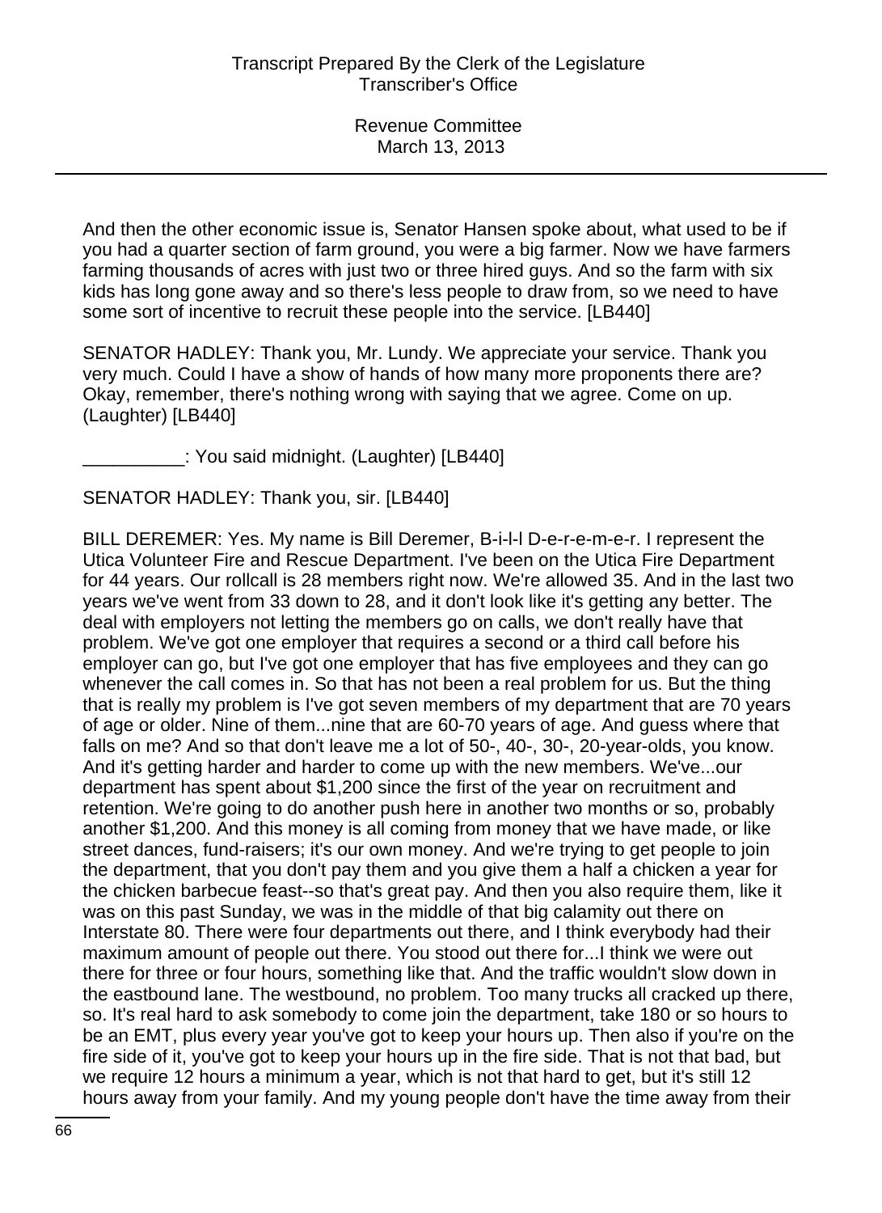And then the other economic issue is, Senator Hansen spoke about, what used to be if you had a quarter section of farm ground, you were a big farmer. Now we have farmers farming thousands of acres with just two or three hired guys. And so the farm with six kids has long gone away and so there's less people to draw from, so we need to have some sort of incentive to recruit these people into the service. [LB440]

SENATOR HADLEY: Thank you, Mr. Lundy. We appreciate your service. Thank you very much. Could I have a show of hands of how many more proponents there are? Okay, remember, there's nothing wrong with saying that we agree. Come on up. (Laughter) [LB440]

__________: You said midnight. (Laughter) [LB440]

SENATOR HADLEY: Thank you, sir. [LB440]

BILL DEREMER: Yes. My name is Bill Deremer, B-i-l-l D-e-r-e-m-e-r. I represent the Utica Volunteer Fire and Rescue Department. I've been on the Utica Fire Department for 44 years. Our rollcall is 28 members right now. We're allowed 35. And in the last two years we've went from 33 down to 28, and it don't look like it's getting any better. The deal with employers not letting the members go on calls, we don't really have that problem. We've got one employer that requires a second or a third call before his employer can go, but I've got one employer that has five employees and they can go whenever the call comes in. So that has not been a real problem for us. But the thing that is really my problem is I've got seven members of my department that are 70 years of age or older. Nine of them...nine that are 60-70 years of age. And guess where that falls on me? And so that don't leave me a lot of 50-, 40-, 30-, 20-year-olds, you know. And it's getting harder and harder to come up with the new members. We've...our department has spent about $1,200 since the first of the year on recruitment and retention. We're going to do another push here in another two months or so, probably another $1,200. And this money is all coming from money that we have made, or like street dances, fund-raisers; it's our own money. And we're trying to get people to join the department, that you don't pay them and you give them a half a chicken a year for the chicken barbecue feast--so that's great pay. And then you also require them, like it was on this past Sunday, we was in the middle of that big calamity out there on Interstate 80. There were four departments out there, and I think everybody had their maximum amount of people out there. You stood out there for...I think we were out there for three or four hours, something like that. And the traffic wouldn't slow down in the eastbound lane. The westbound, no problem. Too many trucks all cracked up there, so. It's real hard to ask somebody to come join the department, take 180 or so hours to be an EMT, plus every year you've got to keep your hours up. Then also if you're on the fire side of it, you've got to keep your hours up in the fire side. That is not that bad, but we require 12 hours a minimum a year, which is not that hard to get, but it's still 12 hours away from your family. And my young people don't have the time away from their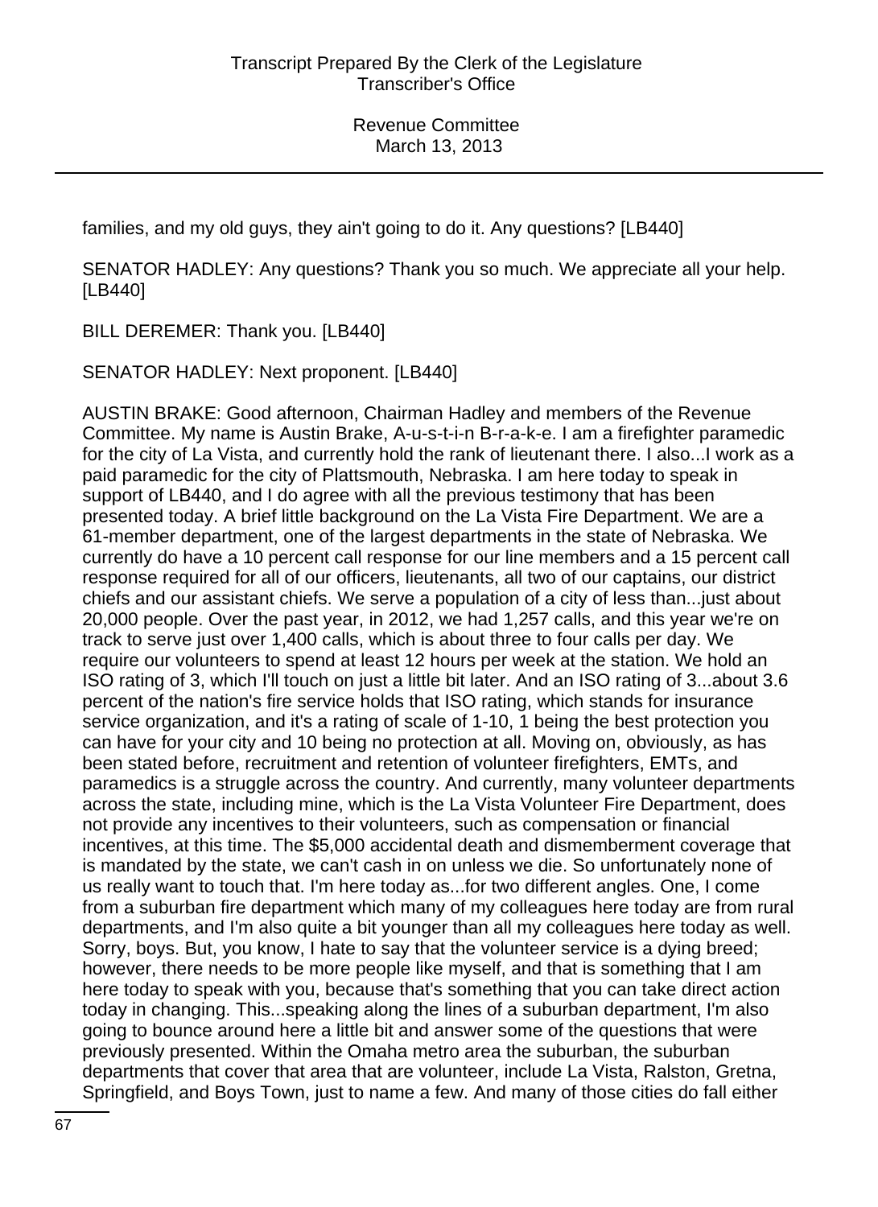families, and my old guys, they ain't going to do it. Any questions? [LB440]

SENATOR HADLEY: Any questions? Thank you so much. We appreciate all your help. [LB440]

BILL DEREMER: Thank you. [LB440]

SENATOR HADLEY: Next proponent. [LB440]

AUSTIN BRAKE: Good afternoon, Chairman Hadley and members of the Revenue Committee. My name is Austin Brake, A-u-s-t-i-n B-r-a-k-e. I am a firefighter paramedic for the city of La Vista, and currently hold the rank of lieutenant there. I also...I work as a paid paramedic for the city of Plattsmouth, Nebraska. I am here today to speak in support of LB440, and I do agree with all the previous testimony that has been presented today. A brief little background on the La Vista Fire Department. We are a 61-member department, one of the largest departments in the state of Nebraska. We currently do have a 10 percent call response for our line members and a 15 percent call response required for all of our officers, lieutenants, all two of our captains, our district chiefs and our assistant chiefs. We serve a population of a city of less than...just about 20,000 people. Over the past year, in 2012, we had 1,257 calls, and this year we're on track to serve just over 1,400 calls, which is about three to four calls per day. We require our volunteers to spend at least 12 hours per week at the station. We hold an ISO rating of 3, which I'll touch on just a little bit later. And an ISO rating of 3...about 3.6 percent of the nation's fire service holds that ISO rating, which stands for insurance service organization, and it's a rating of scale of 1-10, 1 being the best protection you can have for your city and 10 being no protection at all. Moving on, obviously, as has been stated before, recruitment and retention of volunteer firefighters, EMTs, and paramedics is a struggle across the country. And currently, many volunteer departments across the state, including mine, which is the La Vista Volunteer Fire Department, does not provide any incentives to their volunteers, such as compensation or financial incentives, at this time. The $5,000 accidental death and dismemberment coverage that is mandated by the state, we can't cash in on unless we die. So unfortunately none of us really want to touch that. I'm here today as...for two different angles. One, I come from a suburban fire department which many of my colleagues here today are from rural departments, and I'm also quite a bit younger than all my colleagues here today as well. Sorry, boys. But, you know, I hate to say that the volunteer service is a dying breed; however, there needs to be more people like myself, and that is something that I am here today to speak with you, because that's something that you can take direct action today in changing. This...speaking along the lines of a suburban department, I'm also going to bounce around here a little bit and answer some of the questions that were previously presented. Within the Omaha metro area the suburban, the suburban departments that cover that area that are volunteer, include La Vista, Ralston, Gretna, Springfield, and Boys Town, just to name a few. And many of those cities do fall either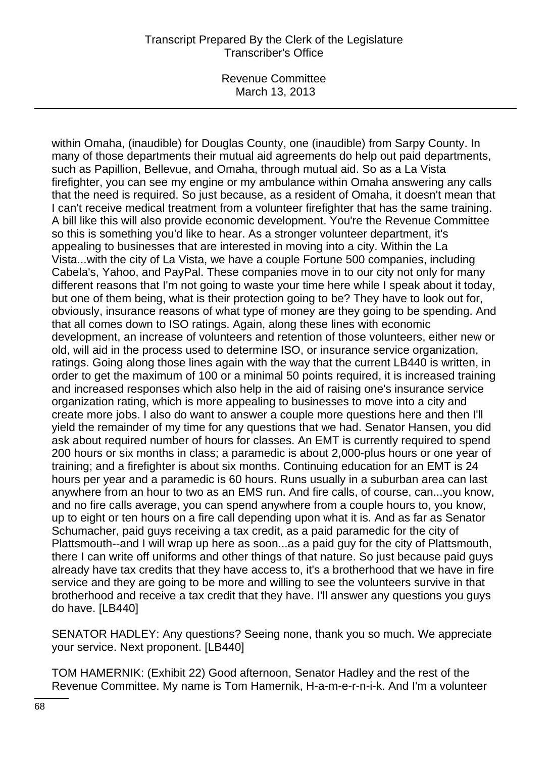within Omaha, (inaudible) for Douglas County, one (inaudible) from Sarpy County. In many of those departments their mutual aid agreements do help out paid departments, such as Papillion, Bellevue, and Omaha, through mutual aid. So as a La Vista firefighter, you can see my engine or my ambulance within Omaha answering any calls that the need is required. So just because, as a resident of Omaha, it doesn't mean that I can't receive medical treatment from a volunteer firefighter that has the same training. A bill like this will also provide economic development. You're the Revenue Committee so this is something you'd like to hear. As a stronger volunteer department, it's appealing to businesses that are interested in moving into a city. Within the La Vista...with the city of La Vista, we have a couple Fortune 500 companies, including Cabela's, Yahoo, and PayPal. These companies move in to our city not only for many different reasons that I'm not going to waste your time here while I speak about it today, but one of them being, what is their protection going to be? They have to look out for, obviously, insurance reasons of what type of money are they going to be spending. And that all comes down to ISO ratings. Again, along these lines with economic development, an increase of volunteers and retention of those volunteers, either new or old, will aid in the process used to determine ISO, or insurance service organization, ratings. Going along those lines again with the way that the current LB440 is written, in order to get the maximum of 100 or a minimal 50 points required, it is increased training and increased responses which also help in the aid of raising one's insurance service organization rating, which is more appealing to businesses to move into a city and create more jobs. I also do want to answer a couple more questions here and then I'll yield the remainder of my time for any questions that we had. Senator Hansen, you did ask about required number of hours for classes. An EMT is currently required to spend 200 hours or six months in class; a paramedic is about 2,000-plus hours or one year of training; and a firefighter is about six months. Continuing education for an EMT is 24 hours per year and a paramedic is 60 hours. Runs usually in a suburban area can last anywhere from an hour to two as an EMS run. And fire calls, of course, can...you know, and no fire calls average, you can spend anywhere from a couple hours to, you know, up to eight or ten hours on a fire call depending upon what it is. And as far as Senator Schumacher, paid guys receiving a tax credit, as a paid paramedic for the city of Plattsmouth--and I will wrap up here as soon...as a paid guy for the city of Plattsmouth, there I can write off uniforms and other things of that nature. So just because paid guys already have tax credits that they have access to, it's a brotherhood that we have in fire service and they are going to be more and willing to see the volunteers survive in that brotherhood and receive a tax credit that they have. I'll answer any questions you guys do have. [LB440]

SENATOR HADLEY: Any questions? Seeing none, thank you so much. We appreciate your service. Next proponent. [LB440]

TOM HAMERNIK: (Exhibit 22) Good afternoon, Senator Hadley and the rest of the Revenue Committee. My name is Tom Hamernik, H-a-m-e-r-n-i-k. And I'm a volunteer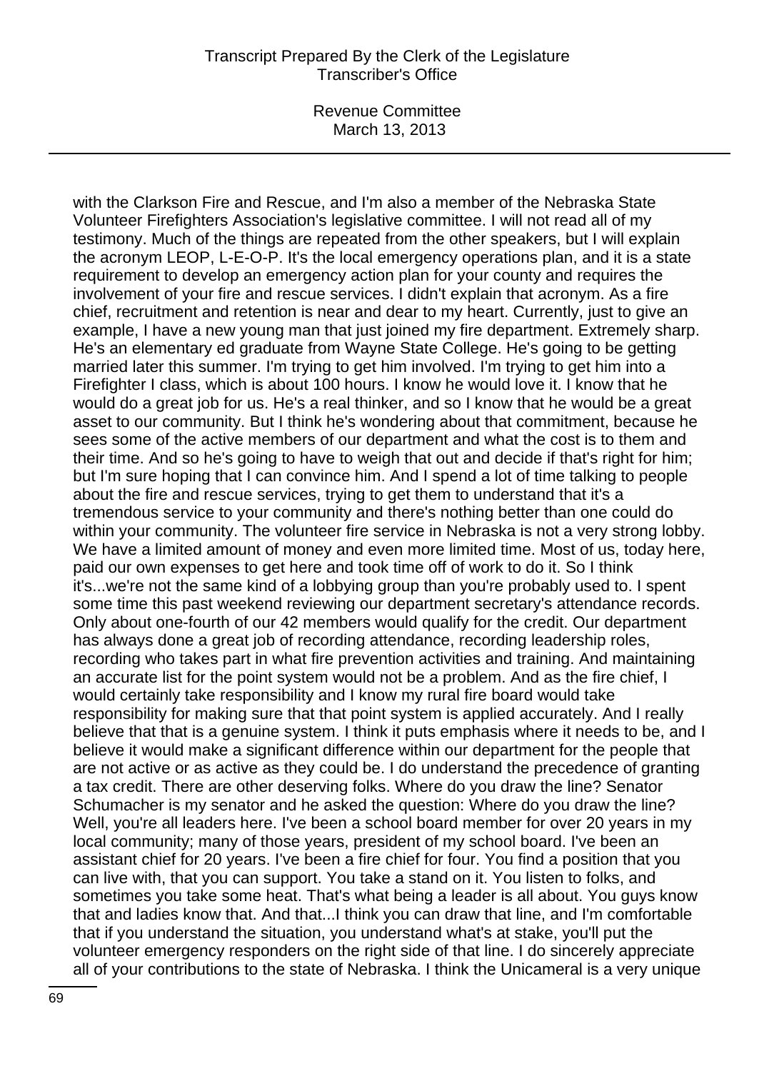with the Clarkson Fire and Rescue, and I'm also a member of the Nebraska State Volunteer Firefighters Association's legislative committee. I will not read all of my testimony. Much of the things are repeated from the other speakers, but I will explain the acronym LEOP, L-E-O-P. It's the local emergency operations plan, and it is a state requirement to develop an emergency action plan for your county and requires the involvement of your fire and rescue services. I didn't explain that acronym. As a fire chief, recruitment and retention is near and dear to my heart. Currently, just to give an example, I have a new young man that just joined my fire department. Extremely sharp. He's an elementary ed graduate from Wayne State College. He's going to be getting married later this summer. I'm trying to get him involved. I'm trying to get him into a Firefighter I class, which is about 100 hours. I know he would love it. I know that he would do a great job for us. He's a real thinker, and so I know that he would be a great asset to our community. But I think he's wondering about that commitment, because he sees some of the active members of our department and what the cost is to them and their time. And so he's going to have to weigh that out and decide if that's right for him; but I'm sure hoping that I can convince him. And I spend a lot of time talking to people about the fire and rescue services, trying to get them to understand that it's a tremendous service to your community and there's nothing better than one could do within your community. The volunteer fire service in Nebraska is not a very strong lobby. We have a limited amount of money and even more limited time. Most of us, today here, paid our own expenses to get here and took time off of work to do it. So I think it's...we're not the same kind of a lobbying group than you're probably used to. I spent some time this past weekend reviewing our department secretary's attendance records. Only about one-fourth of our 42 members would qualify for the credit. Our department has always done a great job of recording attendance, recording leadership roles, recording who takes part in what fire prevention activities and training. And maintaining an accurate list for the point system would not be a problem. And as the fire chief, I would certainly take responsibility and I know my rural fire board would take responsibility for making sure that that point system is applied accurately. And I really believe that that is a genuine system. I think it puts emphasis where it needs to be, and I believe it would make a significant difference within our department for the people that are not active or as active as they could be. I do understand the precedence of granting a tax credit. There are other deserving folks. Where do you draw the line? Senator Schumacher is my senator and he asked the question: Where do you draw the line? Well, you're all leaders here. I've been a school board member for over 20 years in my local community; many of those years, president of my school board. I've been an assistant chief for 20 years. I've been a fire chief for four. You find a position that you can live with, that you can support. You take a stand on it. You listen to folks, and sometimes you take some heat. That's what being a leader is all about. You guys know that and ladies know that. And that...I think you can draw that line, and I'm comfortable that if you understand the situation, you understand what's at stake, you'll put the volunteer emergency responders on the right side of that line. I do sincerely appreciate all of your contributions to the state of Nebraska. I think the Unicameral is a very unique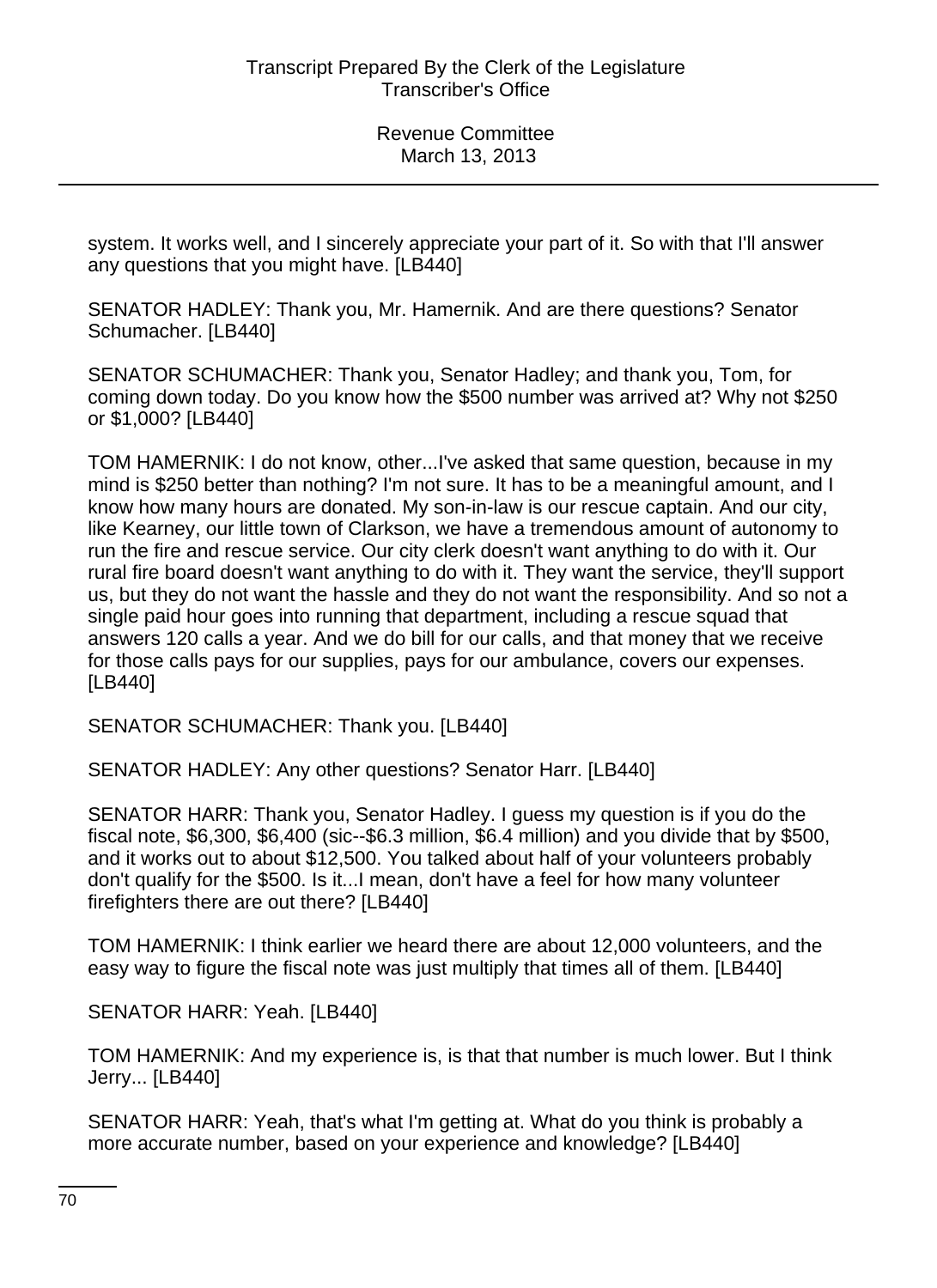system. It works well, and I sincerely appreciate your part of it. So with that I'll answer any questions that you might have. [LB440]

SENATOR HADLEY: Thank you, Mr. Hamernik. And are there questions? Senator Schumacher. [LB440]

SENATOR SCHUMACHER: Thank you, Senator Hadley; and thank you, Tom, for coming down today. Do you know how the $500 number was arrived at? Why not $250 or $1,000? [LB440]

TOM HAMERNIK: I do not know, other...I've asked that same question, because in my mind is $250 better than nothing? I'm not sure. It has to be a meaningful amount, and I know how many hours are donated. My son-in-law is our rescue captain. And our city, like Kearney, our little town of Clarkson, we have a tremendous amount of autonomy to run the fire and rescue service. Our city clerk doesn't want anything to do with it. Our rural fire board doesn't want anything to do with it. They want the service, they'll support us, but they do not want the hassle and they do not want the responsibility. And so not a single paid hour goes into running that department, including a rescue squad that answers 120 calls a year. And we do bill for our calls, and that money that we receive for those calls pays for our supplies, pays for our ambulance, covers our expenses. [LB440]

SENATOR SCHUMACHER: Thank you. [LB440]

SENATOR HADLEY: Any other questions? Senator Harr. [LB440]

SENATOR HARR: Thank you, Senator Hadley. I guess my question is if you do the fiscal note, $6,300, $6,400 (sic--$6.3 million, $6.4 million) and you divide that by $500, and it works out to about $12,500. You talked about half of your volunteers probably don't qualify for the $500. Is it...I mean, don't have a feel for how many volunteer firefighters there are out there? [LB440]

TOM HAMERNIK: I think earlier we heard there are about 12,000 volunteers, and the easy way to figure the fiscal note was just multiply that times all of them. [LB440]

SENATOR HARR: Yeah. [LB440]

TOM HAMERNIK: And my experience is, is that that number is much lower. But I think Jerry... [LB440]

SENATOR HARR: Yeah, that's what I'm getting at. What do you think is probably a more accurate number, based on your experience and knowledge? [LB440]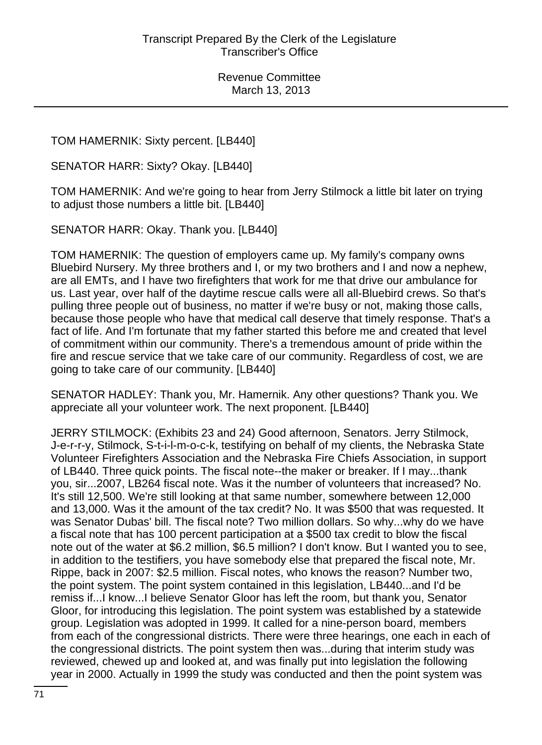TOM HAMERNIK: Sixty percent. [LB440]

SENATOR HARR: Sixty? Okay. [LB440]

TOM HAMERNIK: And we're going to hear from Jerry Stilmock a little bit later on trying to adjust those numbers a little bit. [LB440]

SENATOR HARR: Okay. Thank you. [LB440]

TOM HAMERNIK: The question of employers came up. My family's company owns Bluebird Nursery. My three brothers and I, or my two brothers and I and now a nephew, are all EMTs, and I have two firefighters that work for me that drive our ambulance for us. Last year, over half of the daytime rescue calls were all all-Bluebird crews. So that's pulling three people out of business, no matter if we're busy or not, making those calls, because those people who have that medical call deserve that timely response. That's a fact of life. And I'm fortunate that my father started this before me and created that level of commitment within our community. There's a tremendous amount of pride within the fire and rescue service that we take care of our community. Regardless of cost, we are going to take care of our community. [LB440]

SENATOR HADLEY: Thank you, Mr. Hamernik. Any other questions? Thank you. We appreciate all your volunteer work. The next proponent. [LB440]

JERRY STILMOCK: (Exhibits 23 and 24) Good afternoon, Senators. Jerry Stilmock, J-e-r-r-y, Stilmock, S-t-i-l-m-o-c-k, testifying on behalf of my clients, the Nebraska State Volunteer Firefighters Association and the Nebraska Fire Chiefs Association, in support of LB440. Three quick points. The fiscal note--the maker or breaker. If I may...thank you, sir...2007, LB264 fiscal note. Was it the number of volunteers that increased? No. It's still 12,500. We're still looking at that same number, somewhere between 12,000 and 13,000. Was it the amount of the tax credit? No. It was $500 that was requested. It was Senator Dubas' bill. The fiscal note? Two million dollars. So why...why do we have a fiscal note that has 100 percent participation at a $500 tax credit to blow the fiscal note out of the water at $6.2 million, $6.5 million? I don't know. But I wanted you to see, in addition to the testifiers, you have somebody else that prepared the fiscal note, Mr. Rippe, back in 2007: $2.5 million. Fiscal notes, who knows the reason? Number two, the point system. The point system contained in this legislation, LB440...and I'd be remiss if...I know...I believe Senator Gloor has left the room, but thank you, Senator Gloor, for introducing this legislation. The point system was established by a statewide group. Legislation was adopted in 1999. It called for a nine-person board, members from each of the congressional districts. There were three hearings, one each in each of the congressional districts. The point system then was...during that interim study was reviewed, chewed up and looked at, and was finally put into legislation the following year in 2000. Actually in 1999 the study was conducted and then the point system was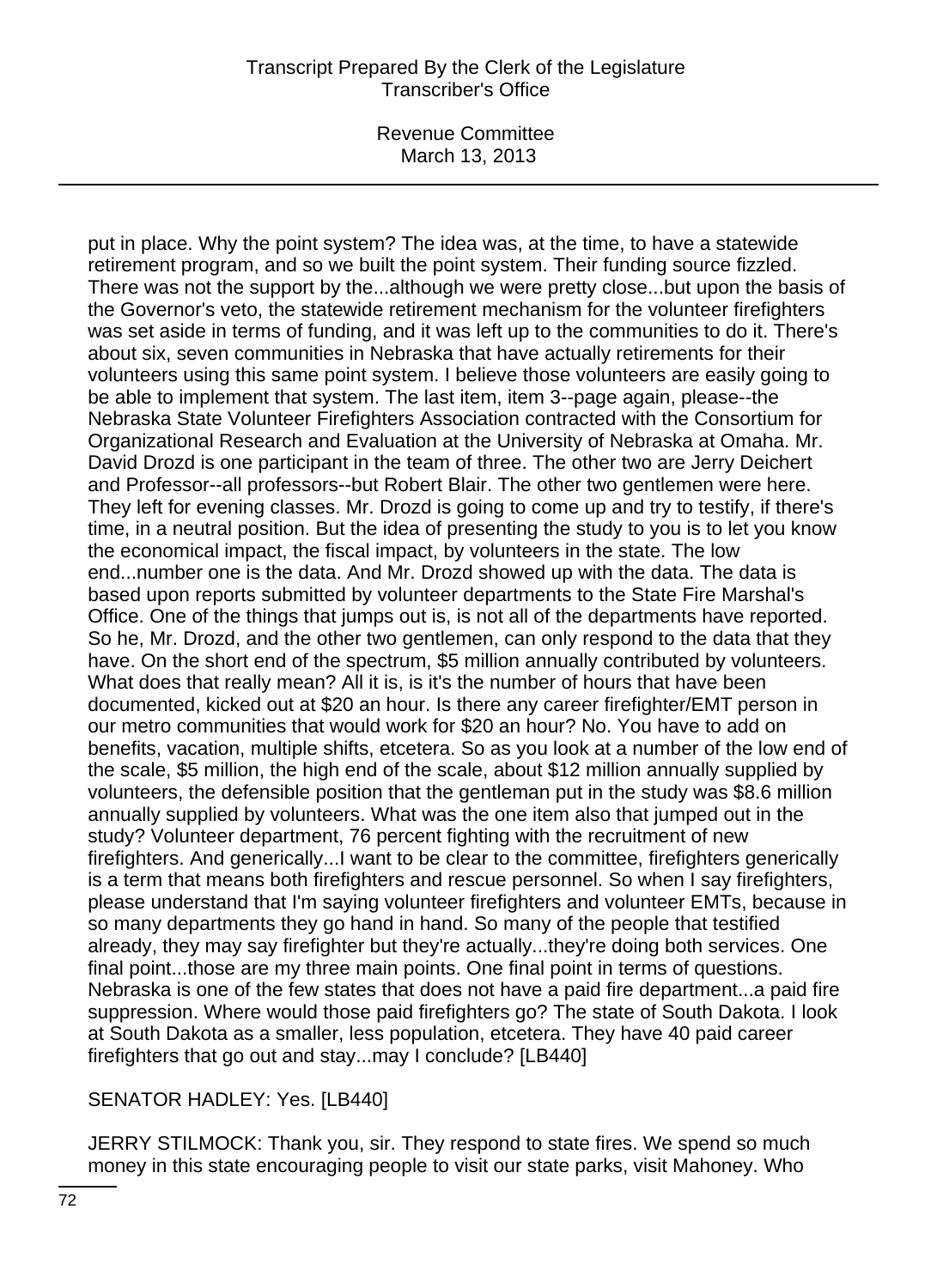put in place. Why the point system? The idea was, at the time, to have a statewide retirement program, and so we built the point system. Their funding source fizzled. There was not the support by the...although we were pretty close...but upon the basis of the Governor's veto, the statewide retirement mechanism for the volunteer firefighters was set aside in terms of funding, and it was left up to the communities to do it. There's about six, seven communities in Nebraska that have actually retirements for their volunteers using this same point system. I believe those volunteers are easily going to be able to implement that system. The last item, item 3--page again, please--the Nebraska State Volunteer Firefighters Association contracted with the Consortium for Organizational Research and Evaluation at the University of Nebraska at Omaha. Mr. David Drozd is one participant in the team of three. The other two are Jerry Deichert and Professor--all professors--but Robert Blair. The other two gentlemen were here. They left for evening classes. Mr. Drozd is going to come up and try to testify, if there's time, in a neutral position. But the idea of presenting the study to you is to let you know the economical impact, the fiscal impact, by volunteers in the state. The low end...number one is the data. And Mr. Drozd showed up with the data. The data is based upon reports submitted by volunteer departments to the State Fire Marshal's Office. One of the things that jumps out is, is not all of the departments have reported. So he, Mr. Drozd, and the other two gentlemen, can only respond to the data that they have. On the short end of the spectrum, $5 million annually contributed by volunteers. What does that really mean? All it is, is it's the number of hours that have been documented, kicked out at $20 an hour. Is there any career firefighter/EMT person in our metro communities that would work for $20 an hour? No. You have to add on benefits, vacation, multiple shifts, etcetera. So as you look at a number of the low end of the scale, $5 million, the high end of the scale, about $12 million annually supplied by volunteers, the defensible position that the gentleman put in the study was $8.6 million annually supplied by volunteers. What was the one item also that jumped out in the study? Volunteer department, 76 percent fighting with the recruitment of new firefighters. And generically...I want to be clear to the committee, firefighters generically is a term that means both firefighters and rescue personnel. So when I say firefighters, please understand that I'm saying volunteer firefighters and volunteer EMTs, because in so many departments they go hand in hand. So many of the people that testified already, they may say firefighter but they're actually...they're doing both services. One final point...those are my three main points. One final point in terms of questions. Nebraska is one of the few states that does not have a paid fire department...a paid fire suppression. Where would those paid firefighters go? The state of South Dakota. I look at South Dakota as a smaller, less population, etcetera. They have 40 paid career firefighters that go out and stay...may I conclude? [LB440]

SENATOR HADLEY: Yes. [LB440]

JERRY STILMOCK: Thank you, sir. They respond to state fires. We spend so much money in this state encouraging people to visit our state parks, visit Mahoney. Who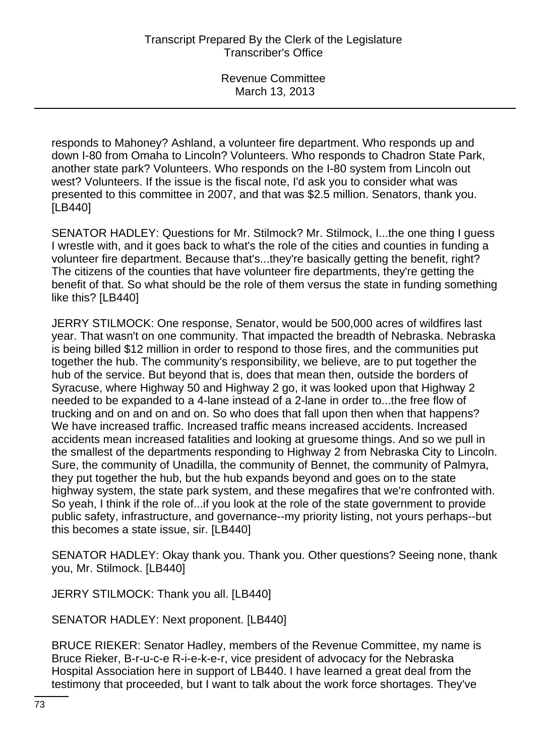responds to Mahoney? Ashland, a volunteer fire department. Who responds up and down I-80 from Omaha to Lincoln? Volunteers. Who responds to Chadron State Park, another state park? Volunteers. Who responds on the I-80 system from Lincoln out west? Volunteers. If the issue is the fiscal note, I'd ask you to consider what was presented to this committee in 2007, and that was $2.5 million. Senators, thank you. [LB440]

SENATOR HADLEY: Questions for Mr. Stilmock? Mr. Stilmock, I...the one thing I guess I wrestle with, and it goes back to what's the role of the cities and counties in funding a volunteer fire department. Because that's...they're basically getting the benefit, right? The citizens of the counties that have volunteer fire departments, they're getting the benefit of that. So what should be the role of them versus the state in funding something like this? [LB440]

JERRY STILMOCK: One response, Senator, would be 500,000 acres of wildfires last year. That wasn't on one community. That impacted the breadth of Nebraska. Nebraska is being billed $12 million in order to respond to those fires, and the communities put together the hub. The community's responsibility, we believe, are to put together the hub of the service. But beyond that is, does that mean then, outside the borders of Syracuse, where Highway 50 and Highway 2 go, it was looked upon that Highway 2 needed to be expanded to a 4-lane instead of a 2-lane in order to...the free flow of trucking and on and on and on. So who does that fall upon then when that happens? We have increased traffic. Increased traffic means increased accidents. Increased accidents mean increased fatalities and looking at gruesome things. And so we pull in the smallest of the departments responding to Highway 2 from Nebraska City to Lincoln. Sure, the community of Unadilla, the community of Bennet, the community of Palmyra, they put together the hub, but the hub expands beyond and goes on to the state highway system, the state park system, and these megafires that we're confronted with. So yeah, I think if the role of...if you look at the role of the state government to provide public safety, infrastructure, and governance--my priority listing, not yours perhaps--but this becomes a state issue, sir. [LB440]

SENATOR HADLEY: Okay thank you. Thank you. Other questions? Seeing none, thank you, Mr. Stilmock. [LB440]

JERRY STILMOCK: Thank you all. [LB440]

SENATOR HADLEY: Next proponent. [LB440]

BRUCE RIEKER: Senator Hadley, members of the Revenue Committee, my name is Bruce Rieker, B-r-u-c-e R-i-e-k-e-r, vice president of advocacy for the Nebraska Hospital Association here in support of LB440. I have learned a great deal from the testimony that proceeded, but I want to talk about the work force shortages. They've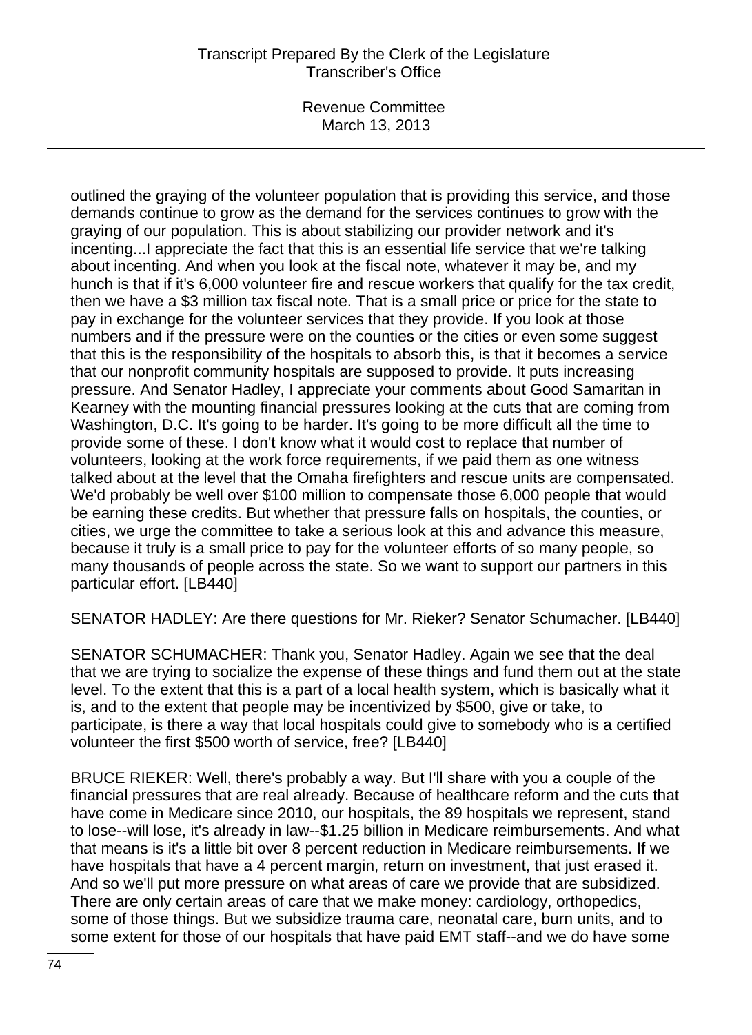outlined the graying of the volunteer population that is providing this service, and those demands continue to grow as the demand for the services continues to grow with the graying of our population. This is about stabilizing our provider network and it's incenting...I appreciate the fact that this is an essential life service that we're talking about incenting. And when you look at the fiscal note, whatever it may be, and my hunch is that if it's 6,000 volunteer fire and rescue workers that qualify for the tax credit, then we have a $3 million tax fiscal note. That is a small price or price for the state to pay in exchange for the volunteer services that they provide. If you look at those numbers and if the pressure were on the counties or the cities or even some suggest that this is the responsibility of the hospitals to absorb this, is that it becomes a service that our nonprofit community hospitals are supposed to provide. It puts increasing pressure. And Senator Hadley, I appreciate your comments about Good Samaritan in Kearney with the mounting financial pressures looking at the cuts that are coming from Washington, D.C. It's going to be harder. It's going to be more difficult all the time to provide some of these. I don't know what it would cost to replace that number of volunteers, looking at the work force requirements, if we paid them as one witness talked about at the level that the Omaha firefighters and rescue units are compensated. We'd probably be well over $100 million to compensate those 6,000 people that would be earning these credits. But whether that pressure falls on hospitals, the counties, or cities, we urge the committee to take a serious look at this and advance this measure, because it truly is a small price to pay for the volunteer efforts of so many people, so many thousands of people across the state. So we want to support our partners in this particular effort. [LB440]

SENATOR HADLEY: Are there questions for Mr. Rieker? Senator Schumacher. [LB440]

SENATOR SCHUMACHER: Thank you, Senator Hadley. Again we see that the deal that we are trying to socialize the expense of these things and fund them out at the state level. To the extent that this is a part of a local health system, which is basically what it is, and to the extent that people may be incentivized by $500, give or take, to participate, is there a way that local hospitals could give to somebody who is a certified volunteer the first $500 worth of service, free? [LB440]

BRUCE RIEKER: Well, there's probably a way. But I'll share with you a couple of the financial pressures that are real already. Because of healthcare reform and the cuts that have come in Medicare since 2010, our hospitals, the 89 hospitals we represent, stand to lose--will lose, it's already in law--$1.25 billion in Medicare reimbursements. And what that means is it's a little bit over 8 percent reduction in Medicare reimbursements. If we have hospitals that have a 4 percent margin, return on investment, that just erased it. And so we'll put more pressure on what areas of care we provide that are subsidized. There are only certain areas of care that we make money: cardiology, orthopedics, some of those things. But we subsidize trauma care, neonatal care, burn units, and to some extent for those of our hospitals that have paid EMT staff--and we do have some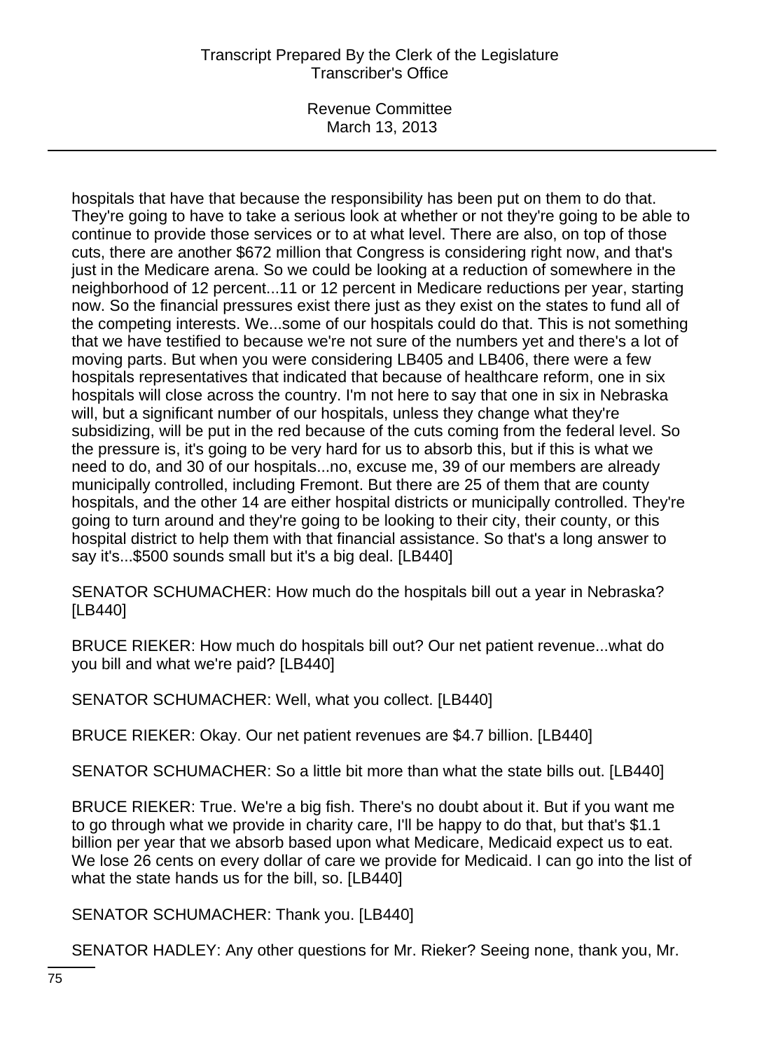hospitals that have that because the responsibility has been put on them to do that. They're going to have to take a serious look at whether or not they're going to be able to continue to provide those services or to at what level. There are also, on top of those cuts, there are another $672 million that Congress is considering right now, and that's just in the Medicare arena. So we could be looking at a reduction of somewhere in the neighborhood of 12 percent...11 or 12 percent in Medicare reductions per year, starting now. So the financial pressures exist there just as they exist on the states to fund all of the competing interests. We...some of our hospitals could do that. This is not something that we have testified to because we're not sure of the numbers yet and there's a lot of moving parts. But when you were considering LB405 and LB406, there were a few hospitals representatives that indicated that because of healthcare reform, one in six hospitals will close across the country. I'm not here to say that one in six in Nebraska will, but a significant number of our hospitals, unless they change what they're subsidizing, will be put in the red because of the cuts coming from the federal level. So the pressure is, it's going to be very hard for us to absorb this, but if this is what we need to do, and 30 of our hospitals...no, excuse me, 39 of our members are already municipally controlled, including Fremont. But there are 25 of them that are county hospitals, and the other 14 are either hospital districts or municipally controlled. They're going to turn around and they're going to be looking to their city, their county, or this hospital district to help them with that financial assistance. So that's a long answer to say it's...$500 sounds small but it's a big deal. [LB440]

SENATOR SCHUMACHER: How much do the hospitals bill out a year in Nebraska? [LB440]

BRUCE RIEKER: How much do hospitals bill out? Our net patient revenue...what do you bill and what we're paid? [LB440]

SENATOR SCHUMACHER: Well, what you collect. [LB440]

BRUCE RIEKER: Okay. Our net patient revenues are $4.7 billion. [LB440]

SENATOR SCHUMACHER: So a little bit more than what the state bills out. [LB440]

BRUCE RIEKER: True. We're a big fish. There's no doubt about it. But if you want me to go through what we provide in charity care, I'll be happy to do that, but that's $1.1 billion per year that we absorb based upon what Medicare, Medicaid expect us to eat. We lose 26 cents on every dollar of care we provide for Medicaid. I can go into the list of what the state hands us for the bill, so. [LB440]

SENATOR SCHUMACHER: Thank you. [LB440]

SENATOR HADLEY: Any other questions for Mr. Rieker? Seeing none, thank you, Mr.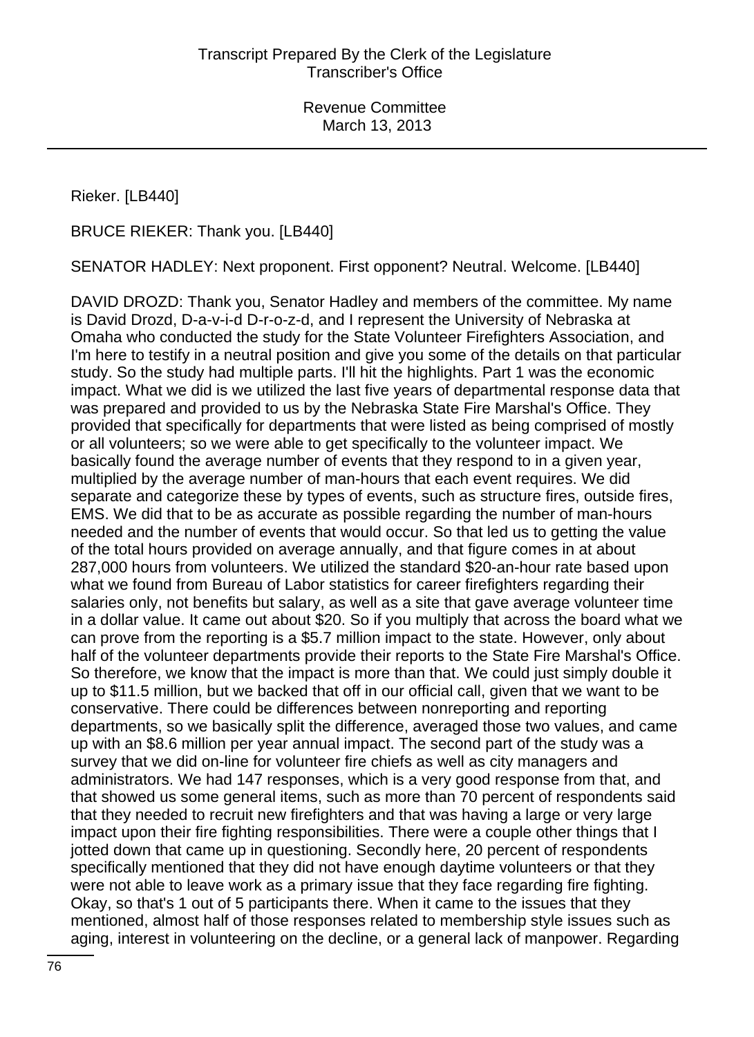Rieker. [LB440]

BRUCE RIEKER: Thank you. [LB440]

SENATOR HADLEY: Next proponent. First opponent? Neutral. Welcome. [LB440]

DAVID DROZD: Thank you, Senator Hadley and members of the committee. My name is David Drozd, D-a-v-i-d D-r-o-z-d, and I represent the University of Nebraska at Omaha who conducted the study for the State Volunteer Firefighters Association, and I'm here to testify in a neutral position and give you some of the details on that particular study. So the study had multiple parts. I'll hit the highlights. Part 1 was the economic impact. What we did is we utilized the last five years of departmental response data that was prepared and provided to us by the Nebraska State Fire Marshal's Office. They provided that specifically for departments that were listed as being comprised of mostly or all volunteers; so we were able to get specifically to the volunteer impact. We basically found the average number of events that they respond to in a given year, multiplied by the average number of man-hours that each event requires. We did separate and categorize these by types of events, such as structure fires, outside fires, EMS. We did that to be as accurate as possible regarding the number of man-hours needed and the number of events that would occur. So that led us to getting the value of the total hours provided on average annually, and that figure comes in at about 287,000 hours from volunteers. We utilized the standard $20-an-hour rate based upon what we found from Bureau of Labor statistics for career firefighters regarding their salaries only, not benefits but salary, as well as a site that gave average volunteer time in a dollar value. It came out about $20. So if you multiply that across the board what we can prove from the reporting is a $5.7 million impact to the state. However, only about half of the volunteer departments provide their reports to the State Fire Marshal's Office. So therefore, we know that the impact is more than that. We could just simply double it up to $11.5 million, but we backed that off in our official call, given that we want to be conservative. There could be differences between nonreporting and reporting departments, so we basically split the difference, averaged those two values, and came up with an $8.6 million per year annual impact. The second part of the study was a survey that we did on-line for volunteer fire chiefs as well as city managers and administrators. We had 147 responses, which is a very good response from that, and that showed us some general items, such as more than 70 percent of respondents said that they needed to recruit new firefighters and that was having a large or very large impact upon their fire fighting responsibilities. There were a couple other things that I jotted down that came up in questioning. Secondly here, 20 percent of respondents specifically mentioned that they did not have enough daytime volunteers or that they were not able to leave work as a primary issue that they face regarding fire fighting. Okay, so that's 1 out of 5 participants there. When it came to the issues that they mentioned, almost half of those responses related to membership style issues such as aging, interest in volunteering on the decline, or a general lack of manpower. Regarding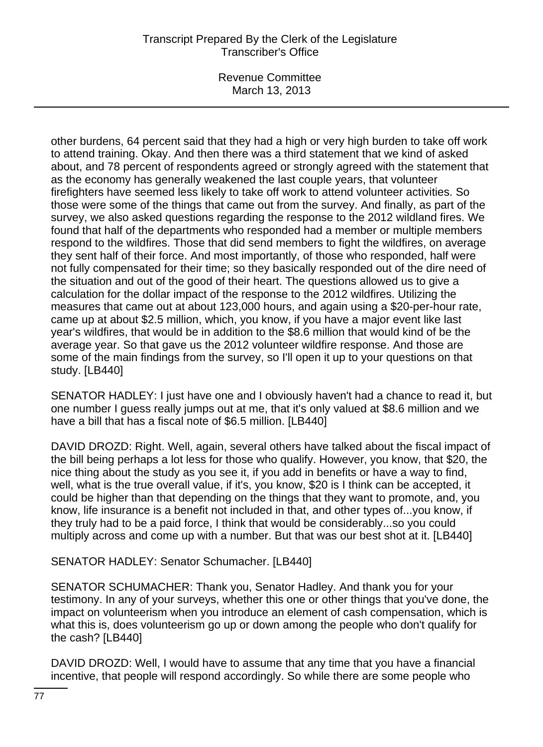other burdens, 64 percent said that they had a high or very high burden to take off work to attend training. Okay. And then there was a third statement that we kind of asked about, and 78 percent of respondents agreed or strongly agreed with the statement that as the economy has generally weakened the last couple years, that volunteer firefighters have seemed less likely to take off work to attend volunteer activities. So those were some of the things that came out from the survey. And finally, as part of the survey, we also asked questions regarding the response to the 2012 wildland fires. We found that half of the departments who responded had a member or multiple members respond to the wildfires. Those that did send members to fight the wildfires, on average they sent half of their force. And most importantly, of those who responded, half were not fully compensated for their time; so they basically responded out of the dire need of the situation and out of the good of their heart. The questions allowed us to give a calculation for the dollar impact of the response to the 2012 wildfires. Utilizing the measures that came out at about 123,000 hours, and again using a $20-per-hour rate, came up at about $2.5 million, which, you know, if you have a major event like last year's wildfires, that would be in addition to the $8.6 million that would kind of be the average year. So that gave us the 2012 volunteer wildfire response. And those are some of the main findings from the survey, so I'll open it up to your questions on that study. [LB440]

SENATOR HADLEY: I just have one and I obviously haven't had a chance to read it, but one number I guess really jumps out at me, that it's only valued at $8.6 million and we have a bill that has a fiscal note of $6.5 million. [LB440]

DAVID DROZD: Right. Well, again, several others have talked about the fiscal impact of the bill being perhaps a lot less for those who qualify. However, you know, that $20, the nice thing about the study as you see it, if you add in benefits or have a way to find, well, what is the true overall value, if it's, you know, $20 is I think can be accepted, it could be higher than that depending on the things that they want to promote, and, you know, life insurance is a benefit not included in that, and other types of...you know, if they truly had to be a paid force, I think that would be considerably...so you could multiply across and come up with a number. But that was our best shot at it. [LB440]

SENATOR HADLEY: Senator Schumacher. [LB440]

SENATOR SCHUMACHER: Thank you, Senator Hadley. And thank you for your testimony. In any of your surveys, whether this one or other things that you've done, the impact on volunteerism when you introduce an element of cash compensation, which is what this is, does volunteerism go up or down among the people who don't qualify for the cash? [LB440]

DAVID DROZD: Well, I would have to assume that any time that you have a financial incentive, that people will respond accordingly. So while there are some people who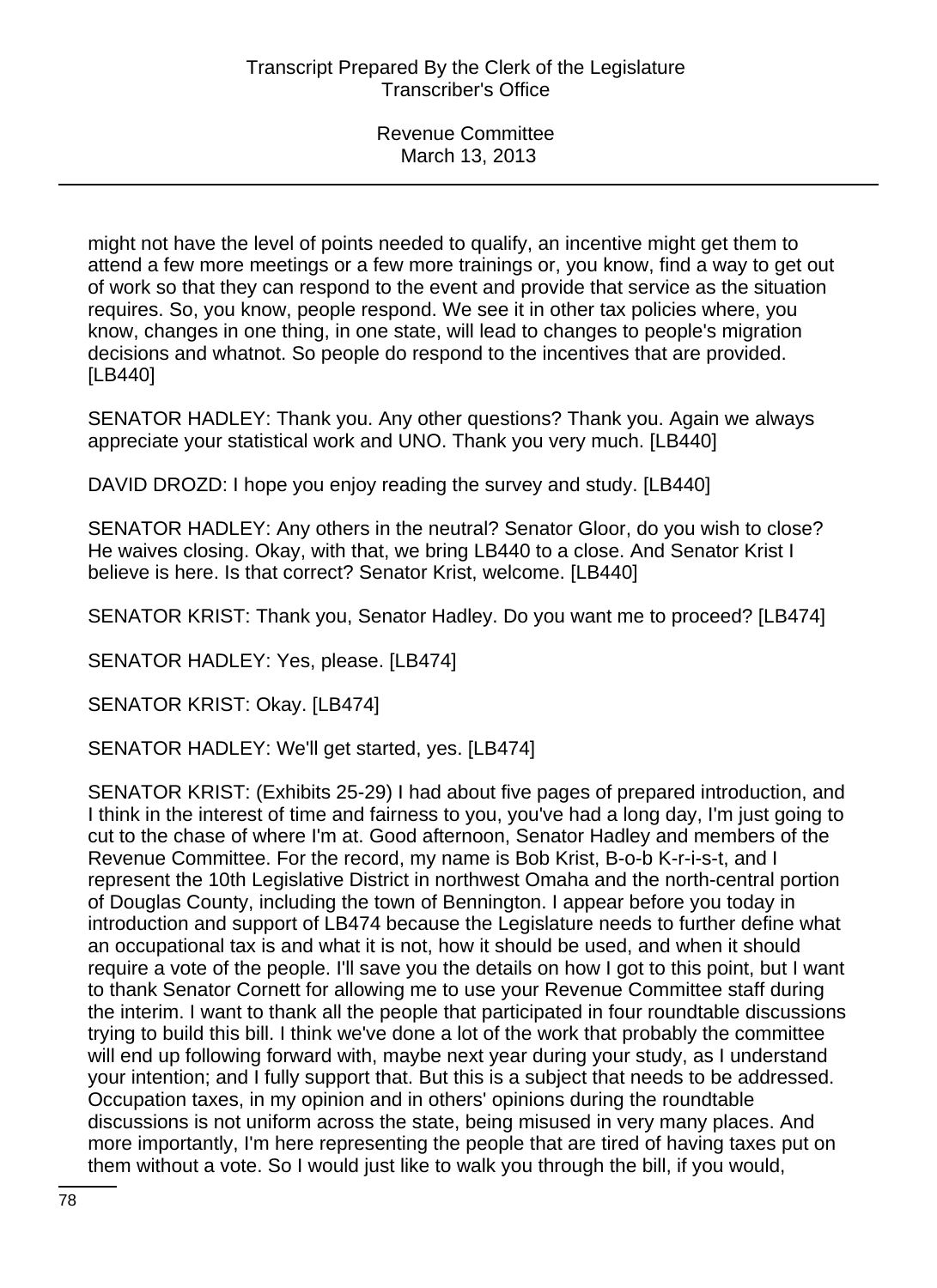might not have the level of points needed to qualify, an incentive might get them to attend a few more meetings or a few more trainings or, you know, find a way to get out of work so that they can respond to the event and provide that service as the situation requires. So, you know, people respond. We see it in other tax policies where, you know, changes in one thing, in one state, will lead to changes to people's migration decisions and whatnot. So people do respond to the incentives that are provided. [LB440]

SENATOR HADLEY: Thank you. Any other questions? Thank you. Again we always appreciate your statistical work and UNO. Thank you very much. [LB440]

DAVID DROZD: I hope you enjoy reading the survey and study. [LB440]

SENATOR HADLEY: Any others in the neutral? Senator Gloor, do you wish to close? He waives closing. Okay, with that, we bring LB440 to a close. And Senator Krist I believe is here. Is that correct? Senator Krist, welcome. [LB440]

SENATOR KRIST: Thank you, Senator Hadley. Do you want me to proceed? [LB474]

SENATOR HADLEY: Yes, please. [LB474]

SENATOR KRIST: Okay. [LB474]

SENATOR HADLEY: We'll get started, yes. [LB474]

SENATOR KRIST: (Exhibits 25-29) I had about five pages of prepared introduction, and I think in the interest of time and fairness to you, you've had a long day, I'm just going to cut to the chase of where I'm at. Good afternoon, Senator Hadley and members of the Revenue Committee. For the record, my name is Bob Krist, B-o-b K-r-i-s-t, and I represent the 10th Legislative District in northwest Omaha and the north-central portion of Douglas County, including the town of Bennington. I appear before you today in introduction and support of LB474 because the Legislature needs to further define what an occupational tax is and what it is not, how it should be used, and when it should require a vote of the people. I'll save you the details on how I got to this point, but I want to thank Senator Cornett for allowing me to use your Revenue Committee staff during the interim. I want to thank all the people that participated in four roundtable discussions trying to build this bill. I think we've done a lot of the work that probably the committee will end up following forward with, maybe next year during your study, as I understand your intention; and I fully support that. But this is a subject that needs to be addressed. Occupation taxes, in my opinion and in others' opinions during the roundtable discussions is not uniform across the state, being misused in very many places. And more importantly, I'm here representing the people that are tired of having taxes put on them without a vote. So I would just like to walk you through the bill, if you would,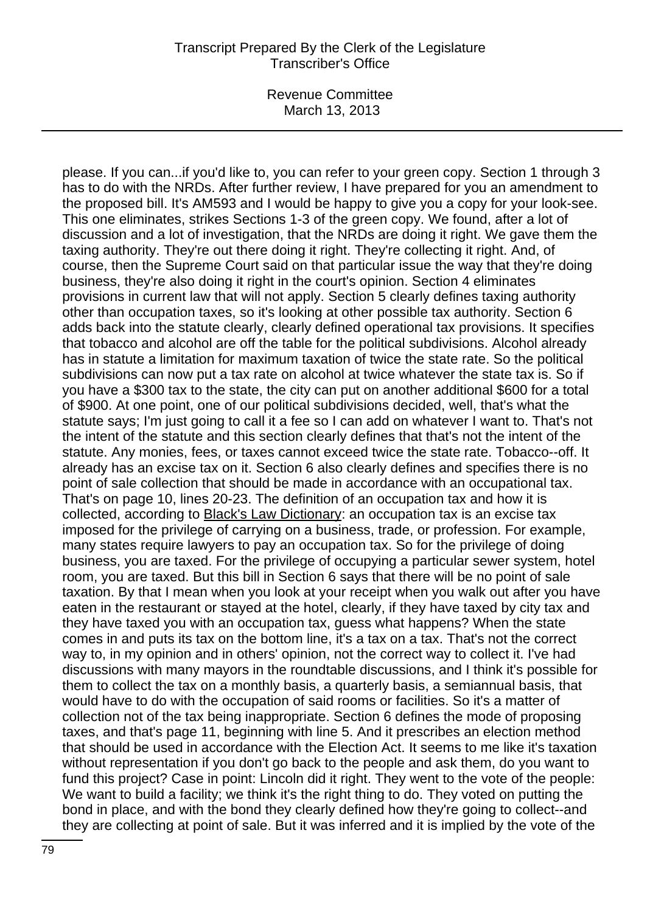please. If you can...if you'd like to, you can refer to your green copy. Section 1 through 3 has to do with the NRDs. After further review, I have prepared for you an amendment to the proposed bill. It's AM593 and I would be happy to give you a copy for your look-see. This one eliminates, strikes Sections 1-3 of the green copy. We found, after a lot of discussion and a lot of investigation, that the NRDs are doing it right. We gave them the taxing authority. They're out there doing it right. They're collecting it right. And, of course, then the Supreme Court said on that particular issue the way that they're doing business, they're also doing it right in the court's opinion. Section 4 eliminates provisions in current law that will not apply. Section 5 clearly defines taxing authority other than occupation taxes, so it's looking at other possible tax authority. Section 6 adds back into the statute clearly, clearly defined operational tax provisions. It specifies that tobacco and alcohol are off the table for the political subdivisions. Alcohol already has in statute a limitation for maximum taxation of twice the state rate. So the political subdivisions can now put a tax rate on alcohol at twice whatever the state tax is. So if you have a $300 tax to the state, the city can put on another additional $600 for a total of $900. At one point, one of our political subdivisions decided, well, that's what the statute says; I'm just going to call it a fee so I can add on whatever I want to. That's not the intent of the statute and this section clearly defines that that's not the intent of the statute. Any monies, fees, or taxes cannot exceed twice the state rate. Tobacco--off. It already has an excise tax on it. Section 6 also clearly defines and specifies there is no point of sale collection that should be made in accordance with an occupational tax. That's on page 10, lines 20-23. The definition of an occupation tax and how it is collected, according to Black's Law Dictionary: an occupation tax is an excise tax imposed for the privilege of carrying on a business, trade, or profession. For example, many states require lawyers to pay an occupation tax. So for the privilege of doing business, you are taxed. For the privilege of occupying a particular sewer system, hotel room, you are taxed. But this bill in Section 6 says that there will be no point of sale taxation. By that I mean when you look at your receipt when you walk out after you have eaten in the restaurant or stayed at the hotel, clearly, if they have taxed by city tax and they have taxed you with an occupation tax, guess what happens? When the state comes in and puts its tax on the bottom line, it's a tax on a tax. That's not the correct way to, in my opinion and in others' opinion, not the correct way to collect it. I've had discussions with many mayors in the roundtable discussions, and I think it's possible for them to collect the tax on a monthly basis, a quarterly basis, a semiannual basis, that would have to do with the occupation of said rooms or facilities. So it's a matter of collection not of the tax being inappropriate. Section 6 defines the mode of proposing taxes, and that's page 11, beginning with line 5. And it prescribes an election method that should be used in accordance with the Election Act. It seems to me like it's taxation without representation if you don't go back to the people and ask them, do you want to fund this project? Case in point: Lincoln did it right. They went to the vote of the people: We want to build a facility; we think it's the right thing to do. They voted on putting the bond in place, and with the bond they clearly defined how they're going to collect--and they are collecting at point of sale. But it was inferred and it is implied by the vote of the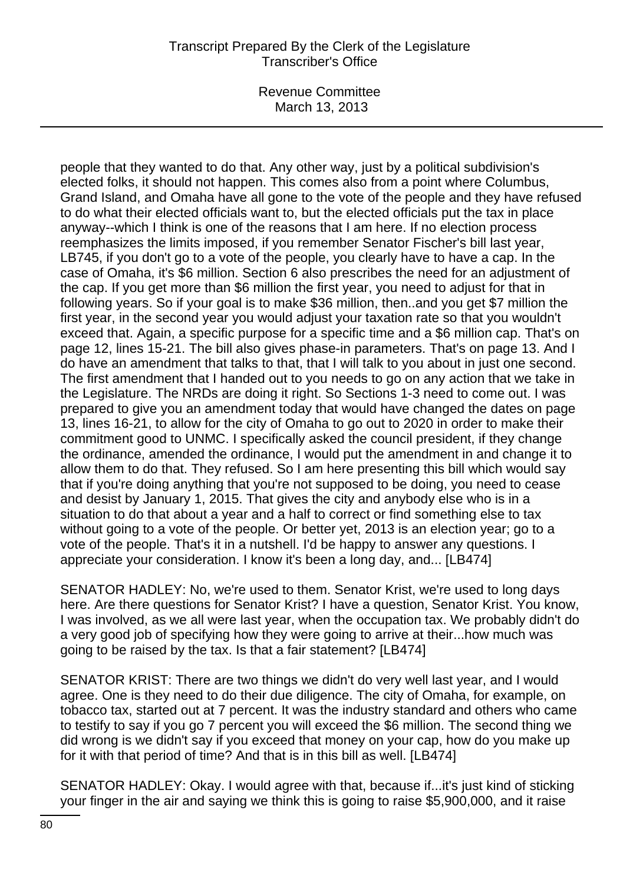people that they wanted to do that. Any other way, just by a political subdivision's elected folks, it should not happen. This comes also from a point where Columbus, Grand Island, and Omaha have all gone to the vote of the people and they have refused to do what their elected officials want to, but the elected officials put the tax in place anyway--which I think is one of the reasons that I am here. If no election process reemphasizes the limits imposed, if you remember Senator Fischer's bill last year, LB745, if you don't go to a vote of the people, you clearly have to have a cap. In the case of Omaha, it's $6 million. Section 6 also prescribes the need for an adjustment of the cap. If you get more than $6 million the first year, you need to adjust for that in following years. So if your goal is to make $36 million, then..and you get $7 million the first year, in the second year you would adjust your taxation rate so that you wouldn't exceed that. Again, a specific purpose for a specific time and a $6 million cap. That's on page 12, lines 15-21. The bill also gives phase-in parameters. That's on page 13. And I do have an amendment that talks to that, that I will talk to you about in just one second. The first amendment that I handed out to you needs to go on any action that we take in the Legislature. The NRDs are doing it right. So Sections 1-3 need to come out. I was prepared to give you an amendment today that would have changed the dates on page 13, lines 16-21, to allow for the city of Omaha to go out to 2020 in order to make their commitment good to UNMC. I specifically asked the council president, if they change the ordinance, amended the ordinance, I would put the amendment in and change it to allow them to do that. They refused. So I am here presenting this bill which would say that if you're doing anything that you're not supposed to be doing, you need to cease and desist by January 1, 2015. That gives the city and anybody else who is in a situation to do that about a year and a half to correct or find something else to tax without going to a vote of the people. Or better yet, 2013 is an election year; go to a vote of the people. That's it in a nutshell. I'd be happy to answer any questions. I appreciate your consideration. I know it's been a long day, and... [LB474]

SENATOR HADLEY: No, we're used to them. Senator Krist, we're used to long days here. Are there questions for Senator Krist? I have a question, Senator Krist. You know, I was involved, as we all were last year, when the occupation tax. We probably didn't do a very good job of specifying how they were going to arrive at their...how much was going to be raised by the tax. Is that a fair statement? [LB474]

SENATOR KRIST: There are two things we didn't do very well last year, and I would agree. One is they need to do their due diligence. The city of Omaha, for example, on tobacco tax, started out at 7 percent. It was the industry standard and others who came to testify to say if you go 7 percent you will exceed the $6 million. The second thing we did wrong is we didn't say if you exceed that money on your cap, how do you make up for it with that period of time? And that is in this bill as well. [LB474]

SENATOR HADLEY: Okay. I would agree with that, because if...it's just kind of sticking your finger in the air and saying we think this is going to raise $5,900,000, and it raise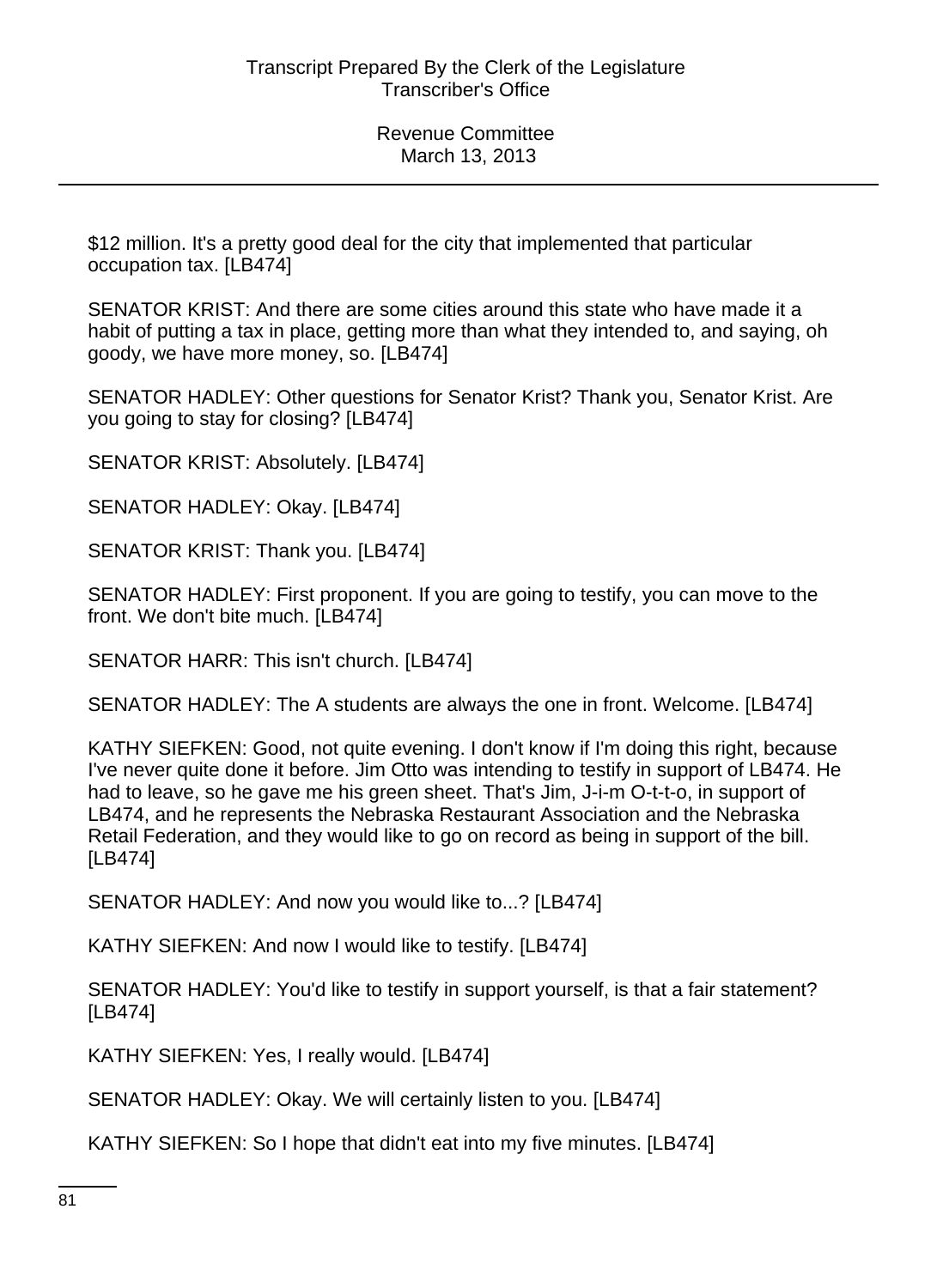$12 million. It's a pretty good deal for the city that implemented that particular occupation tax. [LB474]

SENATOR KRIST: And there are some cities around this state who have made it a habit of putting a tax in place, getting more than what they intended to, and saying, oh goody, we have more money, so. [LB474]

SENATOR HADLEY: Other questions for Senator Krist? Thank you, Senator Krist. Are you going to stay for closing? [LB474]

SENATOR KRIST: Absolutely. [LB474]

SENATOR HADLEY: Okay. [LB474]

SENATOR KRIST: Thank you. [LB474]

SENATOR HADLEY: First proponent. If you are going to testify, you can move to the front. We don't bite much. [LB474]

SENATOR HARR: This isn't church. [LB474]

SENATOR HADLEY: The A students are always the one in front. Welcome. [LB474]

KATHY SIEFKEN: Good, not quite evening. I don't know if I'm doing this right, because I've never quite done it before. Jim Otto was intending to testify in support of LB474. He had to leave, so he gave me his green sheet. That's Jim, J-i-m O-t-t-o, in support of LB474, and he represents the Nebraska Restaurant Association and the Nebraska Retail Federation, and they would like to go on record as being in support of the bill. [LB474]

SENATOR HADLEY: And now you would like to...? [LB474]

KATHY SIEFKEN: And now I would like to testify. [LB474]

SENATOR HADLEY: You'd like to testify in support yourself, is that a fair statement? [LB474]

KATHY SIEFKEN: Yes, I really would. [LB474]

SENATOR HADLEY: Okay. We will certainly listen to you. [LB474]

KATHY SIEFKEN: So I hope that didn't eat into my five minutes. [LB474]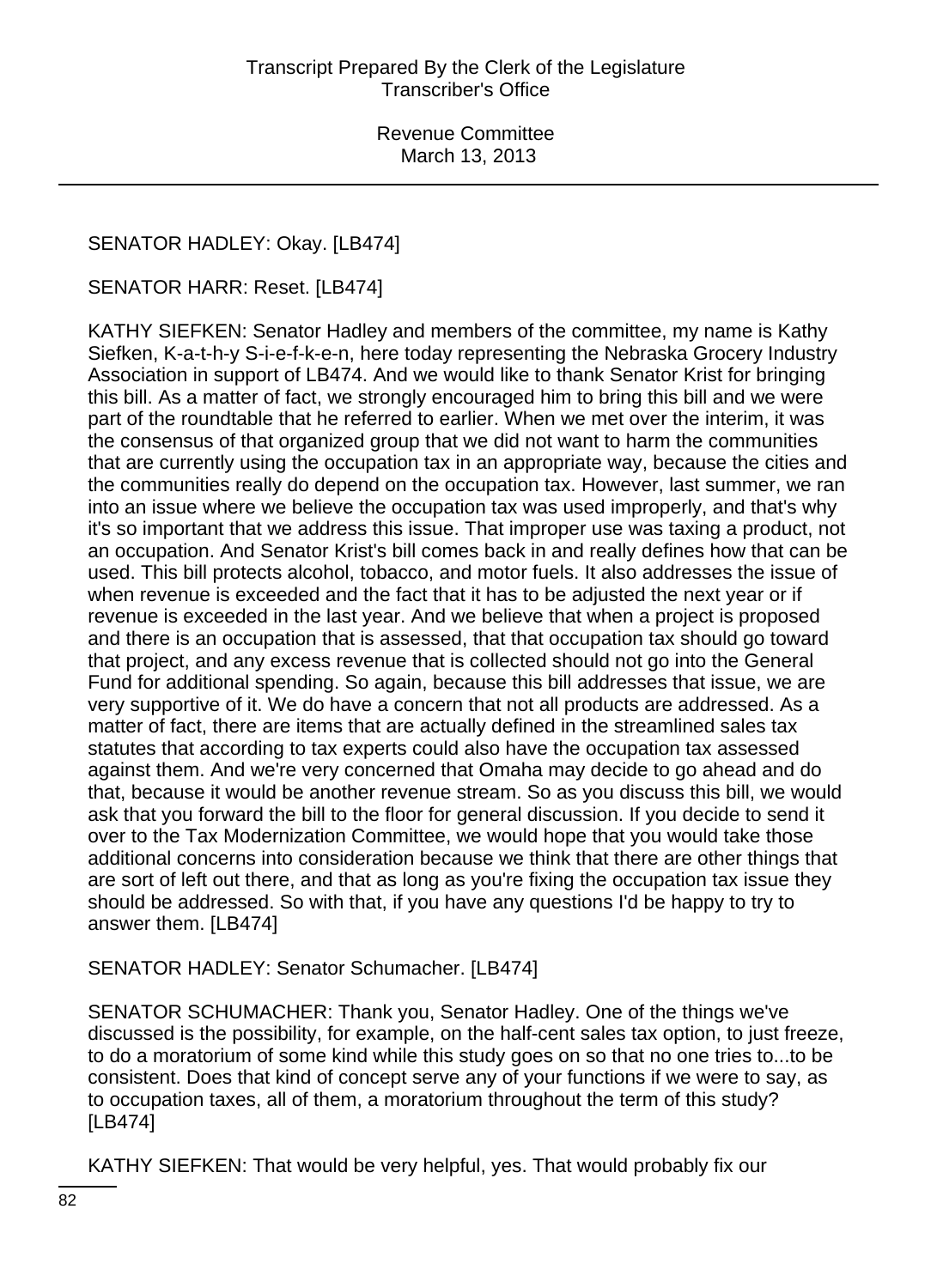SENATOR HADLEY: Okay. [LB474]

SENATOR HARR: Reset. [LB474]

KATHY SIEFKEN: Senator Hadley and members of the committee, my name is Kathy Siefken, K-a-t-h-y S-i-e-f-k-e-n, here today representing the Nebraska Grocery Industry Association in support of LB474. And we would like to thank Senator Krist for bringing this bill. As a matter of fact, we strongly encouraged him to bring this bill and we were part of the roundtable that he referred to earlier. When we met over the interim, it was the consensus of that organized group that we did not want to harm the communities that are currently using the occupation tax in an appropriate way, because the cities and the communities really do depend on the occupation tax. However, last summer, we ran into an issue where we believe the occupation tax was used improperly, and that's why it's so important that we address this issue. That improper use was taxing a product, not an occupation. And Senator Krist's bill comes back in and really defines how that can be used. This bill protects alcohol, tobacco, and motor fuels. It also addresses the issue of when revenue is exceeded and the fact that it has to be adjusted the next year or if revenue is exceeded in the last year. And we believe that when a project is proposed and there is an occupation that is assessed, that that occupation tax should go toward that project, and any excess revenue that is collected should not go into the General Fund for additional spending. So again, because this bill addresses that issue, we are very supportive of it. We do have a concern that not all products are addressed. As a matter of fact, there are items that are actually defined in the streamlined sales tax statutes that according to tax experts could also have the occupation tax assessed against them. And we're very concerned that Omaha may decide to go ahead and do that, because it would be another revenue stream. So as you discuss this bill, we would ask that you forward the bill to the floor for general discussion. If you decide to send it over to the Tax Modernization Committee, we would hope that you would take those additional concerns into consideration because we think that there are other things that are sort of left out there, and that as long as you're fixing the occupation tax issue they should be addressed. So with that, if you have any questions I'd be happy to try to answer them. [LB474]

SENATOR HADLEY: Senator Schumacher. [LB474]

SENATOR SCHUMACHER: Thank you, Senator Hadley. One of the things we've discussed is the possibility, for example, on the half-cent sales tax option, to just freeze, to do a moratorium of some kind while this study goes on so that no one tries to...to be consistent. Does that kind of concept serve any of your functions if we were to say, as to occupation taxes, all of them, a moratorium throughout the term of this study? [LB474]

KATHY SIEFKEN: That would be very helpful, yes. That would probably fix our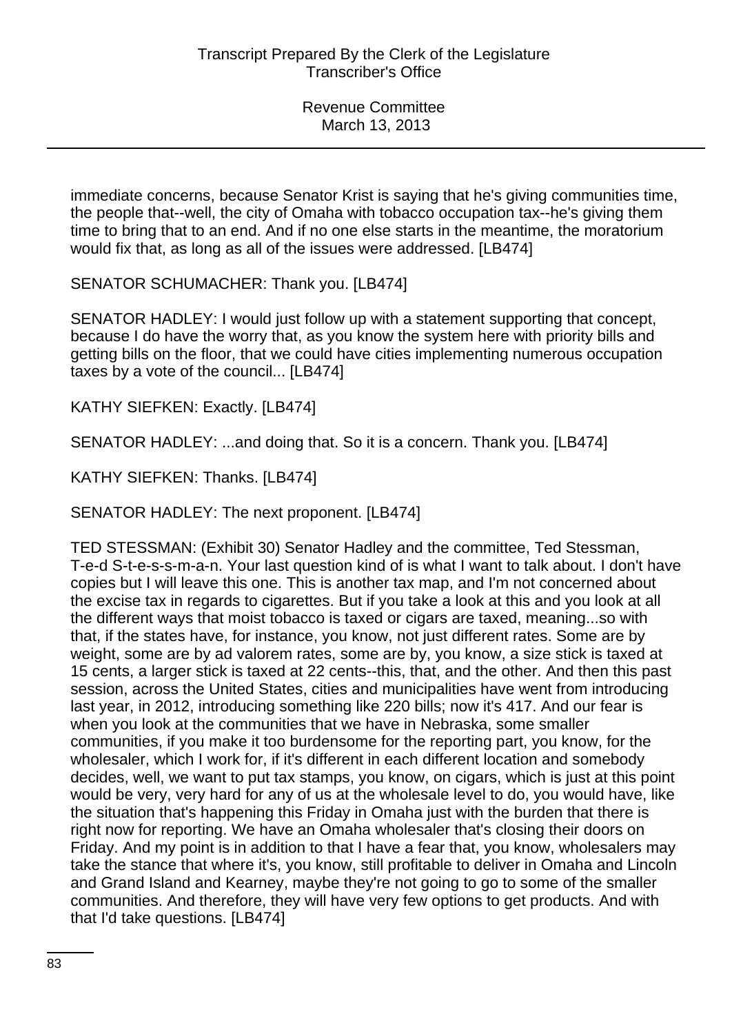immediate concerns, because Senator Krist is saying that he's giving communities time, the people that--well, the city of Omaha with tobacco occupation tax--he's giving them time to bring that to an end. And if no one else starts in the meantime, the moratorium would fix that, as long as all of the issues were addressed. [LB474]

SENATOR SCHUMACHER: Thank you. [LB474]

SENATOR HADLEY: I would just follow up with a statement supporting that concept, because I do have the worry that, as you know the system here with priority bills and getting bills on the floor, that we could have cities implementing numerous occupation taxes by a vote of the council... [LB474]

KATHY SIEFKEN: Exactly. [LB474]

SENATOR HADLEY: ...and doing that. So it is a concern. Thank you. [LB474]

KATHY SIEFKEN: Thanks. [LB474]

SENATOR HADLEY: The next proponent. [LB474]

TED STESSMAN: (Exhibit 30) Senator Hadley and the committee, Ted Stessman, T-e-d S-t-e-s-s-m-a-n. Your last question kind of is what I want to talk about. I don't have copies but I will leave this one. This is another tax map, and I'm not concerned about the excise tax in regards to cigarettes. But if you take a look at this and you look at all the different ways that moist tobacco is taxed or cigars are taxed, meaning...so with that, if the states have, for instance, you know, not just different rates. Some are by weight, some are by ad valorem rates, some are by, you know, a size stick is taxed at 15 cents, a larger stick is taxed at 22 cents--this, that, and the other. And then this past session, across the United States, cities and municipalities have went from introducing last year, in 2012, introducing something like 220 bills; now it's 417. And our fear is when you look at the communities that we have in Nebraska, some smaller communities, if you make it too burdensome for the reporting part, you know, for the wholesaler, which I work for, if it's different in each different location and somebody decides, well, we want to put tax stamps, you know, on cigars, which is just at this point would be very, very hard for any of us at the wholesale level to do, you would have, like the situation that's happening this Friday in Omaha just with the burden that there is right now for reporting. We have an Omaha wholesaler that's closing their doors on Friday. And my point is in addition to that I have a fear that, you know, wholesalers may take the stance that where it's, you know, still profitable to deliver in Omaha and Lincoln and Grand Island and Kearney, maybe they're not going to go to some of the smaller communities. And therefore, they will have very few options to get products. And with that I'd take questions. [LB474]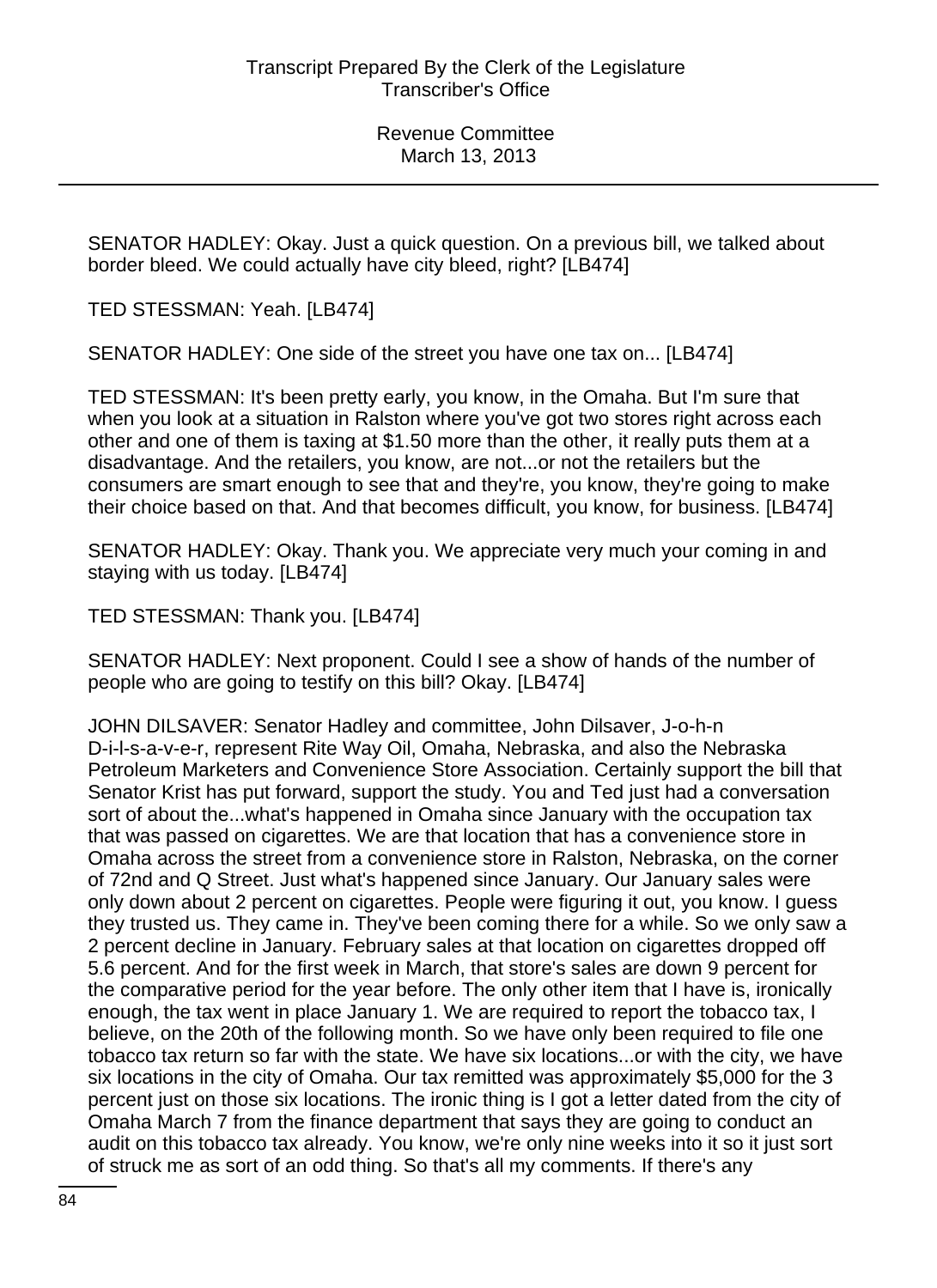SENATOR HADLEY: Okay. Just a quick question. On a previous bill, we talked about border bleed. We could actually have city bleed, right? [LB474]

TED STESSMAN: Yeah. [LB474]

SENATOR HADLEY: One side of the street you have one tax on... [LB474]

TED STESSMAN: It's been pretty early, you know, in the Omaha. But I'm sure that when you look at a situation in Ralston where you've got two stores right across each other and one of them is taxing at $1.50 more than the other, it really puts them at a disadvantage. And the retailers, you know, are not...or not the retailers but the consumers are smart enough to see that and they're, you know, they're going to make their choice based on that. And that becomes difficult, you know, for business. [LB474]

SENATOR HADLEY: Okay. Thank you. We appreciate very much your coming in and staying with us today. [LB474]

TED STESSMAN: Thank you. [LB474]

SENATOR HADLEY: Next proponent. Could I see a show of hands of the number of people who are going to testify on this bill? Okay. [LB474]

JOHN DILSAVER: Senator Hadley and committee, John Dilsaver, J-o-h-n D-i-l-s-a-v-e-r, represent Rite Way Oil, Omaha, Nebraska, and also the Nebraska Petroleum Marketers and Convenience Store Association. Certainly support the bill that Senator Krist has put forward, support the study. You and Ted just had a conversation sort of about the...what's happened in Omaha since January with the occupation tax that was passed on cigarettes. We are that location that has a convenience store in Omaha across the street from a convenience store in Ralston, Nebraska, on the corner of 72nd and Q Street. Just what's happened since January. Our January sales were only down about 2 percent on cigarettes. People were figuring it out, you know. I guess they trusted us. They came in. They've been coming there for a while. So we only saw a 2 percent decline in January. February sales at that location on cigarettes dropped off 5.6 percent. And for the first week in March, that store's sales are down 9 percent for the comparative period for the year before. The only other item that I have is, ironically enough, the tax went in place January 1. We are required to report the tobacco tax, I believe, on the 20th of the following month. So we have only been required to file one tobacco tax return so far with the state. We have six locations...or with the city, we have six locations in the city of Omaha. Our tax remitted was approximately $5,000 for the 3 percent just on those six locations. The ironic thing is I got a letter dated from the city of Omaha March 7 from the finance department that says they are going to conduct an audit on this tobacco tax already. You know, we're only nine weeks into it so it just sort of struck me as sort of an odd thing. So that's all my comments. If there's any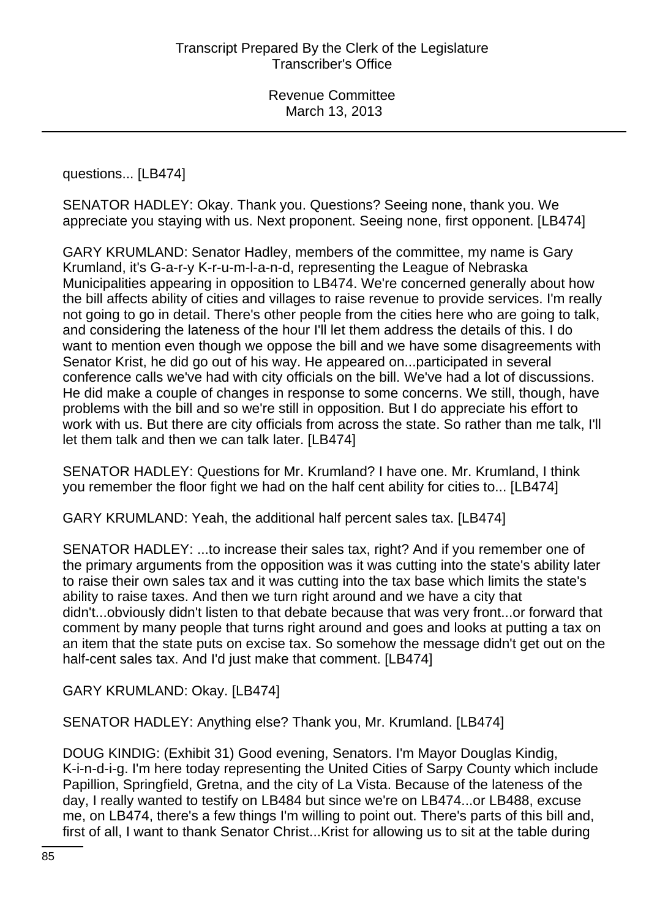questions... [LB474]

SENATOR HADLEY: Okay. Thank you. Questions? Seeing none, thank you. We appreciate you staying with us. Next proponent. Seeing none, first opponent. [LB474]

GARY KRUMLAND: Senator Hadley, members of the committee, my name is Gary Krumland, it's G-a-r-y K-r-u-m-l-a-n-d, representing the League of Nebraska Municipalities appearing in opposition to LB474. We're concerned generally about how the bill affects ability of cities and villages to raise revenue to provide services. I'm really not going to go in detail. There's other people from the cities here who are going to talk, and considering the lateness of the hour I'll let them address the details of this. I do want to mention even though we oppose the bill and we have some disagreements with Senator Krist, he did go out of his way. He appeared on...participated in several conference calls we've had with city officials on the bill. We've had a lot of discussions. He did make a couple of changes in response to some concerns. We still, though, have problems with the bill and so we're still in opposition. But I do appreciate his effort to work with us. But there are city officials from across the state. So rather than me talk, I'll let them talk and then we can talk later. [LB474]

SENATOR HADLEY: Questions for Mr. Krumland? I have one. Mr. Krumland, I think you remember the floor fight we had on the half cent ability for cities to... [LB474]

GARY KRUMLAND: Yeah, the additional half percent sales tax. [LB474]

SENATOR HADLEY: ...to increase their sales tax, right? And if you remember one of the primary arguments from the opposition was it was cutting into the state's ability later to raise their own sales tax and it was cutting into the tax base which limits the state's ability to raise taxes. And then we turn right around and we have a city that didn't...obviously didn't listen to that debate because that was very front...or forward that comment by many people that turns right around and goes and looks at putting a tax on an item that the state puts on excise tax. So somehow the message didn't get out on the half-cent sales tax. And I'd just make that comment. [LB474]

GARY KRUMLAND: Okay. [LB474]

SENATOR HADLEY: Anything else? Thank you, Mr. Krumland. [LB474]

DOUG KINDIG: (Exhibit 31) Good evening, Senators. I'm Mayor Douglas Kindig, K-i-n-d-i-g. I'm here today representing the United Cities of Sarpy County which include Papillion, Springfield, Gretna, and the city of La Vista. Because of the lateness of the day, I really wanted to testify on LB484 but since we're on LB474...or LB488, excuse me, on LB474, there's a few things I'm willing to point out. There's parts of this bill and, first of all, I want to thank Senator Christ...Krist for allowing us to sit at the table during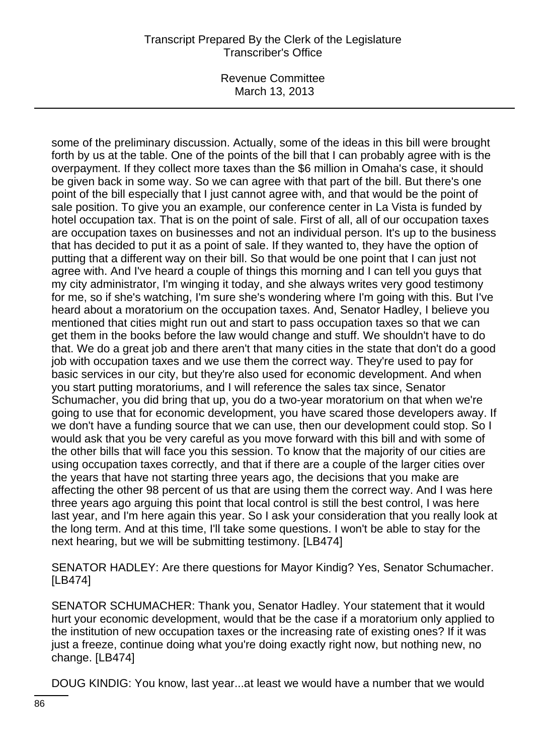some of the preliminary discussion. Actually, some of the ideas in this bill were brought forth by us at the table. One of the points of the bill that I can probably agree with is the overpayment. If they collect more taxes than the $6 million in Omaha's case, it should be given back in some way. So we can agree with that part of the bill. But there's one point of the bill especially that I just cannot agree with, and that would be the point of sale position. To give you an example, our conference center in La Vista is funded by hotel occupation tax. That is on the point of sale. First of all, all of our occupation taxes are occupation taxes on businesses and not an individual person. It's up to the business that has decided to put it as a point of sale. If they wanted to, they have the option of putting that a different way on their bill. So that would be one point that I can just not agree with. And I've heard a couple of things this morning and I can tell you guys that my city administrator, I'm winging it today, and she always writes very good testimony for me, so if she's watching, I'm sure she's wondering where I'm going with this. But I've heard about a moratorium on the occupation taxes. And, Senator Hadley, I believe you mentioned that cities might run out and start to pass occupation taxes so that we can get them in the books before the law would change and stuff. We shouldn't have to do that. We do a great job and there aren't that many cities in the state that don't do a good job with occupation taxes and we use them the correct way. They're used to pay for basic services in our city, but they're also used for economic development. And when you start putting moratoriums, and I will reference the sales tax since, Senator Schumacher, you did bring that up, you do a two-year moratorium on that when we're going to use that for economic development, you have scared those developers away. If we don't have a funding source that we can use, then our development could stop. So I would ask that you be very careful as you move forward with this bill and with some of the other bills that will face you this session. To know that the majority of our cities are using occupation taxes correctly, and that if there are a couple of the larger cities over the years that have not starting three years ago, the decisions that you make are affecting the other 98 percent of us that are using them the correct way. And I was here three years ago arguing this point that local control is still the best control, I was here last year, and I'm here again this year. So I ask your consideration that you really look at the long term. And at this time, I'll take some questions. I won't be able to stay for the next hearing, but we will be submitting testimony. [LB474]

SENATOR HADLEY: Are there questions for Mayor Kindig? Yes, Senator Schumacher. [LB474]

SENATOR SCHUMACHER: Thank you, Senator Hadley. Your statement that it would hurt your economic development, would that be the case if a moratorium only applied to the institution of new occupation taxes or the increasing rate of existing ones? If it was just a freeze, continue doing what you're doing exactly right now, but nothing new, no change. [LB474]

DOUG KINDIG: You know, last year...at least we would have a number that we would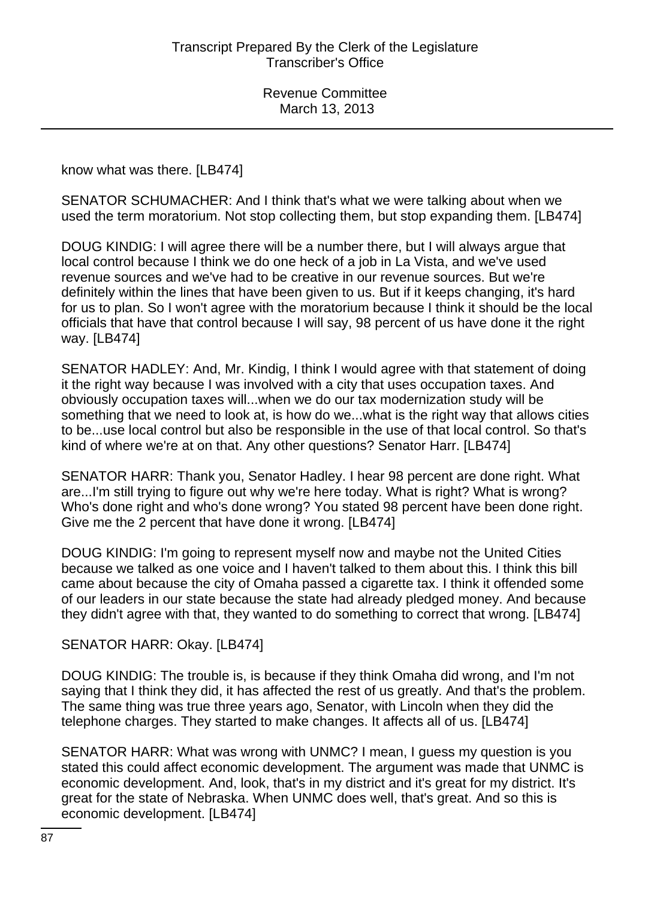know what was there. [LB474]

SENATOR SCHUMACHER: And I think that's what we were talking about when we used the term moratorium. Not stop collecting them, but stop expanding them. [LB474]

DOUG KINDIG: I will agree there will be a number there, but I will always argue that local control because I think we do one heck of a job in La Vista, and we've used revenue sources and we've had to be creative in our revenue sources. But we're definitely within the lines that have been given to us. But if it keeps changing, it's hard for us to plan. So I won't agree with the moratorium because I think it should be the local officials that have that control because I will say, 98 percent of us have done it the right way. [LB474]

SENATOR HADLEY: And, Mr. Kindig, I think I would agree with that statement of doing it the right way because I was involved with a city that uses occupation taxes. And obviously occupation taxes will...when we do our tax modernization study will be something that we need to look at, is how do we...what is the right way that allows cities to be...use local control but also be responsible in the use of that local control. So that's kind of where we're at on that. Any other questions? Senator Harr. [LB474]

SENATOR HARR: Thank you, Senator Hadley. I hear 98 percent are done right. What are...I'm still trying to figure out why we're here today. What is right? What is wrong? Who's done right and who's done wrong? You stated 98 percent have been done right. Give me the 2 percent that have done it wrong. [LB474]

DOUG KINDIG: I'm going to represent myself now and maybe not the United Cities because we talked as one voice and I haven't talked to them about this. I think this bill came about because the city of Omaha passed a cigarette tax. I think it offended some of our leaders in our state because the state had already pledged money. And because they didn't agree with that, they wanted to do something to correct that wrong. [LB474]

SENATOR HARR: Okay. [LB474]

DOUG KINDIG: The trouble is, is because if they think Omaha did wrong, and I'm not saying that I think they did, it has affected the rest of us greatly. And that's the problem. The same thing was true three years ago, Senator, with Lincoln when they did the telephone charges. They started to make changes. It affects all of us. [LB474]

SENATOR HARR: What was wrong with UNMC? I mean, I guess my question is you stated this could affect economic development. The argument was made that UNMC is economic development. And, look, that's in my district and it's great for my district. It's great for the state of Nebraska. When UNMC does well, that's great. And so this is economic development. [LB474]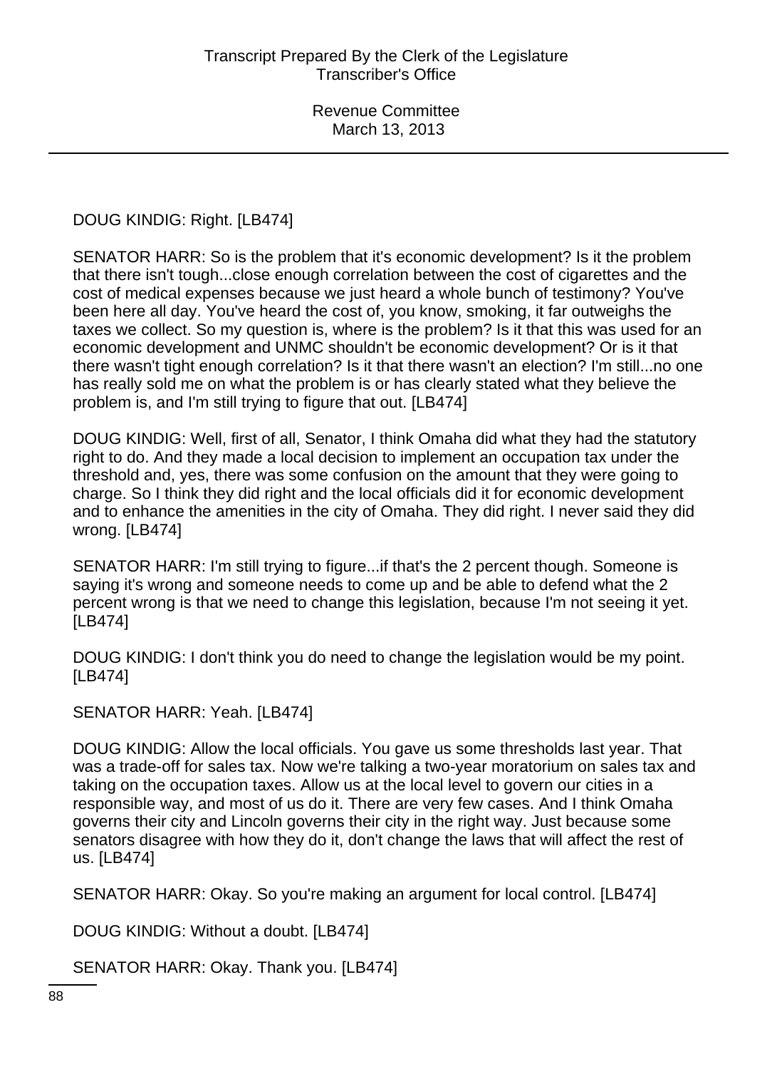DOUG KINDIG: Right. [LB474]

SENATOR HARR: So is the problem that it's economic development? Is it the problem that there isn't tough...close enough correlation between the cost of cigarettes and the cost of medical expenses because we just heard a whole bunch of testimony? You've been here all day. You've heard the cost of, you know, smoking, it far outweighs the taxes we collect. So my question is, where is the problem? Is it that this was used for an economic development and UNMC shouldn't be economic development? Or is it that there wasn't tight enough correlation? Is it that there wasn't an election? I'm still...no one has really sold me on what the problem is or has clearly stated what they believe the problem is, and I'm still trying to figure that out. [LB474]

DOUG KINDIG: Well, first of all, Senator, I think Omaha did what they had the statutory right to do. And they made a local decision to implement an occupation tax under the threshold and, yes, there was some confusion on the amount that they were going to charge. So I think they did right and the local officials did it for economic development and to enhance the amenities in the city of Omaha. They did right. I never said they did wrong. [LB474]

SENATOR HARR: I'm still trying to figure...if that's the 2 percent though. Someone is saying it's wrong and someone needs to come up and be able to defend what the 2 percent wrong is that we need to change this legislation, because I'm not seeing it yet. [LB474]

DOUG KINDIG: I don't think you do need to change the legislation would be my point. [LB474]

SENATOR HARR: Yeah. [LB474]

DOUG KINDIG: Allow the local officials. You gave us some thresholds last year. That was a trade-off for sales tax. Now we're talking a two-year moratorium on sales tax and taking on the occupation taxes. Allow us at the local level to govern our cities in a responsible way, and most of us do it. There are very few cases. And I think Omaha governs their city and Lincoln governs their city in the right way. Just because some senators disagree with how they do it, don't change the laws that will affect the rest of us. [LB474]

SENATOR HARR: Okay. So you're making an argument for local control. [LB474]

DOUG KINDIG: Without a doubt. [LB474]

SENATOR HARR: Okay. Thank you. [LB474]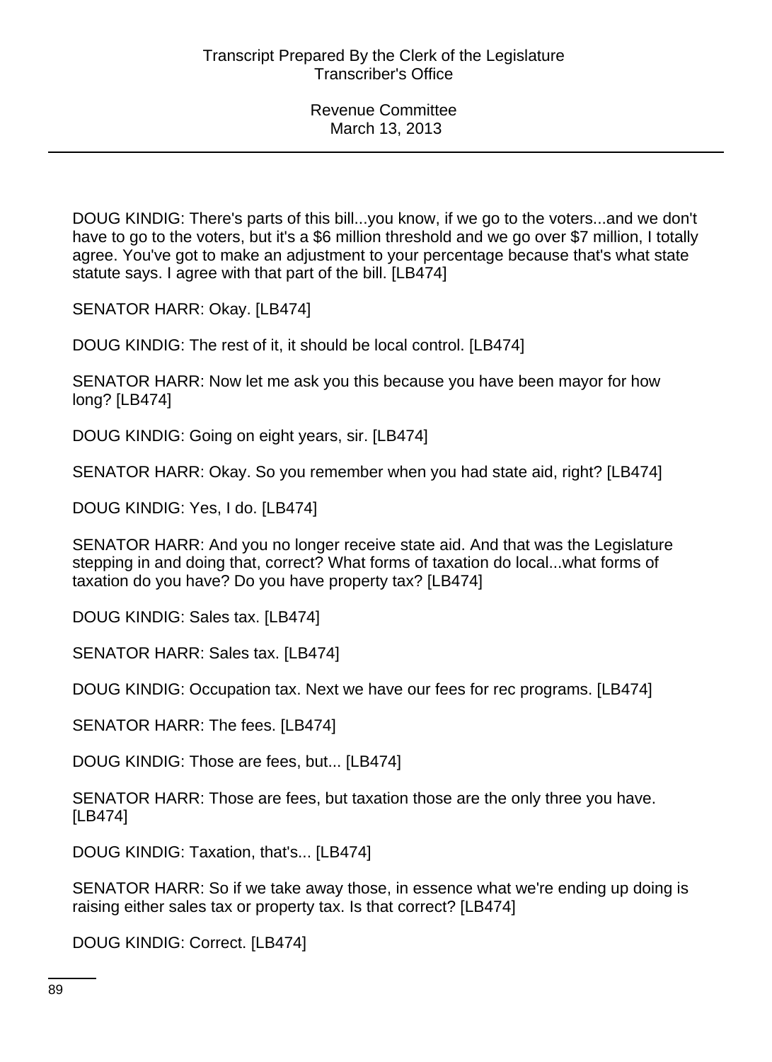DOUG KINDIG: There's parts of this bill...you know, if we go to the voters...and we don't have to go to the voters, but it's a $6 million threshold and we go over $7 million, I totally agree. You've got to make an adjustment to your percentage because that's what state statute says. I agree with that part of the bill. [LB474]

SENATOR HARR: Okay. [LB474]

DOUG KINDIG: The rest of it, it should be local control. [LB474]

SENATOR HARR: Now let me ask you this because you have been mayor for how long? [LB474]

DOUG KINDIG: Going on eight years, sir. [LB474]

SENATOR HARR: Okay. So you remember when you had state aid, right? [LB474]

DOUG KINDIG: Yes, I do. [LB474]

SENATOR HARR: And you no longer receive state aid. And that was the Legislature stepping in and doing that, correct? What forms of taxation do local...what forms of taxation do you have? Do you have property tax? [LB474]

DOUG KINDIG: Sales tax. [LB474]

SENATOR HARR: Sales tax. [LB474]

DOUG KINDIG: Occupation tax. Next we have our fees for rec programs. [LB474]

SENATOR HARR: The fees. [LB474]

DOUG KINDIG: Those are fees, but... [LB474]

SENATOR HARR: Those are fees, but taxation those are the only three you have. [LB474]

DOUG KINDIG: Taxation, that's... [LB474]

SENATOR HARR: So if we take away those, in essence what we're ending up doing is raising either sales tax or property tax. Is that correct? [LB474]

DOUG KINDIG: Correct. [LB474]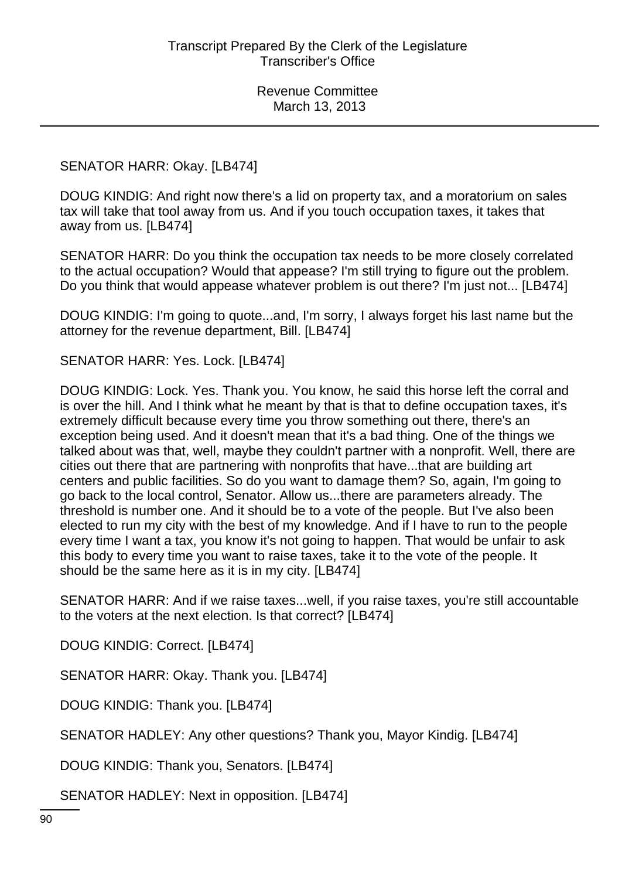SENATOR HARR: Okay. [LB474]

DOUG KINDIG: And right now there's a lid on property tax, and a moratorium on sales tax will take that tool away from us. And if you touch occupation taxes, it takes that away from us. [LB474]

SENATOR HARR: Do you think the occupation tax needs to be more closely correlated to the actual occupation? Would that appease? I'm still trying to figure out the problem. Do you think that would appease whatever problem is out there? I'm just not... [LB474]

DOUG KINDIG: I'm going to quote...and, I'm sorry, I always forget his last name but the attorney for the revenue department, Bill. [LB474]

SENATOR HARR: Yes. Lock. [LB474]

DOUG KINDIG: Lock. Yes. Thank you. You know, he said this horse left the corral and is over the hill. And I think what he meant by that is that to define occupation taxes, it's extremely difficult because every time you throw something out there, there's an exception being used. And it doesn't mean that it's a bad thing. One of the things we talked about was that, well, maybe they couldn't partner with a nonprofit. Well, there are cities out there that are partnering with nonprofits that have...that are building art centers and public facilities. So do you want to damage them? So, again, I'm going to go back to the local control, Senator. Allow us...there are parameters already. The threshold is number one. And it should be to a vote of the people. But I've also been elected to run my city with the best of my knowledge. And if I have to run to the people every time I want a tax, you know it's not going to happen. That would be unfair to ask this body to every time you want to raise taxes, take it to the vote of the people. It should be the same here as it is in my city. [LB474]

SENATOR HARR: And if we raise taxes...well, if you raise taxes, you're still accountable to the voters at the next election. Is that correct? [LB474]

DOUG KINDIG: Correct. [LB474]

SENATOR HARR: Okay. Thank you. [LB474]

DOUG KINDIG: Thank you. [LB474]

SENATOR HADLEY: Any other questions? Thank you, Mayor Kindig. [LB474]

DOUG KINDIG: Thank you, Senators. [LB474]

SENATOR HADLEY: Next in opposition. [LB474]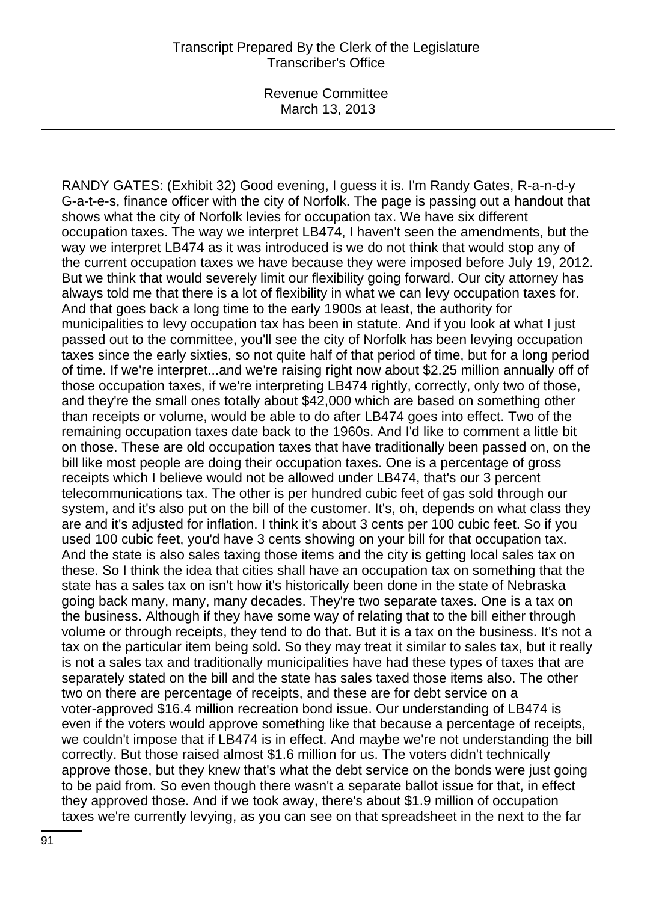RANDY GATES: (Exhibit 32) Good evening, I guess it is. I'm Randy Gates, R-a-n-d-y G-a-t-e-s, finance officer with the city of Norfolk. The page is passing out a handout that shows what the city of Norfolk levies for occupation tax. We have six different occupation taxes. The way we interpret LB474, I haven't seen the amendments, but the way we interpret LB474 as it was introduced is we do not think that would stop any of the current occupation taxes we have because they were imposed before July 19, 2012. But we think that would severely limit our flexibility going forward. Our city attorney has always told me that there is a lot of flexibility in what we can levy occupation taxes for. And that goes back a long time to the early 1900s at least, the authority for municipalities to levy occupation tax has been in statute. And if you look at what I just passed out to the committee, you'll see the city of Norfolk has been levying occupation taxes since the early sixties, so not quite half of that period of time, but for a long period of time. If we're interpret...and we're raising right now about $2.25 million annually off of those occupation taxes, if we're interpreting LB474 rightly, correctly, only two of those, and they're the small ones totally about $42,000 which are based on something other than receipts or volume, would be able to do after LB474 goes into effect. Two of the remaining occupation taxes date back to the 1960s. And I'd like to comment a little bit on those. These are old occupation taxes that have traditionally been passed on, on the bill like most people are doing their occupation taxes. One is a percentage of gross receipts which I believe would not be allowed under LB474, that's our 3 percent telecommunications tax. The other is per hundred cubic feet of gas sold through our system, and it's also put on the bill of the customer. It's, oh, depends on what class they are and it's adjusted for inflation. I think it's about 3 cents per 100 cubic feet. So if you used 100 cubic feet, you'd have 3 cents showing on your bill for that occupation tax. And the state is also sales taxing those items and the city is getting local sales tax on these. So I think the idea that cities shall have an occupation tax on something that the state has a sales tax on isn't how it's historically been done in the state of Nebraska going back many, many, many decades. They're two separate taxes. One is a tax on the business. Although if they have some way of relating that to the bill either through volume or through receipts, they tend to do that. But it is a tax on the business. It's not a tax on the particular item being sold. So they may treat it similar to sales tax, but it really is not a sales tax and traditionally municipalities have had these types of taxes that are separately stated on the bill and the state has sales taxed those items also. The other two on there are percentage of receipts, and these are for debt service on a voter-approved $16.4 million recreation bond issue. Our understanding of LB474 is even if the voters would approve something like that because a percentage of receipts, we couldn't impose that if LB474 is in effect. And maybe we're not understanding the bill correctly. But those raised almost $1.6 million for us. The voters didn't technically approve those, but they knew that's what the debt service on the bonds were just going to be paid from. So even though there wasn't a separate ballot issue for that, in effect they approved those. And if we took away, there's about $1.9 million of occupation taxes we're currently levying, as you can see on that spreadsheet in the next to the far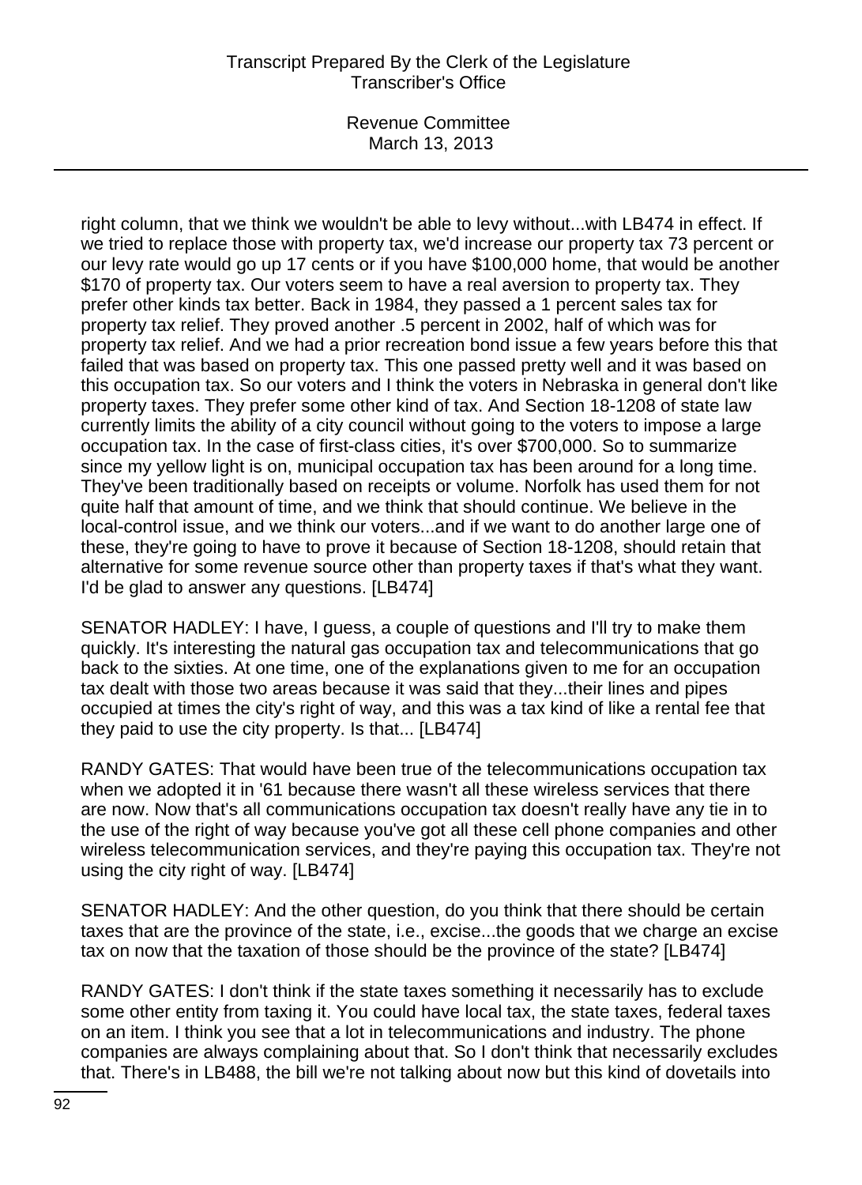right column, that we think we wouldn't be able to levy without...with LB474 in effect. If we tried to replace those with property tax, we'd increase our property tax 73 percent or our levy rate would go up 17 cents or if you have $100,000 home, that would be another $170 of property tax. Our voters seem to have a real aversion to property tax. They prefer other kinds tax better. Back in 1984, they passed a 1 percent sales tax for property tax relief. They proved another .5 percent in 2002, half of which was for property tax relief. And we had a prior recreation bond issue a few years before this that failed that was based on property tax. This one passed pretty well and it was based on this occupation tax. So our voters and I think the voters in Nebraska in general don't like property taxes. They prefer some other kind of tax. And Section 18-1208 of state law currently limits the ability of a city council without going to the voters to impose a large occupation tax. In the case of first-class cities, it's over $700,000. So to summarize since my yellow light is on, municipal occupation tax has been around for a long time. They've been traditionally based on receipts or volume. Norfolk has used them for not quite half that amount of time, and we think that should continue. We believe in the local-control issue, and we think our voters...and if we want to do another large one of these, they're going to have to prove it because of Section 18-1208, should retain that alternative for some revenue source other than property taxes if that's what they want. I'd be glad to answer any questions. [LB474]

SENATOR HADLEY: I have, I guess, a couple of questions and I'll try to make them quickly. It's interesting the natural gas occupation tax and telecommunications that go back to the sixties. At one time, one of the explanations given to me for an occupation tax dealt with those two areas because it was said that they...their lines and pipes occupied at times the city's right of way, and this was a tax kind of like a rental fee that they paid to use the city property. Is that... [LB474]

RANDY GATES: That would have been true of the telecommunications occupation tax when we adopted it in '61 because there wasn't all these wireless services that there are now. Now that's all communications occupation tax doesn't really have any tie in to the use of the right of way because you've got all these cell phone companies and other wireless telecommunication services, and they're paying this occupation tax. They're not using the city right of way. [LB474]

SENATOR HADLEY: And the other question, do you think that there should be certain taxes that are the province of the state, i.e., excise...the goods that we charge an excise tax on now that the taxation of those should be the province of the state? [LB474]

RANDY GATES: I don't think if the state taxes something it necessarily has to exclude some other entity from taxing it. You could have local tax, the state taxes, federal taxes on an item. I think you see that a lot in telecommunications and industry. The phone companies are always complaining about that. So I don't think that necessarily excludes that. There's in LB488, the bill we're not talking about now but this kind of dovetails into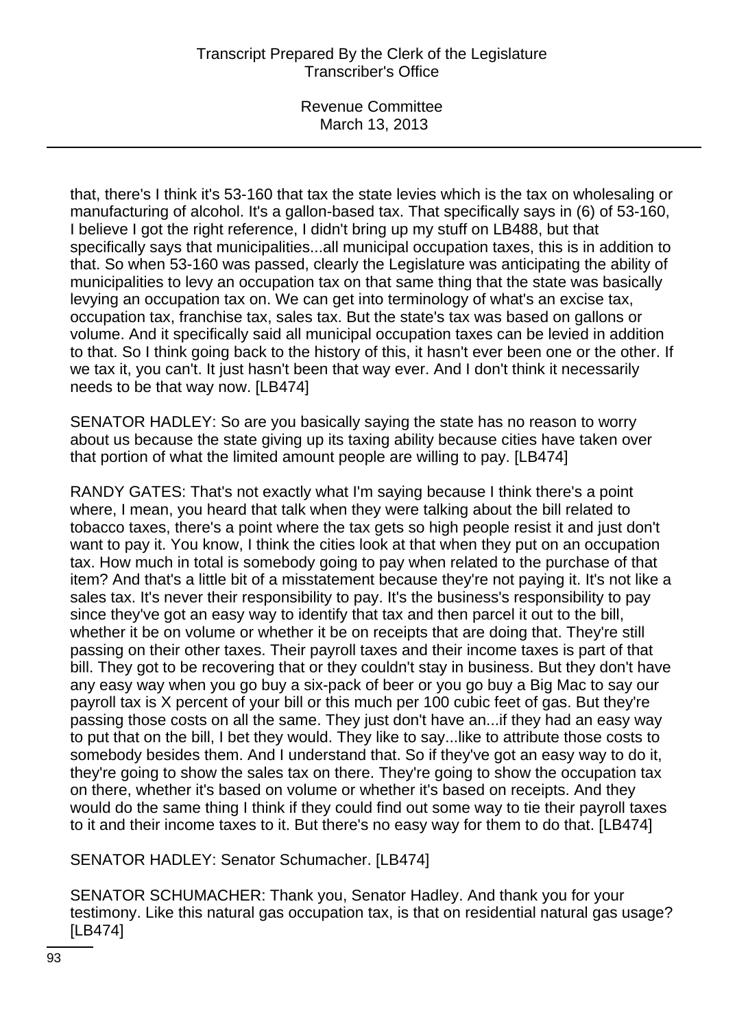that, there's I think it's 53-160 that tax the state levies which is the tax on wholesaling or manufacturing of alcohol. It's a gallon-based tax. That specifically says in (6) of 53-160, I believe I got the right reference, I didn't bring up my stuff on LB488, but that specifically says that municipalities...all municipal occupation taxes, this is in addition to that. So when 53-160 was passed, clearly the Legislature was anticipating the ability of municipalities to levy an occupation tax on that same thing that the state was basically levying an occupation tax on. We can get into terminology of what's an excise tax, occupation tax, franchise tax, sales tax. But the state's tax was based on gallons or volume. And it specifically said all municipal occupation taxes can be levied in addition to that. So I think going back to the history of this, it hasn't ever been one or the other. If we tax it, you can't. It just hasn't been that way ever. And I don't think it necessarily needs to be that way now. [LB474]

SENATOR HADLEY: So are you basically saying the state has no reason to worry about us because the state giving up its taxing ability because cities have taken over that portion of what the limited amount people are willing to pay. [LB474]

RANDY GATES: That's not exactly what I'm saying because I think there's a point where, I mean, you heard that talk when they were talking about the bill related to tobacco taxes, there's a point where the tax gets so high people resist it and just don't want to pay it. You know, I think the cities look at that when they put on an occupation tax. How much in total is somebody going to pay when related to the purchase of that item? And that's a little bit of a misstatement because they're not paying it. It's not like a sales tax. It's never their responsibility to pay. It's the business's responsibility to pay since they've got an easy way to identify that tax and then parcel it out to the bill, whether it be on volume or whether it be on receipts that are doing that. They're still passing on their other taxes. Their payroll taxes and their income taxes is part of that bill. They got to be recovering that or they couldn't stay in business. But they don't have any easy way when you go buy a six-pack of beer or you go buy a Big Mac to say our payroll tax is X percent of your bill or this much per 100 cubic feet of gas. But they're passing those costs on all the same. They just don't have an...if they had an easy way to put that on the bill, I bet they would. They like to say...like to attribute those costs to somebody besides them. And I understand that. So if they've got an easy way to do it, they're going to show the sales tax on there. They're going to show the occupation tax on there, whether it's based on volume or whether it's based on receipts. And they would do the same thing I think if they could find out some way to tie their payroll taxes to it and their income taxes to it. But there's no easy way for them to do that. [LB474]

SENATOR HADLEY: Senator Schumacher. [LB474]

SENATOR SCHUMACHER: Thank you, Senator Hadley. And thank you for your testimony. Like this natural gas occupation tax, is that on residential natural gas usage? [LB474]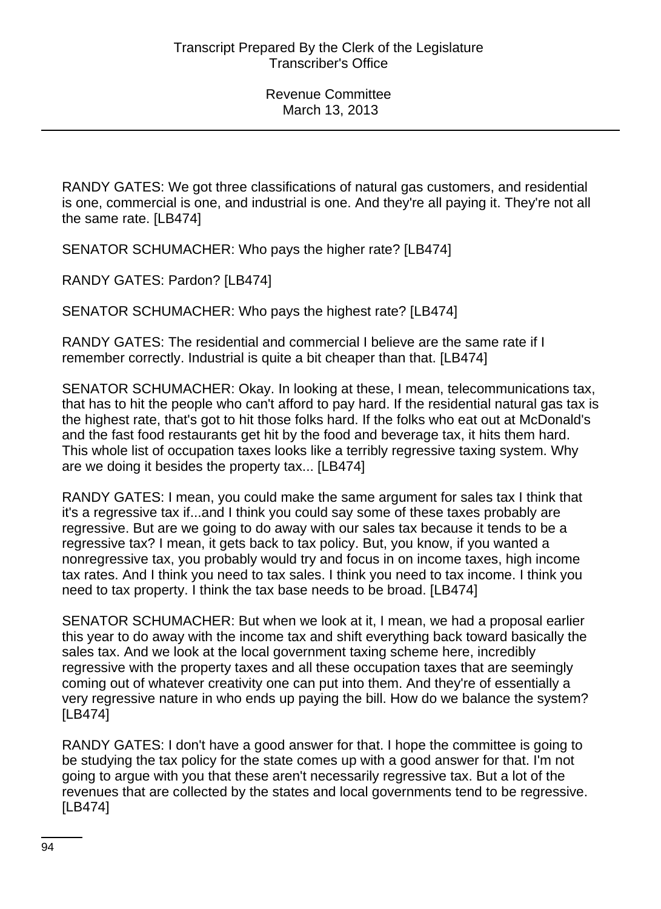RANDY GATES: We got three classifications of natural gas customers, and residential is one, commercial is one, and industrial is one. And they're all paying it. They're not all the same rate. [LB474]

SENATOR SCHUMACHER: Who pays the higher rate? [LB474]

RANDY GATES: Pardon? [LB474]

SENATOR SCHUMACHER: Who pays the highest rate? [LB474]

RANDY GATES: The residential and commercial I believe are the same rate if I remember correctly. Industrial is quite a bit cheaper than that. [LB474]

SENATOR SCHUMACHER: Okay. In looking at these, I mean, telecommunications tax, that has to hit the people who can't afford to pay hard. If the residential natural gas tax is the highest rate, that's got to hit those folks hard. If the folks who eat out at McDonald's and the fast food restaurants get hit by the food and beverage tax, it hits them hard. This whole list of occupation taxes looks like a terribly regressive taxing system. Why are we doing it besides the property tax... [LB474]

RANDY GATES: I mean, you could make the same argument for sales tax I think that it's a regressive tax if...and I think you could say some of these taxes probably are regressive. But are we going to do away with our sales tax because it tends to be a regressive tax? I mean, it gets back to tax policy. But, you know, if you wanted a nonregressive tax, you probably would try and focus in on income taxes, high income tax rates. And I think you need to tax sales. I think you need to tax income. I think you need to tax property. I think the tax base needs to be broad. [LB474]

SENATOR SCHUMACHER: But when we look at it, I mean, we had a proposal earlier this year to do away with the income tax and shift everything back toward basically the sales tax. And we look at the local government taxing scheme here, incredibly regressive with the property taxes and all these occupation taxes that are seemingly coming out of whatever creativity one can put into them. And they're of essentially a very regressive nature in who ends up paying the bill. How do we balance the system? [LB474]

RANDY GATES: I don't have a good answer for that. I hope the committee is going to be studying the tax policy for the state comes up with a good answer for that. I'm not going to argue with you that these aren't necessarily regressive tax. But a lot of the revenues that are collected by the states and local governments tend to be regressive. [LB474]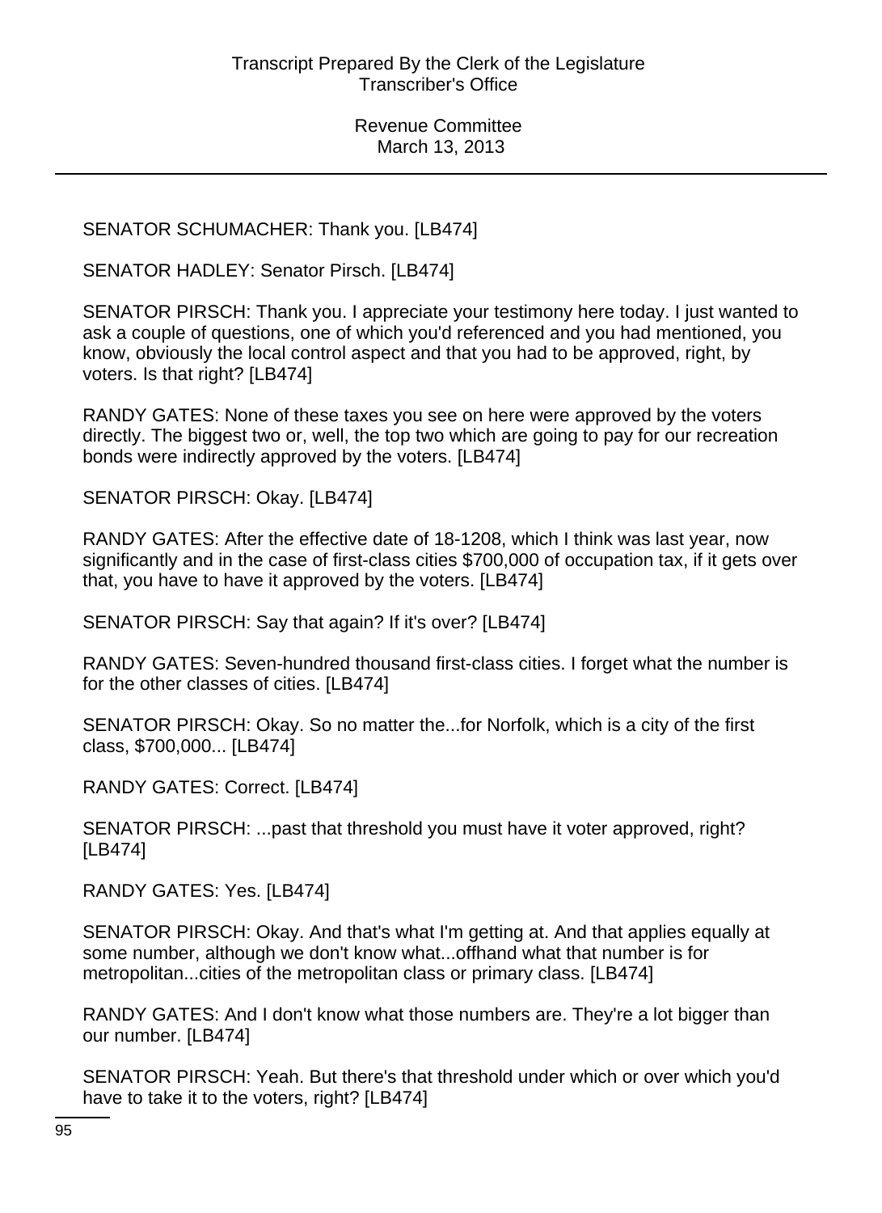SENATOR SCHUMACHER: Thank you. [LB474]

SENATOR HADLEY: Senator Pirsch. [LB474]

SENATOR PIRSCH: Thank you. I appreciate your testimony here today. I just wanted to ask a couple of questions, one of which you'd referenced and you had mentioned, you know, obviously the local control aspect and that you had to be approved, right, by voters. Is that right? [LB474]

RANDY GATES: None of these taxes you see on here were approved by the voters directly. The biggest two or, well, the top two which are going to pay for our recreation bonds were indirectly approved by the voters. [LB474]

SENATOR PIRSCH: Okay. [LB474]

RANDY GATES: After the effective date of 18-1208, which I think was last year, now significantly and in the case of first-class cities $700,000 of occupation tax, if it gets over that, you have to have it approved by the voters. [LB474]

SENATOR PIRSCH: Say that again? If it's over? [LB474]

RANDY GATES: Seven-hundred thousand first-class cities. I forget what the number is for the other classes of cities. [LB474]

SENATOR PIRSCH: Okay. So no matter the...for Norfolk, which is a city of the first class, $700,000... [LB474]

RANDY GATES: Correct. [LB474]

SENATOR PIRSCH: ...past that threshold you must have it voter approved, right? [LB474]

RANDY GATES: Yes. [LB474]

SENATOR PIRSCH: Okay. And that's what I'm getting at. And that applies equally at some number, although we don't know what...offhand what that number is for metropolitan...cities of the metropolitan class or primary class. [LB474]

RANDY GATES: And I don't know what those numbers are. They're a lot bigger than our number. [LB474]

SENATOR PIRSCH: Yeah. But there's that threshold under which or over which you'd have to take it to the voters, right? [LB474]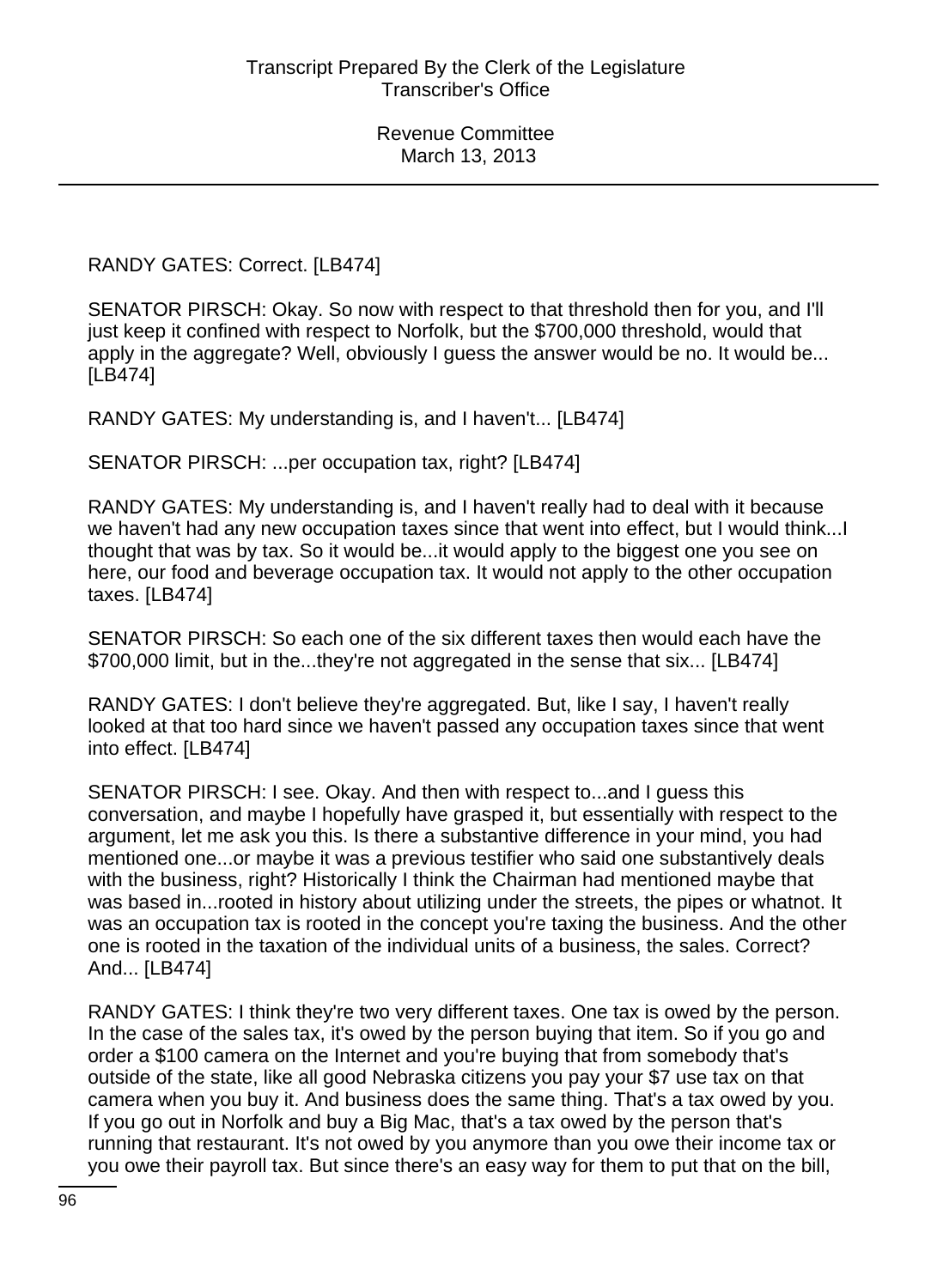RANDY GATES: Correct. [LB474]

SENATOR PIRSCH: Okay. So now with respect to that threshold then for you, and I'll just keep it confined with respect to Norfolk, but the $700,000 threshold, would that apply in the aggregate? Well, obviously I guess the answer would be no. It would be... [LB474]

RANDY GATES: My understanding is, and I haven't... [LB474]

SENATOR PIRSCH: ...per occupation tax, right? [LB474]

RANDY GATES: My understanding is, and I haven't really had to deal with it because we haven't had any new occupation taxes since that went into effect, but I would think...I thought that was by tax. So it would be...it would apply to the biggest one you see on here, our food and beverage occupation tax. It would not apply to the other occupation taxes. [LB474]

SENATOR PIRSCH: So each one of the six different taxes then would each have the $700,000 limit, but in the...they're not aggregated in the sense that six... [LB474]

RANDY GATES: I don't believe they're aggregated. But, like I say, I haven't really looked at that too hard since we haven't passed any occupation taxes since that went into effect. [LB474]

SENATOR PIRSCH: I see. Okay. And then with respect to...and I guess this conversation, and maybe I hopefully have grasped it, but essentially with respect to the argument, let me ask you this. Is there a substantive difference in your mind, you had mentioned one...or maybe it was a previous testifier who said one substantively deals with the business, right? Historically I think the Chairman had mentioned maybe that was based in...rooted in history about utilizing under the streets, the pipes or whatnot. It was an occupation tax is rooted in the concept you're taxing the business. And the other one is rooted in the taxation of the individual units of a business, the sales. Correct? And... [LB474]

RANDY GATES: I think they're two very different taxes. One tax is owed by the person. In the case of the sales tax, it's owed by the person buying that item. So if you go and order a $100 camera on the Internet and you're buying that from somebody that's outside of the state, like all good Nebraska citizens you pay your $7 use tax on that camera when you buy it. And business does the same thing. That's a tax owed by you. If you go out in Norfolk and buy a Big Mac, that's a tax owed by the person that's running that restaurant. It's not owed by you anymore than you owe their income tax or you owe their payroll tax. But since there's an easy way for them to put that on the bill,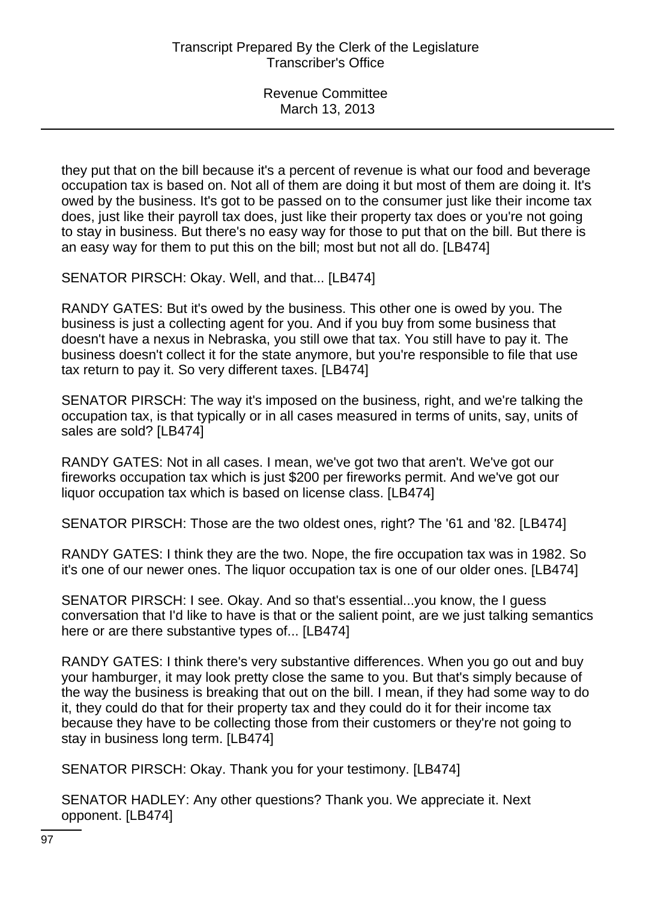they put that on the bill because it's a percent of revenue is what our food and beverage occupation tax is based on. Not all of them are doing it but most of them are doing it. It's owed by the business. It's got to be passed on to the consumer just like their income tax does, just like their payroll tax does, just like their property tax does or you're not going to stay in business. But there's no easy way for those to put that on the bill. But there is an easy way for them to put this on the bill; most but not all do. [LB474]

SENATOR PIRSCH: Okay. Well, and that... [LB474]

RANDY GATES: But it's owed by the business. This other one is owed by you. The business is just a collecting agent for you. And if you buy from some business that doesn't have a nexus in Nebraska, you still owe that tax. You still have to pay it. The business doesn't collect it for the state anymore, but you're responsible to file that use tax return to pay it. So very different taxes. [LB474]

SENATOR PIRSCH: The way it's imposed on the business, right, and we're talking the occupation tax, is that typically or in all cases measured in terms of units, say, units of sales are sold? [LB474]

RANDY GATES: Not in all cases. I mean, we've got two that aren't. We've got our fireworks occupation tax which is just $200 per fireworks permit. And we've got our liquor occupation tax which is based on license class. [LB474]

SENATOR PIRSCH: Those are the two oldest ones, right? The '61 and '82. [LB474]

RANDY GATES: I think they are the two. Nope, the fire occupation tax was in 1982. So it's one of our newer ones. The liquor occupation tax is one of our older ones. [LB474]

SENATOR PIRSCH: I see. Okay. And so that's essential...you know, the I guess conversation that I'd like to have is that or the salient point, are we just talking semantics here or are there substantive types of... [LB474]

RANDY GATES: I think there's very substantive differences. When you go out and buy your hamburger, it may look pretty close the same to you. But that's simply because of the way the business is breaking that out on the bill. I mean, if they had some way to do it, they could do that for their property tax and they could do it for their income tax because they have to be collecting those from their customers or they're not going to stay in business long term. [LB474]

SENATOR PIRSCH: Okay. Thank you for your testimony. [LB474]

SENATOR HADLEY: Any other questions? Thank you. We appreciate it. Next opponent. [LB474]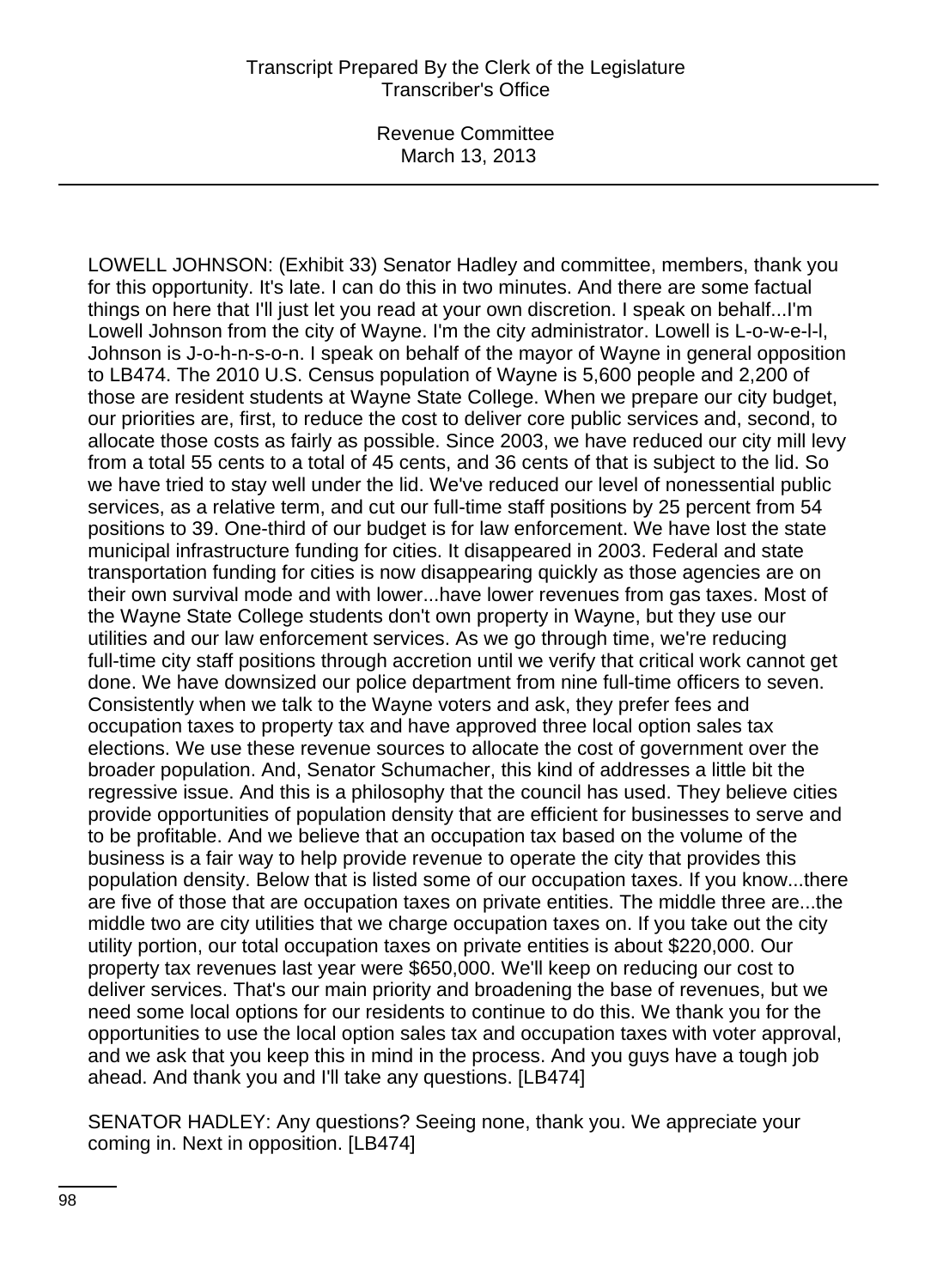LOWELL JOHNSON: (Exhibit 33) Senator Hadley and committee, members, thank you for this opportunity. It's late. I can do this in two minutes. And there are some factual things on here that I'll just let you read at your own discretion. I speak on behalf...I'm Lowell Johnson from the city of Wayne. I'm the city administrator. Lowell is L-o-w-e-l-l, Johnson is J-o-h-n-s-o-n. I speak on behalf of the mayor of Wayne in general opposition to LB474. The 2010 U.S. Census population of Wayne is 5,600 people and 2,200 of those are resident students at Wayne State College. When we prepare our city budget, our priorities are, first, to reduce the cost to deliver core public services and, second, to allocate those costs as fairly as possible. Since 2003, we have reduced our city mill levy from a total 55 cents to a total of 45 cents, and 36 cents of that is subject to the lid. So we have tried to stay well under the lid. We've reduced our level of nonessential public services, as a relative term, and cut our full-time staff positions by 25 percent from 54 positions to 39. One-third of our budget is for law enforcement. We have lost the state municipal infrastructure funding for cities. It disappeared in 2003. Federal and state transportation funding for cities is now disappearing quickly as those agencies are on their own survival mode and with lower...have lower revenues from gas taxes. Most of the Wayne State College students don't own property in Wayne, but they use our utilities and our law enforcement services. As we go through time, we're reducing full-time city staff positions through accretion until we verify that critical work cannot get done. We have downsized our police department from nine full-time officers to seven. Consistently when we talk to the Wayne voters and ask, they prefer fees and occupation taxes to property tax and have approved three local option sales tax elections. We use these revenue sources to allocate the cost of government over the broader population. And, Senator Schumacher, this kind of addresses a little bit the regressive issue. And this is a philosophy that the council has used. They believe cities provide opportunities of population density that are efficient for businesses to serve and to be profitable. And we believe that an occupation tax based on the volume of the business is a fair way to help provide revenue to operate the city that provides this population density. Below that is listed some of our occupation taxes. If you know...there are five of those that are occupation taxes on private entities. The middle three are...the middle two are city utilities that we charge occupation taxes on. If you take out the city utility portion, our total occupation taxes on private entities is about $220,000. Our property tax revenues last year were $650,000. We'll keep on reducing our cost to deliver services. That's our main priority and broadening the base of revenues, but we need some local options for our residents to continue to do this. We thank you for the opportunities to use the local option sales tax and occupation taxes with voter approval, and we ask that you keep this in mind in the process. And you guys have a tough job ahead. And thank you and I'll take any questions. [LB474]

SENATOR HADLEY: Any questions? Seeing none, thank you. We appreciate your coming in. Next in opposition. [LB474]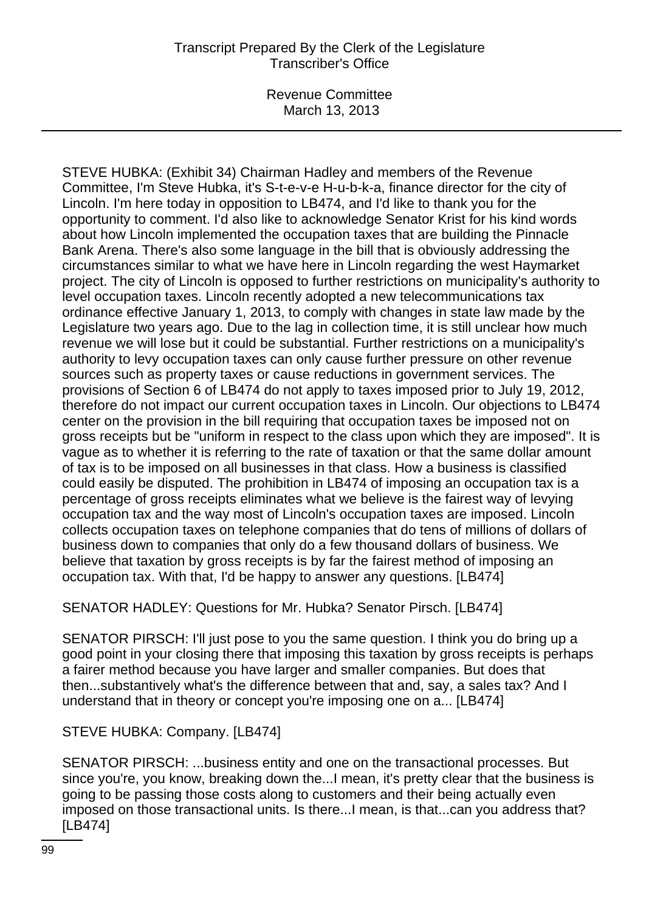STEVE HUBKA: (Exhibit 34) Chairman Hadley and members of the Revenue Committee, I'm Steve Hubka, it's S-t-e-v-e H-u-b-k-a, finance director for the city of Lincoln. I'm here today in opposition to LB474, and I'd like to thank you for the opportunity to comment. I'd also like to acknowledge Senator Krist for his kind words about how Lincoln implemented the occupation taxes that are building the Pinnacle Bank Arena. There's also some language in the bill that is obviously addressing the circumstances similar to what we have here in Lincoln regarding the west Haymarket project. The city of Lincoln is opposed to further restrictions on municipality's authority to level occupation taxes. Lincoln recently adopted a new telecommunications tax ordinance effective January 1, 2013, to comply with changes in state law made by the Legislature two years ago. Due to the lag in collection time, it is still unclear how much revenue we will lose but it could be substantial. Further restrictions on a municipality's authority to levy occupation taxes can only cause further pressure on other revenue sources such as property taxes or cause reductions in government services. The provisions of Section 6 of LB474 do not apply to taxes imposed prior to July 19, 2012, therefore do not impact our current occupation taxes in Lincoln. Our objections to LB474 center on the provision in the bill requiring that occupation taxes be imposed not on gross receipts but be "uniform in respect to the class upon which they are imposed". It is vague as to whether it is referring to the rate of taxation or that the same dollar amount of tax is to be imposed on all businesses in that class. How a business is classified could easily be disputed. The prohibition in LB474 of imposing an occupation tax is a percentage of gross receipts eliminates what we believe is the fairest way of levying occupation tax and the way most of Lincoln's occupation taxes are imposed. Lincoln collects occupation taxes on telephone companies that do tens of millions of dollars of business down to companies that only do a few thousand dollars of business. We believe that taxation by gross receipts is by far the fairest method of imposing an occupation tax. With that, I'd be happy to answer any questions. [LB474]

SENATOR HADLEY: Questions for Mr. Hubka? Senator Pirsch. [LB474]

SENATOR PIRSCH: I'll just pose to you the same question. I think you do bring up a good point in your closing there that imposing this taxation by gross receipts is perhaps a fairer method because you have larger and smaller companies. But does that then...substantively what's the difference between that and, say, a sales tax? And I understand that in theory or concept you're imposing one on a... [LB474]

STEVE HUBKA: Company. [LB474]

SENATOR PIRSCH: ...business entity and one on the transactional processes. But since you're, you know, breaking down the...I mean, it's pretty clear that the business is going to be passing those costs along to customers and their being actually even imposed on those transactional units. Is there...I mean, is that...can you address that? [LB474]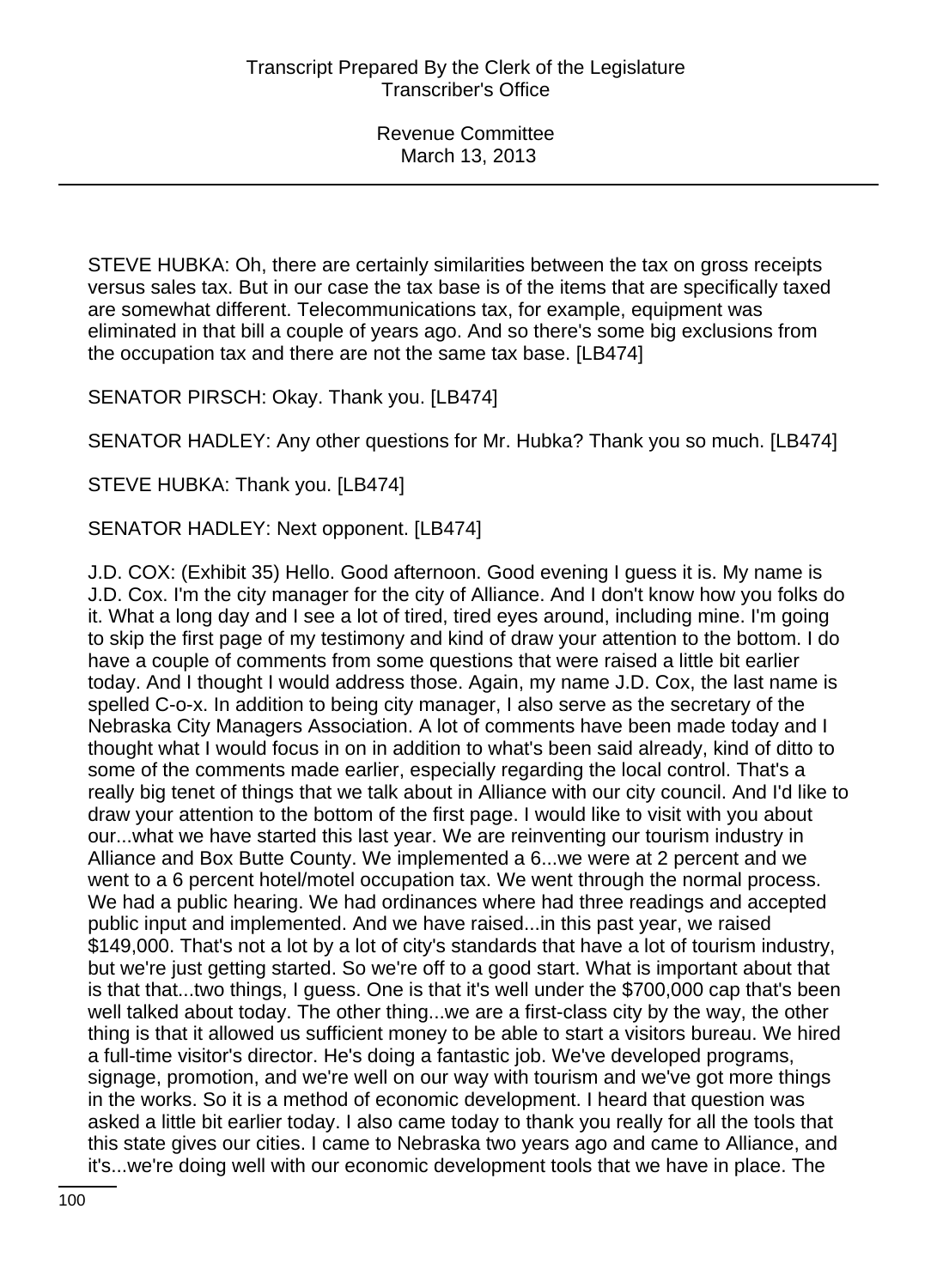STEVE HUBKA: Oh, there are certainly similarities between the tax on gross receipts versus sales tax. But in our case the tax base is of the items that are specifically taxed are somewhat different. Telecommunications tax, for example, equipment was eliminated in that bill a couple of years ago. And so there's some big exclusions from the occupation tax and there are not the same tax base. [LB474]

SENATOR PIRSCH: Okay. Thank you. [LB474]

SENATOR HADLEY: Any other questions for Mr. Hubka? Thank you so much. [LB474]

STEVE HUBKA: Thank you. [LB474]

SENATOR HADLEY: Next opponent. [LB474]

J.D. COX: (Exhibit 35) Hello. Good afternoon. Good evening I guess it is. My name is J.D. Cox. I'm the city manager for the city of Alliance. And I don't know how you folks do it. What a long day and I see a lot of tired, tired eyes around, including mine. I'm going to skip the first page of my testimony and kind of draw your attention to the bottom. I do have a couple of comments from some questions that were raised a little bit earlier today. And I thought I would address those. Again, my name J.D. Cox, the last name is spelled C-o-x. In addition to being city manager, I also serve as the secretary of the Nebraska City Managers Association. A lot of comments have been made today and I thought what I would focus in on in addition to what's been said already, kind of ditto to some of the comments made earlier, especially regarding the local control. That's a really big tenet of things that we talk about in Alliance with our city council. And I'd like to draw your attention to the bottom of the first page. I would like to visit with you about our...what we have started this last year. We are reinventing our tourism industry in Alliance and Box Butte County. We implemented a 6...we were at 2 percent and we went to a 6 percent hotel/motel occupation tax. We went through the normal process. We had a public hearing. We had ordinances where had three readings and accepted public input and implemented. And we have raised...in this past year, we raised $149,000. That's not a lot by a lot of city's standards that have a lot of tourism industry, but we're just getting started. So we're off to a good start. What is important about that is that that...two things, I guess. One is that it's well under the $700,000 cap that's been well talked about today. The other thing...we are a first-class city by the way, the other thing is that it allowed us sufficient money to be able to start a visitors bureau. We hired a full-time visitor's director. He's doing a fantastic job. We've developed programs, signage, promotion, and we're well on our way with tourism and we've got more things in the works. So it is a method of economic development. I heard that question was asked a little bit earlier today. I also came today to thank you really for all the tools that this state gives our cities. I came to Nebraska two years ago and came to Alliance, and it's...we're doing well with our economic development tools that we have in place. The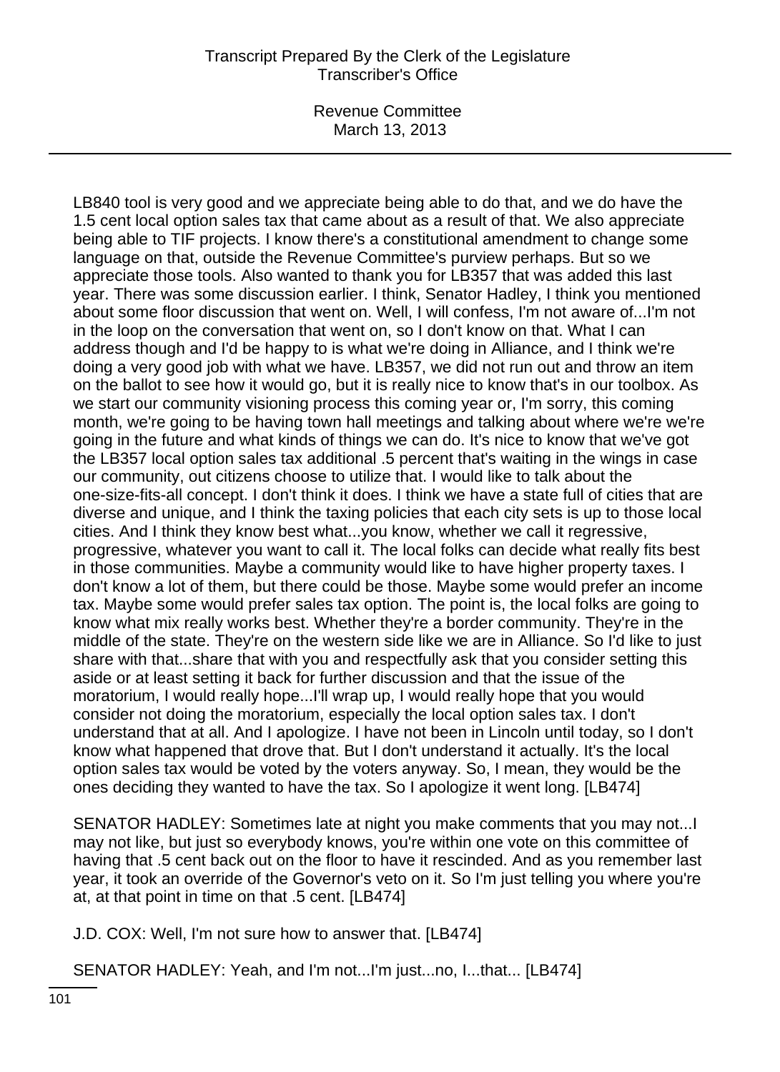LB840 tool is very good and we appreciate being able to do that, and we do have the 1.5 cent local option sales tax that came about as a result of that. We also appreciate being able to TIF projects. I know there's a constitutional amendment to change some language on that, outside the Revenue Committee's purview perhaps. But so we appreciate those tools. Also wanted to thank you for LB357 that was added this last year. There was some discussion earlier. I think, Senator Hadley, I think you mentioned about some floor discussion that went on. Well, I will confess, I'm not aware of...I'm not in the loop on the conversation that went on, so I don't know on that. What I can address though and I'd be happy to is what we're doing in Alliance, and I think we're doing a very good job with what we have. LB357, we did not run out and throw an item on the ballot to see how it would go, but it is really nice to know that's in our toolbox. As we start our community visioning process this coming year or, I'm sorry, this coming month, we're going to be having town hall meetings and talking about where we're we're going in the future and what kinds of things we can do. It's nice to know that we've got the LB357 local option sales tax additional .5 percent that's waiting in the wings in case our community, out citizens choose to utilize that. I would like to talk about the one-size-fits-all concept. I don't think it does. I think we have a state full of cities that are diverse and unique, and I think the taxing policies that each city sets is up to those local cities. And I think they know best what...you know, whether we call it regressive, progressive, whatever you want to call it. The local folks can decide what really fits best in those communities. Maybe a community would like to have higher property taxes. I don't know a lot of them, but there could be those. Maybe some would prefer an income tax. Maybe some would prefer sales tax option. The point is, the local folks are going to know what mix really works best. Whether they're a border community. They're in the middle of the state. They're on the western side like we are in Alliance. So I'd like to just share with that...share that with you and respectfully ask that you consider setting this aside or at least setting it back for further discussion and that the issue of the moratorium, I would really hope...I'll wrap up, I would really hope that you would consider not doing the moratorium, especially the local option sales tax. I don't understand that at all. And I apologize. I have not been in Lincoln until today, so I don't know what happened that drove that. But I don't understand it actually. It's the local option sales tax would be voted by the voters anyway. So, I mean, they would be the ones deciding they wanted to have the tax. So I apologize it went long. [LB474]

SENATOR HADLEY: Sometimes late at night you make comments that you may not...I may not like, but just so everybody knows, you're within one vote on this committee of having that .5 cent back out on the floor to have it rescinded. And as you remember last year, it took an override of the Governor's veto on it. So I'm just telling you where you're at, at that point in time on that .5 cent. [LB474]

J.D. COX: Well, I'm not sure how to answer that. [LB474]

SENATOR HADLEY: Yeah, and I'm not...I'm just...no, I...that... [LB474]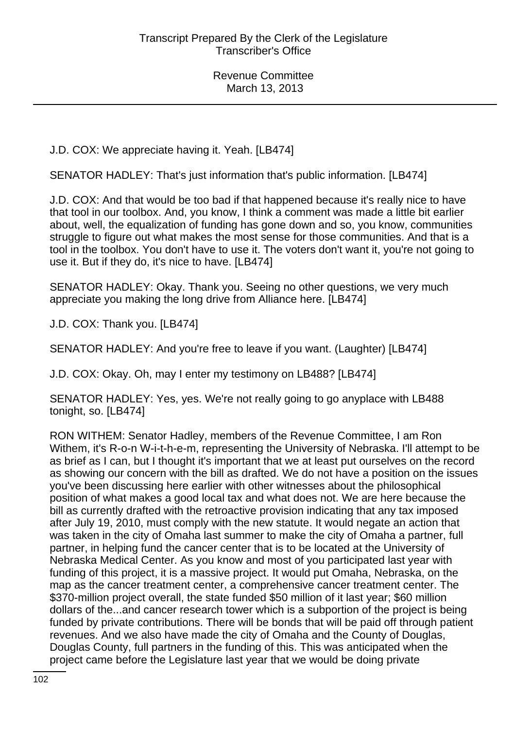J.D. COX: We appreciate having it. Yeah. [LB474]

SENATOR HADLEY: That's just information that's public information. [LB474]

J.D. COX: And that would be too bad if that happened because it's really nice to have that tool in our toolbox. And, you know, I think a comment was made a little bit earlier about, well, the equalization of funding has gone down and so, you know, communities struggle to figure out what makes the most sense for those communities. And that is a tool in the toolbox. You don't have to use it. The voters don't want it, you're not going to use it. But if they do, it's nice to have. [LB474]

SENATOR HADLEY: Okay. Thank you. Seeing no other questions, we very much appreciate you making the long drive from Alliance here. [LB474]

J.D. COX: Thank you. [LB474]

SENATOR HADLEY: And you're free to leave if you want. (Laughter) [LB474]

J.D. COX: Okay. Oh, may I enter my testimony on LB488? [LB474]

SENATOR HADLEY: Yes, yes. We're not really going to go anyplace with LB488 tonight, so. [LB474]

RON WITHEM: Senator Hadley, members of the Revenue Committee, I am Ron Withem, it's R-o-n W-i-t-h-e-m, representing the University of Nebraska. I'll attempt to be as brief as I can, but I thought it's important that we at least put ourselves on the record as showing our concern with the bill as drafted. We do not have a position on the issues you've been discussing here earlier with other witnesses about the philosophical position of what makes a good local tax and what does not. We are here because the bill as currently drafted with the retroactive provision indicating that any tax imposed after July 19, 2010, must comply with the new statute. It would negate an action that was taken in the city of Omaha last summer to make the city of Omaha a partner, full partner, in helping fund the cancer center that is to be located at the University of Nebraska Medical Center. As you know and most of you participated last year with funding of this project, it is a massive project. It would put Omaha, Nebraska, on the map as the cancer treatment center, a comprehensive cancer treatment center. The \$370-million project overall, the state funded \$50 million of it last year; \$60 million dollars of the...and cancer research tower which is a subportion of the project is being funded by private contributions. There will be bonds that will be paid off through patient revenues. And we also have made the city of Omaha and the County of Douglas, Douglas County, full partners in the funding of this. This was anticipated when the project came before the Legislature last year that we would be doing private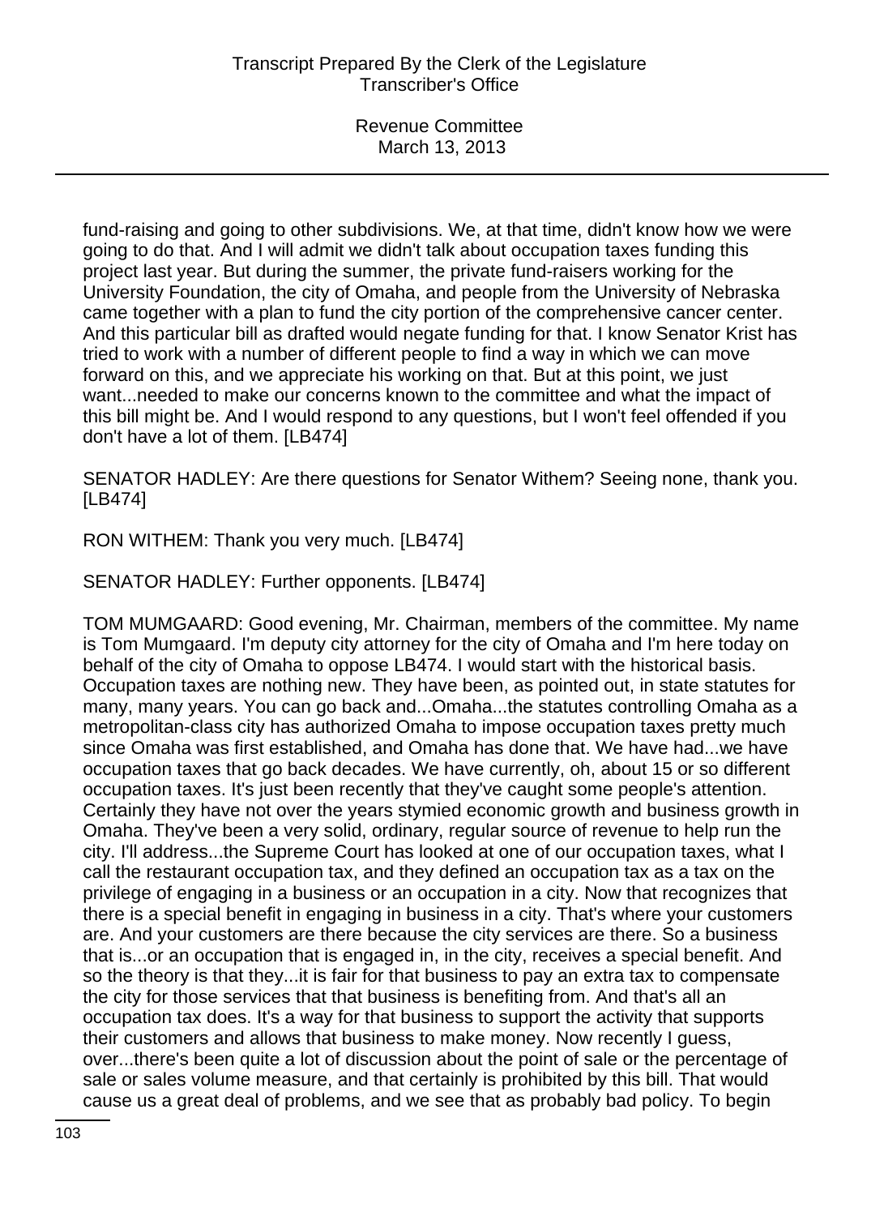fund-raising and going to other subdivisions. We, at that time, didn't know how we were going to do that. And I will admit we didn't talk about occupation taxes funding this project last year. But during the summer, the private fund-raisers working for the University Foundation, the city of Omaha, and people from the University of Nebraska came together with a plan to fund the city portion of the comprehensive cancer center. And this particular bill as drafted would negate funding for that. I know Senator Krist has tried to work with a number of different people to find a way in which we can move forward on this, and we appreciate his working on that. But at this point, we just want...needed to make our concerns known to the committee and what the impact of this bill might be. And I would respond to any questions, but I won't feel offended if you don't have a lot of them. [LB474]

SENATOR HADLEY: Are there questions for Senator Withem? Seeing none, thank you. [LB474]

RON WITHEM: Thank you very much. [LB474]

SENATOR HADLEY: Further opponents. [LB474]

TOM MUMGAARD: Good evening, Mr. Chairman, members of the committee. My name is Tom Mumgaard. I'm deputy city attorney for the city of Omaha and I'm here today on behalf of the city of Omaha to oppose LB474. I would start with the historical basis. Occupation taxes are nothing new. They have been, as pointed out, in state statutes for many, many years. You can go back and...Omaha...the statutes controlling Omaha as a metropolitan-class city has authorized Omaha to impose occupation taxes pretty much since Omaha was first established, and Omaha has done that. We have had...we have occupation taxes that go back decades. We have currently, oh, about 15 or so different occupation taxes. It's just been recently that they've caught some people's attention. Certainly they have not over the years stymied economic growth and business growth in Omaha. They've been a very solid, ordinary, regular source of revenue to help run the city. I'll address...the Supreme Court has looked at one of our occupation taxes, what I call the restaurant occupation tax, and they defined an occupation tax as a tax on the privilege of engaging in a business or an occupation in a city. Now that recognizes that there is a special benefit in engaging in business in a city. That's where your customers are. And your customers are there because the city services are there. So a business that is...or an occupation that is engaged in, in the city, receives a special benefit. And so the theory is that they...it is fair for that business to pay an extra tax to compensate the city for those services that that business is benefiting from. And that's all an occupation tax does. It's a way for that business to support the activity that supports their customers and allows that business to make money. Now recently I guess, over...there's been quite a lot of discussion about the point of sale or the percentage of sale or sales volume measure, and that certainly is prohibited by this bill. That would cause us a great deal of problems, and we see that as probably bad policy. To begin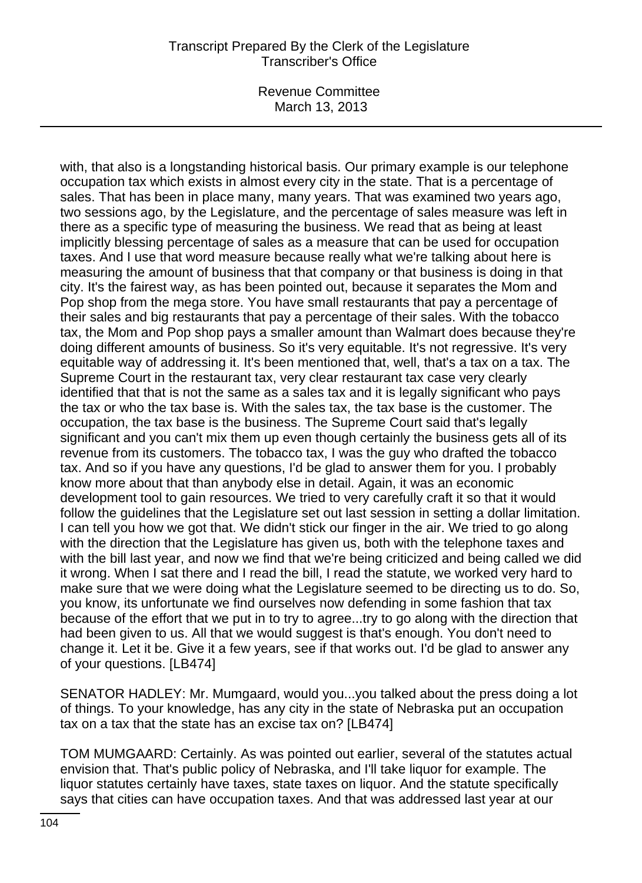with, that also is a longstanding historical basis. Our primary example is our telephone occupation tax which exists in almost every city in the state. That is a percentage of sales. That has been in place many, many years. That was examined two years ago, two sessions ago, by the Legislature, and the percentage of sales measure was left in there as a specific type of measuring the business. We read that as being at least implicitly blessing percentage of sales as a measure that can be used for occupation taxes. And I use that word measure because really what we're talking about here is measuring the amount of business that that company or that business is doing in that city. It's the fairest way, as has been pointed out, because it separates the Mom and Pop shop from the mega store. You have small restaurants that pay a percentage of their sales and big restaurants that pay a percentage of their sales. With the tobacco tax, the Mom and Pop shop pays a smaller amount than Walmart does because they're doing different amounts of business. So it's very equitable. It's not regressive. It's very equitable way of addressing it. It's been mentioned that, well, that's a tax on a tax. The Supreme Court in the restaurant tax, very clear restaurant tax case very clearly identified that that is not the same as a sales tax and it is legally significant who pays the tax or who the tax base is. With the sales tax, the tax base is the customer. The occupation, the tax base is the business. The Supreme Court said that's legally significant and you can't mix them up even though certainly the business gets all of its revenue from its customers. The tobacco tax, I was the guy who drafted the tobacco tax. And so if you have any questions, I'd be glad to answer them for you. I probably know more about that than anybody else in detail. Again, it was an economic development tool to gain resources. We tried to very carefully craft it so that it would follow the guidelines that the Legislature set out last session in setting a dollar limitation. I can tell you how we got that. We didn't stick our finger in the air. We tried to go along with the direction that the Legislature has given us, both with the telephone taxes and with the bill last year, and now we find that we're being criticized and being called we did it wrong. When I sat there and I read the bill, I read the statute, we worked very hard to make sure that we were doing what the Legislature seemed to be directing us to do. So, you know, its unfortunate we find ourselves now defending in some fashion that tax because of the effort that we put in to try to agree...try to go along with the direction that had been given to us. All that we would suggest is that's enough. You don't need to change it. Let it be. Give it a few years, see if that works out. I'd be glad to answer any of your questions. [LB474]

SENATOR HADLEY: Mr. Mumgaard, would you...you talked about the press doing a lot of things. To your knowledge, has any city in the state of Nebraska put an occupation tax on a tax that the state has an excise tax on? [LB474]

TOM MUMGAARD: Certainly. As was pointed out earlier, several of the statutes actual envision that. That's public policy of Nebraska, and I'll take liquor for example. The liquor statutes certainly have taxes, state taxes on liquor. And the statute specifically says that cities can have occupation taxes. And that was addressed last year at our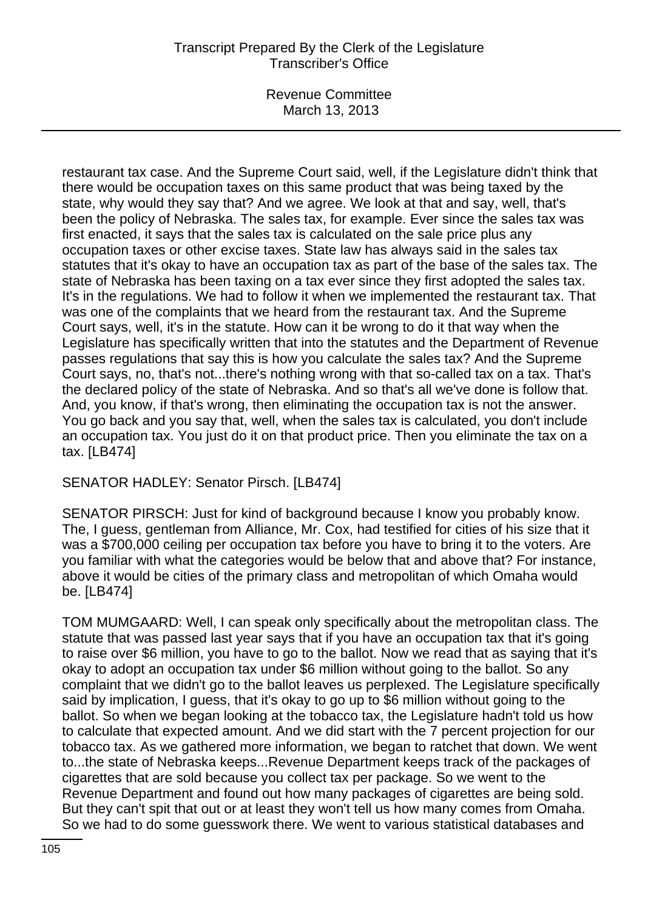restaurant tax case. And the Supreme Court said, well, if the Legislature didn't think that there would be occupation taxes on this same product that was being taxed by the state, why would they say that? And we agree. We look at that and say, well, that's been the policy of Nebraska. The sales tax, for example. Ever since the sales tax was first enacted, it says that the sales tax is calculated on the sale price plus any occupation taxes or other excise taxes. State law has always said in the sales tax statutes that it's okay to have an occupation tax as part of the base of the sales tax. The state of Nebraska has been taxing on a tax ever since they first adopted the sales tax. It's in the regulations. We had to follow it when we implemented the restaurant tax. That was one of the complaints that we heard from the restaurant tax. And the Supreme Court says, well, it's in the statute. How can it be wrong to do it that way when the Legislature has specifically written that into the statutes and the Department of Revenue passes regulations that say this is how you calculate the sales tax? And the Supreme Court says, no, that's not...there's nothing wrong with that so-called tax on a tax. That's the declared policy of the state of Nebraska. And so that's all we've done is follow that. And, you know, if that's wrong, then eliminating the occupation tax is not the answer. You go back and you say that, well, when the sales tax is calculated, you don't include an occupation tax. You just do it on that product price. Then you eliminate the tax on a tax. [LB474]

SENATOR HADLEY: Senator Pirsch. [LB474]

SENATOR PIRSCH: Just for kind of background because I know you probably know. The, I guess, gentleman from Alliance, Mr. Cox, had testified for cities of his size that it was a $700,000 ceiling per occupation tax before you have to bring it to the voters. Are you familiar with what the categories would be below that and above that? For instance, above it would be cities of the primary class and metropolitan of which Omaha would be. [LB474]

TOM MUMGAARD: Well, I can speak only specifically about the metropolitan class. The statute that was passed last year says that if you have an occupation tax that it's going to raise over $6 million, you have to go to the ballot. Now we read that as saying that it's okay to adopt an occupation tax under $6 million without going to the ballot. So any complaint that we didn't go to the ballot leaves us perplexed. The Legislature specifically said by implication, I guess, that it's okay to go up to $6 million without going to the ballot. So when we began looking at the tobacco tax, the Legislature hadn't told us how to calculate that expected amount. And we did start with the 7 percent projection for our tobacco tax. As we gathered more information, we began to ratchet that down. We went to...the state of Nebraska keeps...Revenue Department keeps track of the packages of cigarettes that are sold because you collect tax per package. So we went to the Revenue Department and found out how many packages of cigarettes are being sold. But they can't spit that out or at least they won't tell us how many comes from Omaha. So we had to do some guesswork there. We went to various statistical databases and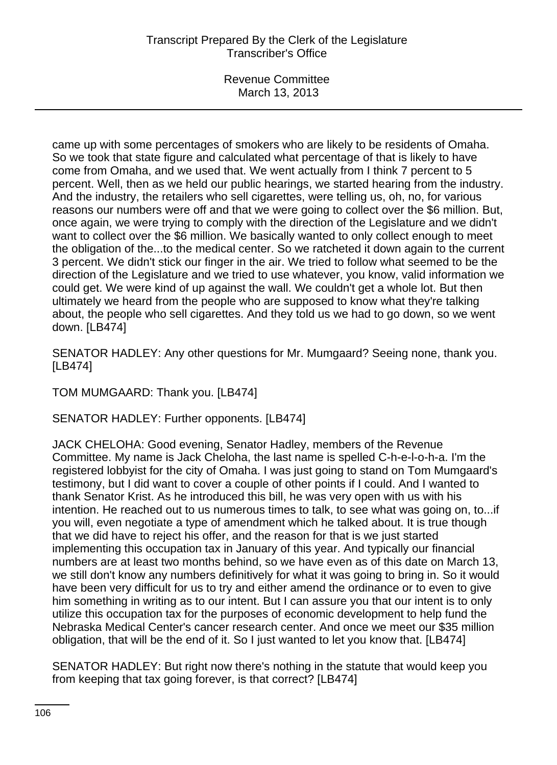came up with some percentages of smokers who are likely to be residents of Omaha. So we took that state figure and calculated what percentage of that is likely to have come from Omaha, and we used that. We went actually from I think 7 percent to 5 percent. Well, then as we held our public hearings, we started hearing from the industry. And the industry, the retailers who sell cigarettes, were telling us, oh, no, for various reasons our numbers were off and that we were going to collect over the $6 million. But, once again, we were trying to comply with the direction of the Legislature and we didn't want to collect over the $6 million. We basically wanted to only collect enough to meet the obligation of the...to the medical center. So we ratcheted it down again to the current 3 percent. We didn't stick our finger in the air. We tried to follow what seemed to be the direction of the Legislature and we tried to use whatever, you know, valid information we could get. We were kind of up against the wall. We couldn't get a whole lot. But then ultimately we heard from the people who are supposed to know what they're talking about, the people who sell cigarettes. And they told us we had to go down, so we went down. [LB474]

SENATOR HADLEY: Any other questions for Mr. Mumgaard? Seeing none, thank you. [LB474]

TOM MUMGAARD: Thank you. [LB474]

SENATOR HADLEY: Further opponents. [LB474]

JACK CHELOHA: Good evening, Senator Hadley, members of the Revenue Committee. My name is Jack Cheloha, the last name is spelled C-h-e-l-o-h-a. I'm the registered lobbyist for the city of Omaha. I was just going to stand on Tom Mumgaard's testimony, but I did want to cover a couple of other points if I could. And I wanted to thank Senator Krist. As he introduced this bill, he was very open with us with his intention. He reached out to us numerous times to talk, to see what was going on, to...if you will, even negotiate a type of amendment which he talked about. It is true though that we did have to reject his offer, and the reason for that is we just started implementing this occupation tax in January of this year. And typically our financial numbers are at least two months behind, so we have even as of this date on March 13, we still don't know any numbers definitively for what it was going to bring in. So it would have been very difficult for us to try and either amend the ordinance or to even to give him something in writing as to our intent. But I can assure you that our intent is to only utilize this occupation tax for the purposes of economic development to help fund the Nebraska Medical Center's cancer research center. And once we meet our $35 million obligation, that will be the end of it. So I just wanted to let you know that. [LB474]

SENATOR HADLEY: But right now there's nothing in the statute that would keep you from keeping that tax going forever, is that correct? [LB474]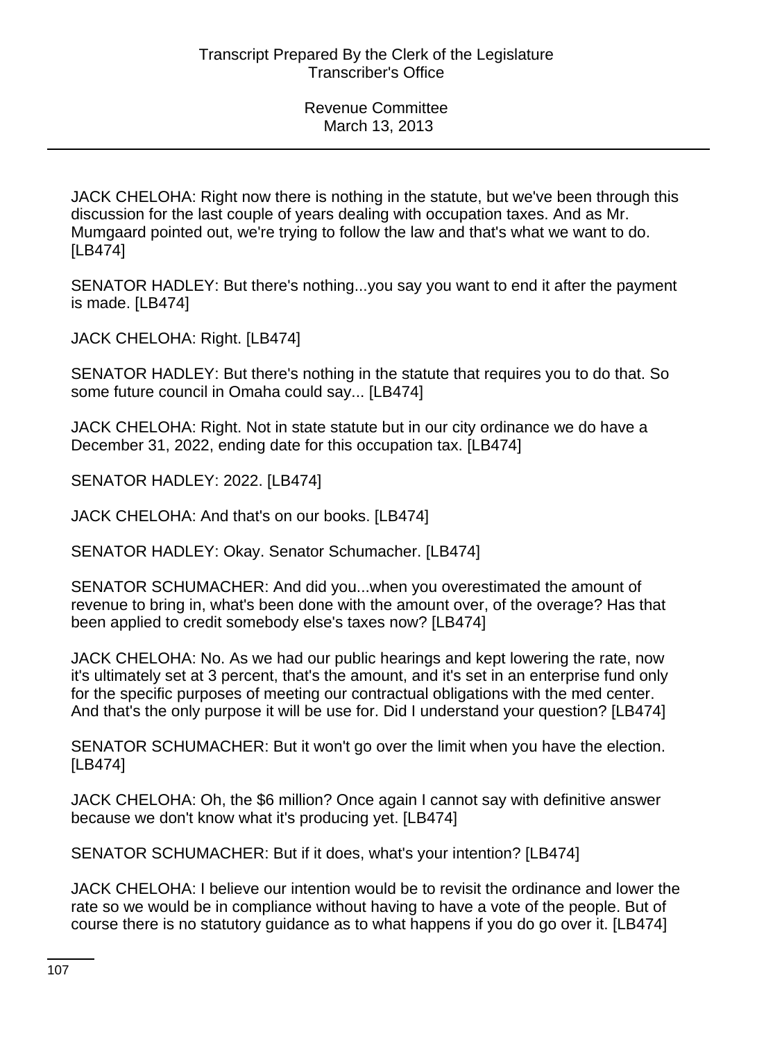JACK CHELOHA: Right now there is nothing in the statute, but we've been through this discussion for the last couple of years dealing with occupation taxes. And as Mr. Mumgaard pointed out, we're trying to follow the law and that's what we want to do. [LB474]

SENATOR HADLEY: But there's nothing...you say you want to end it after the payment is made. [LB474]

JACK CHELOHA: Right. [LB474]

SENATOR HADLEY: But there's nothing in the statute that requires you to do that. So some future council in Omaha could say... [LB474]

JACK CHELOHA: Right. Not in state statute but in our city ordinance we do have a December 31, 2022, ending date for this occupation tax. [LB474]

SENATOR HADLEY: 2022. [LB474]

JACK CHELOHA: And that's on our books. [LB474]

SENATOR HADLEY: Okay. Senator Schumacher. [LB474]

SENATOR SCHUMACHER: And did you...when you overestimated the amount of revenue to bring in, what's been done with the amount over, of the overage? Has that been applied to credit somebody else's taxes now? [LB474]

JACK CHELOHA: No. As we had our public hearings and kept lowering the rate, now it's ultimately set at 3 percent, that's the amount, and it's set in an enterprise fund only for the specific purposes of meeting our contractual obligations with the med center. And that's the only purpose it will be use for. Did I understand your question? [LB474]

SENATOR SCHUMACHER: But it won't go over the limit when you have the election. [LB474]

JACK CHELOHA: Oh, the $6 million? Once again I cannot say with definitive answer because we don't know what it's producing yet. [LB474]

SENATOR SCHUMACHER: But if it does, what's your intention? [LB474]

JACK CHELOHA: I believe our intention would be to revisit the ordinance and lower the rate so we would be in compliance without having to have a vote of the people. But of course there is no statutory guidance as to what happens if you do go over it. [LB474]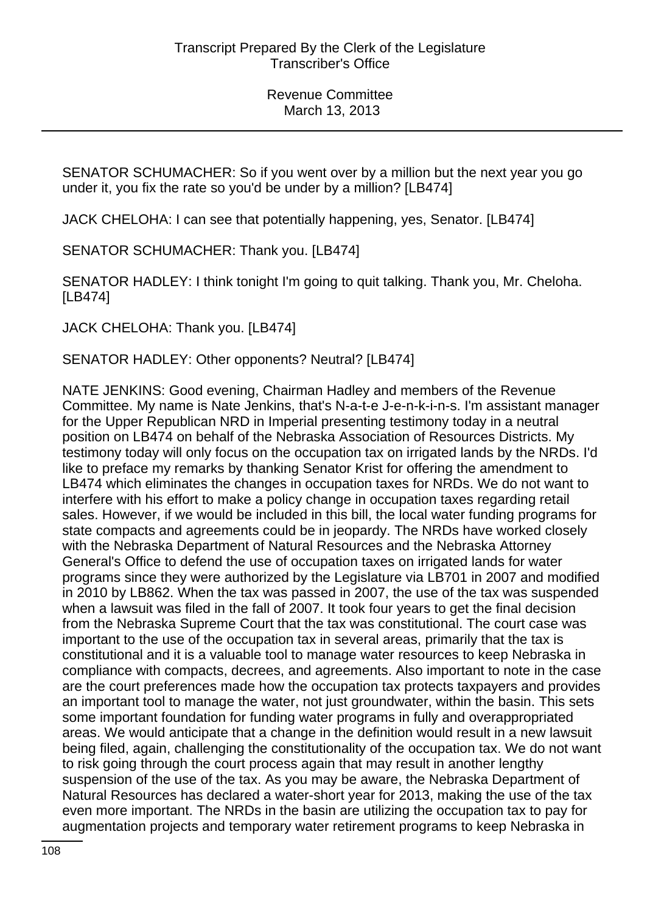SENATOR SCHUMACHER: So if you went over by a million but the next year you go under it, you fix the rate so you'd be under by a million? [LB474]

JACK CHELOHA: I can see that potentially happening, yes, Senator. [LB474]

SENATOR SCHUMACHER: Thank you. [LB474]

SENATOR HADLEY: I think tonight I'm going to quit talking. Thank you, Mr. Cheloha. [LB474]

JACK CHELOHA: Thank you. [LB474]

SENATOR HADLEY: Other opponents? Neutral? [LB474]

NATE JENKINS: Good evening, Chairman Hadley and members of the Revenue Committee. My name is Nate Jenkins, that's N-a-t-e J-e-n-k-i-n-s. I'm assistant manager for the Upper Republican NRD in Imperial presenting testimony today in a neutral position on LB474 on behalf of the Nebraska Association of Resources Districts. My testimony today will only focus on the occupation tax on irrigated lands by the NRDs. I'd like to preface my remarks by thanking Senator Krist for offering the amendment to LB474 which eliminates the changes in occupation taxes for NRDs. We do not want to interfere with his effort to make a policy change in occupation taxes regarding retail sales. However, if we would be included in this bill, the local water funding programs for state compacts and agreements could be in jeopardy. The NRDs have worked closely with the Nebraska Department of Natural Resources and the Nebraska Attorney General's Office to defend the use of occupation taxes on irrigated lands for water programs since they were authorized by the Legislature via LB701 in 2007 and modified in 2010 by LB862. When the tax was passed in 2007, the use of the tax was suspended when a lawsuit was filed in the fall of 2007. It took four years to get the final decision from the Nebraska Supreme Court that the tax was constitutional. The court case was important to the use of the occupation tax in several areas, primarily that the tax is constitutional and it is a valuable tool to manage water resources to keep Nebraska in compliance with compacts, decrees, and agreements. Also important to note in the case are the court preferences made how the occupation tax protects taxpayers and provides an important tool to manage the water, not just groundwater, within the basin. This sets some important foundation for funding water programs in fully and overappropriated areas. We would anticipate that a change in the definition would result in a new lawsuit being filed, again, challenging the constitutionality of the occupation tax. We do not want to risk going through the court process again that may result in another lengthy suspension of the use of the tax. As you may be aware, the Nebraska Department of Natural Resources has declared a water-short year for 2013, making the use of the tax even more important. The NRDs in the basin are utilizing the occupation tax to pay for augmentation projects and temporary water retirement programs to keep Nebraska in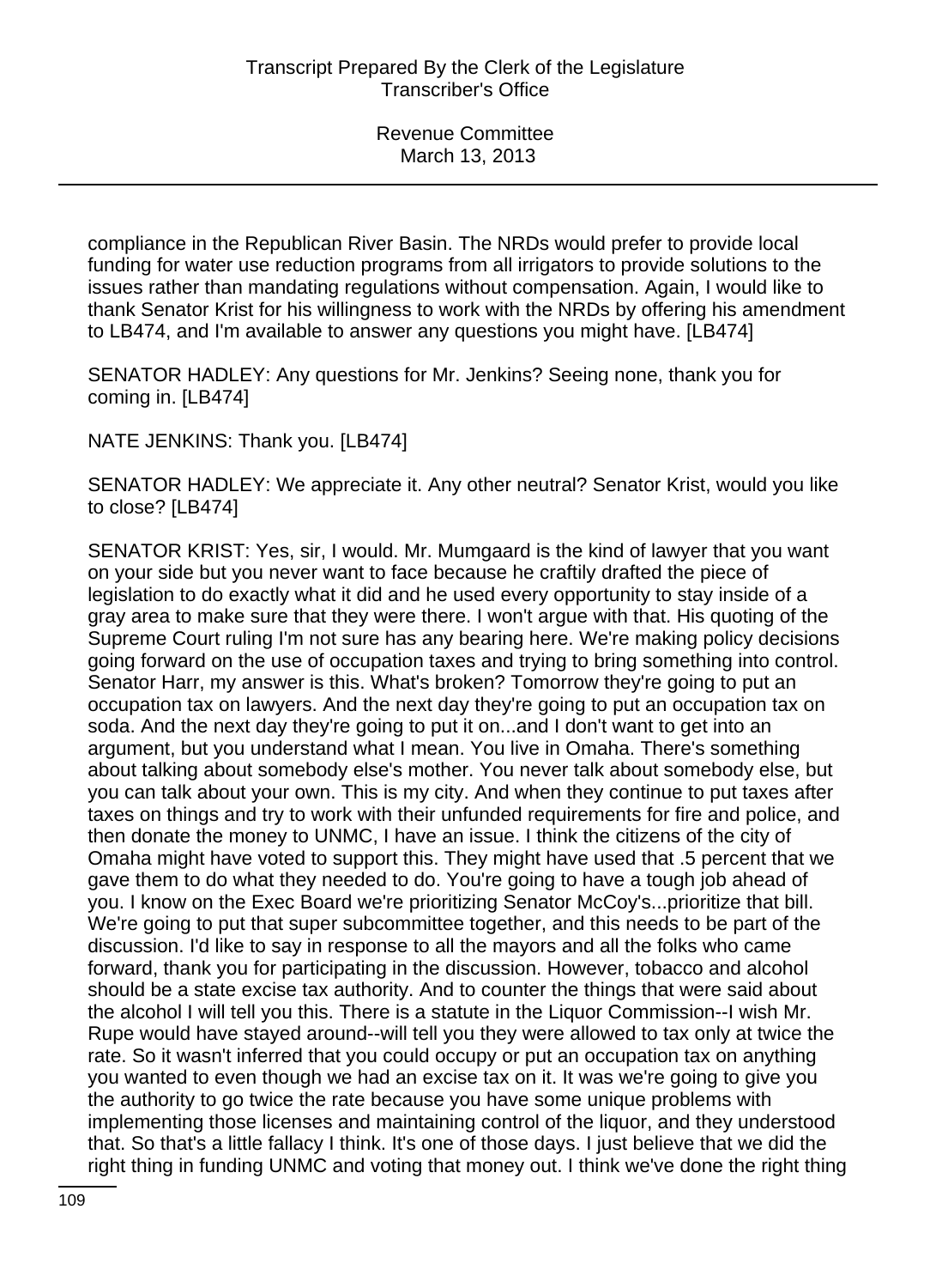compliance in the Republican River Basin. The NRDs would prefer to provide local funding for water use reduction programs from all irrigators to provide solutions to the issues rather than mandating regulations without compensation. Again, I would like to thank Senator Krist for his willingness to work with the NRDs by offering his amendment to LB474, and I'm available to answer any questions you might have. [LB474]

SENATOR HADLEY: Any questions for Mr. Jenkins? Seeing none, thank you for coming in. [LB474]

NATE JENKINS: Thank you. [LB474]

SENATOR HADLEY: We appreciate it. Any other neutral? Senator Krist, would you like to close? [LB474]

SENATOR KRIST: Yes, sir, I would. Mr. Mumgaard is the kind of lawyer that you want on your side but you never want to face because he craftily drafted the piece of legislation to do exactly what it did and he used every opportunity to stay inside of a gray area to make sure that they were there. I won't argue with that. His quoting of the Supreme Court ruling I'm not sure has any bearing here. We're making policy decisions going forward on the use of occupation taxes and trying to bring something into control. Senator Harr, my answer is this. What's broken? Tomorrow they're going to put an occupation tax on lawyers. And the next day they're going to put an occupation tax on soda. And the next day they're going to put it on...and I don't want to get into an argument, but you understand what I mean. You live in Omaha. There's something about talking about somebody else's mother. You never talk about somebody else, but you can talk about your own. This is my city. And when they continue to put taxes after taxes on things and try to work with their unfunded requirements for fire and police, and then donate the money to UNMC, I have an issue. I think the citizens of the city of Omaha might have voted to support this. They might have used that .5 percent that we gave them to do what they needed to do. You're going to have a tough job ahead of you. I know on the Exec Board we're prioritizing Senator McCoy's...prioritize that bill. We're going to put that super subcommittee together, and this needs to be part of the discussion. I'd like to say in response to all the mayors and all the folks who came forward, thank you for participating in the discussion. However, tobacco and alcohol should be a state excise tax authority. And to counter the things that were said about the alcohol I will tell you this. There is a statute in the Liquor Commission--I wish Mr. Rupe would have stayed around--will tell you they were allowed to tax only at twice the rate. So it wasn't inferred that you could occupy or put an occupation tax on anything you wanted to even though we had an excise tax on it. It was we're going to give you the authority to go twice the rate because you have some unique problems with implementing those licenses and maintaining control of the liquor, and they understood that. So that's a little fallacy I think. It's one of those days. I just believe that we did the right thing in funding UNMC and voting that money out. I think we've done the right thing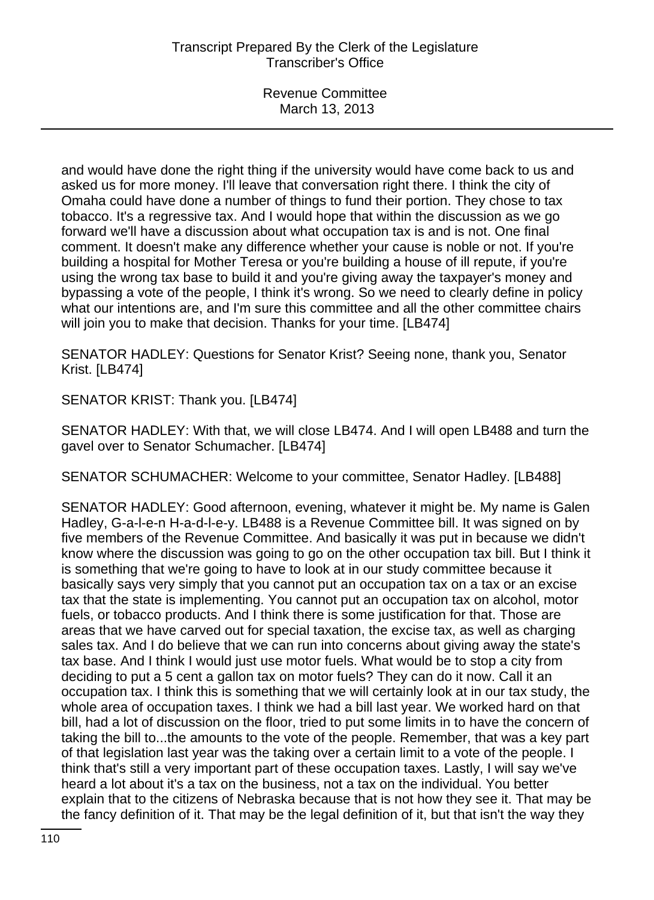and would have done the right thing if the university would have come back to us and asked us for more money. I'll leave that conversation right there. I think the city of Omaha could have done a number of things to fund their portion. They chose to tax tobacco. It's a regressive tax. And I would hope that within the discussion as we go forward we'll have a discussion about what occupation tax is and is not. One final comment. It doesn't make any difference whether your cause is noble or not. If you're building a hospital for Mother Teresa or you're building a house of ill repute, if you're using the wrong tax base to build it and you're giving away the taxpayer's money and bypassing a vote of the people, I think it's wrong. So we need to clearly define in policy what our intentions are, and I'm sure this committee and all the other committee chairs will join you to make that decision. Thanks for your time. [LB474]

SENATOR HADLEY: Questions for Senator Krist? Seeing none, thank you, Senator Krist. [LB474]

SENATOR KRIST: Thank you. [LB474]

SENATOR HADLEY: With that, we will close LB474. And I will open LB488 and turn the gavel over to Senator Schumacher. [LB474]

SENATOR SCHUMACHER: Welcome to your committee, Senator Hadley. [LB488]

SENATOR HADLEY: Good afternoon, evening, whatever it might be. My name is Galen Hadley, G-a-l-e-n H-a-d-l-e-y. LB488 is a Revenue Committee bill. It was signed on by five members of the Revenue Committee. And basically it was put in because we didn't know where the discussion was going to go on the other occupation tax bill. But I think it is something that we're going to have to look at in our study committee because it basically says very simply that you cannot put an occupation tax on a tax or an excise tax that the state is implementing. You cannot put an occupation tax on alcohol, motor fuels, or tobacco products. And I think there is some justification for that. Those are areas that we have carved out for special taxation, the excise tax, as well as charging sales tax. And I do believe that we can run into concerns about giving away the state's tax base. And I think I would just use motor fuels. What would be to stop a city from deciding to put a 5 cent a gallon tax on motor fuels? They can do it now. Call it an occupation tax. I think this is something that we will certainly look at in our tax study, the whole area of occupation taxes. I think we had a bill last year. We worked hard on that bill, had a lot of discussion on the floor, tried to put some limits in to have the concern of taking the bill to...the amounts to the vote of the people. Remember, that was a key part of that legislation last year was the taking over a certain limit to a vote of the people. I think that's still a very important part of these occupation taxes. Lastly, I will say we've heard a lot about it's a tax on the business, not a tax on the individual. You better explain that to the citizens of Nebraska because that is not how they see it. That may be the fancy definition of it. That may be the legal definition of it, but that isn't the way they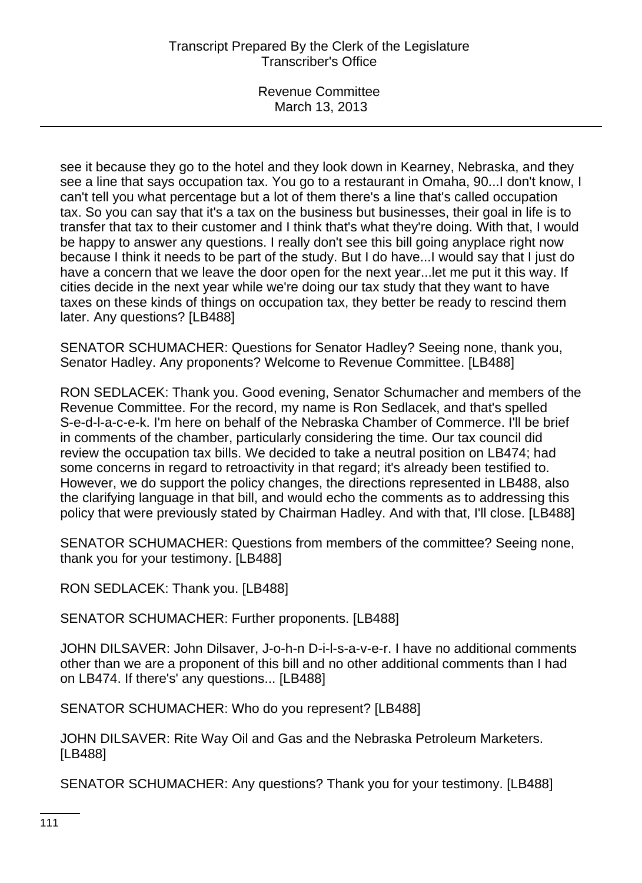see it because they go to the hotel and they look down in Kearney, Nebraska, and they see a line that says occupation tax. You go to a restaurant in Omaha, 90...I don't know, I can't tell you what percentage but a lot of them there's a line that's called occupation tax. So you can say that it's a tax on the business but businesses, their goal in life is to transfer that tax to their customer and I think that's what they're doing. With that, I would be happy to answer any questions. I really don't see this bill going anyplace right now because I think it needs to be part of the study. But I do have...I would say that I just do have a concern that we leave the door open for the next year...let me put it this way. If cities decide in the next year while we're doing our tax study that they want to have taxes on these kinds of things on occupation tax, they better be ready to rescind them later. Any questions? [LB488]

SENATOR SCHUMACHER: Questions for Senator Hadley? Seeing none, thank you, Senator Hadley. Any proponents? Welcome to Revenue Committee. [LB488]

RON SEDLACEK: Thank you. Good evening, Senator Schumacher and members of the Revenue Committee. For the record, my name is Ron Sedlacek, and that's spelled S-e-d-l-a-c-e-k. I'm here on behalf of the Nebraska Chamber of Commerce. I'll be brief in comments of the chamber, particularly considering the time. Our tax council did review the occupation tax bills. We decided to take a neutral position on LB474; had some concerns in regard to retroactivity in that regard; it's already been testified to. However, we do support the policy changes, the directions represented in LB488, also the clarifying language in that bill, and would echo the comments as to addressing this policy that were previously stated by Chairman Hadley. And with that, I'll close. [LB488]

SENATOR SCHUMACHER: Questions from members of the committee? Seeing none, thank you for your testimony. [LB488]

RON SEDLACEK: Thank you. [LB488]

SENATOR SCHUMACHER: Further proponents. [LB488]

JOHN DILSAVER: John Dilsaver, J-o-h-n D-i-l-s-a-v-e-r. I have no additional comments other than we are a proponent of this bill and no other additional comments than I had on LB474. If there's' any questions... [LB488]

SENATOR SCHUMACHER: Who do you represent? [LB488]

JOHN DILSAVER: Rite Way Oil and Gas and the Nebraska Petroleum Marketers. [LB488]

SENATOR SCHUMACHER: Any questions? Thank you for your testimony. [LB488]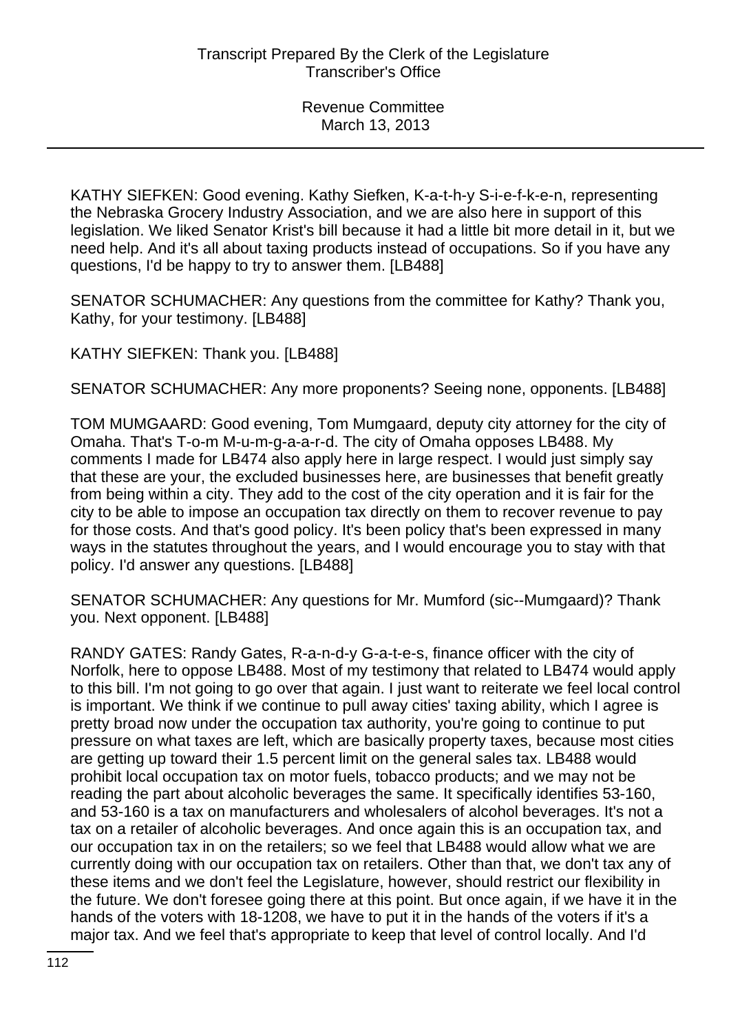KATHY SIEFKEN: Good evening. Kathy Siefken, K-a-t-h-y S-i-e-f-k-e-n, representing the Nebraska Grocery Industry Association, and we are also here in support of this legislation. We liked Senator Krist's bill because it had a little bit more detail in it, but we need help. And it's all about taxing products instead of occupations. So if you have any questions, I'd be happy to try to answer them. [LB488]

SENATOR SCHUMACHER: Any questions from the committee for Kathy? Thank you, Kathy, for your testimony. [LB488]

KATHY SIEFKEN: Thank you. [LB488]

SENATOR SCHUMACHER: Any more proponents? Seeing none, opponents. [LB488]

TOM MUMGAARD: Good evening, Tom Mumgaard, deputy city attorney for the city of Omaha. That's T-o-m M-u-m-g-a-a-r-d. The city of Omaha opposes LB488. My comments I made for LB474 also apply here in large respect. I would just simply say that these are your, the excluded businesses here, are businesses that benefit greatly from being within a city. They add to the cost of the city operation and it is fair for the city to be able to impose an occupation tax directly on them to recover revenue to pay for those costs. And that's good policy. It's been policy that's been expressed in many ways in the statutes throughout the years, and I would encourage you to stay with that policy. I'd answer any questions. [LB488]

SENATOR SCHUMACHER: Any questions for Mr. Mumford (sic--Mumgaard)? Thank you. Next opponent. [LB488]

RANDY GATES: Randy Gates, R-a-n-d-y G-a-t-e-s, finance officer with the city of Norfolk, here to oppose LB488. Most of my testimony that related to LB474 would apply to this bill. I'm not going to go over that again. I just want to reiterate we feel local control is important. We think if we continue to pull away cities' taxing ability, which I agree is pretty broad now under the occupation tax authority, you're going to continue to put pressure on what taxes are left, which are basically property taxes, because most cities are getting up toward their 1.5 percent limit on the general sales tax. LB488 would prohibit local occupation tax on motor fuels, tobacco products; and we may not be reading the part about alcoholic beverages the same. It specifically identifies 53-160, and 53-160 is a tax on manufacturers and wholesalers of alcohol beverages. It's not a tax on a retailer of alcoholic beverages. And once again this is an occupation tax, and our occupation tax in on the retailers; so we feel that LB488 would allow what we are currently doing with our occupation tax on retailers. Other than that, we don't tax any of these items and we don't feel the Legislature, however, should restrict our flexibility in the future. We don't foresee going there at this point. But once again, if we have it in the hands of the voters with 18-1208, we have to put it in the hands of the voters if it's a major tax. And we feel that's appropriate to keep that level of control locally. And I'd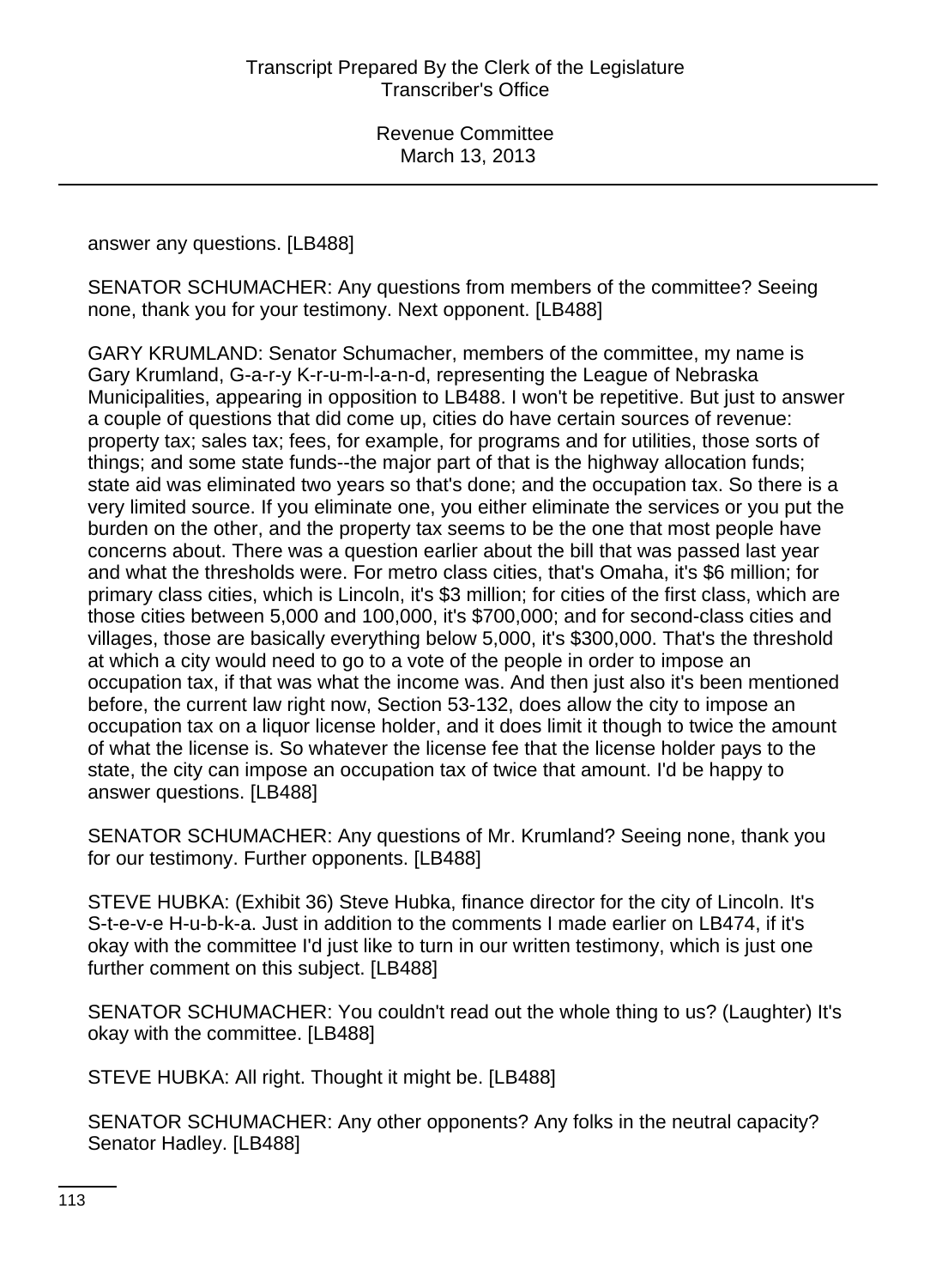answer any questions. [LB488]

SENATOR SCHUMACHER: Any questions from members of the committee? Seeing none, thank you for your testimony. Next opponent. [LB488]

GARY KRUMLAND: Senator Schumacher, members of the committee, my name is Gary Krumland, G-a-r-y K-r-u-m-l-a-n-d, representing the League of Nebraska Municipalities, appearing in opposition to LB488. I won't be repetitive. But just to answer a couple of questions that did come up, cities do have certain sources of revenue: property tax; sales tax; fees, for example, for programs and for utilities, those sorts of things; and some state funds--the major part of that is the highway allocation funds; state aid was eliminated two years so that's done; and the occupation tax. So there is a very limited source. If you eliminate one, you either eliminate the services or you put the burden on the other, and the property tax seems to be the one that most people have concerns about. There was a question earlier about the bill that was passed last year and what the thresholds were. For metro class cities, that's Omaha, it's $6 million; for primary class cities, which is Lincoln, it's $3 million; for cities of the first class, which are those cities between 5,000 and 100,000, it's $700,000; and for second-class cities and villages, those are basically everything below 5,000, it's $300,000. That's the threshold at which a city would need to go to a vote of the people in order to impose an occupation tax, if that was what the income was. And then just also it's been mentioned before, the current law right now, Section 53-132, does allow the city to impose an occupation tax on a liquor license holder, and it does limit it though to twice the amount of what the license is. So whatever the license fee that the license holder pays to the state, the city can impose an occupation tax of twice that amount. I'd be happy to answer questions. [LB488]

SENATOR SCHUMACHER: Any questions of Mr. Krumland? Seeing none, thank you for our testimony. Further opponents. [LB488]

STEVE HUBKA: (Exhibit 36) Steve Hubka, finance director for the city of Lincoln. It's S-t-e-v-e H-u-b-k-a. Just in addition to the comments I made earlier on LB474, if it's okay with the committee I'd just like to turn in our written testimony, which is just one further comment on this subject. [LB488]

SENATOR SCHUMACHER: You couldn't read out the whole thing to us? (Laughter) It's okay with the committee. [LB488]

STEVE HUBKA: All right. Thought it might be. [LB488]

SENATOR SCHUMACHER: Any other opponents? Any folks in the neutral capacity? Senator Hadley. [LB488]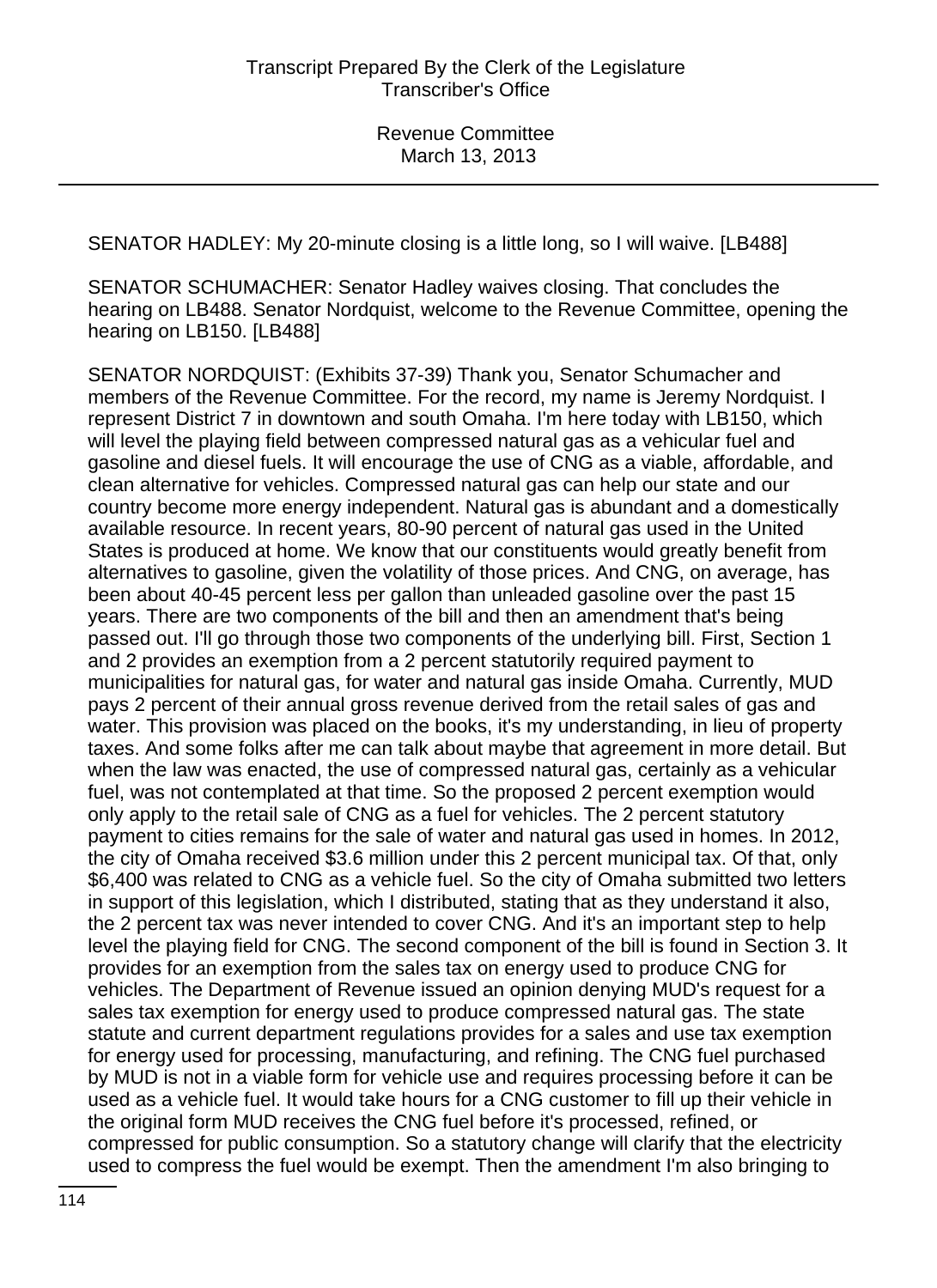SENATOR HADLEY: My 20-minute closing is a little long, so I will waive. [LB488]

SENATOR SCHUMACHER: Senator Hadley waives closing. That concludes the hearing on LB488. Senator Nordquist, welcome to the Revenue Committee, opening the hearing on LB150. [LB488]

SENATOR NORDQUIST: (Exhibits 37-39) Thank you, Senator Schumacher and members of the Revenue Committee. For the record, my name is Jeremy Nordquist. I represent District 7 in downtown and south Omaha. I'm here today with LB150, which will level the playing field between compressed natural gas as a vehicular fuel and gasoline and diesel fuels. It will encourage the use of CNG as a viable, affordable, and clean alternative for vehicles. Compressed natural gas can help our state and our country become more energy independent. Natural gas is abundant and a domestically available resource. In recent years, 80-90 percent of natural gas used in the United States is produced at home. We know that our constituents would greatly benefit from alternatives to gasoline, given the volatility of those prices. And CNG, on average, has been about 40-45 percent less per gallon than unleaded gasoline over the past 15 years. There are two components of the bill and then an amendment that's being passed out. I'll go through those two components of the underlying bill. First, Section 1 and 2 provides an exemption from a 2 percent statutorily required payment to municipalities for natural gas, for water and natural gas inside Omaha. Currently, MUD pays 2 percent of their annual gross revenue derived from the retail sales of gas and water. This provision was placed on the books, it's my understanding, in lieu of property taxes. And some folks after me can talk about maybe that agreement in more detail. But when the law was enacted, the use of compressed natural gas, certainly as a vehicular fuel, was not contemplated at that time. So the proposed 2 percent exemption would only apply to the retail sale of CNG as a fuel for vehicles. The 2 percent statutory payment to cities remains for the sale of water and natural gas used in homes. In 2012, the city of Omaha received $3.6 million under this 2 percent municipal tax. Of that, only $6,400 was related to CNG as a vehicle fuel. So the city of Omaha submitted two letters in support of this legislation, which I distributed, stating that as they understand it also, the 2 percent tax was never intended to cover CNG. And it's an important step to help level the playing field for CNG. The second component of the bill is found in Section 3. It provides for an exemption from the sales tax on energy used to produce CNG for vehicles. The Department of Revenue issued an opinion denying MUD's request for a sales tax exemption for energy used to produce compressed natural gas. The state statute and current department regulations provides for a sales and use tax exemption for energy used for processing, manufacturing, and refining. The CNG fuel purchased by MUD is not in a viable form for vehicle use and requires processing before it can be used as a vehicle fuel. It would take hours for a CNG customer to fill up their vehicle in the original form MUD receives the CNG fuel before it's processed, refined, or compressed for public consumption. So a statutory change will clarify that the electricity used to compress the fuel would be exempt. Then the amendment I'm also bringing to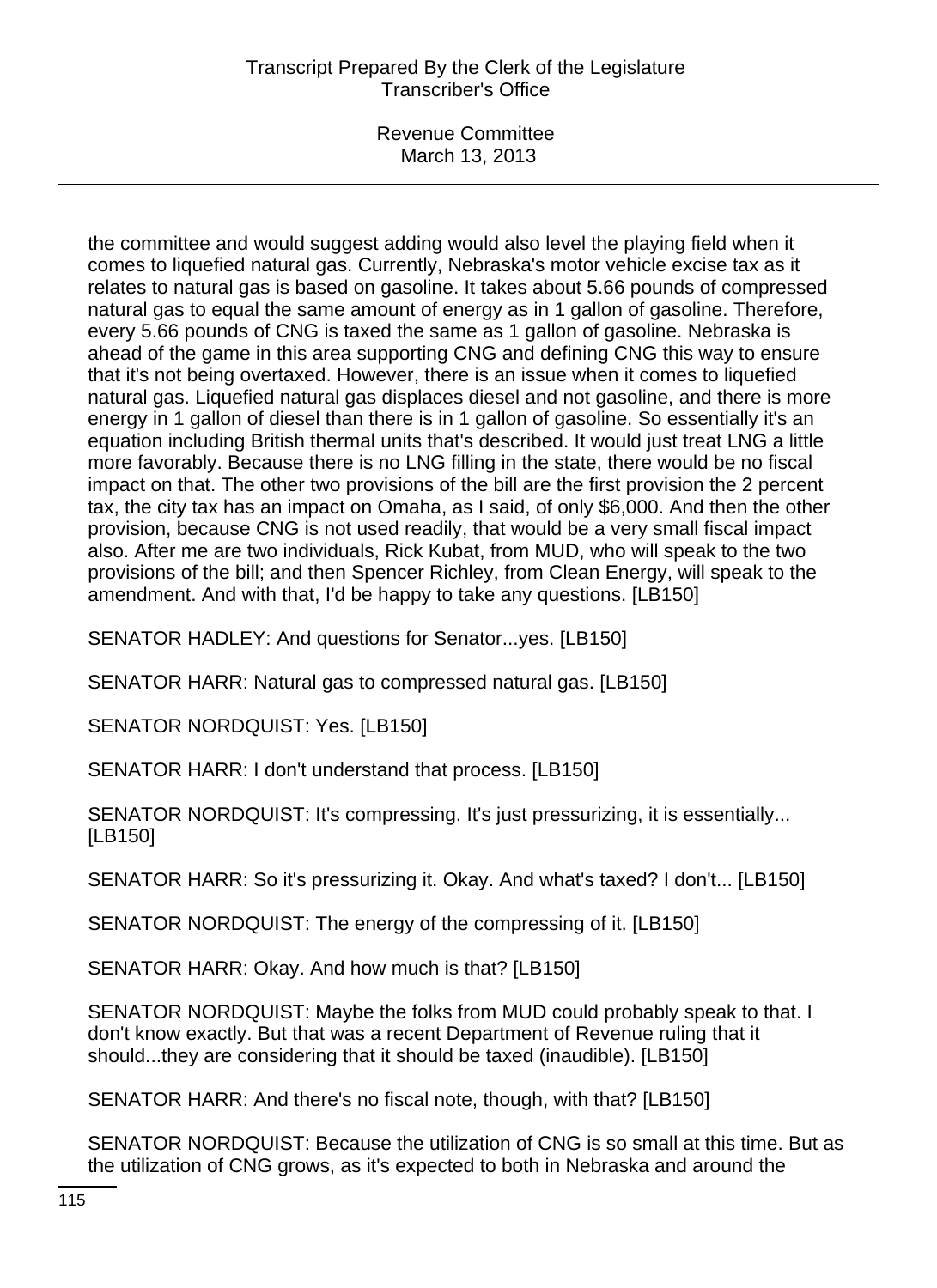the committee and would suggest adding would also level the playing field when it comes to liquefied natural gas. Currently, Nebraska's motor vehicle excise tax as it relates to natural gas is based on gasoline. It takes about 5.66 pounds of compressed natural gas to equal the same amount of energy as in 1 gallon of gasoline. Therefore, every 5.66 pounds of CNG is taxed the same as 1 gallon of gasoline. Nebraska is ahead of the game in this area supporting CNG and defining CNG this way to ensure that it's not being overtaxed. However, there is an issue when it comes to liquefied natural gas. Liquefied natural gas displaces diesel and not gasoline, and there is more energy in 1 gallon of diesel than there is in 1 gallon of gasoline. So essentially it's an equation including British thermal units that's described. It would just treat LNG a little more favorably. Because there is no LNG filling in the state, there would be no fiscal impact on that. The other two provisions of the bill are the first provision the 2 percent tax, the city tax has an impact on Omaha, as I said, of only $6,000. And then the other provision, because CNG is not used readily, that would be a very small fiscal impact also. After me are two individuals, Rick Kubat, from MUD, who will speak to the two provisions of the bill; and then Spencer Richley, from Clean Energy, will speak to the amendment. And with that, I'd be happy to take any questions. [LB150]

SENATOR HADLEY: And questions for Senator...yes. [LB150]

SENATOR HARR: Natural gas to compressed natural gas. [LB150]

SENATOR NORDQUIST: Yes. [LB150]

SENATOR HARR: I don't understand that process. [LB150]

SENATOR NORDQUIST: It's compressing. It's just pressurizing, it is essentially... [LB150]

SENATOR HARR: So it's pressurizing it. Okay. And what's taxed? I don't... [LB150]

SENATOR NORDQUIST: The energy of the compressing of it. [LB150]

SENATOR HARR: Okay. And how much is that? [LB150]

SENATOR NORDQUIST: Maybe the folks from MUD could probably speak to that. I don't know exactly. But that was a recent Department of Revenue ruling that it should...they are considering that it should be taxed (inaudible). [LB150]

SENATOR HARR: And there's no fiscal note, though, with that? [LB150]

SENATOR NORDQUIST: Because the utilization of CNG is so small at this time. But as the utilization of CNG grows, as it's expected to both in Nebraska and around the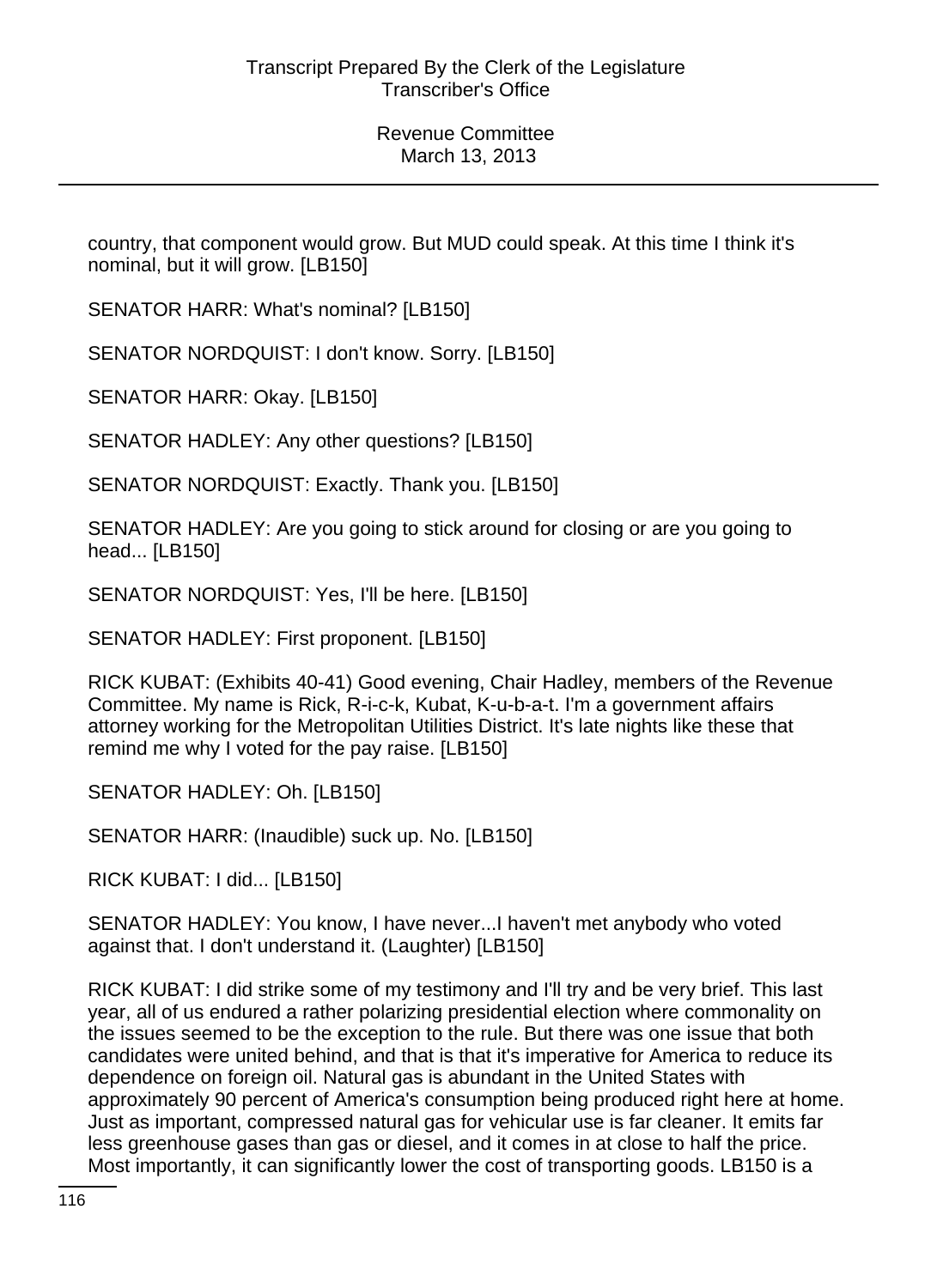country, that component would grow. But MUD could speak. At this time I think it's nominal, but it will grow. [LB150]

SENATOR HARR: What's nominal? [LB150]

SENATOR NORDQUIST: I don't know. Sorry. [LB150]

SENATOR HARR: Okay. [LB150]

SENATOR HADLEY: Any other questions? [LB150]

SENATOR NORDQUIST: Exactly. Thank you. [LB150]

SENATOR HADLEY: Are you going to stick around for closing or are you going to head... [LB150]

SENATOR NORDQUIST: Yes, I'll be here. [LB150]

SENATOR HADLEY: First proponent. [LB150]

RICK KUBAT: (Exhibits 40-41) Good evening, Chair Hadley, members of the Revenue Committee. My name is Rick, R-i-c-k, Kubat, K-u-b-a-t. I'm a government affairs attorney working for the Metropolitan Utilities District. It's late nights like these that remind me why I voted for the pay raise. [LB150]

SENATOR HADLEY: Oh. [LB150]

SENATOR HARR: (Inaudible) suck up. No. [LB150]

RICK KUBAT: I did... [LB150]

SENATOR HADLEY: You know, I have never...I haven't met anybody who voted against that. I don't understand it. (Laughter) [LB150]

RICK KUBAT: I did strike some of my testimony and I'll try and be very brief. This last year, all of us endured a rather polarizing presidential election where commonality on the issues seemed to be the exception to the rule. But there was one issue that both candidates were united behind, and that is that it's imperative for America to reduce its dependence on foreign oil. Natural gas is abundant in the United States with approximately 90 percent of America's consumption being produced right here at home. Just as important, compressed natural gas for vehicular use is far cleaner. It emits far less greenhouse gases than gas or diesel, and it comes in at close to half the price. Most importantly, it can significantly lower the cost of transporting goods. LB150 is a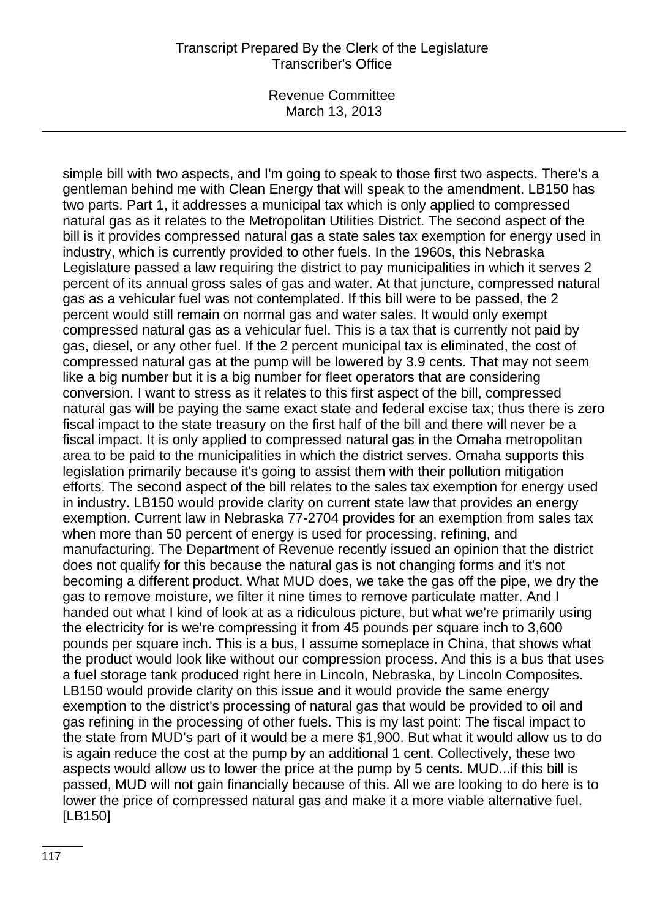simple bill with two aspects, and I'm going to speak to those first two aspects. There's a gentleman behind me with Clean Energy that will speak to the amendment. LB150 has two parts. Part 1, it addresses a municipal tax which is only applied to compressed natural gas as it relates to the Metropolitan Utilities District. The second aspect of the bill is it provides compressed natural gas a state sales tax exemption for energy used in industry, which is currently provided to other fuels. In the 1960s, this Nebraska Legislature passed a law requiring the district to pay municipalities in which it serves 2 percent of its annual gross sales of gas and water. At that juncture, compressed natural gas as a vehicular fuel was not contemplated. If this bill were to be passed, the 2 percent would still remain on normal gas and water sales. It would only exempt compressed natural gas as a vehicular fuel. This is a tax that is currently not paid by gas, diesel, or any other fuel. If the 2 percent municipal tax is eliminated, the cost of compressed natural gas at the pump will be lowered by 3.9 cents. That may not seem like a big number but it is a big number for fleet operators that are considering conversion. I want to stress as it relates to this first aspect of the bill, compressed natural gas will be paying the same exact state and federal excise tax; thus there is zero fiscal impact to the state treasury on the first half of the bill and there will never be a fiscal impact. It is only applied to compressed natural gas in the Omaha metropolitan area to be paid to the municipalities in which the district serves. Omaha supports this legislation primarily because it's going to assist them with their pollution mitigation efforts. The second aspect of the bill relates to the sales tax exemption for energy used in industry. LB150 would provide clarity on current state law that provides an energy exemption. Current law in Nebraska 77-2704 provides for an exemption from sales tax when more than 50 percent of energy is used for processing, refining, and manufacturing. The Department of Revenue recently issued an opinion that the district does not qualify for this because the natural gas is not changing forms and it's not becoming a different product. What MUD does, we take the gas off the pipe, we dry the gas to remove moisture, we filter it nine times to remove particulate matter. And I handed out what I kind of look at as a ridiculous picture, but what we're primarily using the electricity for is we're compressing it from 45 pounds per square inch to 3,600 pounds per square inch. This is a bus, I assume someplace in China, that shows what the product would look like without our compression process. And this is a bus that uses a fuel storage tank produced right here in Lincoln, Nebraska, by Lincoln Composites. LB150 would provide clarity on this issue and it would provide the same energy exemption to the district's processing of natural gas that would be provided to oil and gas refining in the processing of other fuels. This is my last point: The fiscal impact to the state from MUD's part of it would be a mere $1,900. But what it would allow us to do is again reduce the cost at the pump by an additional 1 cent. Collectively, these two aspects would allow us to lower the price at the pump by 5 cents. MUD...if this bill is passed, MUD will not gain financially because of this. All we are looking to do here is to lower the price of compressed natural gas and make it a more viable alternative fuel. [LB150]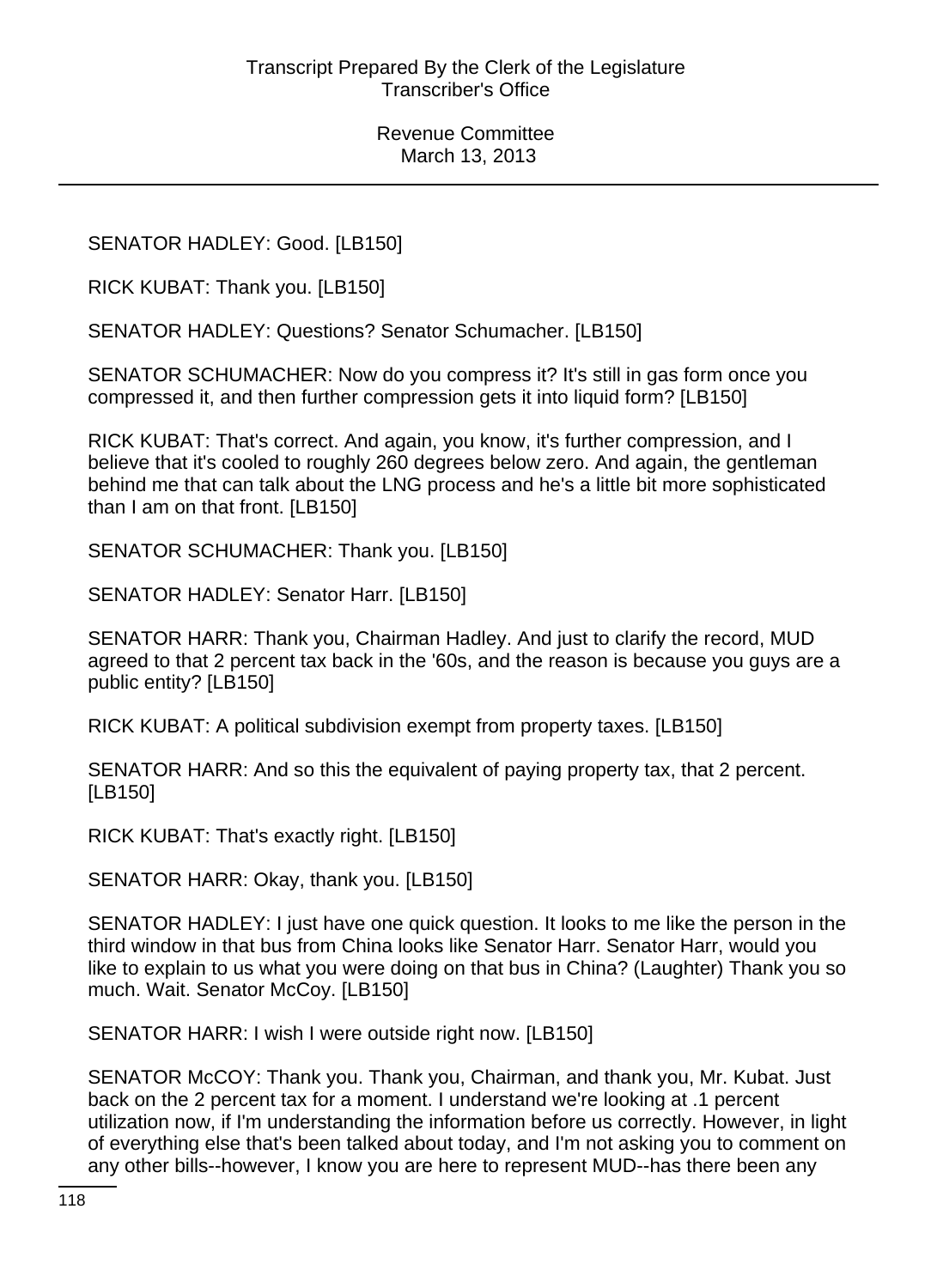SENATOR HADLEY: Good. [LB150]

RICK KUBAT: Thank you. [LB150]

SENATOR HADLEY: Questions? Senator Schumacher. [LB150]

SENATOR SCHUMACHER: Now do you compress it? It's still in gas form once you compressed it, and then further compression gets it into liquid form? [LB150]

RICK KUBAT: That's correct. And again, you know, it's further compression, and I believe that it's cooled to roughly 260 degrees below zero. And again, the gentleman behind me that can talk about the LNG process and he's a little bit more sophisticated than I am on that front. [LB150]

SENATOR SCHUMACHER: Thank you. [LB150]

SENATOR HADLEY: Senator Harr. [LB150]

SENATOR HARR: Thank you, Chairman Hadley. And just to clarify the record, MUD agreed to that 2 percent tax back in the '60s, and the reason is because you guys are a public entity? [LB150]

RICK KUBAT: A political subdivision exempt from property taxes. [LB150]

SENATOR HARR: And so this the equivalent of paying property tax, that 2 percent. [LB150]

RICK KUBAT: That's exactly right. [LB150]

SENATOR HARR: Okay, thank you. [LB150]

SENATOR HADLEY: I just have one quick question. It looks to me like the person in the third window in that bus from China looks like Senator Harr. Senator Harr, would you like to explain to us what you were doing on that bus in China? (Laughter) Thank you so much. Wait. Senator McCoy. [LB150]

SENATOR HARR: I wish I were outside right now. [LB150]

SENATOR McCOY: Thank you. Thank you, Chairman, and thank you, Mr. Kubat. Just back on the 2 percent tax for a moment. I understand we're looking at .1 percent utilization now, if I'm understanding the information before us correctly. However, in light of everything else that's been talked about today, and I'm not asking you to comment on any other bills--however, I know you are here to represent MUD--has there been any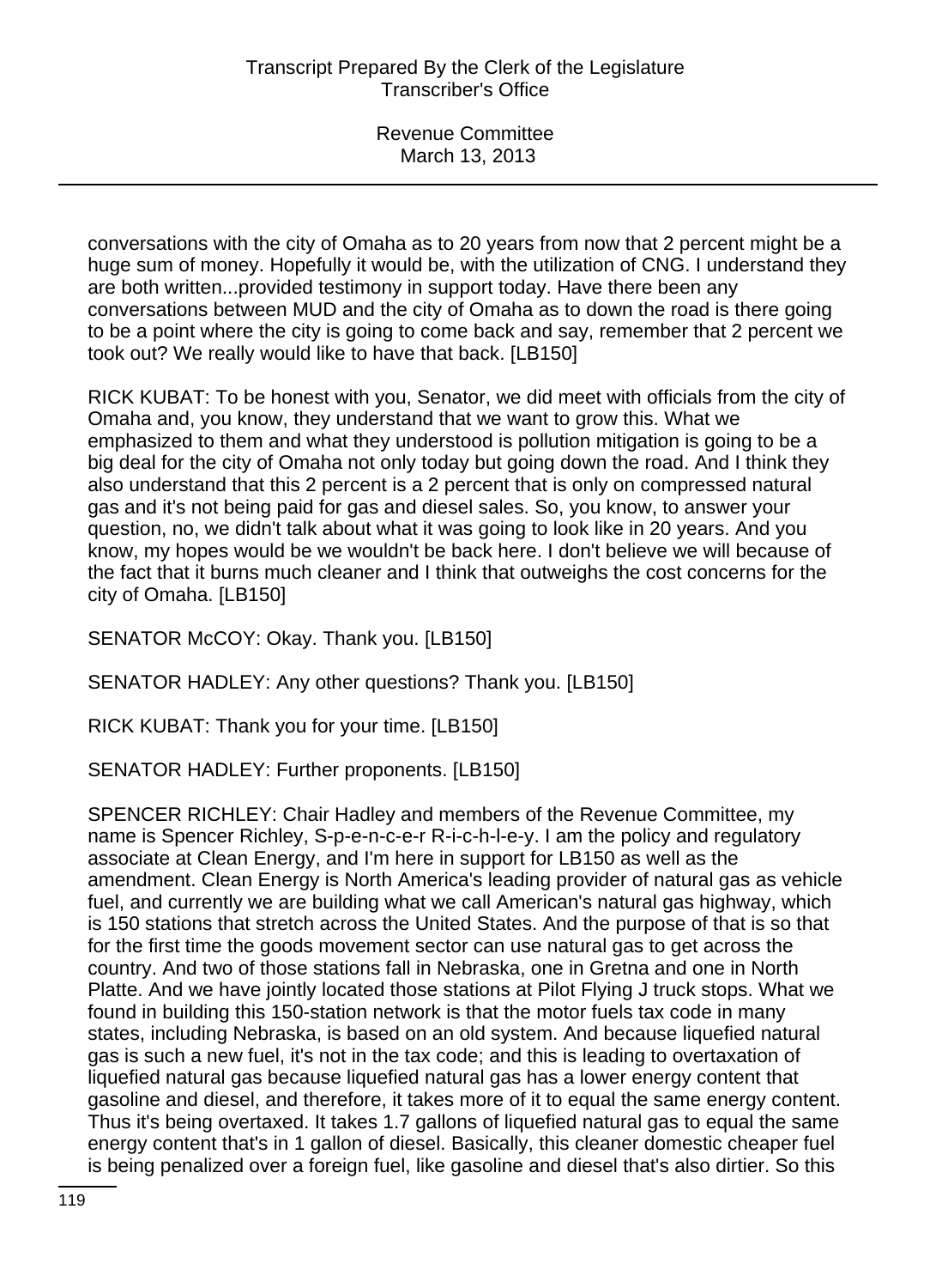conversations with the city of Omaha as to 20 years from now that 2 percent might be a huge sum of money. Hopefully it would be, with the utilization of CNG. I understand they are both written...provided testimony in support today. Have there been any conversations between MUD and the city of Omaha as to down the road is there going to be a point where the city is going to come back and say, remember that 2 percent we took out? We really would like to have that back. [LB150]

RICK KUBAT: To be honest with you, Senator, we did meet with officials from the city of Omaha and, you know, they understand that we want to grow this. What we emphasized to them and what they understood is pollution mitigation is going to be a big deal for the city of Omaha not only today but going down the road. And I think they also understand that this 2 percent is a 2 percent that is only on compressed natural gas and it's not being paid for gas and diesel sales. So, you know, to answer your question, no, we didn't talk about what it was going to look like in 20 years. And you know, my hopes would be we wouldn't be back here. I don't believe we will because of the fact that it burns much cleaner and I think that outweighs the cost concerns for the city of Omaha. [LB150]

SENATOR McCOY: Okay. Thank you. [LB150]

SENATOR HADLEY: Any other questions? Thank you. [LB150]

RICK KUBAT: Thank you for your time. [LB150]

SENATOR HADLEY: Further proponents. [LB150]

SPENCER RICHLEY: Chair Hadley and members of the Revenue Committee, my name is Spencer Richley, S-p-e-n-c-e-r R-i-c-h-l-e-y. I am the policy and regulatory associate at Clean Energy, and I'm here in support for LB150 as well as the amendment. Clean Energy is North America's leading provider of natural gas as vehicle fuel, and currently we are building what we call American's natural gas highway, which is 150 stations that stretch across the United States. And the purpose of that is so that for the first time the goods movement sector can use natural gas to get across the country. And two of those stations fall in Nebraska, one in Gretna and one in North Platte. And we have jointly located those stations at Pilot Flying J truck stops. What we found in building this 150-station network is that the motor fuels tax code in many states, including Nebraska, is based on an old system. And because liquefied natural gas is such a new fuel, it's not in the tax code; and this is leading to overtaxation of liquefied natural gas because liquefied natural gas has a lower energy content that gasoline and diesel, and therefore, it takes more of it to equal the same energy content. Thus it's being overtaxed. It takes 1.7 gallons of liquefied natural gas to equal the same energy content that's in 1 gallon of diesel. Basically, this cleaner domestic cheaper fuel is being penalized over a foreign fuel, like gasoline and diesel that's also dirtier. So this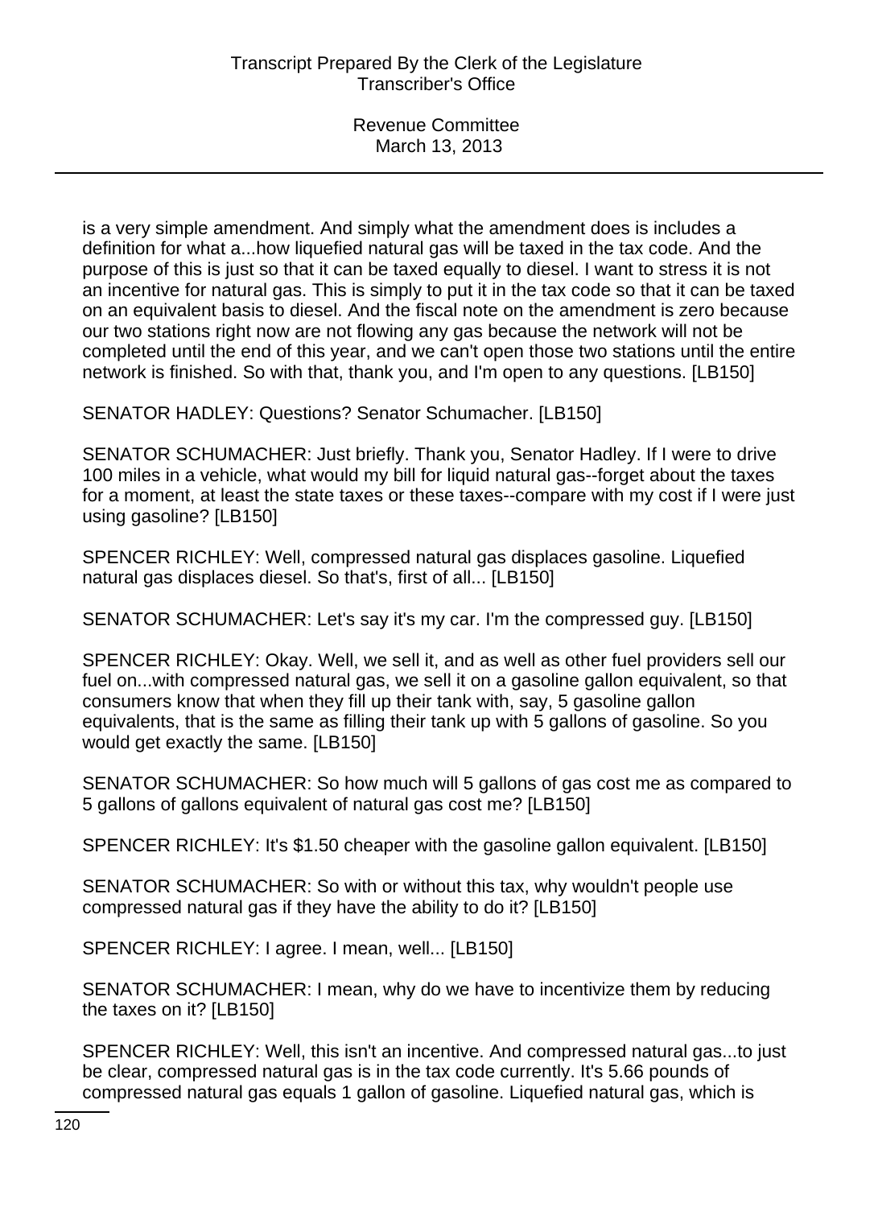is a very simple amendment. And simply what the amendment does is includes a definition for what a...how liquefied natural gas will be taxed in the tax code. And the purpose of this is just so that it can be taxed equally to diesel. I want to stress it is not an incentive for natural gas. This is simply to put it in the tax code so that it can be taxed on an equivalent basis to diesel. And the fiscal note on the amendment is zero because our two stations right now are not flowing any gas because the network will not be completed until the end of this year, and we can't open those two stations until the entire network is finished. So with that, thank you, and I'm open to any questions. [LB150]

SENATOR HADLEY: Questions? Senator Schumacher. [LB150]

SENATOR SCHUMACHER: Just briefly. Thank you, Senator Hadley. If I were to drive 100 miles in a vehicle, what would my bill for liquid natural gas--forget about the taxes for a moment, at least the state taxes or these taxes--compare with my cost if I were just using gasoline? [LB150]

SPENCER RICHLEY: Well, compressed natural gas displaces gasoline. Liquefied natural gas displaces diesel. So that's, first of all... [LB150]

SENATOR SCHUMACHER: Let's say it's my car. I'm the compressed guy. [LB150]

SPENCER RICHLEY: Okay. Well, we sell it, and as well as other fuel providers sell our fuel on...with compressed natural gas, we sell it on a gasoline gallon equivalent, so that consumers know that when they fill up their tank with, say, 5 gasoline gallon equivalents, that is the same as filling their tank up with 5 gallons of gasoline. So you would get exactly the same. [LB150]

SENATOR SCHUMACHER: So how much will 5 gallons of gas cost me as compared to 5 gallons of gallons equivalent of natural gas cost me? [LB150]

SPENCER RICHLEY: It's $1.50 cheaper with the gasoline gallon equivalent. [LB150]

SENATOR SCHUMACHER: So with or without this tax, why wouldn't people use compressed natural gas if they have the ability to do it? [LB150]

SPENCER RICHLEY: I agree. I mean, well... [LB150]

SENATOR SCHUMACHER: I mean, why do we have to incentivize them by reducing the taxes on it? [LB150]

SPENCER RICHLEY: Well, this isn't an incentive. And compressed natural gas...to just be clear, compressed natural gas is in the tax code currently. It's 5.66 pounds of compressed natural gas equals 1 gallon of gasoline. Liquefied natural gas, which is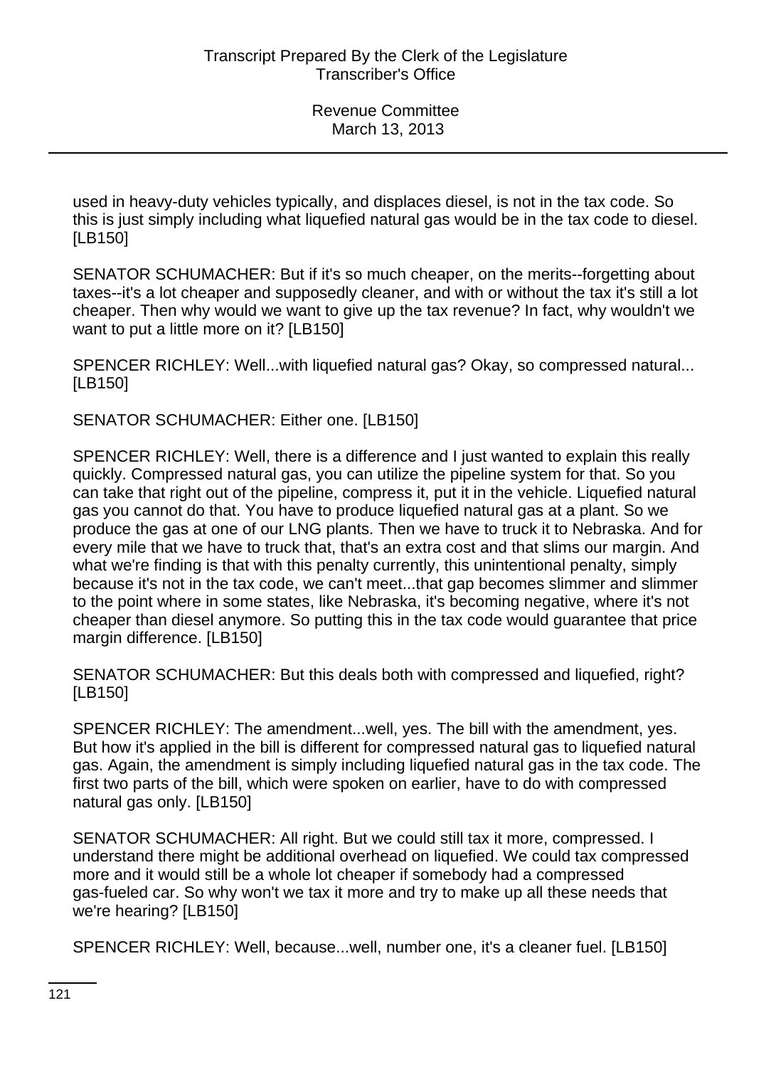used in heavy-duty vehicles typically, and displaces diesel, is not in the tax code. So this is just simply including what liquefied natural gas would be in the tax code to diesel. [LB150]

SENATOR SCHUMACHER: But if it's so much cheaper, on the merits--forgetting about taxes--it's a lot cheaper and supposedly cleaner, and with or without the tax it's still a lot cheaper. Then why would we want to give up the tax revenue? In fact, why wouldn't we want to put a little more on it? [LB150]

SPENCER RICHLEY: Well...with liquefied natural gas? Okay, so compressed natural... [LB150]

SENATOR SCHUMACHER: Either one. [LB150]

SPENCER RICHLEY: Well, there is a difference and I just wanted to explain this really quickly. Compressed natural gas, you can utilize the pipeline system for that. So you can take that right out of the pipeline, compress it, put it in the vehicle. Liquefied natural gas you cannot do that. You have to produce liquefied natural gas at a plant. So we produce the gas at one of our LNG plants. Then we have to truck it to Nebraska. And for every mile that we have to truck that, that's an extra cost and that slims our margin. And what we're finding is that with this penalty currently, this unintentional penalty, simply because it's not in the tax code, we can't meet...that gap becomes slimmer and slimmer to the point where in some states, like Nebraska, it's becoming negative, where it's not cheaper than diesel anymore. So putting this in the tax code would guarantee that price margin difference. [LB150]

SENATOR SCHUMACHER: But this deals both with compressed and liquefied, right? [LB150]

SPENCER RICHLEY: The amendment...well, yes. The bill with the amendment, yes. But how it's applied in the bill is different for compressed natural gas to liquefied natural gas. Again, the amendment is simply including liquefied natural gas in the tax code. The first two parts of the bill, which were spoken on earlier, have to do with compressed natural gas only. [LB150]

SENATOR SCHUMACHER: All right. But we could still tax it more, compressed. I understand there might be additional overhead on liquefied. We could tax compressed more and it would still be a whole lot cheaper if somebody had a compressed gas-fueled car. So why won't we tax it more and try to make up all these needs that we're hearing? [LB150]

SPENCER RICHLEY: Well, because...well, number one, it's a cleaner fuel. [LB150]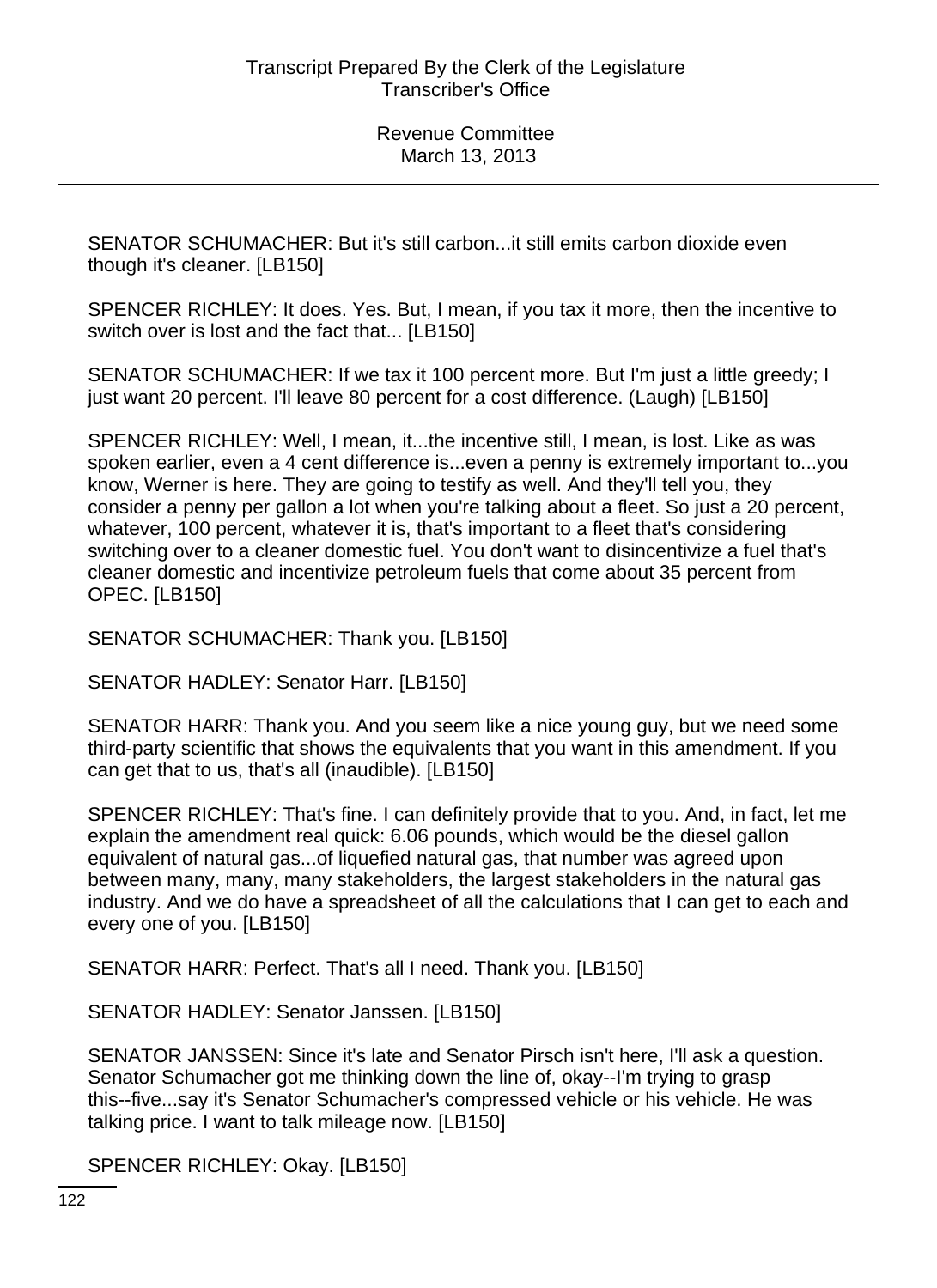SENATOR SCHUMACHER: But it's still carbon...it still emits carbon dioxide even though it's cleaner. [LB150]

SPENCER RICHLEY: It does. Yes. But, I mean, if you tax it more, then the incentive to switch over is lost and the fact that... [LB150]

SENATOR SCHUMACHER: If we tax it 100 percent more. But I'm just a little greedy; I just want 20 percent. I'll leave 80 percent for a cost difference. (Laugh) [LB150]

SPENCER RICHLEY: Well, I mean, it...the incentive still, I mean, is lost. Like as was spoken earlier, even a 4 cent difference is...even a penny is extremely important to...you know, Werner is here. They are going to testify as well. And they'll tell you, they consider a penny per gallon a lot when you're talking about a fleet. So just a 20 percent, whatever, 100 percent, whatever it is, that's important to a fleet that's considering switching over to a cleaner domestic fuel. You don't want to disincentivize a fuel that's cleaner domestic and incentivize petroleum fuels that come about 35 percent from OPEC. [LB150]

SENATOR SCHUMACHER: Thank you. [LB150]

SENATOR HADLEY: Senator Harr. [LB150]

SENATOR HARR: Thank you. And you seem like a nice young guy, but we need some third-party scientific that shows the equivalents that you want in this amendment. If you can get that to us, that's all (inaudible). [LB150]

SPENCER RICHLEY: That's fine. I can definitely provide that to you. And, in fact, let me explain the amendment real quick: 6.06 pounds, which would be the diesel gallon equivalent of natural gas...of liquefied natural gas, that number was agreed upon between many, many, many stakeholders, the largest stakeholders in the natural gas industry. And we do have a spreadsheet of all the calculations that I can get to each and every one of you. [LB150]

SENATOR HARR: Perfect. That's all I need. Thank you. [LB150]

SENATOR HADLEY: Senator Janssen. [LB150]

SENATOR JANSSEN: Since it's late and Senator Pirsch isn't here, I'll ask a question. Senator Schumacher got me thinking down the line of, okay--I'm trying to grasp this--five...say it's Senator Schumacher's compressed vehicle or his vehicle. He was talking price. I want to talk mileage now. [LB150]

SPENCER RICHLEY: Okay. [LB150]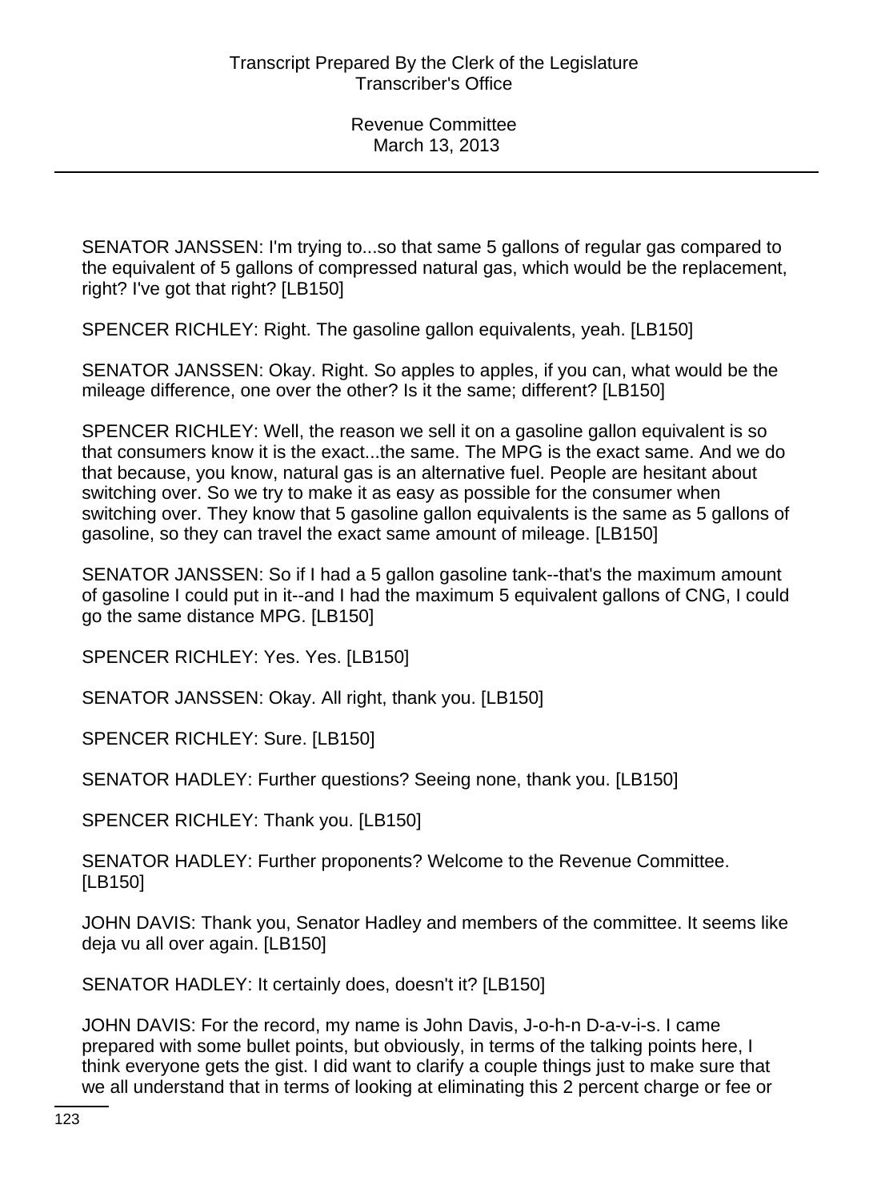SENATOR JANSSEN: I'm trying to...so that same 5 gallons of regular gas compared to the equivalent of 5 gallons of compressed natural gas, which would be the replacement, right? I've got that right? [LB150]

SPENCER RICHLEY: Right. The gasoline gallon equivalents, yeah. [LB150]

SENATOR JANSSEN: Okay. Right. So apples to apples, if you can, what would be the mileage difference, one over the other? Is it the same; different? [LB150]

SPENCER RICHLEY: Well, the reason we sell it on a gasoline gallon equivalent is so that consumers know it is the exact...the same. The MPG is the exact same. And we do that because, you know, natural gas is an alternative fuel. People are hesitant about switching over. So we try to make it as easy as possible for the consumer when switching over. They know that 5 gasoline gallon equivalents is the same as 5 gallons of gasoline, so they can travel the exact same amount of mileage. [LB150]

SENATOR JANSSEN: So if I had a 5 gallon gasoline tank--that's the maximum amount of gasoline I could put in it--and I had the maximum 5 equivalent gallons of CNG, I could go the same distance MPG. [LB150]

SPENCER RICHLEY: Yes. Yes. [LB150]

SENATOR JANSSEN: Okay. All right, thank you. [LB150]

SPENCER RICHLEY: Sure. [LB150]

SENATOR HADLEY: Further questions? Seeing none, thank you. [LB150]

SPENCER RICHLEY: Thank you. [LB150]

SENATOR HADLEY: Further proponents? Welcome to the Revenue Committee. [LB150]

JOHN DAVIS: Thank you, Senator Hadley and members of the committee. It seems like deja vu all over again. [LB150]

SENATOR HADLEY: It certainly does, doesn't it? [LB150]

JOHN DAVIS: For the record, my name is John Davis, J-o-h-n D-a-v-i-s. I came prepared with some bullet points, but obviously, in terms of the talking points here, I think everyone gets the gist. I did want to clarify a couple things just to make sure that we all understand that in terms of looking at eliminating this 2 percent charge or fee or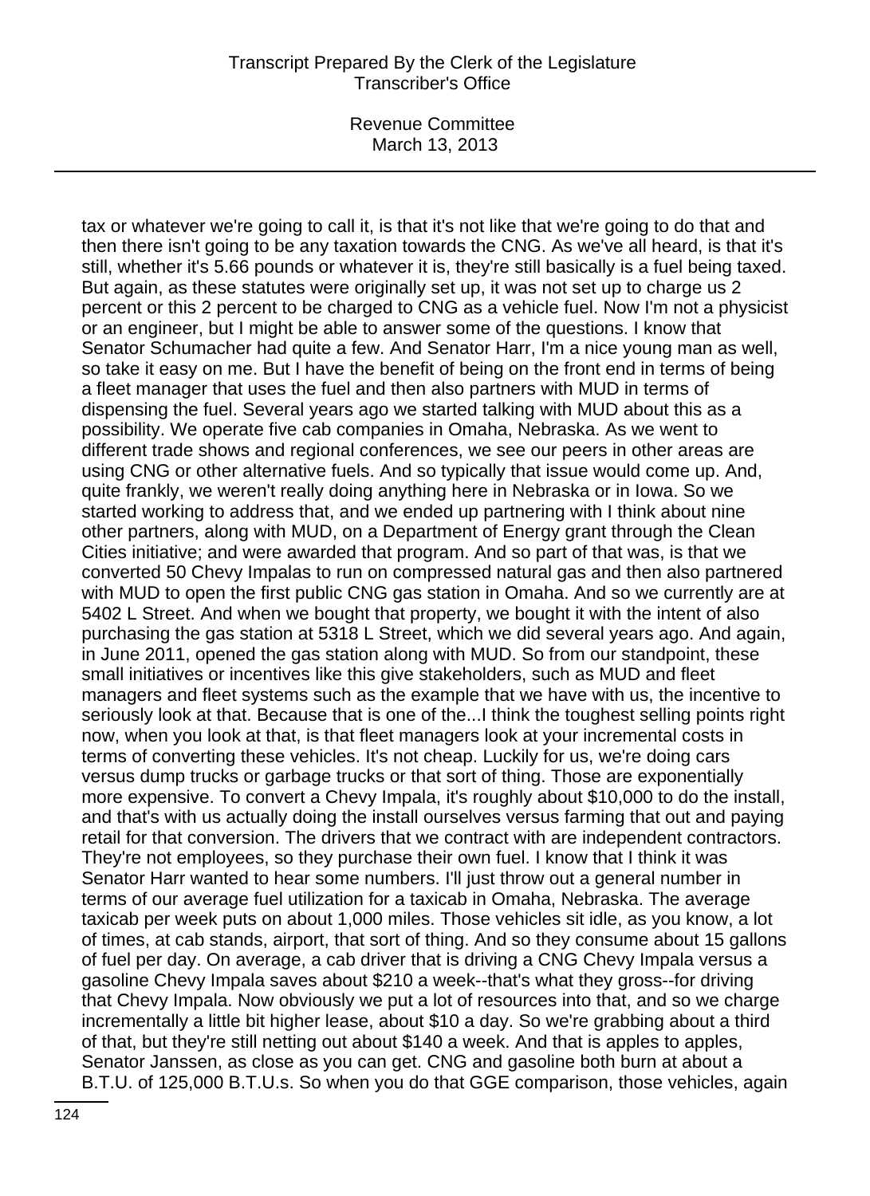tax or whatever we're going to call it, is that it's not like that we're going to do that and then there isn't going to be any taxation towards the CNG. As we've all heard, is that it's still, whether it's 5.66 pounds or whatever it is, they're still basically is a fuel being taxed. But again, as these statutes were originally set up, it was not set up to charge us 2 percent or this 2 percent to be charged to CNG as a vehicle fuel. Now I'm not a physicist or an engineer, but I might be able to answer some of the questions. I know that Senator Schumacher had quite a few. And Senator Harr, I'm a nice young man as well, so take it easy on me. But I have the benefit of being on the front end in terms of being a fleet manager that uses the fuel and then also partners with MUD in terms of dispensing the fuel. Several years ago we started talking with MUD about this as a possibility. We operate five cab companies in Omaha, Nebraska. As we went to different trade shows and regional conferences, we see our peers in other areas are using CNG or other alternative fuels. And so typically that issue would come up. And, quite frankly, we weren't really doing anything here in Nebraska or in Iowa. So we started working to address that, and we ended up partnering with I think about nine other partners, along with MUD, on a Department of Energy grant through the Clean Cities initiative; and were awarded that program. And so part of that was, is that we converted 50 Chevy Impalas to run on compressed natural gas and then also partnered with MUD to open the first public CNG gas station in Omaha. And so we currently are at 5402 L Street. And when we bought that property, we bought it with the intent of also purchasing the gas station at 5318 L Street, which we did several years ago. And again, in June 2011, opened the gas station along with MUD. So from our standpoint, these small initiatives or incentives like this give stakeholders, such as MUD and fleet managers and fleet systems such as the example that we have with us, the incentive to seriously look at that. Because that is one of the...I think the toughest selling points right now, when you look at that, is that fleet managers look at your incremental costs in terms of converting these vehicles. It's not cheap. Luckily for us, we're doing cars versus dump trucks or garbage trucks or that sort of thing. Those are exponentially more expensive. To convert a Chevy Impala, it's roughly about $10,000 to do the install, and that's with us actually doing the install ourselves versus farming that out and paying retail for that conversion. The drivers that we contract with are independent contractors. They're not employees, so they purchase their own fuel. I know that I think it was Senator Harr wanted to hear some numbers. I'll just throw out a general number in terms of our average fuel utilization for a taxicab in Omaha, Nebraska. The average taxicab per week puts on about 1,000 miles. Those vehicles sit idle, as you know, a lot of times, at cab stands, airport, that sort of thing. And so they consume about 15 gallons of fuel per day. On average, a cab driver that is driving a CNG Chevy Impala versus a gasoline Chevy Impala saves about $210 a week--that's what they gross--for driving that Chevy Impala. Now obviously we put a lot of resources into that, and so we charge incrementally a little bit higher lease, about $10 a day. So we're grabbing about a third of that, but they're still netting out about $140 a week. And that is apples to apples, Senator Janssen, as close as you can get. CNG and gasoline both burn at about a B.T.U. of 125,000 B.T.U.s. So when you do that GGE comparison, those vehicles, again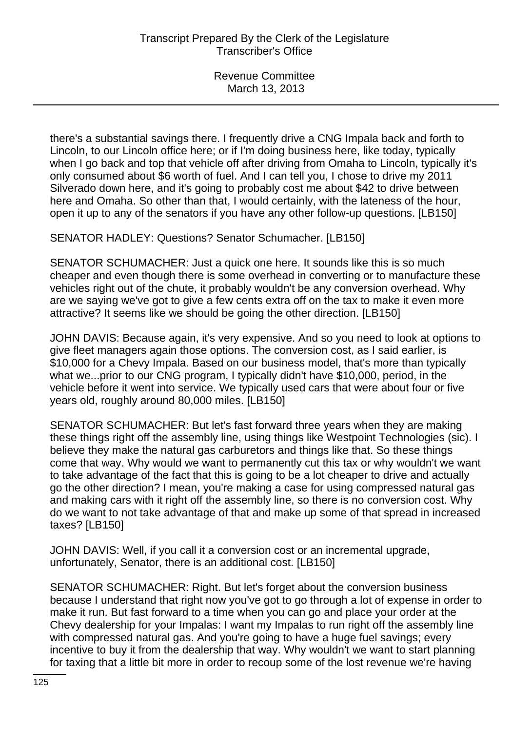there's a substantial savings there. I frequently drive a CNG Impala back and forth to Lincoln, to our Lincoln office here; or if I'm doing business here, like today, typically when I go back and top that vehicle off after driving from Omaha to Lincoln, typically it's only consumed about $6 worth of fuel. And I can tell you, I chose to drive my 2011 Silverado down here, and it's going to probably cost me about $42 to drive between here and Omaha. So other than that, I would certainly, with the lateness of the hour, open it up to any of the senators if you have any other follow-up questions. [LB150]

SENATOR HADLEY: Questions? Senator Schumacher. [LB150]

SENATOR SCHUMACHER: Just a quick one here. It sounds like this is so much cheaper and even though there is some overhead in converting or to manufacture these vehicles right out of the chute, it probably wouldn't be any conversion overhead. Why are we saying we've got to give a few cents extra off on the tax to make it even more attractive? It seems like we should be going the other direction. [LB150]

JOHN DAVIS: Because again, it's very expensive. And so you need to look at options to give fleet managers again those options. The conversion cost, as I said earlier, is $10,000 for a Chevy Impala. Based on our business model, that's more than typically what we...prior to our CNG program, I typically didn't have $10,000, period, in the vehicle before it went into service. We typically used cars that were about four or five years old, roughly around 80,000 miles. [LB150]

SENATOR SCHUMACHER: But let's fast forward three years when they are making these things right off the assembly line, using things like Westpoint Technologies (sic). I believe they make the natural gas carburetors and things like that. So these things come that way. Why would we want to permanently cut this tax or why wouldn't we want to take advantage of the fact that this is going to be a lot cheaper to drive and actually go the other direction? I mean, you're making a case for using compressed natural gas and making cars with it right off the assembly line, so there is no conversion cost. Why do we want to not take advantage of that and make up some of that spread in increased taxes? [LB150]

JOHN DAVIS: Well, if you call it a conversion cost or an incremental upgrade, unfortunately, Senator, there is an additional cost. [LB150]

SENATOR SCHUMACHER: Right. But let's forget about the conversion business because I understand that right now you've got to go through a lot of expense in order to make it run. But fast forward to a time when you can go and place your order at the Chevy dealership for your Impalas: I want my Impalas to run right off the assembly line with compressed natural gas. And you're going to have a huge fuel savings; every incentive to buy it from the dealership that way. Why wouldn't we want to start planning for taxing that a little bit more in order to recoup some of the lost revenue we're having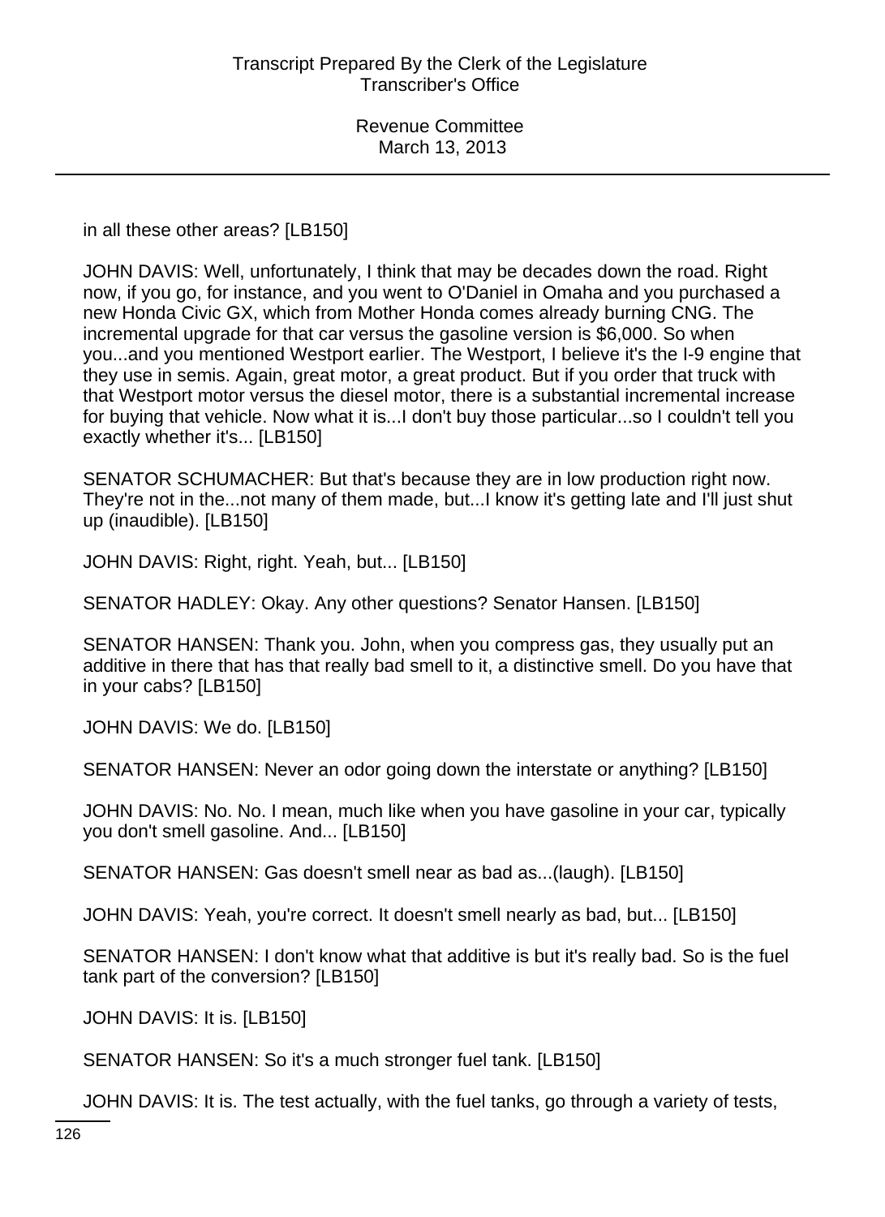in all these other areas? [LB150]

JOHN DAVIS: Well, unfortunately, I think that may be decades down the road. Right now, if you go, for instance, and you went to O'Daniel in Omaha and you purchased a new Honda Civic GX, which from Mother Honda comes already burning CNG. The incremental upgrade for that car versus the gasoline version is $6,000. So when you...and you mentioned Westport earlier. The Westport, I believe it's the I-9 engine that they use in semis. Again, great motor, a great product. But if you order that truck with that Westport motor versus the diesel motor, there is a substantial incremental increase for buying that vehicle. Now what it is...I don't buy those particular...so I couldn't tell you exactly whether it's... [LB150]

SENATOR SCHUMACHER: But that's because they are in low production right now. They're not in the...not many of them made, but...I know it's getting late and I'll just shut up (inaudible). [LB150]

JOHN DAVIS: Right, right. Yeah, but... [LB150]

SENATOR HADLEY: Okay. Any other questions? Senator Hansen. [LB150]

SENATOR HANSEN: Thank you. John, when you compress gas, they usually put an additive in there that has that really bad smell to it, a distinctive smell. Do you have that in your cabs? [LB150]

JOHN DAVIS: We do. [LB150]

SENATOR HANSEN: Never an odor going down the interstate or anything? [LB150]

JOHN DAVIS: No. No. I mean, much like when you have gasoline in your car, typically you don't smell gasoline. And... [LB150]

SENATOR HANSEN: Gas doesn't smell near as bad as...(laugh). [LB150]

JOHN DAVIS: Yeah, you're correct. It doesn't smell nearly as bad, but... [LB150]

SENATOR HANSEN: I don't know what that additive is but it's really bad. So is the fuel tank part of the conversion? [LB150]

JOHN DAVIS: It is. [LB150]

SENATOR HANSEN: So it's a much stronger fuel tank. [LB150]

JOHN DAVIS: It is. The test actually, with the fuel tanks, go through a variety of tests,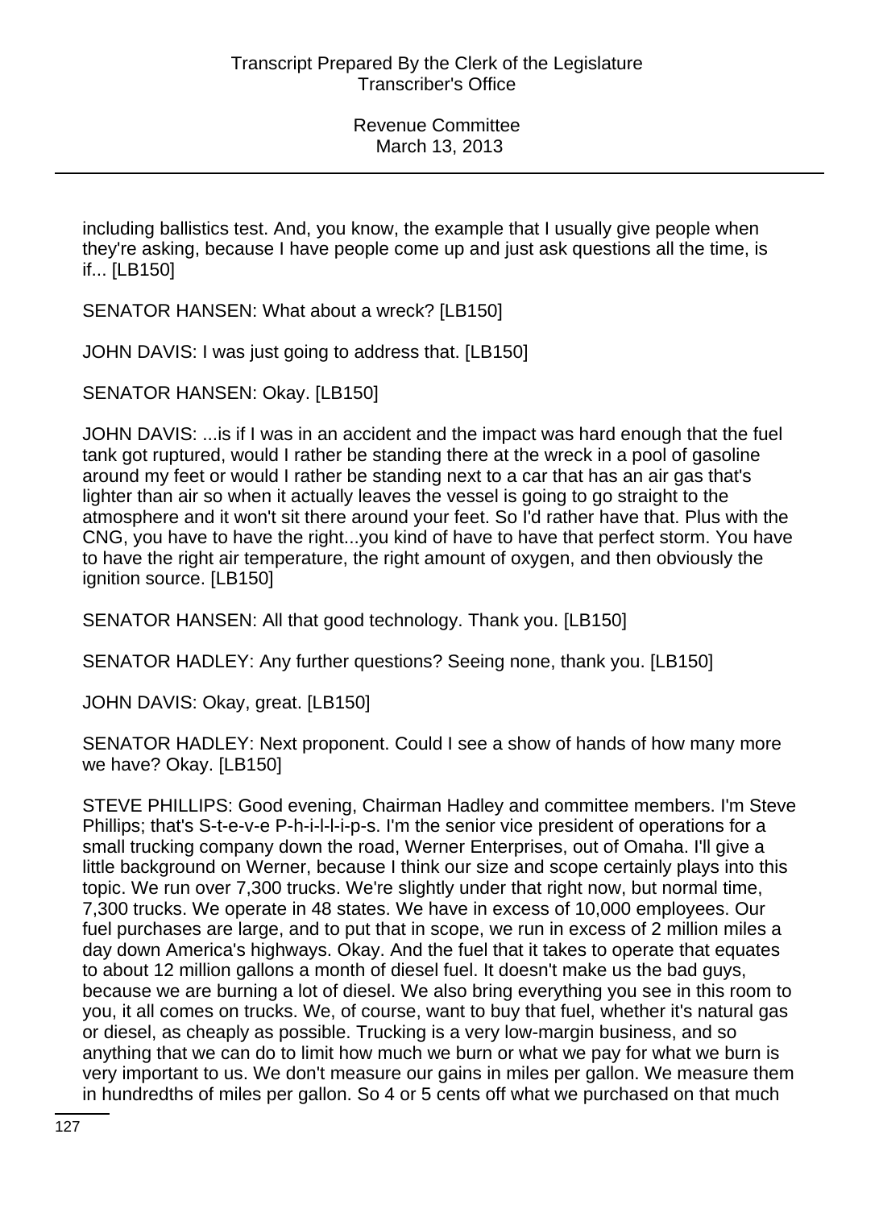including ballistics test. And, you know, the example that I usually give people when they're asking, because I have people come up and just ask questions all the time, is if... [LB150]

SENATOR HANSEN: What about a wreck? [LB150]

JOHN DAVIS: I was just going to address that. [LB150]

SENATOR HANSEN: Okay. [LB150]

JOHN DAVIS: ...is if I was in an accident and the impact was hard enough that the fuel tank got ruptured, would I rather be standing there at the wreck in a pool of gasoline around my feet or would I rather be standing next to a car that has an air gas that's lighter than air so when it actually leaves the vessel is going to go straight to the atmosphere and it won't sit there around your feet. So I'd rather have that. Plus with the CNG, you have to have the right...you kind of have to have that perfect storm. You have to have the right air temperature, the right amount of oxygen, and then obviously the ignition source. [LB150]

SENATOR HANSEN: All that good technology. Thank you. [LB150]

SENATOR HADLEY: Any further questions? Seeing none, thank you. [LB150]

JOHN DAVIS: Okay, great. [LB150]

SENATOR HADLEY: Next proponent. Could I see a show of hands of how many more we have? Okay. [LB150]

STEVE PHILLIPS: Good evening, Chairman Hadley and committee members. I'm Steve Phillips; that's S-t-e-v-e P-h-i-l-l-i-p-s. I'm the senior vice president of operations for a small trucking company down the road, Werner Enterprises, out of Omaha. I'll give a little background on Werner, because I think our size and scope certainly plays into this topic. We run over 7,300 trucks. We're slightly under that right now, but normal time, 7,300 trucks. We operate in 48 states. We have in excess of 10,000 employees. Our fuel purchases are large, and to put that in scope, we run in excess of 2 million miles a day down America's highways. Okay. And the fuel that it takes to operate that equates to about 12 million gallons a month of diesel fuel. It doesn't make us the bad guys, because we are burning a lot of diesel. We also bring everything you see in this room to you, it all comes on trucks. We, of course, want to buy that fuel, whether it's natural gas or diesel, as cheaply as possible. Trucking is a very low-margin business, and so anything that we can do to limit how much we burn or what we pay for what we burn is very important to us. We don't measure our gains in miles per gallon. We measure them in hundredths of miles per gallon. So 4 or 5 cents off what we purchased on that much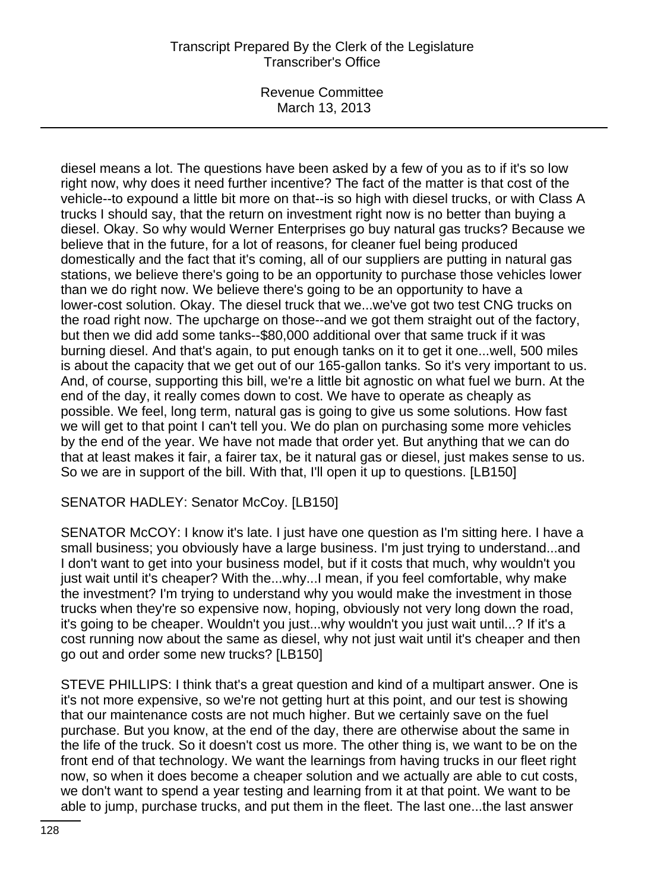diesel means a lot. The questions have been asked by a few of you as to if it's so low right now, why does it need further incentive? The fact of the matter is that cost of the vehicle--to expound a little bit more on that--is so high with diesel trucks, or with Class A trucks I should say, that the return on investment right now is no better than buying a diesel. Okay. So why would Werner Enterprises go buy natural gas trucks? Because we believe that in the future, for a lot of reasons, for cleaner fuel being produced domestically and the fact that it's coming, all of our suppliers are putting in natural gas stations, we believe there's going to be an opportunity to purchase those vehicles lower than we do right now. We believe there's going to be an opportunity to have a lower-cost solution. Okay. The diesel truck that we...we've got two test CNG trucks on the road right now. The upcharge on those--and we got them straight out of the factory, but then we did add some tanks--$80,000 additional over that same truck if it was burning diesel. And that's again, to put enough tanks on it to get it one...well, 500 miles is about the capacity that we get out of our 165-gallon tanks. So it's very important to us. And, of course, supporting this bill, we're a little bit agnostic on what fuel we burn. At the end of the day, it really comes down to cost. We have to operate as cheaply as possible. We feel, long term, natural gas is going to give us some solutions. How fast we will get to that point I can't tell you. We do plan on purchasing some more vehicles by the end of the year. We have not made that order yet. But anything that we can do that at least makes it fair, a fairer tax, be it natural gas or diesel, just makes sense to us. So we are in support of the bill. With that, I'll open it up to questions. [LB150]

SENATOR HADLEY: Senator McCoy. [LB150]

SENATOR McCOY: I know it's late. I just have one question as I'm sitting here. I have a small business; you obviously have a large business. I'm just trying to understand...and I don't want to get into your business model, but if it costs that much, why wouldn't you just wait until it's cheaper? With the...why...I mean, if you feel comfortable, why make the investment? I'm trying to understand why you would make the investment in those trucks when they're so expensive now, hoping, obviously not very long down the road, it's going to be cheaper. Wouldn't you just...why wouldn't you just wait until...? If it's a cost running now about the same as diesel, why not just wait until it's cheaper and then go out and order some new trucks? [LB150]

STEVE PHILLIPS: I think that's a great question and kind of a multipart answer. One is it's not more expensive, so we're not getting hurt at this point, and our test is showing that our maintenance costs are not much higher. But we certainly save on the fuel purchase. But you know, at the end of the day, there are otherwise about the same in the life of the truck. So it doesn't cost us more. The other thing is, we want to be on the front end of that technology. We want the learnings from having trucks in our fleet right now, so when it does become a cheaper solution and we actually are able to cut costs, we don't want to spend a year testing and learning from it at that point. We want to be able to jump, purchase trucks, and put them in the fleet. The last one...the last answer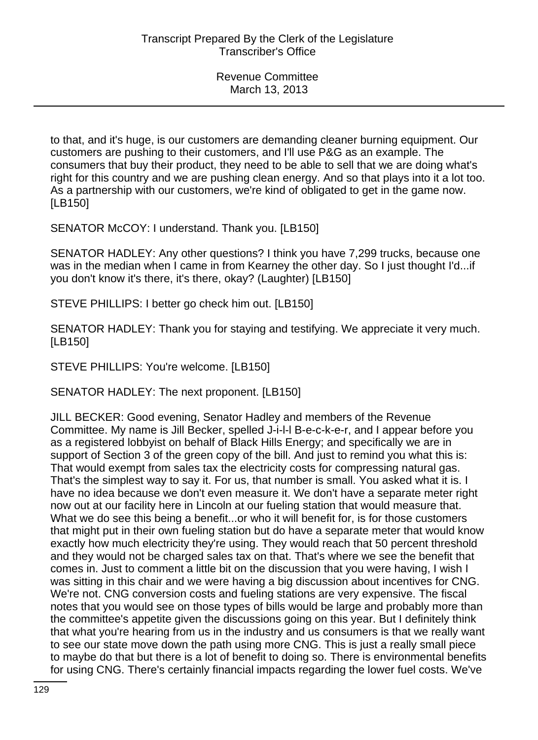to that, and it's huge, is our customers are demanding cleaner burning equipment. Our customers are pushing to their customers, and I'll use P&G as an example. The consumers that buy their product, they need to be able to sell that we are doing what's right for this country and we are pushing clean energy. And so that plays into it a lot too. As a partnership with our customers, we're kind of obligated to get in the game now. [LB150]

SENATOR McCOY: I understand. Thank you. [LB150]

SENATOR HADLEY: Any other questions? I think you have 7,299 trucks, because one was in the median when I came in from Kearney the other day. So I just thought I'd...if you don't know it's there, it's there, okay? (Laughter) [LB150]

STEVE PHILLIPS: I better go check him out. [LB150]

SENATOR HADLEY: Thank you for staying and testifying. We appreciate it very much. [LB150]

STEVE PHILLIPS: You're welcome. [LB150]

SENATOR HADLEY: The next proponent. [LB150]

JILL BECKER: Good evening, Senator Hadley and members of the Revenue Committee. My name is Jill Becker, spelled J-i-l-l B-e-c-k-e-r, and I appear before you as a registered lobbyist on behalf of Black Hills Energy; and specifically we are in support of Section 3 of the green copy of the bill. And just to remind you what this is: That would exempt from sales tax the electricity costs for compressing natural gas. That's the simplest way to say it. For us, that number is small. You asked what it is. I have no idea because we don't even measure it. We don't have a separate meter right now out at our facility here in Lincoln at our fueling station that would measure that. What we do see this being a benefit...or who it will benefit for, is for those customers that might put in their own fueling station but do have a separate meter that would know exactly how much electricity they're using. They would reach that 50 percent threshold and they would not be charged sales tax on that. That's where we see the benefit that comes in. Just to comment a little bit on the discussion that you were having, I wish I was sitting in this chair and we were having a big discussion about incentives for CNG. We're not. CNG conversion costs and fueling stations are very expensive. The fiscal notes that you would see on those types of bills would be large and probably more than the committee's appetite given the discussions going on this year. But I definitely think that what you're hearing from us in the industry and us consumers is that we really want to see our state move down the path using more CNG. This is just a really small piece to maybe do that but there is a lot of benefit to doing so. There is environmental benefits for using CNG. There's certainly financial impacts regarding the lower fuel costs. We've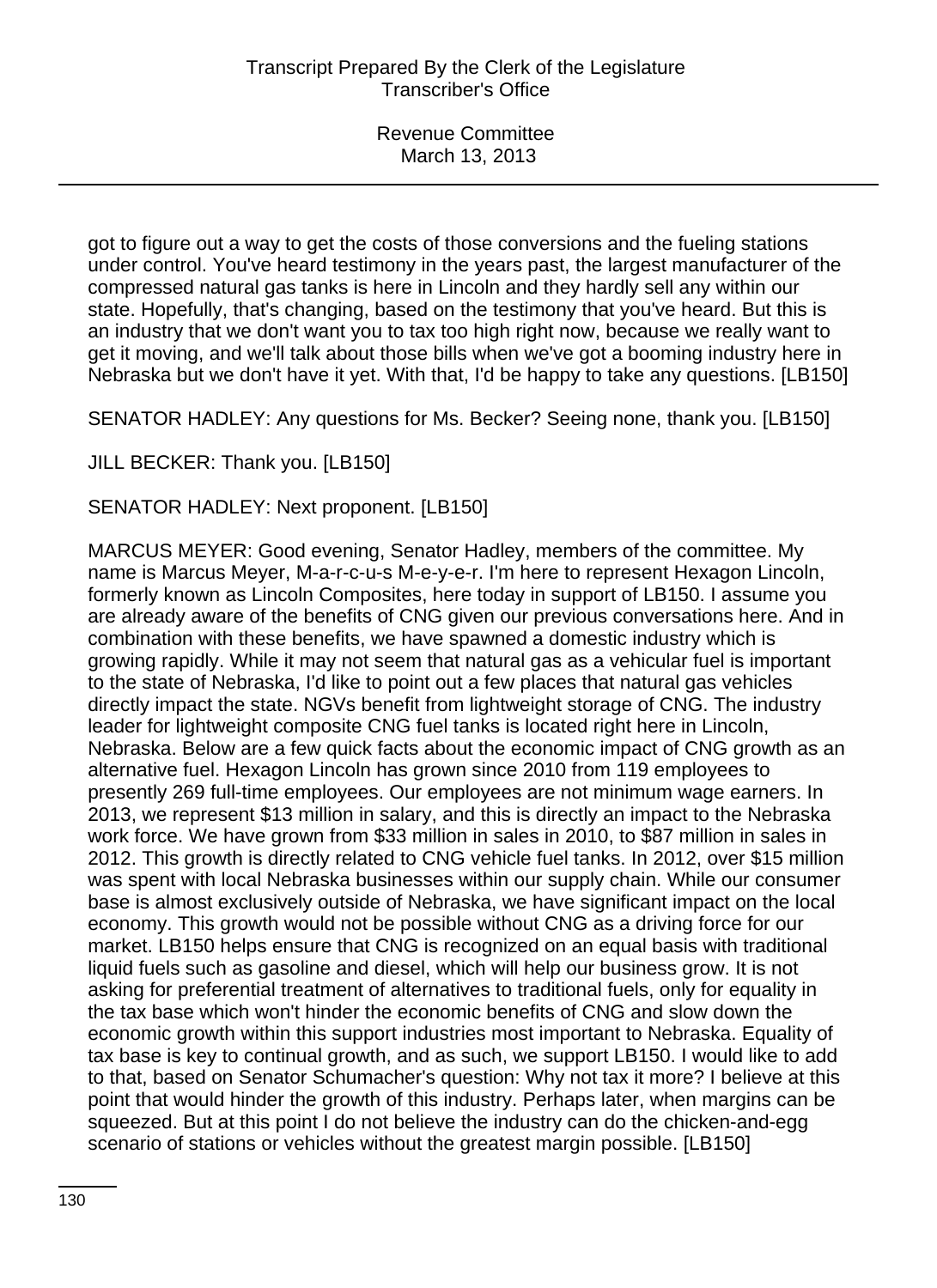got to figure out a way to get the costs of those conversions and the fueling stations under control. You've heard testimony in the years past, the largest manufacturer of the compressed natural gas tanks is here in Lincoln and they hardly sell any within our state. Hopefully, that's changing, based on the testimony that you've heard. But this is an industry that we don't want you to tax too high right now, because we really want to get it moving, and we'll talk about those bills when we've got a booming industry here in Nebraska but we don't have it yet. With that, I'd be happy to take any questions. [LB150]

SENATOR HADLEY: Any questions for Ms. Becker? Seeing none, thank you. [LB150]

JILL BECKER: Thank you. [LB150]

SENATOR HADLEY: Next proponent. [LB150]

MARCUS MEYER: Good evening, Senator Hadley, members of the committee. My name is Marcus Meyer, M-a-r-c-u-s M-e-y-e-r. I'm here to represent Hexagon Lincoln, formerly known as Lincoln Composites, here today in support of LB150. I assume you are already aware of the benefits of CNG given our previous conversations here. And in combination with these benefits, we have spawned a domestic industry which is growing rapidly. While it may not seem that natural gas as a vehicular fuel is important to the state of Nebraska, I'd like to point out a few places that natural gas vehicles directly impact the state. NGVs benefit from lightweight storage of CNG. The industry leader for lightweight composite CNG fuel tanks is located right here in Lincoln, Nebraska. Below are a few quick facts about the economic impact of CNG growth as an alternative fuel. Hexagon Lincoln has grown since 2010 from 119 employees to presently 269 full-time employees. Our employees are not minimum wage earners. In 2013, we represent $13 million in salary, and this is directly an impact to the Nebraska work force. We have grown from $33 million in sales in 2010, to $87 million in sales in 2012. This growth is directly related to CNG vehicle fuel tanks. In 2012, over $15 million was spent with local Nebraska businesses within our supply chain. While our consumer base is almost exclusively outside of Nebraska, we have significant impact on the local economy. This growth would not be possible without CNG as a driving force for our market. LB150 helps ensure that CNG is recognized on an equal basis with traditional liquid fuels such as gasoline and diesel, which will help our business grow. It is not asking for preferential treatment of alternatives to traditional fuels, only for equality in the tax base which won't hinder the economic benefits of CNG and slow down the economic growth within this support industries most important to Nebraska. Equality of tax base is key to continual growth, and as such, we support LB150. I would like to add to that, based on Senator Schumacher's question: Why not tax it more? I believe at this point that would hinder the growth of this industry. Perhaps later, when margins can be squeezed. But at this point I do not believe the industry can do the chicken-and-egg scenario of stations or vehicles without the greatest margin possible. [LB150]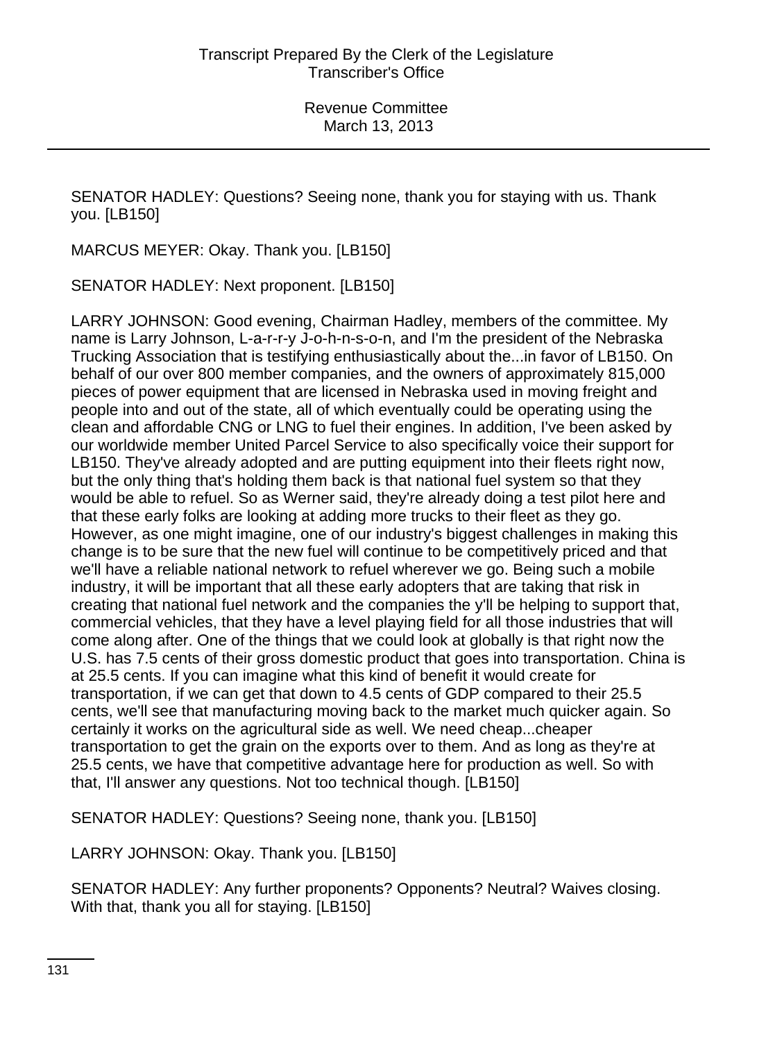SENATOR HADLEY: Questions? Seeing none, thank you for staying with us. Thank you. [LB150]

MARCUS MEYER: Okay. Thank you. [LB150]

SENATOR HADLEY: Next proponent. [LB150]

LARRY JOHNSON: Good evening, Chairman Hadley, members of the committee. My name is Larry Johnson, L-a-r-r-y J-o-h-n-s-o-n, and I'm the president of the Nebraska Trucking Association that is testifying enthusiastically about the...in favor of LB150. On behalf of our over 800 member companies, and the owners of approximately 815,000 pieces of power equipment that are licensed in Nebraska used in moving freight and people into and out of the state, all of which eventually could be operating using the clean and affordable CNG or LNG to fuel their engines. In addition, I've been asked by our worldwide member United Parcel Service to also specifically voice their support for LB150. They've already adopted and are putting equipment into their fleets right now, but the only thing that's holding them back is that national fuel system so that they would be able to refuel. So as Werner said, they're already doing a test pilot here and that these early folks are looking at adding more trucks to their fleet as they go. However, as one might imagine, one of our industry's biggest challenges in making this change is to be sure that the new fuel will continue to be competitively priced and that we'll have a reliable national network to refuel wherever we go. Being such a mobile industry, it will be important that all these early adopters that are taking that risk in creating that national fuel network and the companies the y'll be helping to support that, commercial vehicles, that they have a level playing field for all those industries that will come along after. One of the things that we could look at globally is that right now the U.S. has 7.5 cents of their gross domestic product that goes into transportation. China is at 25.5 cents. If you can imagine what this kind of benefit it would create for transportation, if we can get that down to 4.5 cents of GDP compared to their 25.5 cents, we'll see that manufacturing moving back to the market much quicker again. So certainly it works on the agricultural side as well. We need cheap...cheaper transportation to get the grain on the exports over to them. And as long as they're at 25.5 cents, we have that competitive advantage here for production as well. So with that, I'll answer any questions. Not too technical though. [LB150]

SENATOR HADLEY: Questions? Seeing none, thank you. [LB150]

LARRY JOHNSON: Okay. Thank you. [LB150]

SENATOR HADLEY: Any further proponents? Opponents? Neutral? Waives closing. With that, thank you all for staying. [LB150]